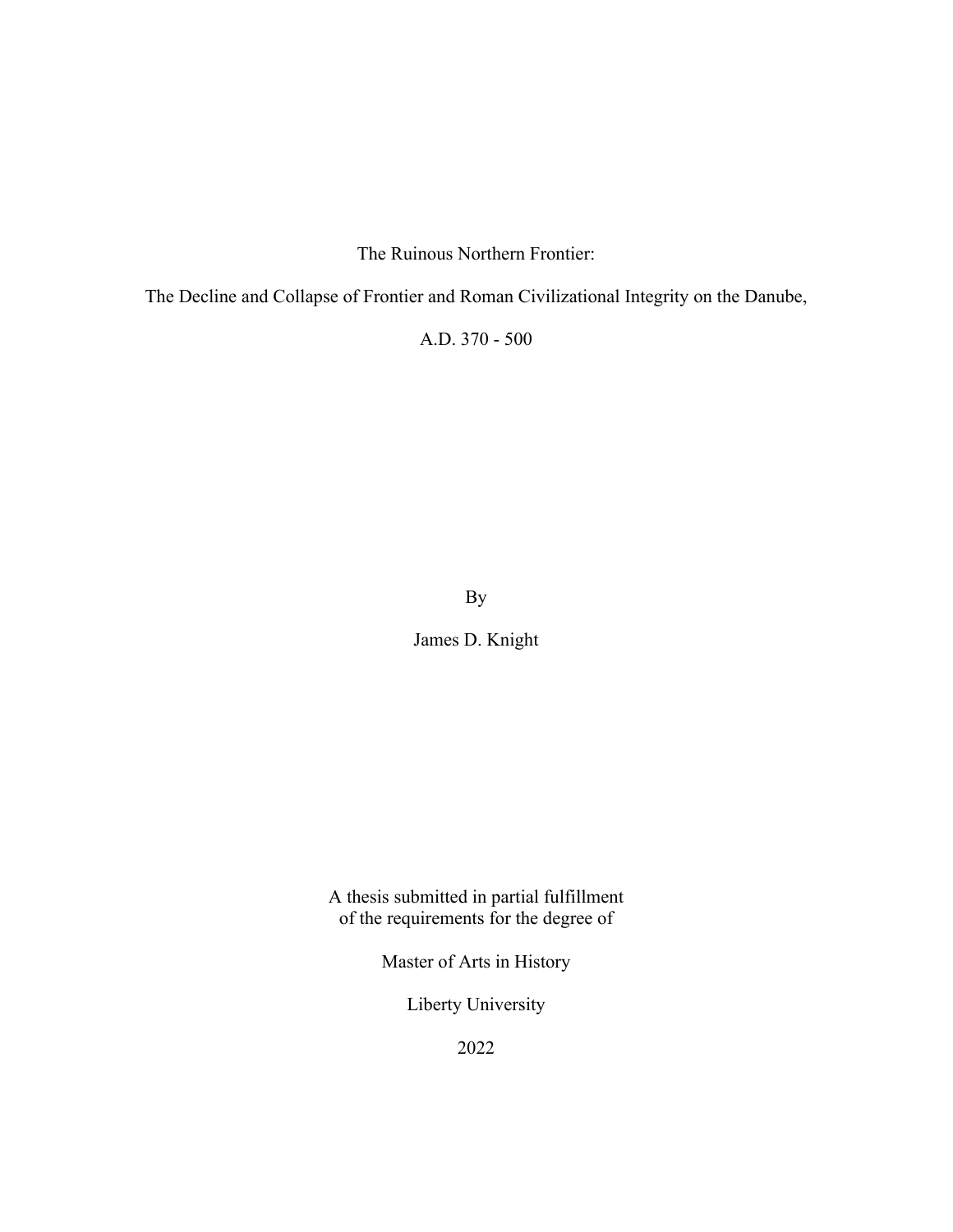# The Ruinous Northern Frontier:

## The Decline and Collapse of Frontier and Roman Civilizational Integrity on the Danube,

## A.D. 370 - 500

By

James D. Knight

A thesis submitted in partial fulfillment
of the requirements for the degree of

Master of Arts in History

Liberty University

2022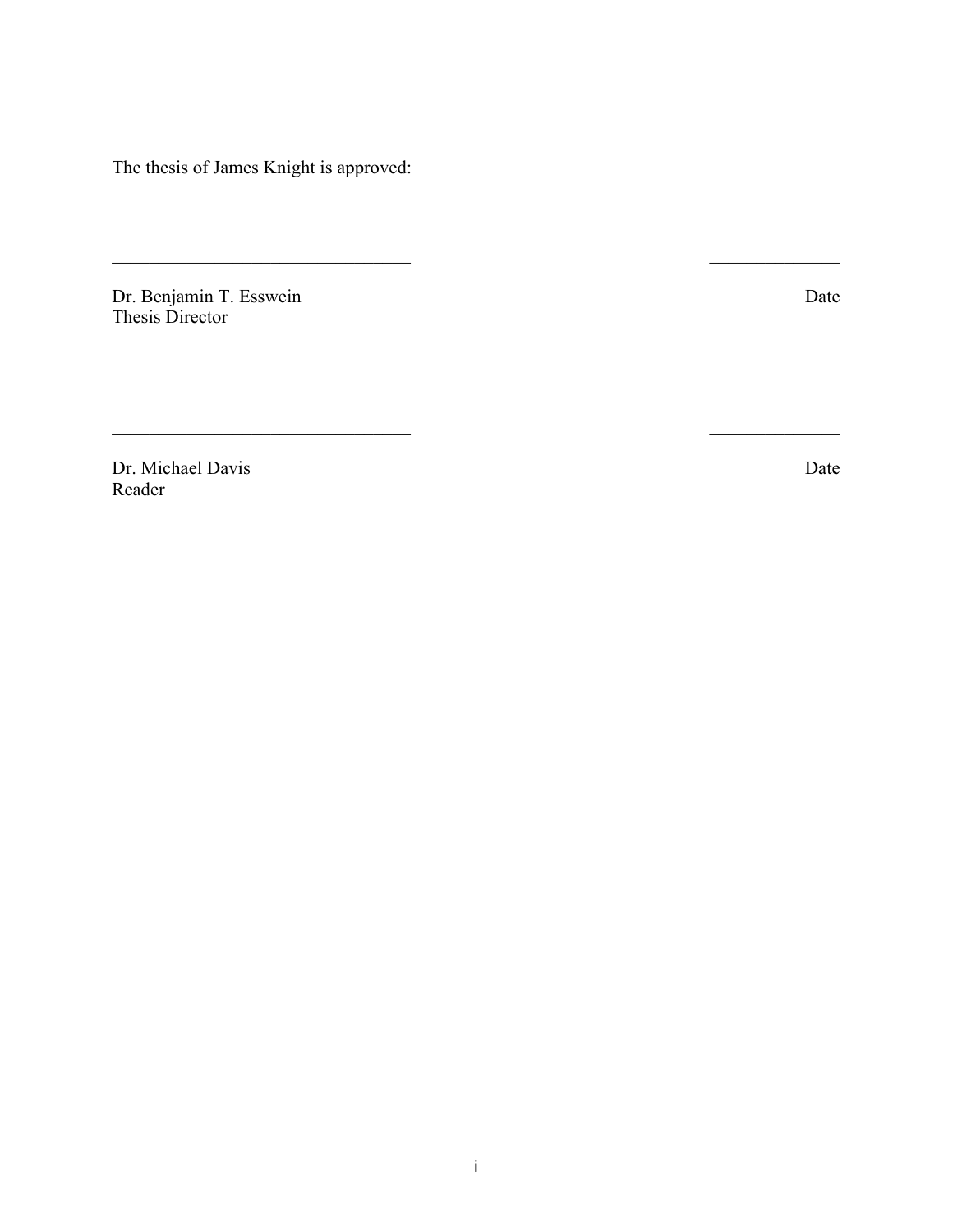The thesis of James Knight is approved:

\_\_\_\_\_\_\_\_\_\_\_\_\_\_\_\_\_\_\_\_\_\_\_\_\_\_\_\_\_\_\_\_ \_\_\_\_\_\_\_\_\_\_\_\_\_

Dr. Benjamin T. Esswein Date
Thesis Director

\_\_\_\_\_\_\_\_\_\_\_\_\_\_\_\_\_\_\_\_\_\_\_\_\_\_\_\_\_\_\_\_ \_\_\_\_\_\_\_\_\_\_\_\_\_

Dr. Michael Davis Date
Reader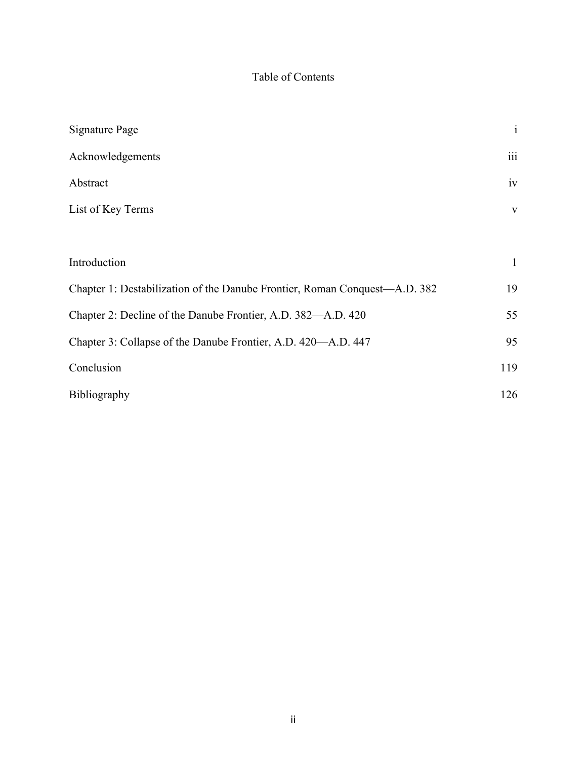# Table of Contents

| | |
|---|---|
| Signature Page | i |
| Acknowledgements | iii |
| Abstract | iv |
| List of Key Terms | v |
| | |
| Introduction | 1 |
| Chapter 1: Destabilization of the Danube Frontier, Roman Conquest—A.D. 382 | 19 |
| Chapter 2: Decline of the Danube Frontier, A.D. 382—A.D. 420 | 55 |
| Chapter 3: Collapse of the Danube Frontier, A.D. 420—A.D. 447 | 95 |
| Conclusion | 119 |
| Bibliography | 126 |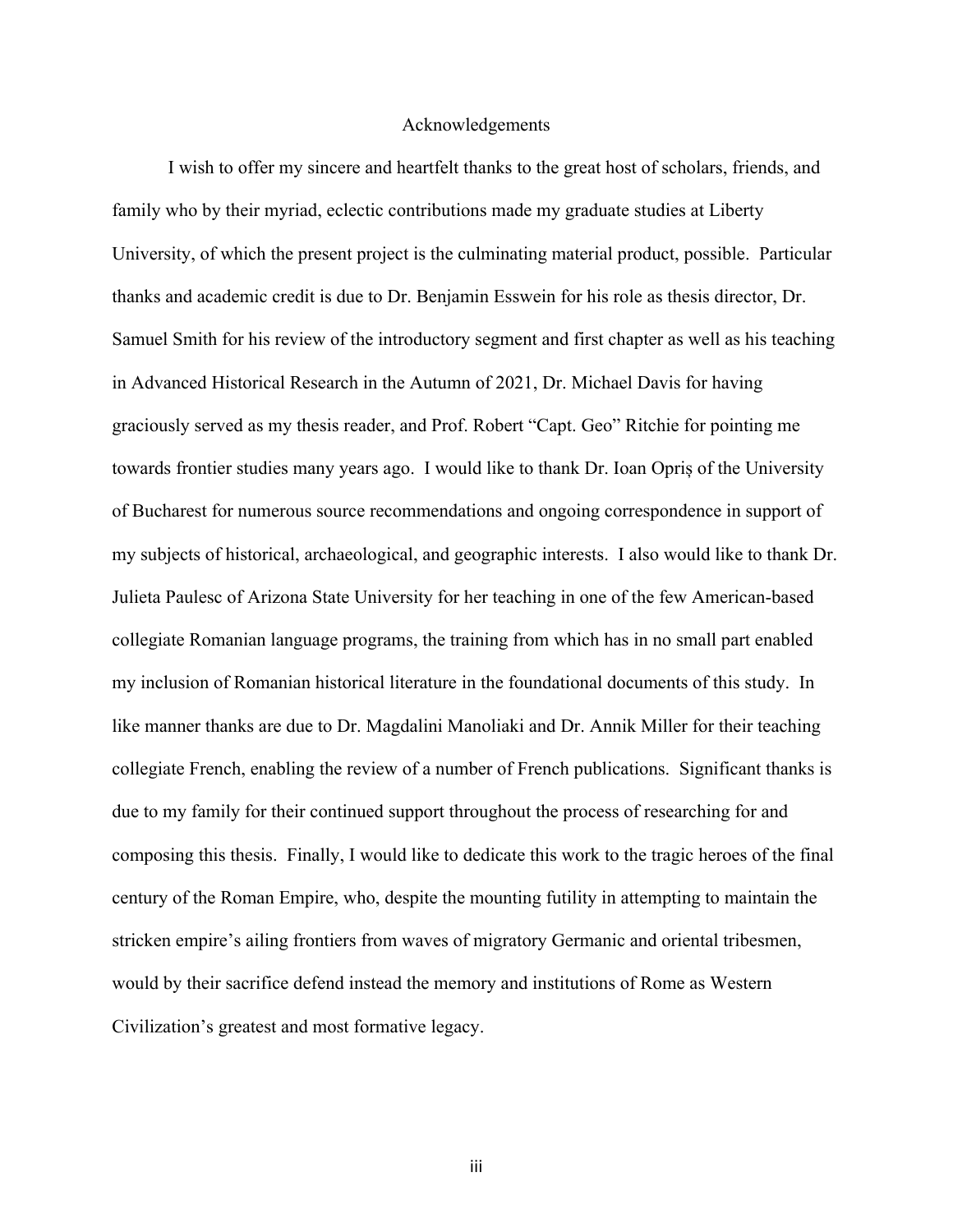# Acknowledgements

I wish to offer my sincere and heartfelt thanks to the great host of scholars, friends, and family who by their myriad, eclectic contributions made my graduate studies at Liberty University, of which the present project is the culminating material product, possible. Particular thanks and academic credit is due to Dr. Benjamin Esswein for his role as thesis director, Dr. Samuel Smith for his review of the introductory segment and first chapter as well as his teaching in Advanced Historical Research in the Autumn of 2021, Dr. Michael Davis for having graciously served as my thesis reader, and Prof. Robert "Capt. Geo" Ritchie for pointing me towards frontier studies many years ago. I would like to thank Dr. Ioan Opriș of the University of Bucharest for numerous source recommendations and ongoing correspondence in support of my subjects of historical, archaeological, and geographic interests. I also would like to thank Dr. Julieta Paulesc of Arizona State University for her teaching in one of the few American-based collegiate Romanian language programs, the training from which has in no small part enabled my inclusion of Romanian historical literature in the foundational documents of this study. In like manner thanks are due to Dr. Magdalini Manoliaki and Dr. Annik Miller for their teaching collegiate French, enabling the review of a number of French publications. Significant thanks is due to my family for their continued support throughout the process of researching for and composing this thesis. Finally, I would like to dedicate this work to the tragic heroes of the final century of the Roman Empire, who, despite the mounting futility in attempting to maintain the stricken empire's ailing frontiers from waves of migratory Germanic and oriental tribesmen, would by their sacrifice defend instead the memory and institutions of Rome as Western Civilization's greatest and most formative legacy.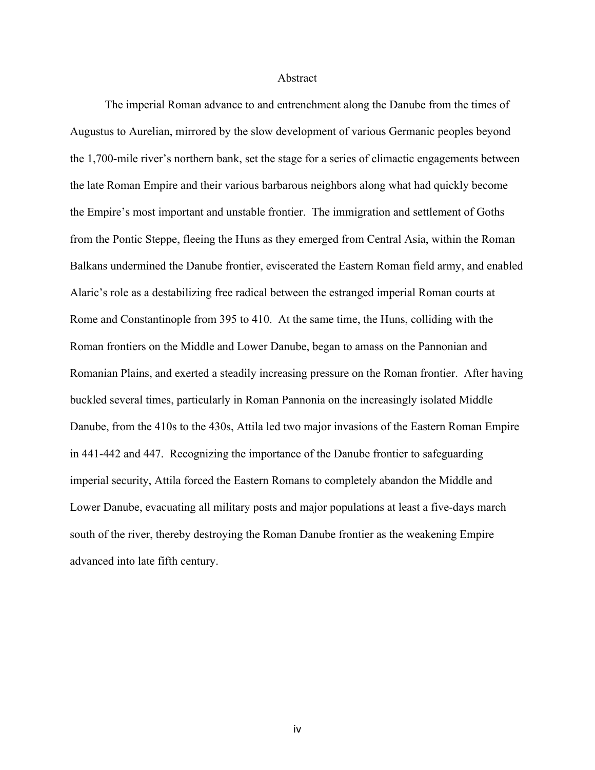# Abstract

The imperial Roman advance to and entrenchment along the Danube from the times of Augustus to Aurelian, mirrored by the slow development of various Germanic peoples beyond the 1,700-mile river's northern bank, set the stage for a series of climactic engagements between the late Roman Empire and their various barbarous neighbors along what had quickly become the Empire's most important and unstable frontier. The immigration and settlement of Goths from the Pontic Steppe, fleeing the Huns as they emerged from Central Asia, within the Roman Balkans undermined the Danube frontier, eviscerated the Eastern Roman field army, and enabled Alaric's role as a destabilizing free radical between the estranged imperial Roman courts at Rome and Constantinople from 395 to 410. At the same time, the Huns, colliding with the Roman frontiers on the Middle and Lower Danube, began to amass on the Pannonian and Romanian Plains, and exerted a steadily increasing pressure on the Roman frontier. After having buckled several times, particularly in Roman Pannonia on the increasingly isolated Middle Danube, from the 410s to the 430s, Attila led two major invasions of the Eastern Roman Empire in 441-442 and 447. Recognizing the importance of the Danube frontier to safeguarding imperial security, Attila forced the Eastern Romans to completely abandon the Middle and Lower Danube, evacuating all military posts and major populations at least a five-days march south of the river, thereby destroying the Roman Danube frontier as the weakening Empire advanced into late fifth century.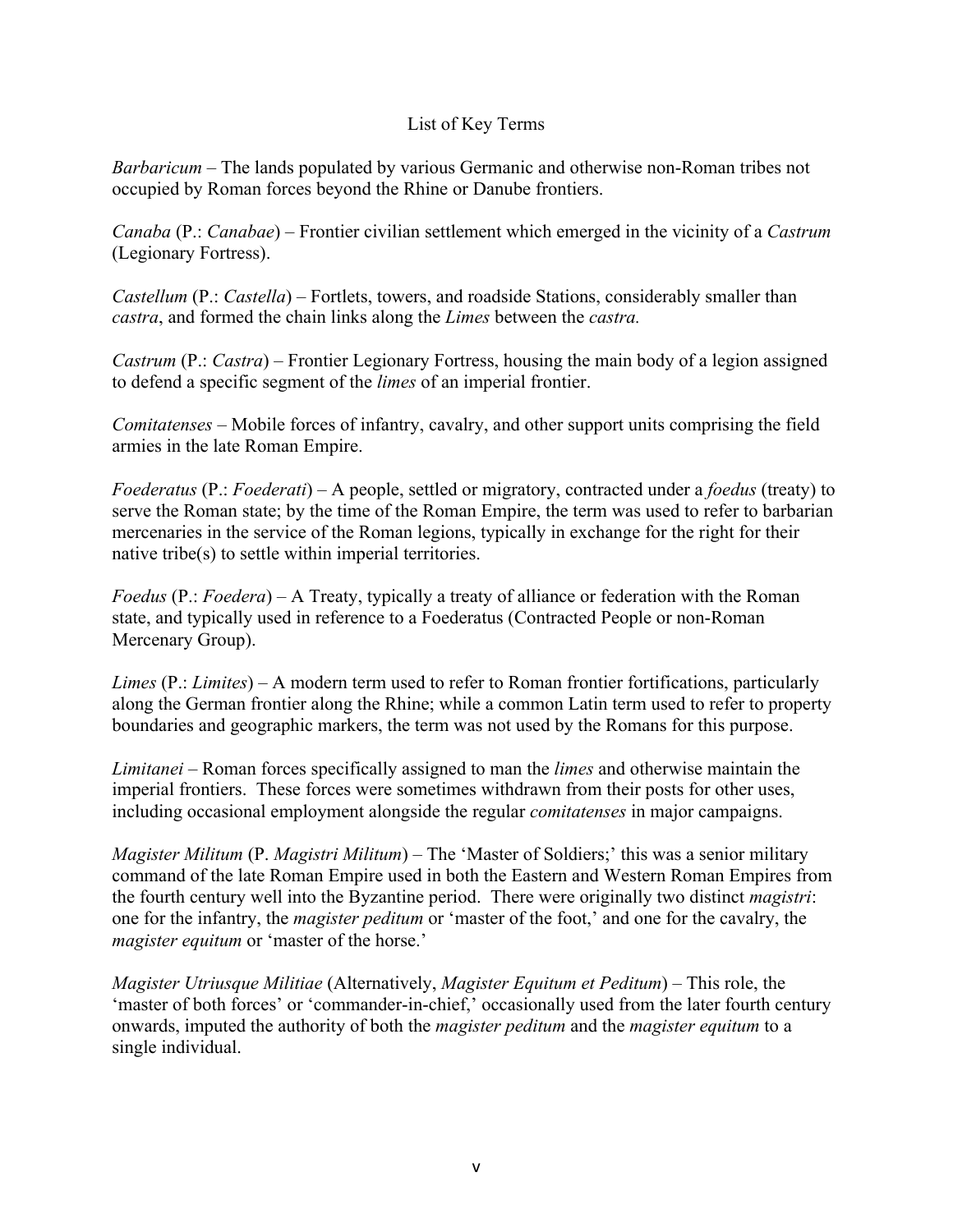# List of Key Terms

*Barbaricum* – The lands populated by various Germanic and otherwise non-Roman tribes not occupied by Roman forces beyond the Rhine or Danube frontiers.

*Canaba* (P.: *Canabae*) – Frontier civilian settlement which emerged in the vicinity of a *Castrum* (Legionary Fortress).

*Castellum* (P.: *Castella*) – Fortlets, towers, and roadside Stations, considerably smaller than *castra*, and formed the chain links along the *Limes* between the *castra.*

*Castrum* (P.: *Castra*) – Frontier Legionary Fortress, housing the main body of a legion assigned to defend a specific segment of the *limes* of an imperial frontier.

*Comitatenses* – Mobile forces of infantry, cavalry, and other support units comprising the field armies in the late Roman Empire.

*Foederatus* (P.: *Foederati*) – A people, settled or migratory, contracted under a *foedus* (treaty) to serve the Roman state; by the time of the Roman Empire, the term was used to refer to barbarian mercenaries in the service of the Roman legions, typically in exchange for the right for their native tribe(s) to settle within imperial territories.

*Foedus* (P.: *Foedera*) – A Treaty, typically a treaty of alliance or federation with the Roman state, and typically used in reference to a Foederatus (Contracted People or non-Roman Mercenary Group).

*Limes* (P.: *Limites*) – A modern term used to refer to Roman frontier fortifications, particularly along the German frontier along the Rhine; while a common Latin term used to refer to property boundaries and geographic markers, the term was not used by the Romans for this purpose.

*Limitanei* – Roman forces specifically assigned to man the *limes* and otherwise maintain the imperial frontiers. These forces were sometimes withdrawn from their posts for other uses, including occasional employment alongside the regular *comitatenses* in major campaigns.

*Magister Militum* (P. *Magistri Militum*) – The 'Master of Soldiers;' this was a senior military command of the late Roman Empire used in both the Eastern and Western Roman Empires from the fourth century well into the Byzantine period. There were originally two distinct *magistri*: one for the infantry, the *magister peditum* or 'master of the foot,' and one for the cavalry, the *magister equitum* or 'master of the horse.'

*Magister Utriusque Militiae* (Alternatively, *Magister Equitum et Peditum*) – This role, the 'master of both forces' or 'commander-in-chief,' occasionally used from the later fourth century onwards, imputed the authority of both the *magister peditum* and the *magister equitum* to a single individual.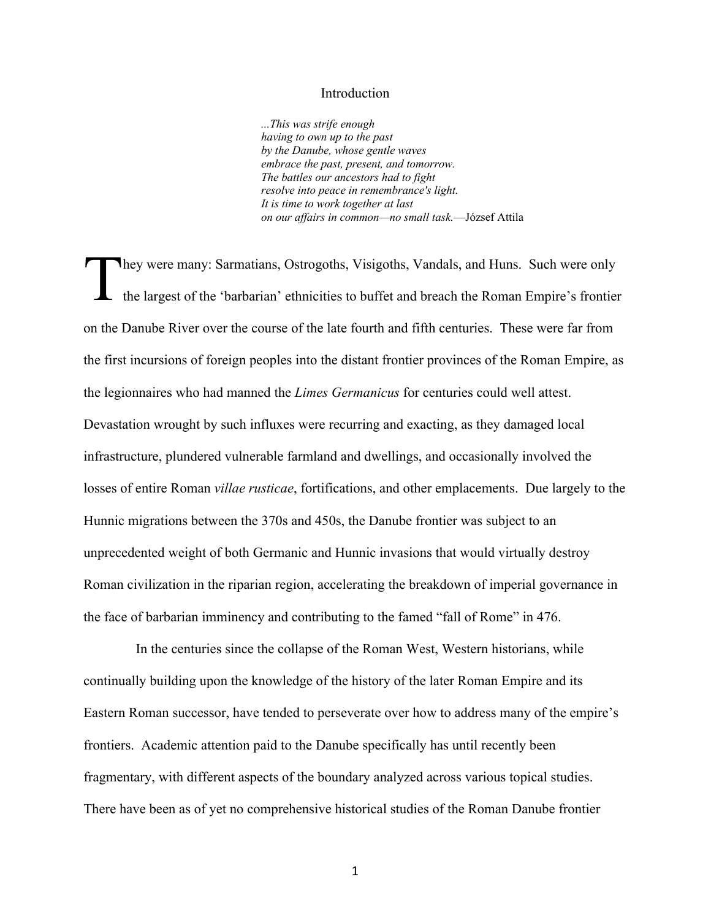# Introduction

> *...This was strife enough*
> *having to own up to the past*
> *by the Danube, whose gentle waves*
> *embrace the past, present, and tomorrow.*
> *The battles our ancestors had to fight*
> *resolve into peace in remembrance's light.*
> *It is time to work together at last*
> *on our affairs in common—no small task.*—József Attila

They were many: Sarmatians, Ostrogoths, Visigoths, Vandals, and Huns. Such were only the largest of the 'barbarian' ethnicities to buffet and breach the Roman Empire's frontier on the Danube River over the course of the late fourth and fifth centuries. These were far from the first incursions of foreign peoples into the distant frontier provinces of the Roman Empire, as the legionnaires who had manned the *Limes Germanicus* for centuries could well attest. Devastation wrought by such influxes were recurring and exacting, as they damaged local infrastructure, plundered vulnerable farmland and dwellings, and occasionally involved the losses of entire Roman *villae rusticae*, fortifications, and other emplacements. Due largely to the Hunnic migrations between the 370s and 450s, the Danube frontier was subject to an unprecedented weight of both Germanic and Hunnic invasions that would virtually destroy Roman civilization in the riparian region, accelerating the breakdown of imperial governance in the face of barbarian imminency and contributing to the famed "fall of Rome" in 476.

In the centuries since the collapse of the Roman West, Western historians, while continually building upon the knowledge of the history of the later Roman Empire and its Eastern Roman successor, have tended to perseverate over how to address many of the empire's frontiers. Academic attention paid to the Danube specifically has until recently been fragmentary, with different aspects of the boundary analyzed across various topical studies. There have been as of yet no comprehensive historical studies of the Roman Danube frontier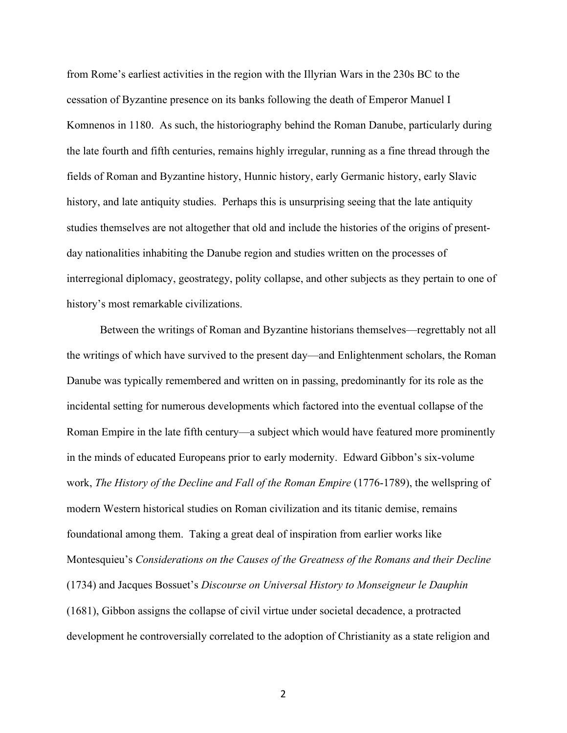from Rome's earliest activities in the region with the Illyrian Wars in the 230s BC to the cessation of Byzantine presence on its banks following the death of Emperor Manuel I Komnenos in 1180. As such, the historiography behind the Roman Danube, particularly during the late fourth and fifth centuries, remains highly irregular, running as a fine thread through the fields of Roman and Byzantine history, Hunnic history, early Germanic history, early Slavic history, and late antiquity studies. Perhaps this is unsurprising seeing that the late antiquity studies themselves are not altogether that old and include the histories of the origins of present-day nationalities inhabiting the Danube region and studies written on the processes of interregional diplomacy, geostrategy, polity collapse, and other subjects as they pertain to one of history's most remarkable civilizations.

Between the writings of Roman and Byzantine historians themselves—regrettably not all the writings of which have survived to the present day—and Enlightenment scholars, the Roman Danube was typically remembered and written on in passing, predominantly for its role as the incidental setting for numerous developments which factored into the eventual collapse of the Roman Empire in the late fifth century—a subject which would have featured more prominently in the minds of educated Europeans prior to early modernity. Edward Gibbon's six-volume work, *The History of the Decline and Fall of the Roman Empire* (1776-1789), the wellspring of modern Western historical studies on Roman civilization and its titanic demise, remains foundational among them. Taking a great deal of inspiration from earlier works like Montesquieu's *Considerations on the Causes of the Greatness of the Romans and their Decline* (1734) and Jacques Bossuet's *Discourse on Universal History to Monseigneur le Dauphin* (1681), Gibbon assigns the collapse of civil virtue under societal decadence, a protracted development he controversially correlated to the adoption of Christianity as a state religion and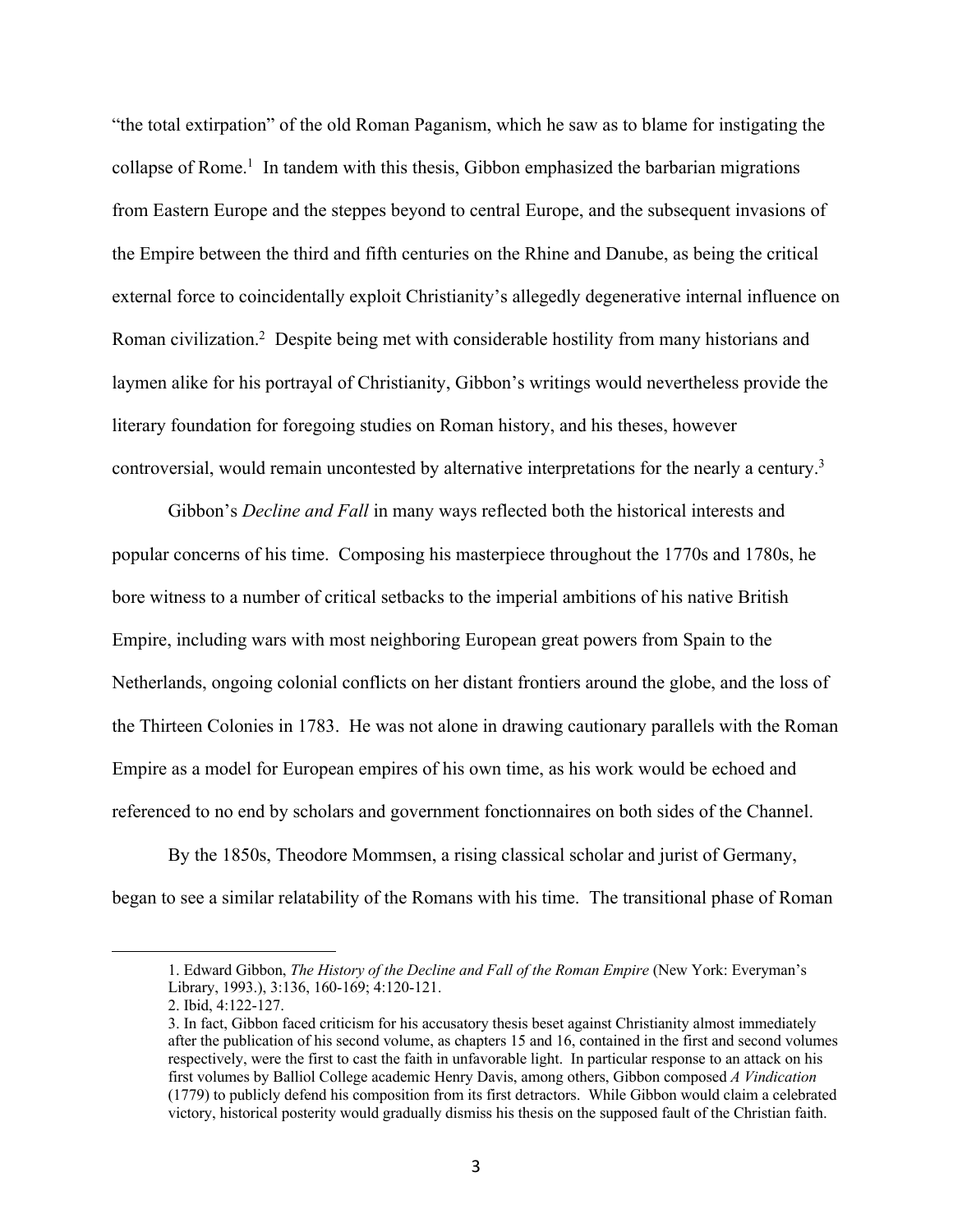"the total extirpation" of the old Roman Paganism, which he saw as to blame for instigating the collapse of Rome.[1] In tandem with this thesis, Gibbon emphasized the barbarian migrations from Eastern Europe and the steppes beyond to central Europe, and the subsequent invasions of the Empire between the third and fifth centuries on the Rhine and Danube, as being the critical external force to coincidentally exploit Christianity's allegedly degenerative internal influence on Roman civilization.[2] Despite being met with considerable hostility from many historians and laymen alike for his portrayal of Christianity, Gibbon's writings would nevertheless provide the literary foundation for foregoing studies on Roman history, and his theses, however controversial, would remain uncontested by alternative interpretations for the nearly a century.[3]

Gibbon's *Decline and Fall* in many ways reflected both the historical interests and popular concerns of his time. Composing his masterpiece throughout the 1770s and 1780s, he bore witness to a number of critical setbacks to the imperial ambitions of his native British Empire, including wars with most neighboring European great powers from Spain to the Netherlands, ongoing colonial conflicts on her distant frontiers around the globe, and the loss of the Thirteen Colonies in 1783. He was not alone in drawing cautionary parallels with the Roman Empire as a model for European empires of his own time, as his work would be echoed and referenced to no end by scholars and government fonctionnaires on both sides of the Channel.

By the 1850s, Theodore Mommsen, a rising classical scholar and jurist of Germany, began to see a similar relatability of the Romans with his time. The transitional phase of Roman

---

1. Edward Gibbon, *The History of the Decline and Fall of the Roman Empire* (New York: Everyman's Library, 1993.), 3:136, 160-169; 4:120-121.
2. Ibid, 4:122-127.
3. In fact, Gibbon faced criticism for his accusatory thesis beset against Christianity almost immediately after the publication of his second volume, as chapters 15 and 16, contained in the first and second volumes respectively, were the first to cast the faith in unfavorable light. In particular response to an attack on his first volumes by Balliol College academic Henry Davis, among others, Gibbon composed *A Vindication* (1779) to publicly defend his composition from its first detractors. While Gibbon would claim a celebrated victory, historical posterity would gradually dismiss his thesis on the supposed fault of the Christian faith.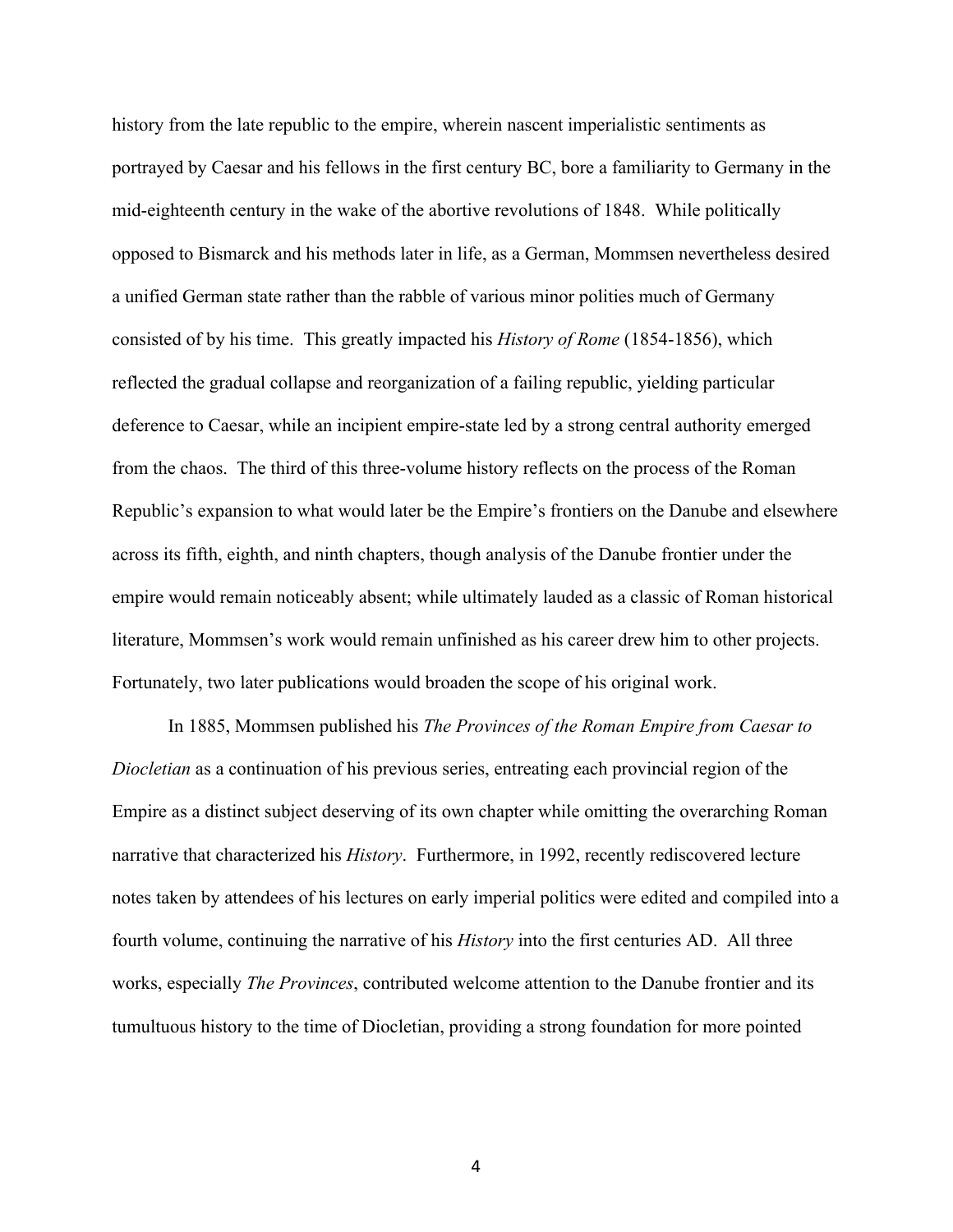history from the late republic to the empire, wherein nascent imperialistic sentiments as portrayed by Caesar and his fellows in the first century BC, bore a familiarity to Germany in the mid-eighteenth century in the wake of the abortive revolutions of 1848. While politically opposed to Bismarck and his methods later in life, as a German, Mommsen nevertheless desired a unified German state rather than the rabble of various minor polities much of Germany consisted of by his time. This greatly impacted his *History of Rome* (1854-1856), which reflected the gradual collapse and reorganization of a failing republic, yielding particular deference to Caesar, while an incipient empire-state led by a strong central authority emerged from the chaos. The third of this three-volume history reflects on the process of the Roman Republic's expansion to what would later be the Empire's frontiers on the Danube and elsewhere across its fifth, eighth, and ninth chapters, though analysis of the Danube frontier under the empire would remain noticeably absent; while ultimately lauded as a classic of Roman historical literature, Mommsen's work would remain unfinished as his career drew him to other projects. Fortunately, two later publications would broaden the scope of his original work.

In 1885, Mommsen published his *The Provinces of the Roman Empire from Caesar to Diocletian* as a continuation of his previous series, entreating each provincial region of the Empire as a distinct subject deserving of its own chapter while omitting the overarching Roman narrative that characterized his *History*. Furthermore, in 1992, recently rediscovered lecture notes taken by attendees of his lectures on early imperial politics were edited and compiled into a fourth volume, continuing the narrative of his *History* into the first centuries AD. All three works, especially *The Provinces*, contributed welcome attention to the Danube frontier and its tumultuous history to the time of Diocletian, providing a strong foundation for more pointed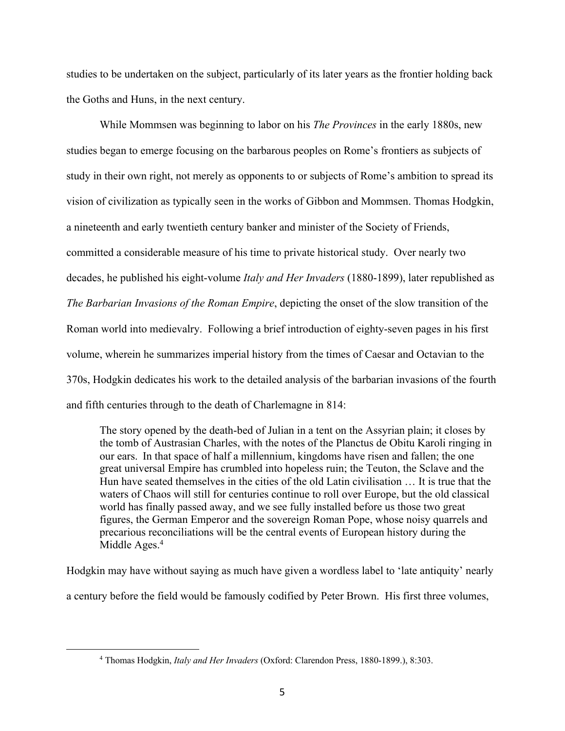studies to be undertaken on the subject, particularly of its later years as the frontier holding back the Goths and Huns, in the next century.

While Mommsen was beginning to labor on his *The Provinces* in the early 1880s, new studies began to emerge focusing on the barbarous peoples on Rome's frontiers as subjects of study in their own right, not merely as opponents to or subjects of Rome's ambition to spread its vision of civilization as typically seen in the works of Gibbon and Mommsen. Thomas Hodgkin, a nineteenth and early twentieth century banker and minister of the Society of Friends, committed a considerable measure of his time to private historical study. Over nearly two decades, he published his eight-volume *Italy and Her Invaders* (1880-1899), later republished as *The Barbarian Invasions of the Roman Empire*, depicting the onset of the slow transition of the Roman world into medievalry. Following a brief introduction of eighty-seven pages in his first volume, wherein he summarizes imperial history from the times of Caesar and Octavian to the 370s, Hodgkin dedicates his work to the detailed analysis of the barbarian invasions of the fourth and fifth centuries through to the death of Charlemagne in 814:

> The story opened by the death-bed of Julian in a tent on the Assyrian plain; it closes by the tomb of Austrasian Charles, with the notes of the Planctus de Obitu Karoli ringing in our ears. In that space of half a millennium, kingdoms have risen and fallen; the one great universal Empire has crumbled into hopeless ruin; the Teuton, the Sclave and the Hun have seated themselves in the cities of the old Latin civilisation … It is true that the waters of Chaos will still for centuries continue to roll over Europe, but the old classical world has finally passed away, and we see fully installed before us those two great figures, the German Emperor and the sovereign Roman Pope, whose noisy quarrels and precarious reconciliations will be the central events of European history during the Middle Ages.[4]

Hodgkin may have without saying as much have given a wordless label to 'late antiquity' nearly a century before the field would be famously codified by Peter Brown. His first three volumes,

[4] Thomas Hodgkin, *Italy and Her Invaders* (Oxford: Clarendon Press, 1880-1899.), 8:303.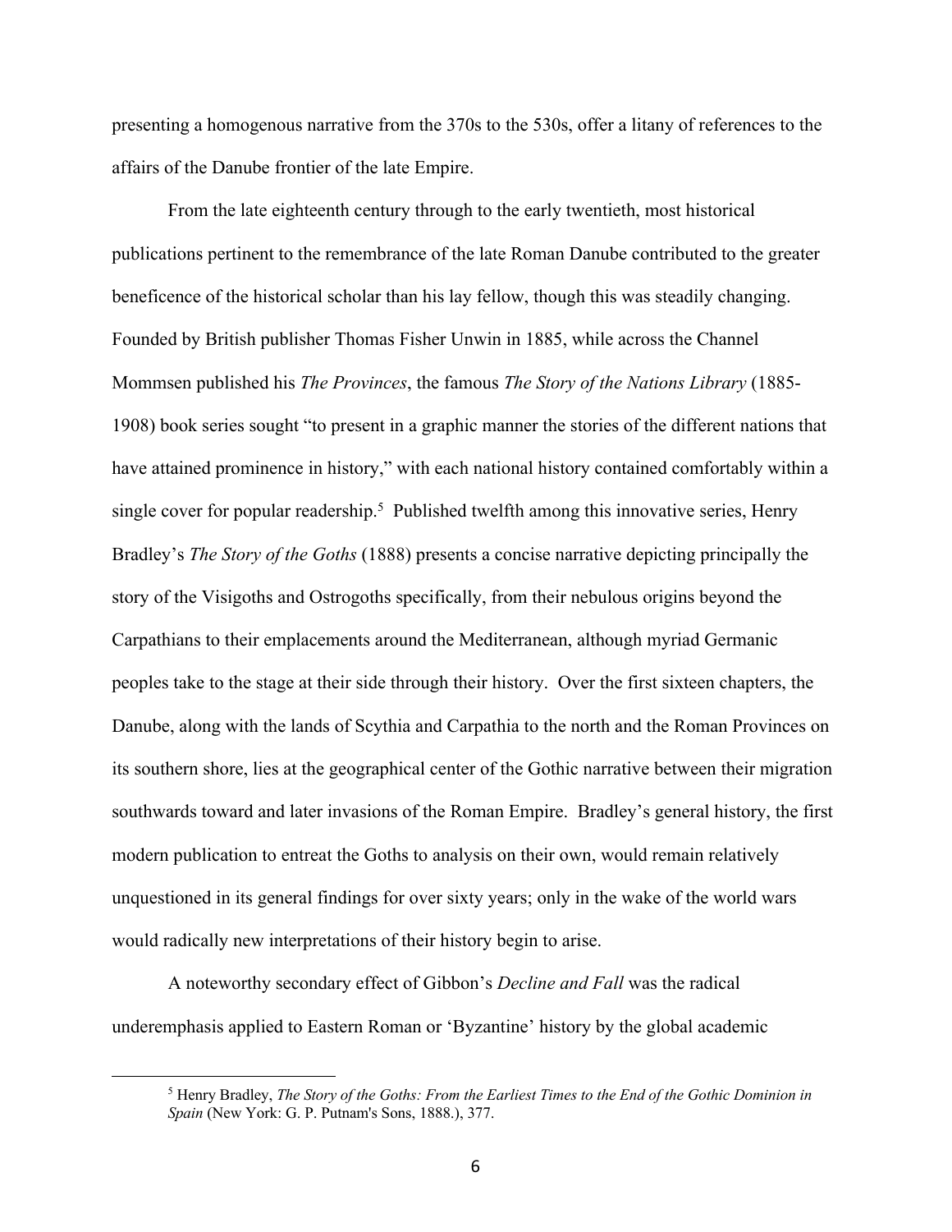presenting a homogenous narrative from the 370s to the 530s, offer a litany of references to the affairs of the Danube frontier of the late Empire.

From the late eighteenth century through to the early twentieth, most historical publications pertinent to the remembrance of the late Roman Danube contributed to the greater beneficence of the historical scholar than his lay fellow, though this was steadily changing. Founded by British publisher Thomas Fisher Unwin in 1885, while across the Channel Mommsen published his *The Provinces*, the famous *The Story of the Nations Library* (1885-1908) book series sought "to present in a graphic manner the stories of the different nations that have attained prominence in history," with each national history contained comfortably within a single cover for popular readership.[5] Published twelfth among this innovative series, Henry Bradley's *The Story of the Goths* (1888) presents a concise narrative depicting principally the story of the Visigoths and Ostrogoths specifically, from their nebulous origins beyond the Carpathians to their emplacements around the Mediterranean, although myriad Germanic peoples take to the stage at their side through their history. Over the first sixteen chapters, the Danube, along with the lands of Scythia and Carpathia to the north and the Roman Provinces on its southern shore, lies at the geographical center of the Gothic narrative between their migration southwards toward and later invasions of the Roman Empire. Bradley's general history, the first modern publication to entreat the Goths to analysis on their own, would remain relatively unquestioned in its general findings for over sixty years; only in the wake of the world wars would radically new interpretations of their history begin to arise.

A noteworthy secondary effect of Gibbon's *Decline and Fall* was the radical underemphasis applied to Eastern Roman or 'Byzantine' history by the global academic

[5] Henry Bradley, *The Story of the Goths: From the Earliest Times to the End of the Gothic Dominion in Spain* (New York: G. P. Putnam's Sons, 1888.), 377.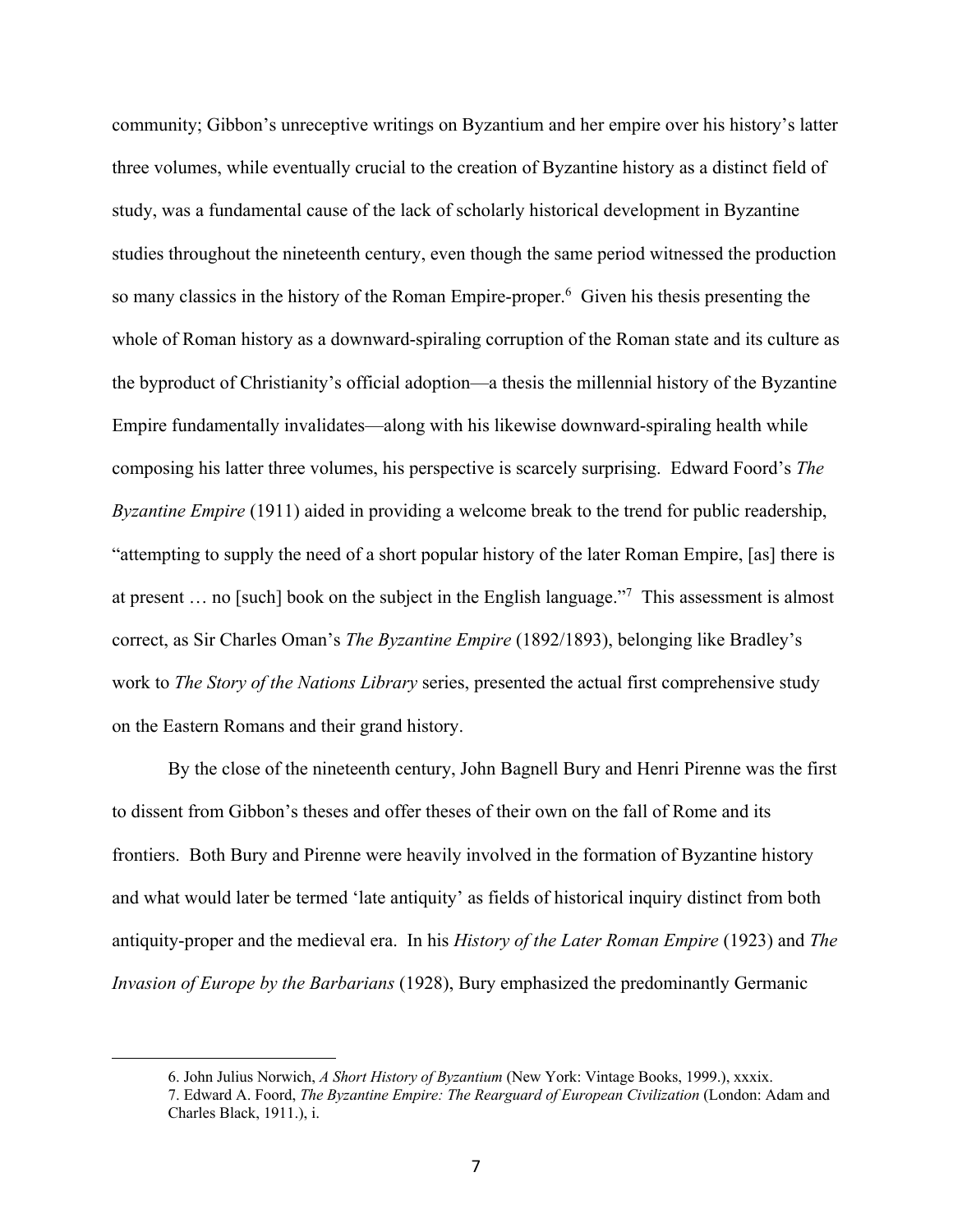community; Gibbon's unreceptive writings on Byzantium and her empire over his history's latter three volumes, while eventually crucial to the creation of Byzantine history as a distinct field of study, was a fundamental cause of the lack of scholarly historical development in Byzantine studies throughout the nineteenth century, even though the same period witnessed the production so many classics in the history of the Roman Empire-proper.[6] Given his thesis presenting the whole of Roman history as a downward-spiraling corruption of the Roman state and its culture as the byproduct of Christianity's official adoption—a thesis the millennial history of the Byzantine Empire fundamentally invalidates—along with his likewise downward-spiraling health while composing his latter three volumes, his perspective is scarcely surprising. Edward Foord's *The Byzantine Empire* (1911) aided in providing a welcome break to the trend for public readership, "attempting to supply the need of a short popular history of the later Roman Empire, [as] there is at present … no [such] book on the subject in the English language."[7] This assessment is almost correct, as Sir Charles Oman's *The Byzantine Empire* (1892/1893), belonging like Bradley's work to *The Story of the Nations Library* series, presented the actual first comprehensive study on the Eastern Romans and their grand history.

By the close of the nineteenth century, John Bagnell Bury and Henri Pirenne was the first to dissent from Gibbon's theses and offer theses of their own on the fall of Rome and its frontiers. Both Bury and Pirenne were heavily involved in the formation of Byzantine history and what would later be termed 'late antiquity' as fields of historical inquiry distinct from both antiquity-proper and the medieval era. In his *History of the Later Roman Empire* (1923) and *The Invasion of Europe by the Barbarians* (1928), Bury emphasized the predominantly Germanic

---

6. John Julius Norwich, *A Short History of Byzantium* (New York: Vintage Books, 1999.), xxxix.

7. Edward A. Foord, *The Byzantine Empire: The Rearguard of European Civilization* (London: Adam and Charles Black, 1911.), i.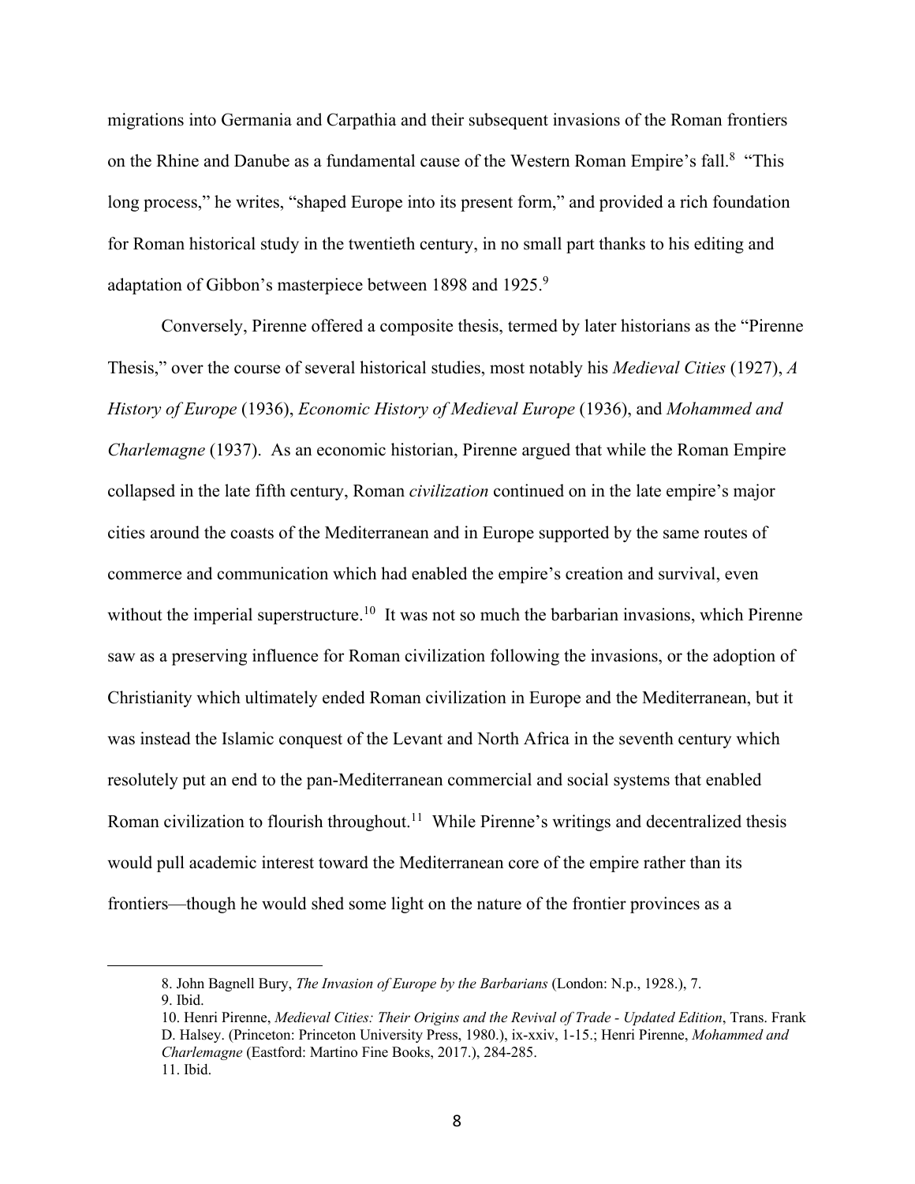migrations into Germania and Carpathia and their subsequent invasions of the Roman frontiers on the Rhine and Danube as a fundamental cause of the Western Roman Empire's fall.[8] "This long process," he writes, "shaped Europe into its present form," and provided a rich foundation for Roman historical study in the twentieth century, in no small part thanks to his editing and adaptation of Gibbon's masterpiece between 1898 and 1925.[9]

Conversely, Pirenne offered a composite thesis, termed by later historians as the "Pirenne Thesis," over the course of several historical studies, most notably his *Medieval Cities* (1927), *A History of Europe* (1936), *Economic History of Medieval Europe* (1936), and *Mohammed and Charlemagne* (1937). As an economic historian, Pirenne argued that while the Roman Empire collapsed in the late fifth century, Roman *civilization* continued on in the late empire's major cities around the coasts of the Mediterranean and in Europe supported by the same routes of commerce and communication which had enabled the empire's creation and survival, even without the imperial superstructure.[10] It was not so much the barbarian invasions, which Pirenne saw as a preserving influence for Roman civilization following the invasions, or the adoption of Christianity which ultimately ended Roman civilization in Europe and the Mediterranean, but it was instead the Islamic conquest of the Levant and North Africa in the seventh century which resolutely put an end to the pan-Mediterranean commercial and social systems that enabled Roman civilization to flourish throughout.[11] While Pirenne's writings and decentralized thesis would pull academic interest toward the Mediterranean core of the empire rather than its frontiers—though he would shed some light on the nature of the frontier provinces as a

---

8. John Bagnell Bury, *The Invasion of Europe by the Barbarians* (London: N.p., 1928.), 7.
9. Ibid.
10. Henri Pirenne, *Medieval Cities: Their Origins and the Revival of Trade - Updated Edition*, Trans. Frank D. Halsey. (Princeton: Princeton University Press, 1980.), ix-xxiv, 1-15.; Henri Pirenne, *Mohammed and Charlemagne* (Eastford: Martino Fine Books, 2017.), 284-285.
11. Ibid.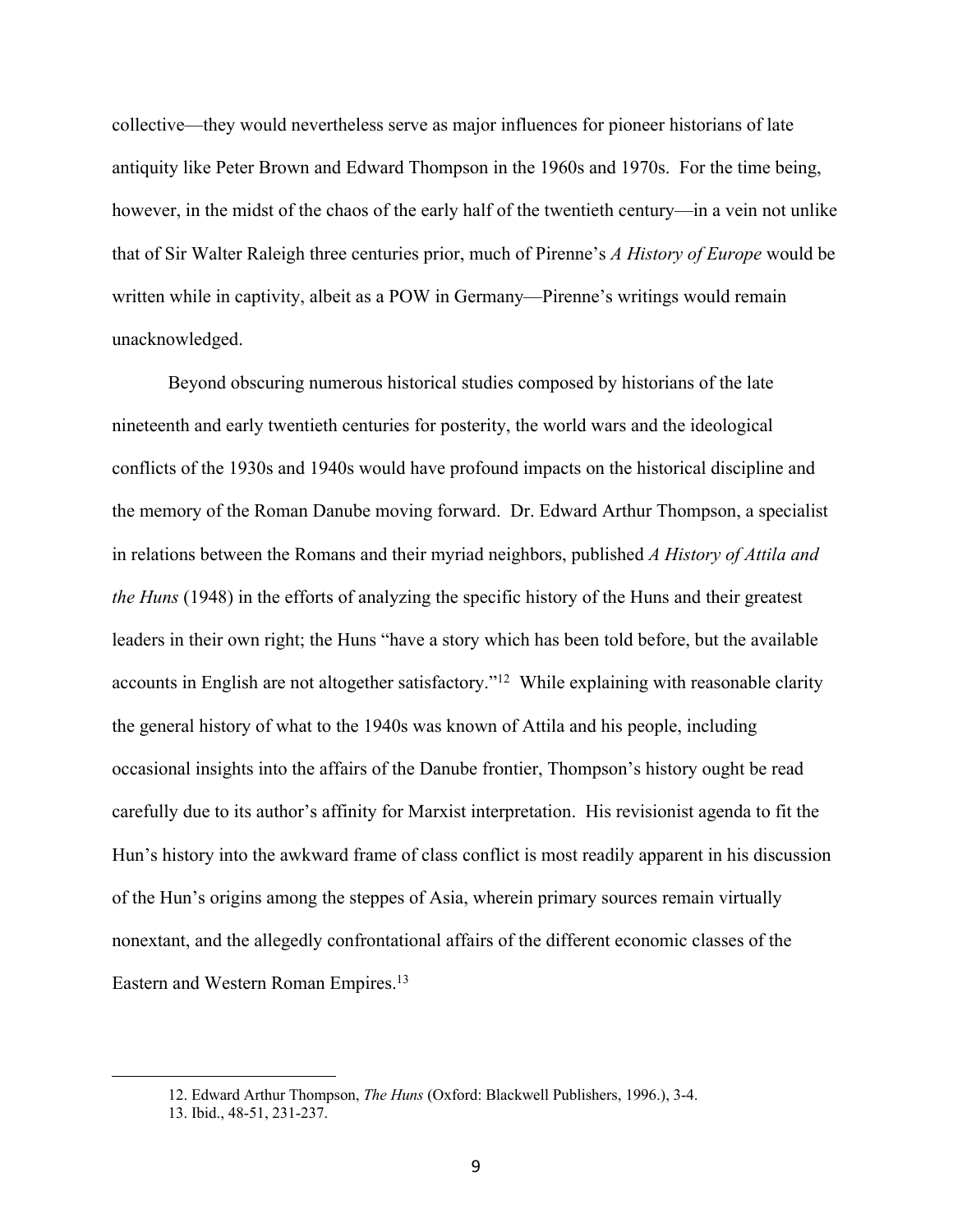collective—they would nevertheless serve as major influences for pioneer historians of late antiquity like Peter Brown and Edward Thompson in the 1960s and 1970s. For the time being, however, in the midst of the chaos of the early half of the twentieth century—in a vein not unlike that of Sir Walter Raleigh three centuries prior, much of Pirenne's *A History of Europe* would be written while in captivity, albeit as a POW in Germany—Pirenne's writings would remain unacknowledged.

Beyond obscuring numerous historical studies composed by historians of the late nineteenth and early twentieth centuries for posterity, the world wars and the ideological conflicts of the 1930s and 1940s would have profound impacts on the historical discipline and the memory of the Roman Danube moving forward. Dr. Edward Arthur Thompson, a specialist in relations between the Romans and their myriad neighbors, published *A History of Attila and the Huns* (1948) in the efforts of analyzing the specific history of the Huns and their greatest leaders in their own right; the Huns "have a story which has been told before, but the available accounts in English are not altogether satisfactory."[12] While explaining with reasonable clarity the general history of what to the 1940s was known of Attila and his people, including occasional insights into the affairs of the Danube frontier, Thompson's history ought be read carefully due to its author's affinity for Marxist interpretation. His revisionist agenda to fit the Hun's history into the awkward frame of class conflict is most readily apparent in his discussion of the Hun's origins among the steppes of Asia, wherein primary sources remain virtually nonextant, and the allegedly confrontational affairs of the different economic classes of the Eastern and Western Roman Empires.[13]

---

12. Edward Arthur Thompson, *The Huns* (Oxford: Blackwell Publishers, 1996.), 3-4.
13. Ibid., 48-51, 231-237.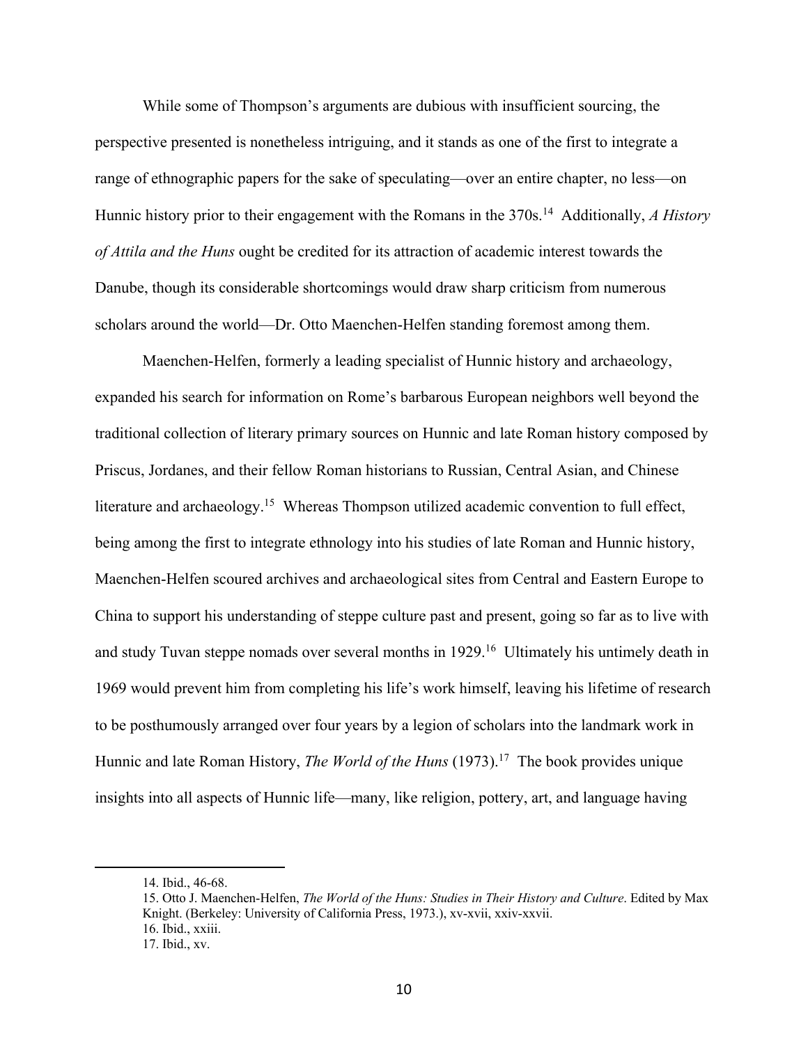While some of Thompson's arguments are dubious with insufficient sourcing, the perspective presented is nonetheless intriguing, and it stands as one of the first to integrate a range of ethnographic papers for the sake of speculating—over an entire chapter, no less—on Hunnic history prior to their engagement with the Romans in the 370s.[14] Additionally, *A History of Attila and the Huns* ought be credited for its attraction of academic interest towards the Danube, though its considerable shortcomings would draw sharp criticism from numerous scholars around the world—Dr. Otto Maenchen-Helfen standing foremost among them.

Maenchen-Helfen, formerly a leading specialist of Hunnic history and archaeology, expanded his search for information on Rome's barbarous European neighbors well beyond the traditional collection of literary primary sources on Hunnic and late Roman history composed by Priscus, Jordanes, and their fellow Roman historians to Russian, Central Asian, and Chinese literature and archaeology.[15] Whereas Thompson utilized academic convention to full effect, being among the first to integrate ethnology into his studies of late Roman and Hunnic history, Maenchen-Helfen scoured archives and archaeological sites from Central and Eastern Europe to China to support his understanding of steppe culture past and present, going so far as to live with and study Tuvan steppe nomads over several months in 1929.[16] Ultimately his untimely death in 1969 would prevent him from completing his life's work himself, leaving his lifetime of research to be posthumously arranged over four years by a legion of scholars into the landmark work in Hunnic and late Roman History, *The World of the Huns* (1973).[17] The book provides unique insights into all aspects of Hunnic life—many, like religion, pottery, art, and language having

14. Ibid., 46-68.
15. Otto J. Maenchen-Helfen, *The World of the Huns: Studies in Their History and Culture*. Edited by Max Knight. (Berkeley: University of California Press, 1973.), xv-xvii, xxiv-xxvii.
16. Ibid., xxiii.
17. Ibid., xv.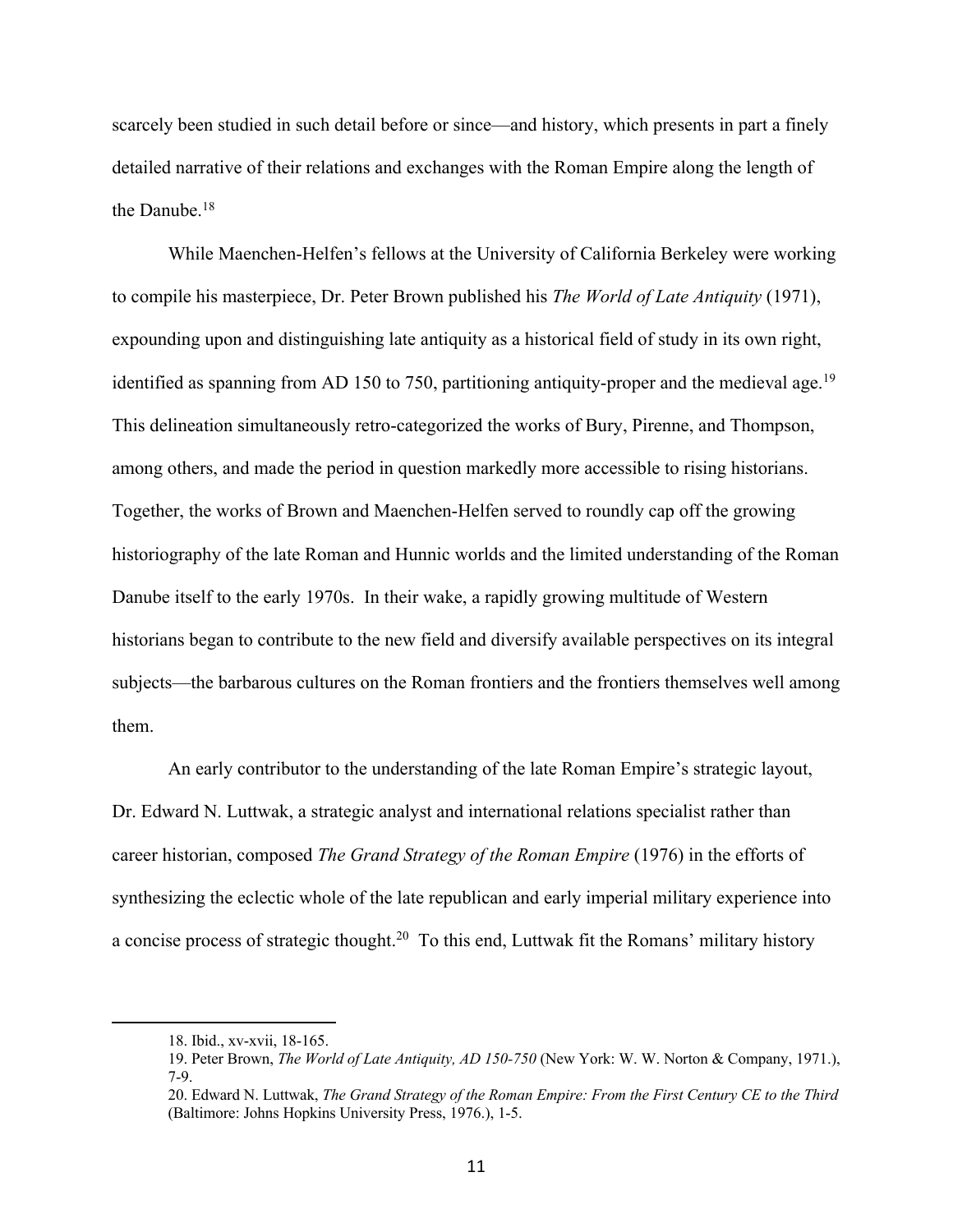scarcely been studied in such detail before or since—and history, which presents in part a finely detailed narrative of their relations and exchanges with the Roman Empire along the length of the Danube.[18]

While Maenchen-Helfen's fellows at the University of California Berkeley were working to compile his masterpiece, Dr. Peter Brown published his *The World of Late Antiquity* (1971), expounding upon and distinguishing late antiquity as a historical field of study in its own right, identified as spanning from AD 150 to 750, partitioning antiquity-proper and the medieval age.[19] This delineation simultaneously retro-categorized the works of Bury, Pirenne, and Thompson, among others, and made the period in question markedly more accessible to rising historians. Together, the works of Brown and Maenchen-Helfen served to roundly cap off the growing historiography of the late Roman and Hunnic worlds and the limited understanding of the Roman Danube itself to the early 1970s. In their wake, a rapidly growing multitude of Western historians began to contribute to the new field and diversify available perspectives on its integral subjects—the barbarous cultures on the Roman frontiers and the frontiers themselves well among them.

An early contributor to the understanding of the late Roman Empire's strategic layout, Dr. Edward N. Luttwak, a strategic analyst and international relations specialist rather than career historian, composed *The Grand Strategy of the Roman Empire* (1976) in the efforts of synthesizing the eclectic whole of the late republican and early imperial military experience into a concise process of strategic thought.[20] To this end, Luttwak fit the Romans' military history

18. Ibid., xv-xvii, 18-165.

19. Peter Brown, *The World of Late Antiquity, AD 150-750* (New York: W. W. Norton & Company, 1971.), 7-9.

20. Edward N. Luttwak, *The Grand Strategy of the Roman Empire: From the First Century CE to the Third* (Baltimore: Johns Hopkins University Press, 1976.), 1-5.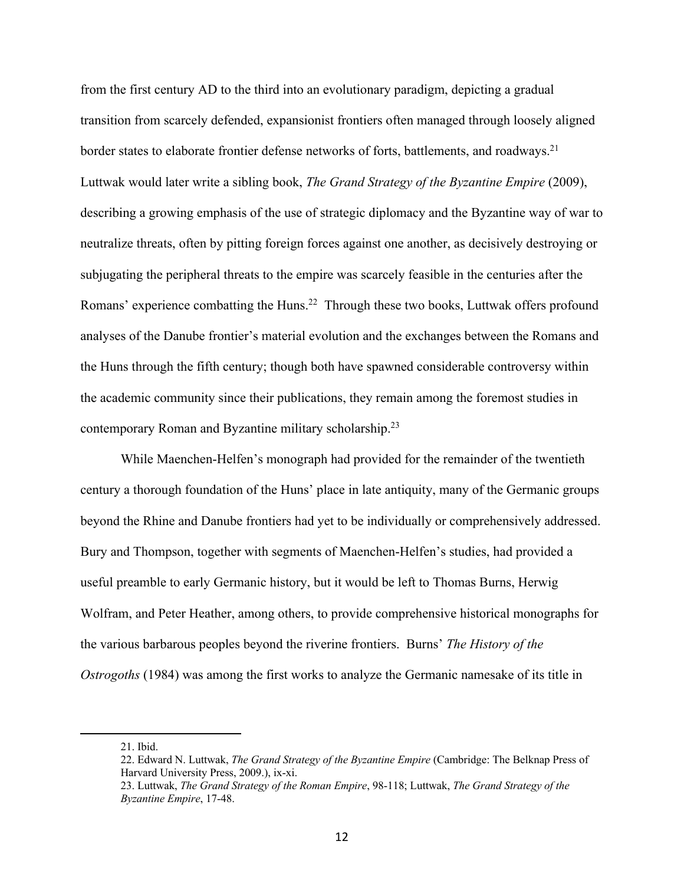from the first century AD to the third into an evolutionary paradigm, depicting a gradual transition from scarcely defended, expansionist frontiers often managed through loosely aligned border states to elaborate frontier defense networks of forts, battlements, and roadways.[21] Luttwak would later write a sibling book, *The Grand Strategy of the Byzantine Empire* (2009), describing a growing emphasis of the use of strategic diplomacy and the Byzantine way of war to neutralize threats, often by pitting foreign forces against one another, as decisively destroying or subjugating the peripheral threats to the empire was scarcely feasible in the centuries after the Romans' experience combatting the Huns.[22] Through these two books, Luttwak offers profound analyses of the Danube frontier's material evolution and the exchanges between the Romans and the Huns through the fifth century; though both have spawned considerable controversy within the academic community since their publications, they remain among the foremost studies in contemporary Roman and Byzantine military scholarship.[23]

While Maenchen-Helfen's monograph had provided for the remainder of the twentieth century a thorough foundation of the Huns' place in late antiquity, many of the Germanic groups beyond the Rhine and Danube frontiers had yet to be individually or comprehensively addressed. Bury and Thompson, together with segments of Maenchen-Helfen's studies, had provided a useful preamble to early Germanic history, but it would be left to Thomas Burns, Herwig Wolfram, and Peter Heather, among others, to provide comprehensive historical monographs for the various barbarous peoples beyond the riverine frontiers. Burns' *The History of the Ostrogoths* (1984) was among the first works to analyze the Germanic namesake of its title in

---

21. Ibid.

22. Edward N. Luttwak, *The Grand Strategy of the Byzantine Empire* (Cambridge: The Belknap Press of Harvard University Press, 2009.), ix-xi.

23. Luttwak, *The Grand Strategy of the Roman Empire*, 98-118; Luttwak, *The Grand Strategy of the Byzantine Empire*, 17-48.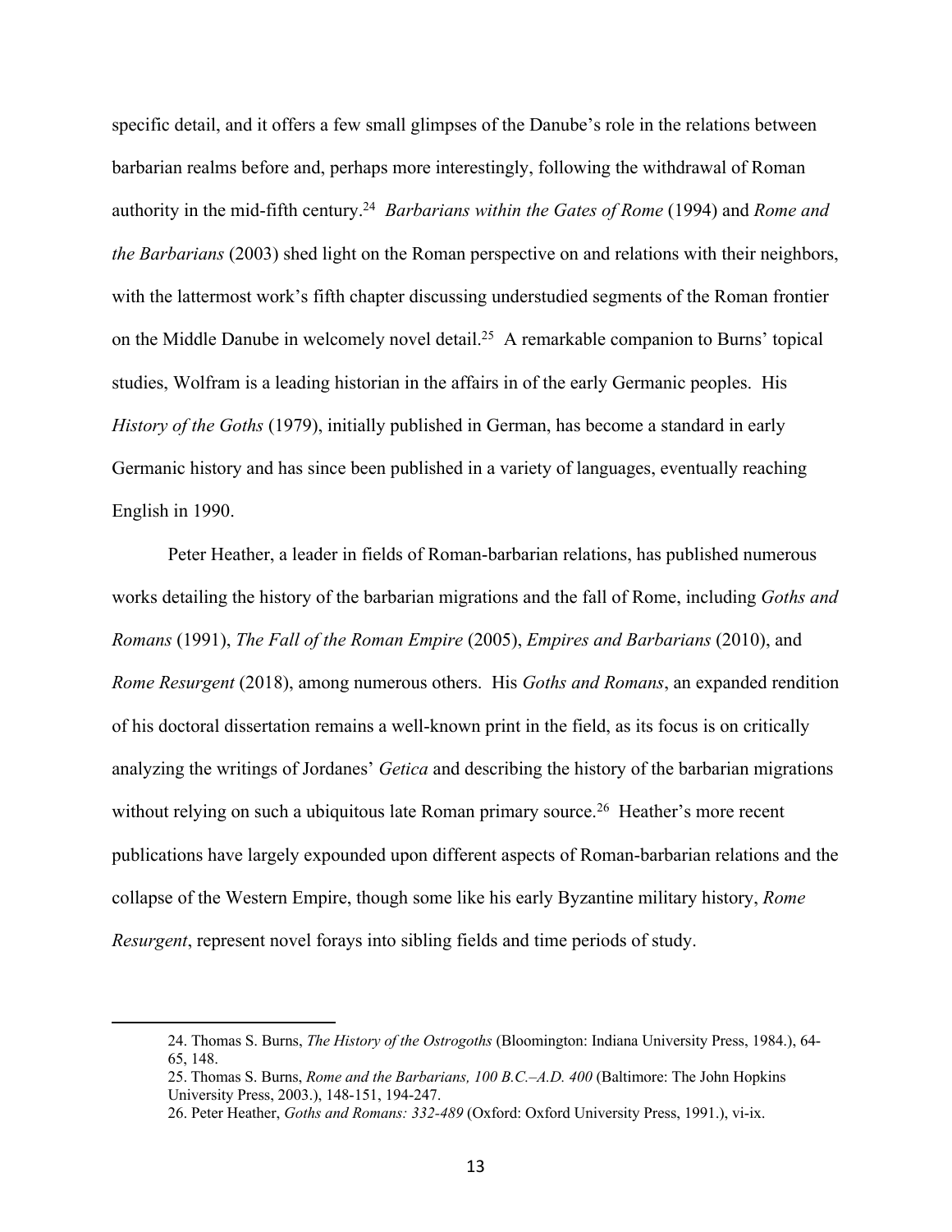specific detail, and it offers a few small glimpses of the Danube's role in the relations between barbarian realms before and, perhaps more interestingly, following the withdrawal of Roman authority in the mid-fifth century.[24] *Barbarians within the Gates of Rome* (1994) and *Rome and the Barbarians* (2003) shed light on the Roman perspective on and relations with their neighbors, with the lattermost work's fifth chapter discussing understudied segments of the Roman frontier on the Middle Danube in welcomely novel detail.[25] A remarkable companion to Burns' topical studies, Wolfram is a leading historian in the affairs in of the early Germanic peoples. His *History of the Goths* (1979), initially published in German, has become a standard in early Germanic history and has since been published in a variety of languages, eventually reaching English in 1990.

Peter Heather, a leader in fields of Roman-barbarian relations, has published numerous works detailing the history of the barbarian migrations and the fall of Rome, including *Goths and Romans* (1991), *The Fall of the Roman Empire* (2005), *Empires and Barbarians* (2010), and *Rome Resurgent* (2018), among numerous others. His *Goths and Romans*, an expanded rendition of his doctoral dissertation remains a well-known print in the field, as its focus is on critically analyzing the writings of Jordanes' *Getica* and describing the history of the barbarian migrations without relying on such a ubiquitous late Roman primary source.[26] Heather's more recent publications have largely expounded upon different aspects of Roman-barbarian relations and the collapse of the Western Empire, though some like his early Byzantine military history, *Rome Resurgent*, represent novel forays into sibling fields and time periods of study.

---

24. Thomas S. Burns, *The History of the Ostrogoths* (Bloomington: Indiana University Press, 1984.), 64-65, 148.
25. Thomas S. Burns, *Rome and the Barbarians, 100 B.C.–A.D. 400* (Baltimore: The John Hopkins University Press, 2003.), 148-151, 194-247.
26. Peter Heather, *Goths and Romans: 332-489* (Oxford: Oxford University Press, 1991.), vi-ix.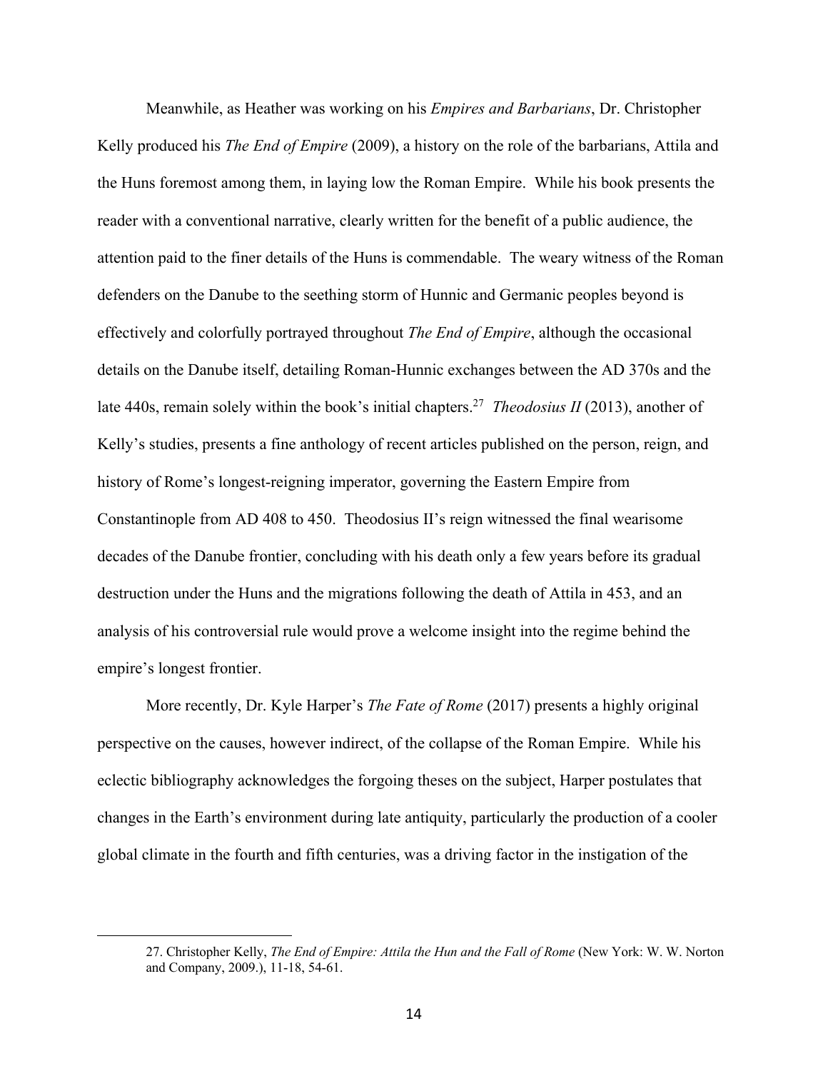Meanwhile, as Heather was working on his *Empires and Barbarians*, Dr. Christopher Kelly produced his *The End of Empire* (2009), a history on the role of the barbarians, Attila and the Huns foremost among them, in laying low the Roman Empire. While his book presents the reader with a conventional narrative, clearly written for the benefit of a public audience, the attention paid to the finer details of the Huns is commendable. The weary witness of the Roman defenders on the Danube to the seething storm of Hunnic and Germanic peoples beyond is effectively and colorfully portrayed throughout *The End of Empire*, although the occasional details on the Danube itself, detailing Roman-Hunnic exchanges between the AD 370s and the late 440s, remain solely within the book's initial chapters.[27] *Theodosius II* (2013), another of Kelly's studies, presents a fine anthology of recent articles published on the person, reign, and history of Rome's longest-reigning imperator, governing the Eastern Empire from Constantinople from AD 408 to 450. Theodosius II's reign witnessed the final wearisome decades of the Danube frontier, concluding with his death only a few years before its gradual destruction under the Huns and the migrations following the death of Attila in 453, and an analysis of his controversial rule would prove a welcome insight into the regime behind the empire's longest frontier.

More recently, Dr. Kyle Harper's *The Fate of Rome* (2017) presents a highly original perspective on the causes, however indirect, of the collapse of the Roman Empire. While his eclectic bibliography acknowledges the forgoing theses on the subject, Harper postulates that changes in the Earth's environment during late antiquity, particularly the production of a cooler global climate in the fourth and fifth centuries, was a driving factor in the instigation of the

---

27. Christopher Kelly, *The End of Empire: Attila the Hun and the Fall of Rome* (New York: W. W. Norton and Company, 2009.), 11-18, 54-61.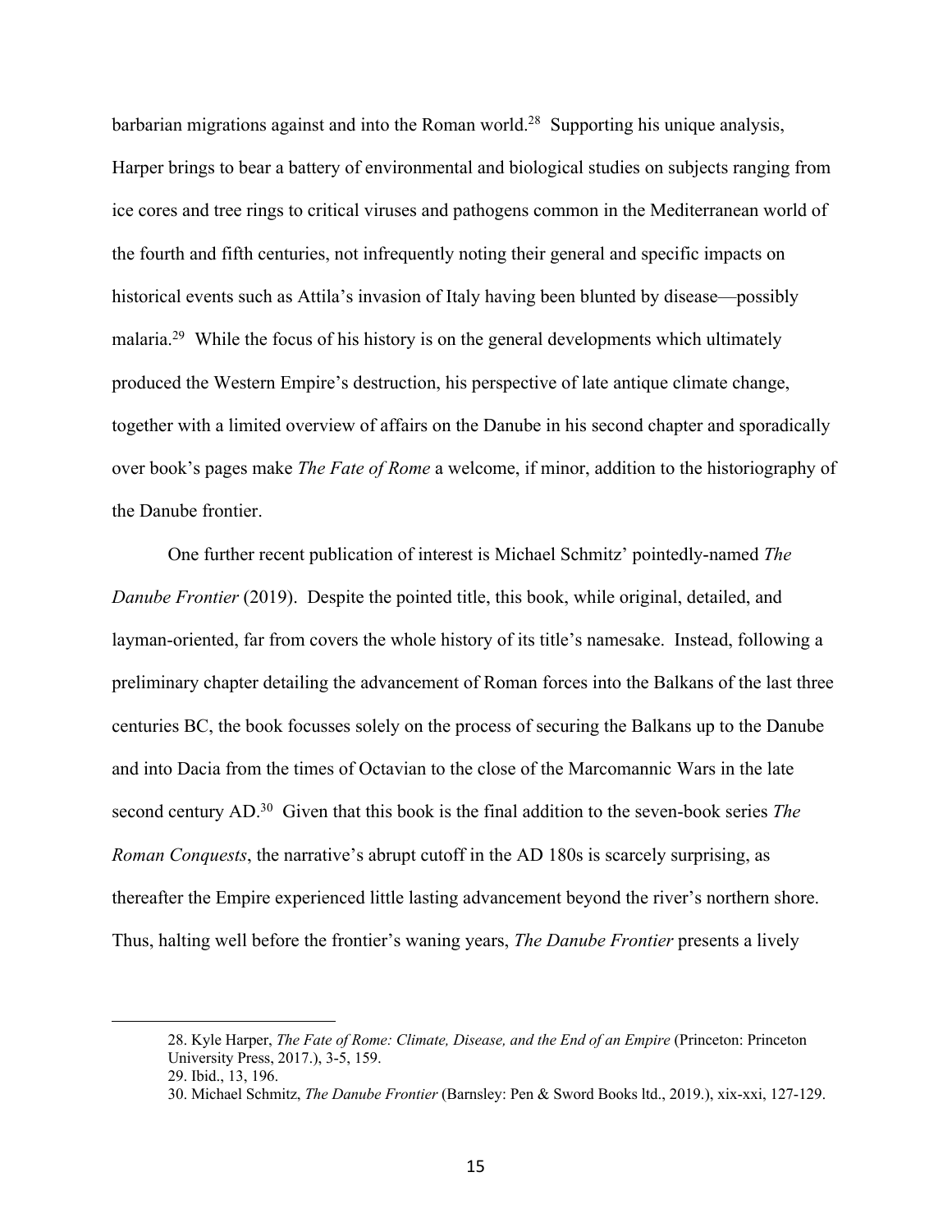barbarian migrations against and into the Roman world.[28] Supporting his unique analysis, Harper brings to bear a battery of environmental and biological studies on subjects ranging from ice cores and tree rings to critical viruses and pathogens common in the Mediterranean world of the fourth and fifth centuries, not infrequently noting their general and specific impacts on historical events such as Attila's invasion of Italy having been blunted by disease—possibly malaria.[29] While the focus of his history is on the general developments which ultimately produced the Western Empire's destruction, his perspective of late antique climate change, together with a limited overview of affairs on the Danube in his second chapter and sporadically over book's pages make *The Fate of Rome* a welcome, if minor, addition to the historiography of the Danube frontier.

One further recent publication of interest is Michael Schmitz' pointedly-named *The Danube Frontier* (2019). Despite the pointed title, this book, while original, detailed, and layman-oriented, far from covers the whole history of its title's namesake. Instead, following a preliminary chapter detailing the advancement of Roman forces into the Balkans of the last three centuries BC, the book focusses solely on the process of securing the Balkans up to the Danube and into Dacia from the times of Octavian to the close of the Marcomannic Wars in the late second century AD.[30] Given that this book is the final addition to the seven-book series *The Roman Conquests*, the narrative's abrupt cutoff in the AD 180s is scarcely surprising, as thereafter the Empire experienced little lasting advancement beyond the river's northern shore. Thus, halting well before the frontier's waning years, *The Danube Frontier* presents a lively

28. Kyle Harper, *The Fate of Rome: Climate, Disease, and the End of an Empire* (Princeton: Princeton University Press, 2017.), 3-5, 159.

29. Ibid., 13, 196.

30. Michael Schmitz, *The Danube Frontier* (Barnsley: Pen & Sword Books ltd., 2019.), xix-xxi, 127-129.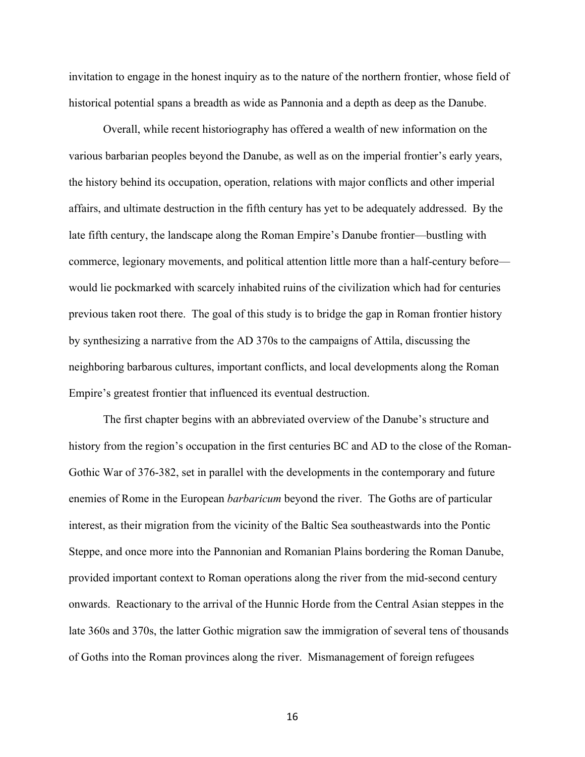invitation to engage in the honest inquiry as to the nature of the northern frontier, whose field of historical potential spans a breadth as wide as Pannonia and a depth as deep as the Danube.

Overall, while recent historiography has offered a wealth of new information on the various barbarian peoples beyond the Danube, as well as on the imperial frontier's early years, the history behind its occupation, operation, relations with major conflicts and other imperial affairs, and ultimate destruction in the fifth century has yet to be adequately addressed. By the late fifth century, the landscape along the Roman Empire's Danube frontier—bustling with commerce, legionary movements, and political attention little more than a half-century before—would lie pockmarked with scarcely inhabited ruins of the civilization which had for centuries previous taken root there. The goal of this study is to bridge the gap in Roman frontier history by synthesizing a narrative from the AD 370s to the campaigns of Attila, discussing the neighboring barbarous cultures, important conflicts, and local developments along the Roman Empire's greatest frontier that influenced its eventual destruction.

The first chapter begins with an abbreviated overview of the Danube's structure and history from the region's occupation in the first centuries BC and AD to the close of the Roman-Gothic War of 376-382, set in parallel with the developments in the contemporary and future enemies of Rome in the European *barbaricum* beyond the river. The Goths are of particular interest, as their migration from the vicinity of the Baltic Sea southeastwards into the Pontic Steppe, and once more into the Pannonian and Romanian Plains bordering the Roman Danube, provided important context to Roman operations along the river from the mid-second century onwards. Reactionary to the arrival of the Hunnic Horde from the Central Asian steppes in the late 360s and 370s, the latter Gothic migration saw the immigration of several tens of thousands of Goths into the Roman provinces along the river. Mismanagement of foreign refugees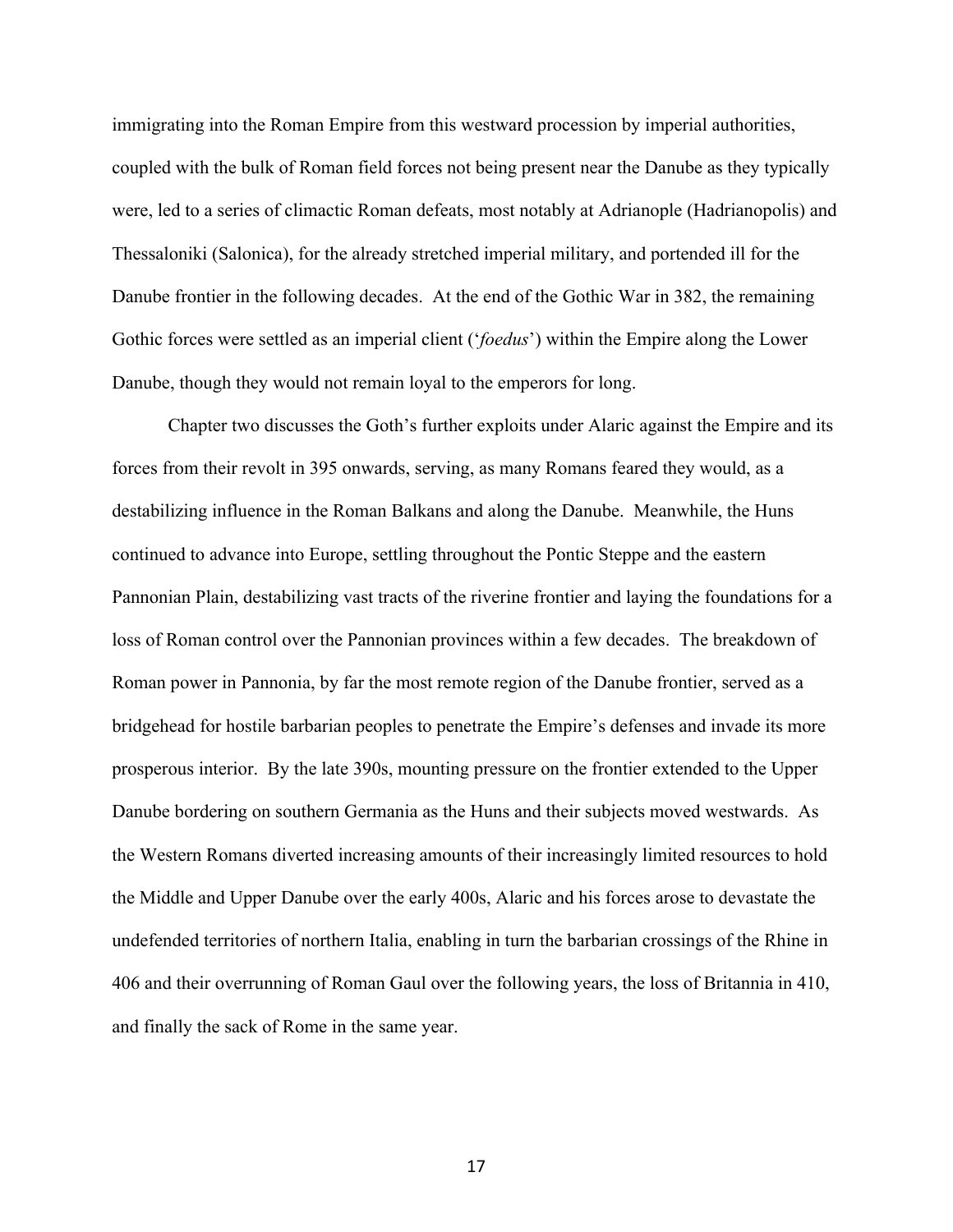immigrating into the Roman Empire from this westward procession by imperial authorities, coupled with the bulk of Roman field forces not being present near the Danube as they typically were, led to a series of climactic Roman defeats, most notably at Adrianople (Hadrianopolis) and Thessaloniki (Salonica), for the already stretched imperial military, and portended ill for the Danube frontier in the following decades. At the end of the Gothic War in 382, the remaining Gothic forces were settled as an imperial client (‘*foedus*’) within the Empire along the Lower Danube, though they would not remain loyal to the emperors for long.

Chapter two discusses the Goth’s further exploits under Alaric against the Empire and its forces from their revolt in 395 onwards, serving, as many Romans feared they would, as a destabilizing influence in the Roman Balkans and along the Danube. Meanwhile, the Huns continued to advance into Europe, settling throughout the Pontic Steppe and the eastern Pannonian Plain, destabilizing vast tracts of the riverine frontier and laying the foundations for a loss of Roman control over the Pannonian provinces within a few decades. The breakdown of Roman power in Pannonia, by far the most remote region of the Danube frontier, served as a bridgehead for hostile barbarian peoples to penetrate the Empire’s defenses and invade its more prosperous interior. By the late 390s, mounting pressure on the frontier extended to the Upper Danube bordering on southern Germania as the Huns and their subjects moved westwards. As the Western Romans diverted increasing amounts of their increasingly limited resources to hold the Middle and Upper Danube over the early 400s, Alaric and his forces arose to devastate the undefended territories of northern Italia, enabling in turn the barbarian crossings of the Rhine in 406 and their overrunning of Roman Gaul over the following years, the loss of Britannia in 410, and finally the sack of Rome in the same year.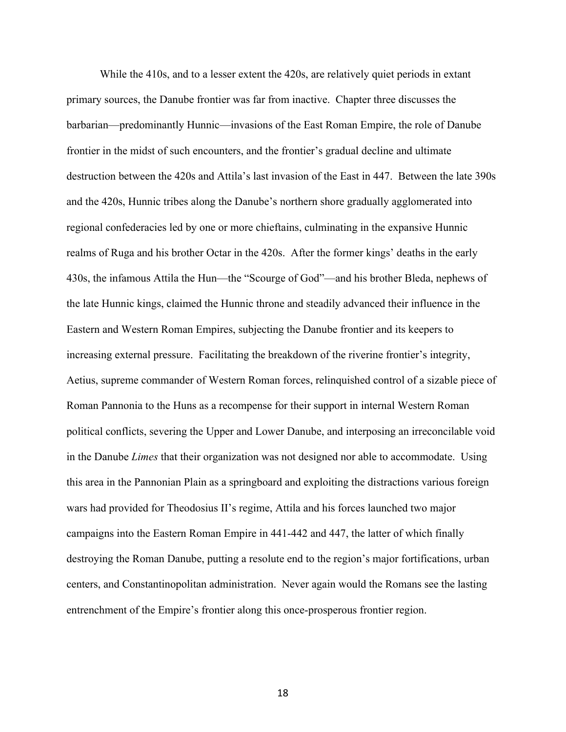While the 410s, and to a lesser extent the 420s, are relatively quiet periods in extant primary sources, the Danube frontier was far from inactive. Chapter three discusses the barbarian—predominantly Hunnic—invasions of the East Roman Empire, the role of Danube frontier in the midst of such encounters, and the frontier's gradual decline and ultimate destruction between the 420s and Attila's last invasion of the East in 447. Between the late 390s and the 420s, Hunnic tribes along the Danube's northern shore gradually agglomerated into regional confederacies led by one or more chieftains, culminating in the expansive Hunnic realms of Ruga and his brother Octar in the 420s. After the former kings' deaths in the early 430s, the infamous Attila the Hun—the "Scourge of God"—and his brother Bleda, nephews of the late Hunnic kings, claimed the Hunnic throne and steadily advanced their influence in the Eastern and Western Roman Empires, subjecting the Danube frontier and its keepers to increasing external pressure. Facilitating the breakdown of the riverine frontier's integrity, Aetius, supreme commander of Western Roman forces, relinquished control of a sizable piece of Roman Pannonia to the Huns as a recompense for their support in internal Western Roman political conflicts, severing the Upper and Lower Danube, and interposing an irreconcilable void in the Danube *Limes* that their organization was not designed nor able to accommodate. Using this area in the Pannonian Plain as a springboard and exploiting the distractions various foreign wars had provided for Theodosius II's regime, Attila and his forces launched two major campaigns into the Eastern Roman Empire in 441-442 and 447, the latter of which finally destroying the Roman Danube, putting a resolute end to the region's major fortifications, urban centers, and Constantinopolitan administration. Never again would the Romans see the lasting entrenchment of the Empire's frontier along this once-prosperous frontier region.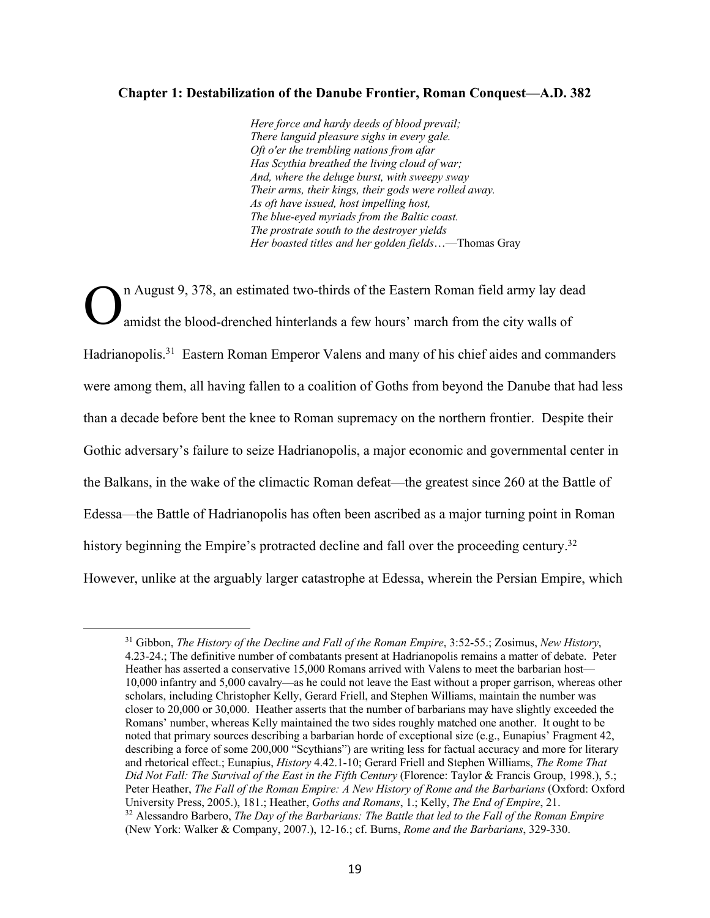## Chapter 1: Destabilization of the Danube Frontier, Roman Conquest—A.D. 382

> *Here force and hardy deeds of blood prevail;*
> *There languid pleasure sighs in every gale.*
> *Oft o'er the trembling nations from afar*
> *Has Scythia breathed the living cloud of war;*
> *And, where the deluge burst, with sweepy sway*
> *Their arms, their kings, their gods were rolled away.*
> *As oft have issued, host impelling host,*
> *The blue-eyed myriads from the Baltic coast.*
> *The prostrate south to the destroyer yields*
> *Her boasted titles and her golden fields*…—Thomas Gray

On August 9, 378, an estimated two-thirds of the Eastern Roman field army lay dead amidst the blood-drenched hinterlands a few hours' march from the city walls of Hadrianopolis.[31] Eastern Roman Emperor Valens and many of his chief aides and commanders were among them, all having fallen to a coalition of Goths from beyond the Danube that had less than a decade before bent the knee to Roman supremacy on the northern frontier. Despite their Gothic adversary's failure to seize Hadrianopolis, a major economic and governmental center in the Balkans, in the wake of the climactic Roman defeat—the greatest since 260 at the Battle of Edessa—the Battle of Hadrianopolis has often been ascribed as a major turning point in Roman history beginning the Empire's protracted decline and fall over the proceeding century.[32] However, unlike at the arguably larger catastrophe at Edessa, wherein the Persian Empire, which

---

[31] Gibbon, *The History of the Decline and Fall of the Roman Empire*, 3:52-55.; Zosimus, *New History*, 4.23-24.; The definitive number of combatants present at Hadrianopolis remains a matter of debate. Peter Heather has asserted a conservative 15,000 Romans arrived with Valens to meet the barbarian host—10,000 infantry and 5,000 cavalry—as he could not leave the East without a proper garrison, whereas other scholars, including Christopher Kelly, Gerard Friell, and Stephen Williams, maintain the number was closer to 20,000 or 30,000. Heather asserts that the number of barbarians may have slightly exceeded the Romans' number, whereas Kelly maintained the two sides roughly matched one another. It ought to be noted that primary sources describing a barbarian horde of exceptional size (e.g., Eunapius' Fragment 42, describing a force of some 200,000 "Scythians") are writing less for factual accuracy and more for literary and rhetorical effect.; Eunapius, *History* 4.42.1-10; Gerard Friell and Stephen Williams, *The Rome That Did Not Fall: The Survival of the East in the Fifth Century* (Florence: Taylor & Francis Group, 1998.), 5.; Peter Heather, *The Fall of the Roman Empire: A New History of Rome and the Barbarians* (Oxford: Oxford University Press, 2005.), 181.; Heather, *Goths and Romans*, 1.; Kelly, *The End of Empire*, 21.

[32] Alessandro Barbero, *The Day of the Barbarians: The Battle that led to the Fall of the Roman Empire* (New York: Walker & Company, 2007.), 12-16.; cf. Burns, *Rome and the Barbarians*, 329-330.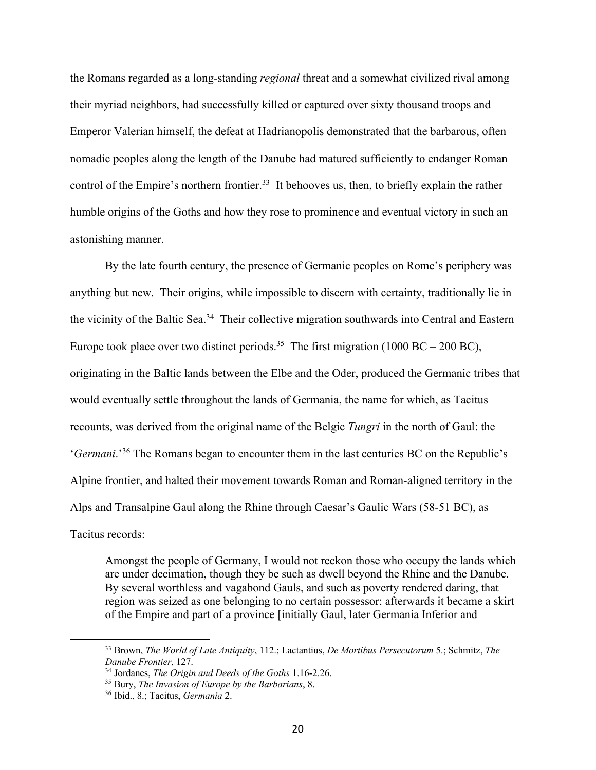the Romans regarded as a long-standing *regional* threat and a somewhat civilized rival among their myriad neighbors, had successfully killed or captured over sixty thousand troops and Emperor Valerian himself, the defeat at Hadrianopolis demonstrated that the barbarous, often nomadic peoples along the length of the Danube had matured sufficiently to endanger Roman control of the Empire's northern frontier.[33] It behooves us, then, to briefly explain the rather humble origins of the Goths and how they rose to prominence and eventual victory in such an astonishing manner.

By the late fourth century, the presence of Germanic peoples on Rome's periphery was anything but new. Their origins, while impossible to discern with certainty, traditionally lie in the vicinity of the Baltic Sea.[34] Their collective migration southwards into Central and Eastern Europe took place over two distinct periods.[35] The first migration (1000 BC – 200 BC), originating in the Baltic lands between the Elbe and the Oder, produced the Germanic tribes that would eventually settle throughout the lands of Germania, the name for which, as Tacitus recounts, was derived from the original name of the Belgic *Tungri* in the north of Gaul: the '*Germani*.'[36] The Romans began to encounter them in the last centuries BC on the Republic's Alpine frontier, and halted their movement towards Roman and Roman-aligned territory in the Alps and Transalpine Gaul along the Rhine through Caesar's Gaulic Wars (58-51 BC), as Tacitus records:

> Amongst the people of Germany, I would not reckon those who occupy the lands which are under decimation, though they be such as dwell beyond the Rhine and the Danube. By several worthless and vagabond Gauls, and such as poverty rendered daring, that region was seized as one belonging to no certain possessor: afterwards it became a skirt of the Empire and part of a province [initially Gaul, later Germania Inferior and

---

[33] Brown, *The World of Late Antiquity*, 112.; Lactantius, *De Mortibus Persecutorum* 5.; Schmitz, *The Danube Frontier*, 127.

[34] Jordanes, *The Origin and Deeds of the Goths* 1.16-2.26.

[35] Bury, *The Invasion of Europe by the Barbarians*, 8.

[36] Ibid., 8.; Tacitus, *Germania* 2.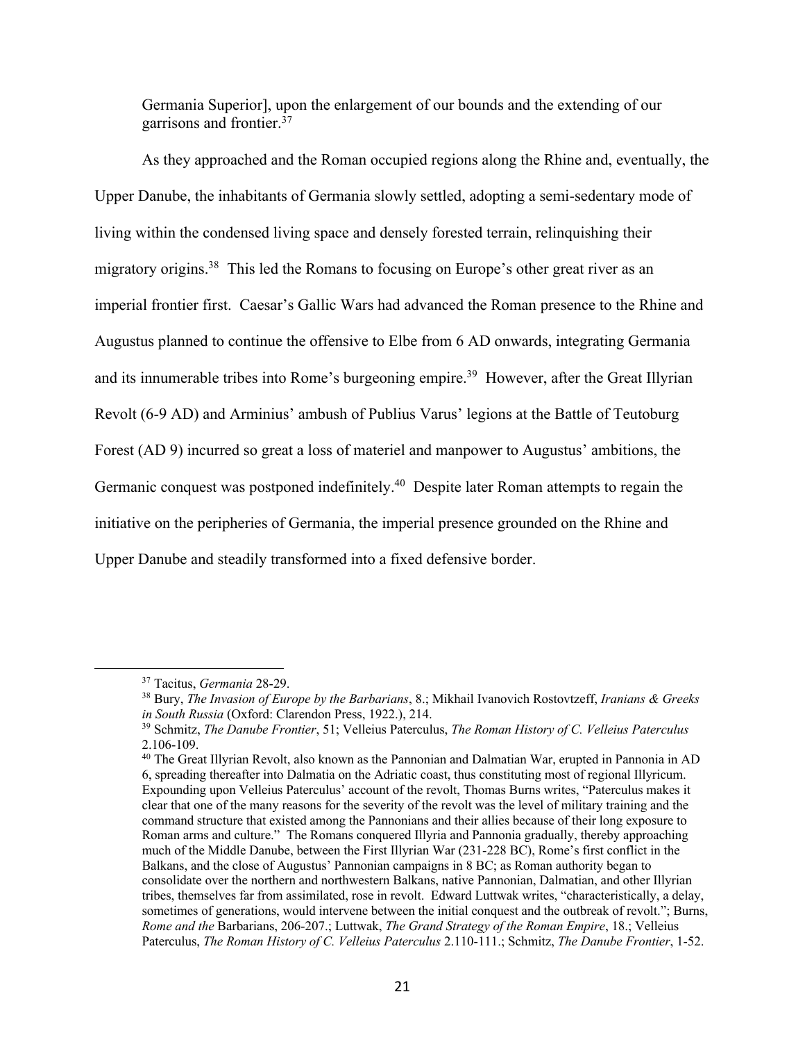Germania Superior], upon the enlargement of our bounds and the extending of our garrisons and frontier.[37]

As they approached and the Roman occupied regions along the Rhine and, eventually, the Upper Danube, the inhabitants of Germania slowly settled, adopting a semi-sedentary mode of living within the condensed living space and densely forested terrain, relinquishing their migratory origins.[38] This led the Romans to focusing on Europe's other great river as an imperial frontier first. Caesar's Gallic Wars had advanced the Roman presence to the Rhine and Augustus planned to continue the offensive to Elbe from 6 AD onwards, integrating Germania and its innumerable tribes into Rome's burgeoning empire.[39] However, after the Great Illyrian Revolt (6-9 AD) and Arminius' ambush of Publius Varus' legions at the Battle of Teutoburg Forest (AD 9) incurred so great a loss of materiel and manpower to Augustus' ambitions, the Germanic conquest was postponed indefinitely.[40] Despite later Roman attempts to regain the initiative on the peripheries of Germania, the imperial presence grounded on the Rhine and Upper Danube and steadily transformed into a fixed defensive border.

---

[37] Tacitus, *Germania* 28-29.

[38] Bury, *The Invasion of Europe by the Barbarians*, 8.; Mikhail Ivanovich Rostovtzeff, *Iranians & Greeks in South Russia* (Oxford: Clarendon Press, 1922.), 214.

[39] Schmitz, *The Danube Frontier*, 51; Velleius Paterculus, *The Roman History of C. Velleius Paterculus* 2.106-109.

[40] The Great Illyrian Revolt, also known as the Pannonian and Dalmatian War, erupted in Pannonia in AD 6, spreading thereafter into Dalmatia on the Adriatic coast, thus constituting most of regional Illyricum. Expounding upon Velleius Paterculus' account of the revolt, Thomas Burns writes, "Paterculus makes it clear that one of the many reasons for the severity of the revolt was the level of military training and the command structure that existed among the Pannonians and their allies because of their long exposure to Roman arms and culture." The Romans conquered Illyria and Pannonia gradually, thereby approaching much of the Middle Danube, between the First Illyrian War (231-228 BC), Rome's first conflict in the Balkans, and the close of Augustus' Pannonian campaigns in 8 BC; as Roman authority began to consolidate over the northern and northwestern Balkans, native Pannonian, Dalmatian, and other Illyrian tribes, themselves far from assimilated, rose in revolt. Edward Luttwak writes, "characteristically, a delay, sometimes of generations, would intervene between the initial conquest and the outbreak of revolt."; Burns, *Rome and the* Barbarians, 206-207.; Luttwak, *The Grand Strategy of the Roman Empire*, 18.; Velleius Paterculus, *The Roman History of C. Velleius Paterculus* 2.110-111.; Schmitz, *The Danube Frontier*, 1-52.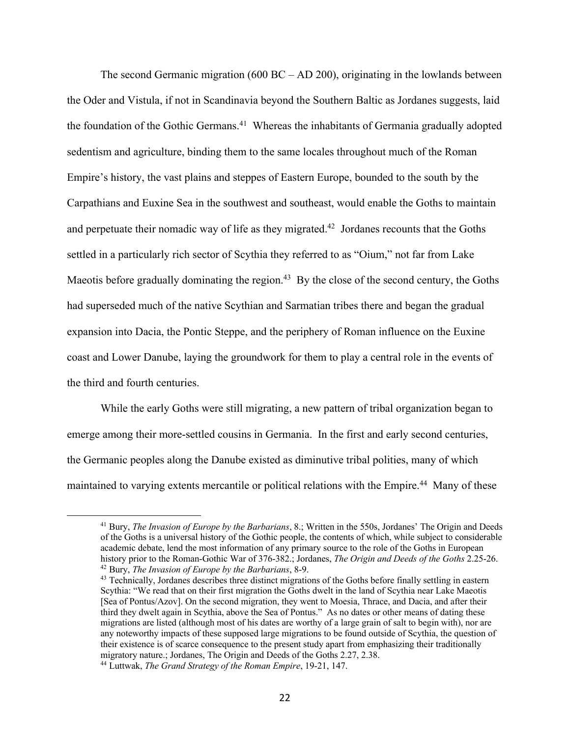The second Germanic migration (600 BC – AD 200), originating in the lowlands between the Oder and Vistula, if not in Scandinavia beyond the Southern Baltic as Jordanes suggests, laid the foundation of the Gothic Germans.[41] Whereas the inhabitants of Germania gradually adopted sedentism and agriculture, binding them to the same locales throughout much of the Roman Empire's history, the vast plains and steppes of Eastern Europe, bounded to the south by the Carpathians and Euxine Sea in the southwest and southeast, would enable the Goths to maintain and perpetuate their nomadic way of life as they migrated.[42] Jordanes recounts that the Goths settled in a particularly rich sector of Scythia they referred to as "Oium," not far from Lake Maeotis before gradually dominating the region.[43] By the close of the second century, the Goths had superseded much of the native Scythian and Sarmatian tribes there and began the gradual expansion into Dacia, the Pontic Steppe, and the periphery of Roman influence on the Euxine coast and Lower Danube, laying the groundwork for them to play a central role in the events of the third and fourth centuries.

While the early Goths were still migrating, a new pattern of tribal organization began to emerge among their more-settled cousins in Germania. In the first and early second centuries, the Germanic peoples along the Danube existed as diminutive tribal polities, many of which maintained to varying extents mercantile or political relations with the Empire.[44] Many of these

---

[41] Bury, *The Invasion of Europe by the Barbarians*, 8.; Written in the 550s, Jordanes' The Origin and Deeds of the Goths is a universal history of the Gothic people, the contents of which, while subject to considerable academic debate, lend the most information of any primary source to the role of the Goths in European history prior to the Roman-Gothic War of 376-382.; Jordanes, *The Origin and Deeds of the Goths* 2.25-26.

[42] Bury, *The Invasion of Europe by the Barbarians*, 8-9.

[43] Technically, Jordanes describes three distinct migrations of the Goths before finally settling in eastern Scythia: "We read that on their first migration the Goths dwelt in the land of Scythia near Lake Maeotis [Sea of Pontus/Azov]. On the second migration, they went to Moesia, Thrace, and Dacia, and after their third they dwelt again in Scythia, above the Sea of Pontus." As no dates or other means of dating these migrations are listed (although most of his dates are worthy of a large grain of salt to begin with), nor are any noteworthy impacts of these supposed large migrations to be found outside of Scythia, the question of their existence is of scarce consequence to the present study apart from emphasizing their traditionally migratory nature.; Jordanes, The Origin and Deeds of the Goths 2.27, 2.38.

[44] Luttwak, *The Grand Strategy of the Roman Empire*, 19-21, 147.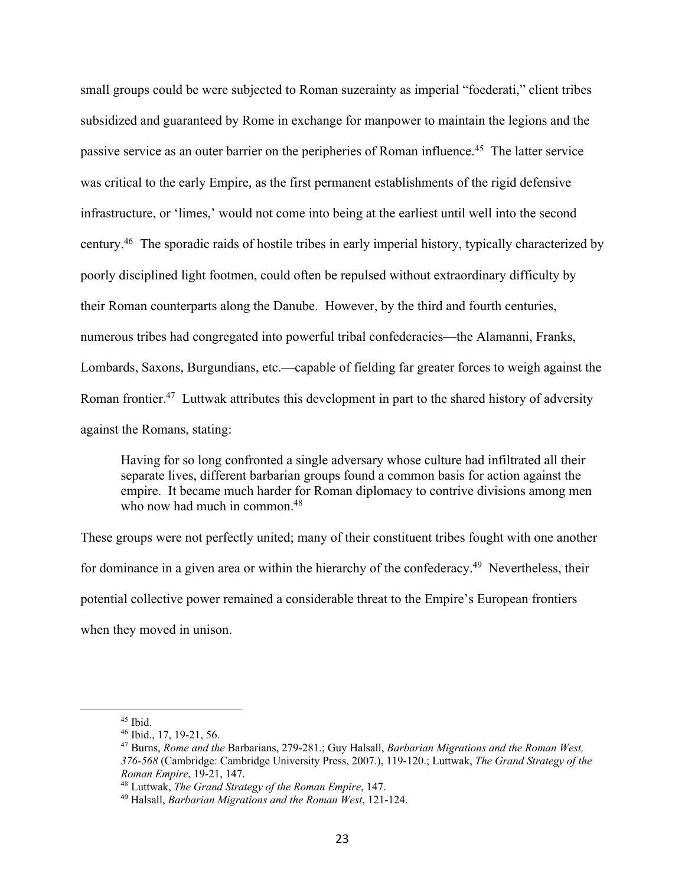small groups could be were subjected to Roman suzerainty as imperial "foederati," client tribes subsidized and guaranteed by Rome in exchange for manpower to maintain the legions and the passive service as an outer barrier on the peripheries of Roman influence.[45] The latter service was critical to the early Empire, as the first permanent establishments of the rigid defensive infrastructure, or 'limes,' would not come into being at the earliest until well into the second century.[46] The sporadic raids of hostile tribes in early imperial history, typically characterized by poorly disciplined light footmen, could often be repulsed without extraordinary difficulty by their Roman counterparts along the Danube. However, by the third and fourth centuries, numerous tribes had congregated into powerful tribal confederacies—the Alamanni, Franks, Lombards, Saxons, Burgundians, etc.—capable of fielding far greater forces to weigh against the Roman frontier.[47] Luttwak attributes this development in part to the shared history of adversity against the Romans, stating:

> Having for so long confronted a single adversary whose culture had infiltrated all their separate lives, different barbarian groups found a common basis for action against the empire. It became much harder for Roman diplomacy to contrive divisions among men who now had much in common.[48]

These groups were not perfectly united; many of their constituent tribes fought with one another for dominance in a given area or within the hierarchy of the confederacy.[49] Nevertheless, their potential collective power remained a considerable threat to the Empire's European frontiers when they moved in unison.

---

[45] Ibid.

[46] Ibid., 17, 19-21, 56.

[47] Burns, *Rome and the* Barbarians, 279-281.; Guy Halsall, *Barbarian Migrations and the Roman West, 376-568* (Cambridge: Cambridge University Press, 2007.), 119-120.; Luttwak, *The Grand Strategy of the Roman Empire*, 19-21, 147.

[48] Luttwak, *The Grand Strategy of the Roman Empire*, 147.

[49] Halsall, *Barbarian Migrations and the Roman West*, 121-124.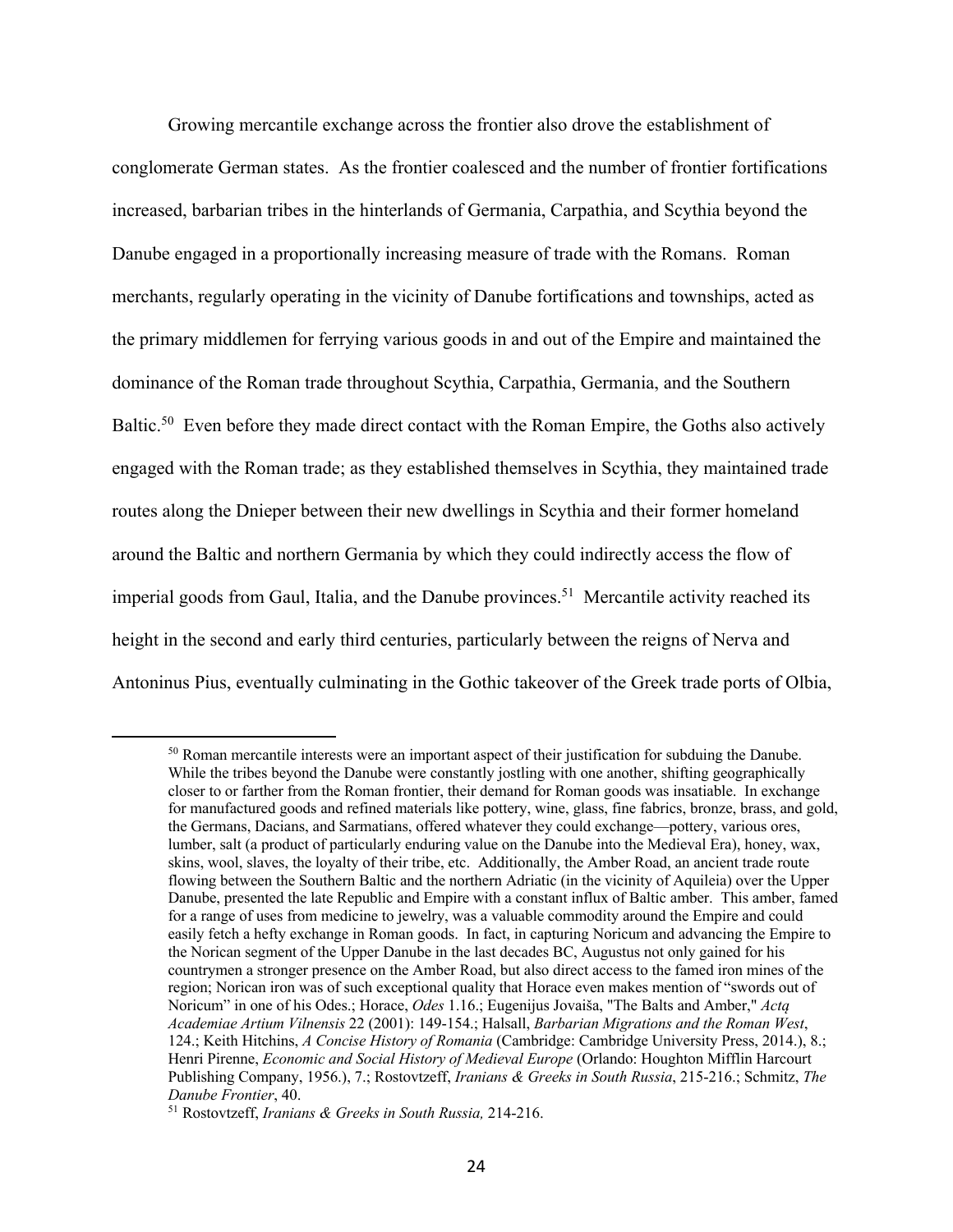Growing mercantile exchange across the frontier also drove the establishment of conglomerate German states. As the frontier coalesced and the number of frontier fortifications increased, barbarian tribes in the hinterlands of Germania, Carpathia, and Scythia beyond the Danube engaged in a proportionally increasing measure of trade with the Romans. Roman merchants, regularly operating in the vicinity of Danube fortifications and townships, acted as the primary middlemen for ferrying various goods in and out of the Empire and maintained the dominance of the Roman trade throughout Scythia, Carpathia, Germania, and the Southern Baltic.[50] Even before they made direct contact with the Roman Empire, the Goths also actively engaged with the Roman trade; as they established themselves in Scythia, they maintained trade routes along the Dnieper between their new dwellings in Scythia and their former homeland around the Baltic and northern Germania by which they could indirectly access the flow of imperial goods from Gaul, Italia, and the Danube provinces.[51] Mercantile activity reached its height in the second and early third centuries, particularly between the reigns of Nerva and Antoninus Pius, eventually culminating in the Gothic takeover of the Greek trade ports of Olbia,

[50] Roman mercantile interests were an important aspect of their justification for subduing the Danube. While the tribes beyond the Danube were constantly jostling with one another, shifting geographically closer to or farther from the Roman frontier, their demand for Roman goods was insatiable. In exchange for manufactured goods and refined materials like pottery, wine, glass, fine fabrics, bronze, brass, and gold, the Germans, Dacians, and Sarmatians, offered whatever they could exchange—pottery, various ores, lumber, salt (a product of particularly enduring value on the Danube into the Medieval Era), honey, wax, skins, wool, slaves, the loyalty of their tribe, etc. Additionally, the Amber Road, an ancient trade route flowing between the Southern Baltic and the northern Adriatic (in the vicinity of Aquileia) over the Upper Danube, presented the late Republic and Empire with a constant influx of Baltic amber. This amber, famed for a range of uses from medicine to jewelry, was a valuable commodity around the Empire and could easily fetch a hefty exchange in Roman goods. In fact, in capturing Noricum and advancing the Empire to the Norican segment of the Upper Danube in the last decades BC, Augustus not only gained for his countrymen a stronger presence on the Amber Road, but also direct access to the famed iron mines of the region; Norican iron was of such exceptional quality that Horace even makes mention of "swords out of Noricum" in one of his Odes.; Horace, *Odes* 1.16.; Eugenijus Jovaiša, "The Balts and Amber," *Actą Academiae Artium Vilnensis* 22 (2001): 149-154.; Halsall, *Barbarian Migrations and the Roman West*, 124.; Keith Hitchins, *A Concise History of Romania* (Cambridge: Cambridge University Press, 2014.), 8.; Henri Pirenne, *Economic and Social History of Medieval Europe* (Orlando: Houghton Mifflin Harcourt Publishing Company, 1956.), 7.; Rostovtzeff, *Iranians & Greeks in South Russia*, 215-216.; Schmitz, *The Danube Frontier*, 40.

[51] Rostovtzeff, *Iranians & Greeks in South Russia,* 214-216.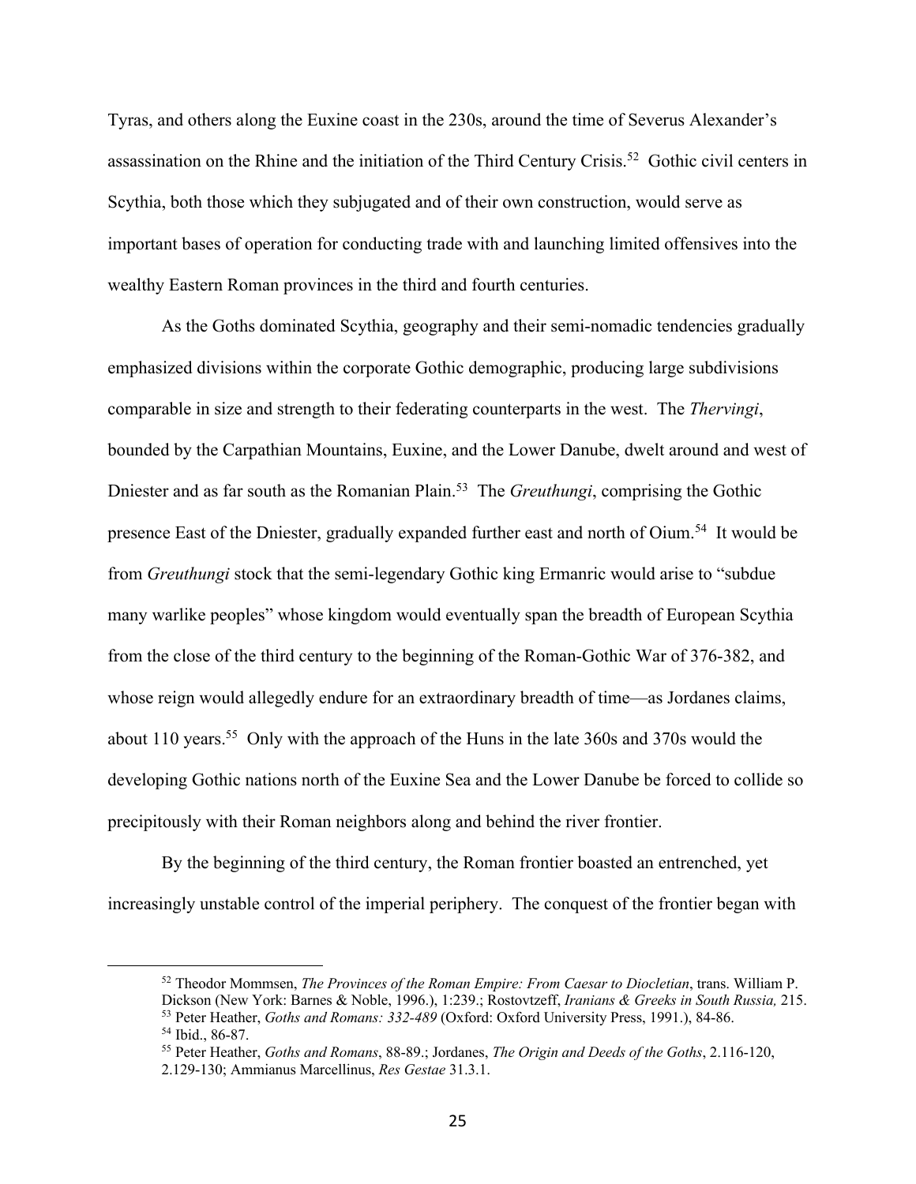Tyras, and others along the Euxine coast in the 230s, around the time of Severus Alexander's assassination on the Rhine and the initiation of the Third Century Crisis.[52] Gothic civil centers in Scythia, both those which they subjugated and of their own construction, would serve as important bases of operation for conducting trade with and launching limited offensives into the wealthy Eastern Roman provinces in the third and fourth centuries.

As the Goths dominated Scythia, geography and their semi-nomadic tendencies gradually emphasized divisions within the corporate Gothic demographic, producing large subdivisions comparable in size and strength to their federating counterparts in the west. The *Thervingi*, bounded by the Carpathian Mountains, Euxine, and the Lower Danube, dwelt around and west of Dniester and as far south as the Romanian Plain.[53] The *Greuthungi*, comprising the Gothic presence East of the Dniester, gradually expanded further east and north of Oium.[54] It would be from *Greuthungi* stock that the semi-legendary Gothic king Ermanric would arise to "subdue many warlike peoples" whose kingdom would eventually span the breadth of European Scythia from the close of the third century to the beginning of the Roman-Gothic War of 376-382, and whose reign would allegedly endure for an extraordinary breadth of time—as Jordanes claims, about 110 years.[55] Only with the approach of the Huns in the late 360s and 370s would the developing Gothic nations north of the Euxine Sea and the Lower Danube be forced to collide so precipitously with their Roman neighbors along and behind the river frontier.

By the beginning of the third century, the Roman frontier boasted an entrenched, yet increasingly unstable control of the imperial periphery. The conquest of the frontier began with

---

[52] Theodor Mommsen, *The Provinces of the Roman Empire: From Caesar to Diocletian*, trans. William P. Dickson (New York: Barnes & Noble, 1996.), 1:239.; Rostovtzeff, *Iranians & Greeks in South Russia,* 215.

[53] Peter Heather, *Goths and Romans: 332-489* (Oxford: Oxford University Press, 1991.), 84-86.

[54] Ibid., 86-87.

[55] Peter Heather, *Goths and Romans*, 88-89.; Jordanes, *The Origin and Deeds of the Goths*, 2.116-120, 2.129-130; Ammianus Marcellinus, *Res Gestae* 31.3.1.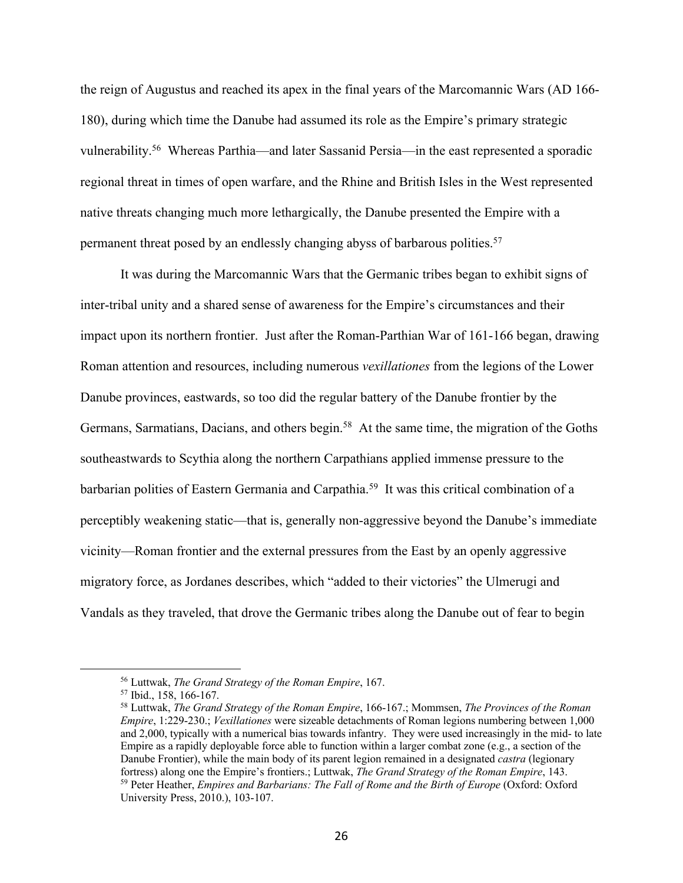the reign of Augustus and reached its apex in the final years of the Marcomannic Wars (AD 166-180), during which time the Danube had assumed its role as the Empire's primary strategic vulnerability.[56] Whereas Parthia—and later Sassanid Persia—in the east represented a sporadic regional threat in times of open warfare, and the Rhine and British Isles in the West represented native threats changing much more lethargically, the Danube presented the Empire with a permanent threat posed by an endlessly changing abyss of barbarous polities.[57]

It was during the Marcomannic Wars that the Germanic tribes began to exhibit signs of inter-tribal unity and a shared sense of awareness for the Empire's circumstances and their impact upon its northern frontier. Just after the Roman-Parthian War of 161-166 began, drawing Roman attention and resources, including numerous *vexillationes* from the legions of the Lower Danube provinces, eastwards, so too did the regular battery of the Danube frontier by the Germans, Sarmatians, Dacians, and others begin.[58] At the same time, the migration of the Goths southeastwards to Scythia along the northern Carpathians applied immense pressure to the barbarian polities of Eastern Germania and Carpathia.[59] It was this critical combination of a perceptibly weakening static—that is, generally non-aggressive beyond the Danube's immediate vicinity—Roman frontier and the external pressures from the East by an openly aggressive migratory force, as Jordanes describes, which "added to their victories" the Ulmerugi and Vandals as they traveled, that drove the Germanic tribes along the Danube out of fear to begin

---

[56] Luttwak, *The Grand Strategy of the Roman Empire*, 167.

[57] Ibid., 158, 166-167.

[58] Luttwak, *The Grand Strategy of the Roman Empire*, 166-167.; Mommsen, *The Provinces of the Roman Empire*, 1:229-230.; *Vexillationes* were sizeable detachments of Roman legions numbering between 1,000 and 2,000, typically with a numerical bias towards infantry. They were used increasingly in the mid- to late Empire as a rapidly deployable force able to function within a larger combat zone (e.g., a section of the Danube Frontier), while the main body of its parent legion remained in a designated *castra* (legionary fortress) along one the Empire's frontiers.; Luttwak, *The Grand Strategy of the Roman Empire*, 143.

[59] Peter Heather, *Empires and Barbarians: The Fall of Rome and the Birth of Europe* (Oxford: Oxford University Press, 2010.), 103-107.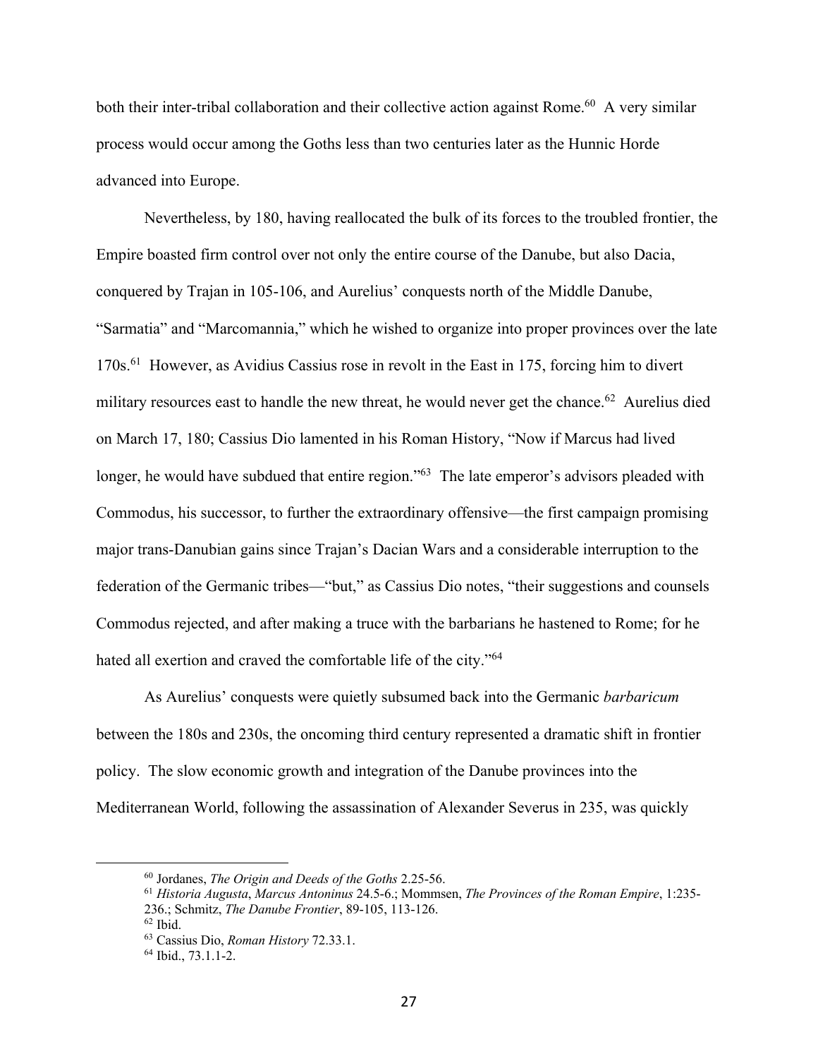both their inter-tribal collaboration and their collective action against Rome.[60] A very similar process would occur among the Goths less than two centuries later as the Hunnic Horde advanced into Europe.

Nevertheless, by 180, having reallocated the bulk of its forces to the troubled frontier, the Empire boasted firm control over not only the entire course of the Danube, but also Dacia, conquered by Trajan in 105-106, and Aurelius' conquests north of the Middle Danube, "Sarmatia" and "Marcomannia," which he wished to organize into proper provinces over the late 170s.[61] However, as Avidius Cassius rose in revolt in the East in 175, forcing him to divert military resources east to handle the new threat, he would never get the chance.[62] Aurelius died on March 17, 180; Cassius Dio lamented in his Roman History, "Now if Marcus had lived longer, he would have subdued that entire region."[63] The late emperor's advisors pleaded with Commodus, his successor, to further the extraordinary offensive—the first campaign promising major trans-Danubian gains since Trajan's Dacian Wars and a considerable interruption to the federation of the Germanic tribes—"but," as Cassius Dio notes, "their suggestions and counsels Commodus rejected, and after making a truce with the barbarians he hastened to Rome; for he hated all exertion and craved the comfortable life of the city."[64]

As Aurelius' conquests were quietly subsumed back into the Germanic *barbaricum* between the 180s and 230s, the oncoming third century represented a dramatic shift in frontier policy. The slow economic growth and integration of the Danube provinces into the Mediterranean World, following the assassination of Alexander Severus in 235, was quickly

---

[60] Jordanes, *The Origin and Deeds of the Goths* 2.25-56.

[61] *Historia Augusta*, *Marcus Antoninus* 24.5-6.; Mommsen, *The Provinces of the Roman Empire*, 1:235-236.; Schmitz, *The Danube Frontier*, 89-105, 113-126.

[62] Ibid.

[63] Cassius Dio, *Roman History* 72.33.1.

[64] Ibid., 73.1.1-2.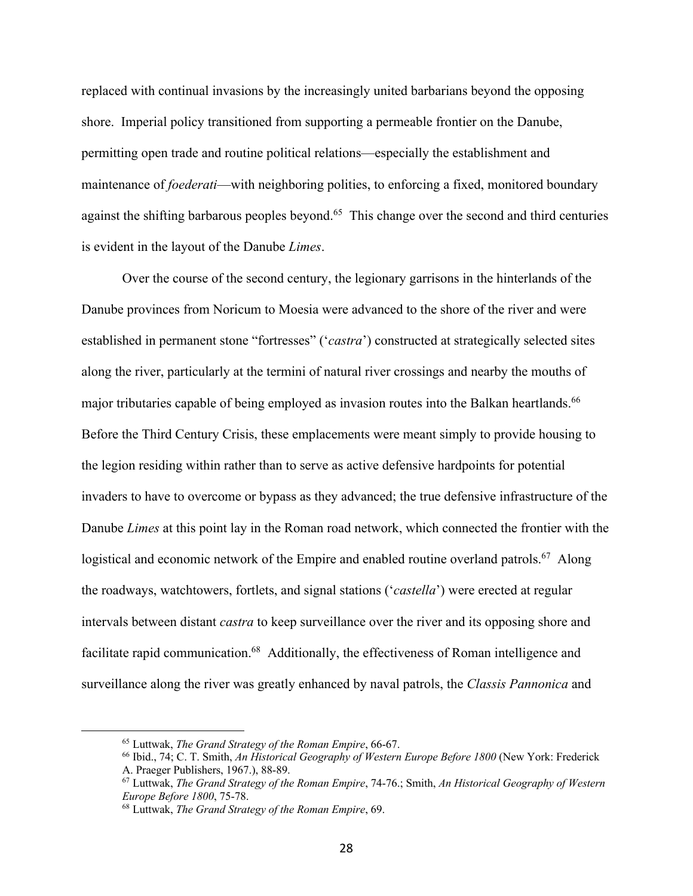replaced with continual invasions by the increasingly united barbarians beyond the opposing shore. Imperial policy transitioned from supporting a permeable frontier on the Danube, permitting open trade and routine political relations—especially the establishment and maintenance of *foederati*—with neighboring polities, to enforcing a fixed, monitored boundary against the shifting barbarous peoples beyond.[65] This change over the second and third centuries is evident in the layout of the Danube *Limes*.

Over the course of the second century, the legionary garrisons in the hinterlands of the Danube provinces from Noricum to Moesia were advanced to the shore of the river and were established in permanent stone "fortresses" ('*castra*') constructed at strategically selected sites along the river, particularly at the termini of natural river crossings and nearby the mouths of major tributaries capable of being employed as invasion routes into the Balkan heartlands.[66] Before the Third Century Crisis, these emplacements were meant simply to provide housing to the legion residing within rather than to serve as active defensive hardpoints for potential invaders to have to overcome or bypass as they advanced; the true defensive infrastructure of the Danube *Limes* at this point lay in the Roman road network, which connected the frontier with the logistical and economic network of the Empire and enabled routine overland patrols.[67] Along the roadways, watchtowers, fortlets, and signal stations ('*castella*') were erected at regular intervals between distant *castra* to keep surveillance over the river and its opposing shore and facilitate rapid communication.[68] Additionally, the effectiveness of Roman intelligence and surveillance along the river was greatly enhanced by naval patrols, the *Classis Pannonica* and

---

[65] Luttwak, *The Grand Strategy of the Roman Empire*, 66-67.

[66] Ibid., 74; C. T. Smith, *An Historical Geography of Western Europe Before 1800* (New York: Frederick A. Praeger Publishers, 1967.), 88-89.

[67] Luttwak, *The Grand Strategy of the Roman Empire*, 74-76.; Smith, *An Historical Geography of Western Europe Before 1800*, 75-78.

[68] Luttwak, *The Grand Strategy of the Roman Empire*, 69.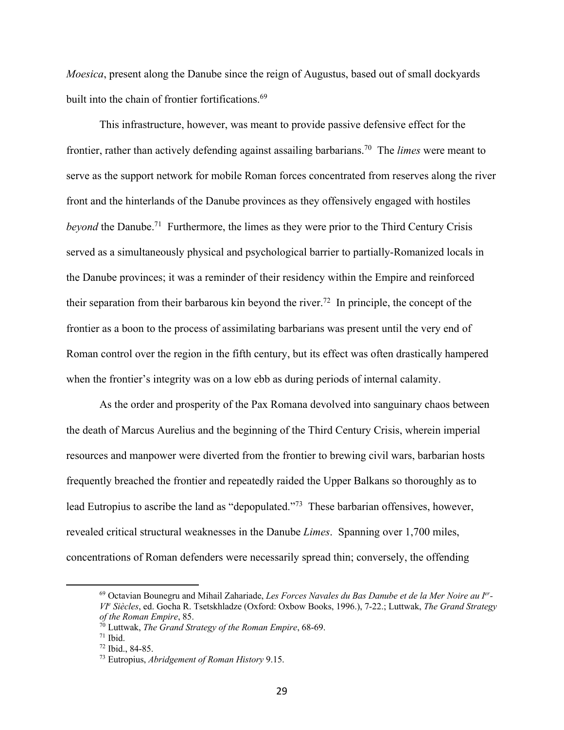*Moesica*, present along the Danube since the reign of Augustus, based out of small dockyards built into the chain of frontier fortifications.[69]

This infrastructure, however, was meant to provide passive defensive effect for the frontier, rather than actively defending against assailing barbarians.[70] The *limes* were meant to serve as the support network for mobile Roman forces concentrated from reserves along the river front and the hinterlands of the Danube provinces as they offensively engaged with hostiles *beyond* the Danube.[71] Furthermore, the limes as they were prior to the Third Century Crisis served as a simultaneously physical and psychological barrier to partially-Romanized locals in the Danube provinces; it was a reminder of their residency within the Empire and reinforced their separation from their barbarous kin beyond the river.[72] In principle, the concept of the frontier as a boon to the process of assimilating barbarians was present until the very end of Roman control over the region in the fifth century, but its effect was often drastically hampered when the frontier's integrity was on a low ebb as during periods of internal calamity.

As the order and prosperity of the Pax Romana devolved into sanguinary chaos between the death of Marcus Aurelius and the beginning of the Third Century Crisis, wherein imperial resources and manpower were diverted from the frontier to brewing civil wars, barbarian hosts frequently breached the frontier and repeatedly raided the Upper Balkans so thoroughly as to lead Eutropius to ascribe the land as "depopulated."[73] These barbarian offensives, however, revealed critical structural weaknesses in the Danube *Limes*. Spanning over 1,700 miles, concentrations of Roman defenders were necessarily spread thin; conversely, the offending

---

[69] Octavian Bounegru and Mihail Zahariade, *Les Forces Navales du Bas Danube et de la Mer Noire au Ier-VIe Siècles*, ed. Gocha R. Tsetskhladze (Oxford: Oxbow Books, 1996.), 7-22.; Luttwak, *The Grand Strategy of the Roman Empire*, 85.

[70] Luttwak, *The Grand Strategy of the Roman Empire*, 68-69.

[71] Ibid.

[72] Ibid., 84-85.

[73] Eutropius, *Abridgement of Roman History* 9.15.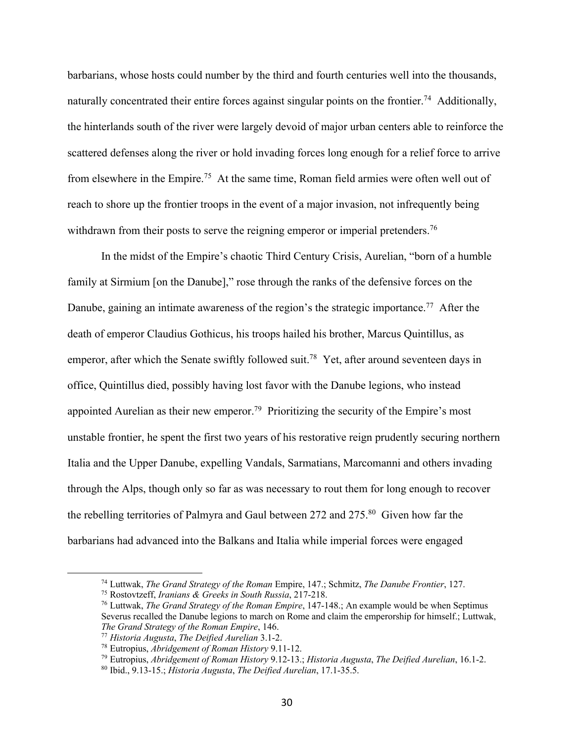barbarians, whose hosts could number by the third and fourth centuries well into the thousands, naturally concentrated their entire forces against singular points on the frontier.[74] Additionally, the hinterlands south of the river were largely devoid of major urban centers able to reinforce the scattered defenses along the river or hold invading forces long enough for a relief force to arrive from elsewhere in the Empire.[75] At the same time, Roman field armies were often well out of reach to shore up the frontier troops in the event of a major invasion, not infrequently being withdrawn from their posts to serve the reigning emperor or imperial pretenders.[76]

In the midst of the Empire's chaotic Third Century Crisis, Aurelian, "born of a humble family at Sirmium [on the Danube]," rose through the ranks of the defensive forces on the Danube, gaining an intimate awareness of the region's the strategic importance.[77] After the death of emperor Claudius Gothicus, his troops hailed his brother, Marcus Quintillus, as emperor, after which the Senate swiftly followed suit.[78] Yet, after around seventeen days in office, Quintillus died, possibly having lost favor with the Danube legions, who instead appointed Aurelian as their new emperor.[79] Prioritizing the security of the Empire's most unstable frontier, he spent the first two years of his restorative reign prudently securing northern Italia and the Upper Danube, expelling Vandals, Sarmatians, Marcomanni and others invading through the Alps, though only so far as was necessary to rout them for long enough to recover the rebelling territories of Palmyra and Gaul between 272 and 275.[80] Given how far the barbarians had advanced into the Balkans and Italia while imperial forces were engaged

---

[74] Luttwak, *The Grand Strategy of the Roman* Empire, 147.; Schmitz, *The Danube Frontier*, 127.

[75] Rostovtzeff, *Iranians & Greeks in South Russia*, 217-218.

[76] Luttwak, *The Grand Strategy of the Roman Empire*, 147-148.; An example would be when Septimus Severus recalled the Danube legions to march on Rome and claim the emperorship for himself.; Luttwak, *The Grand Strategy of the Roman Empire*, 146.

[77] *Historia Augusta*, *The Deified Aurelian* 3.1-2.

[78] Eutropius, *Abridgement of Roman History* 9.11-12.

[79] Eutropius, *Abridgement of Roman History* 9.12-13.; *Historia Augusta*, *The Deified Aurelian*, 16.1-2.

[80] Ibid., 9.13-15.; *Historia Augusta*, *The Deified Aurelian*, 17.1-35.5.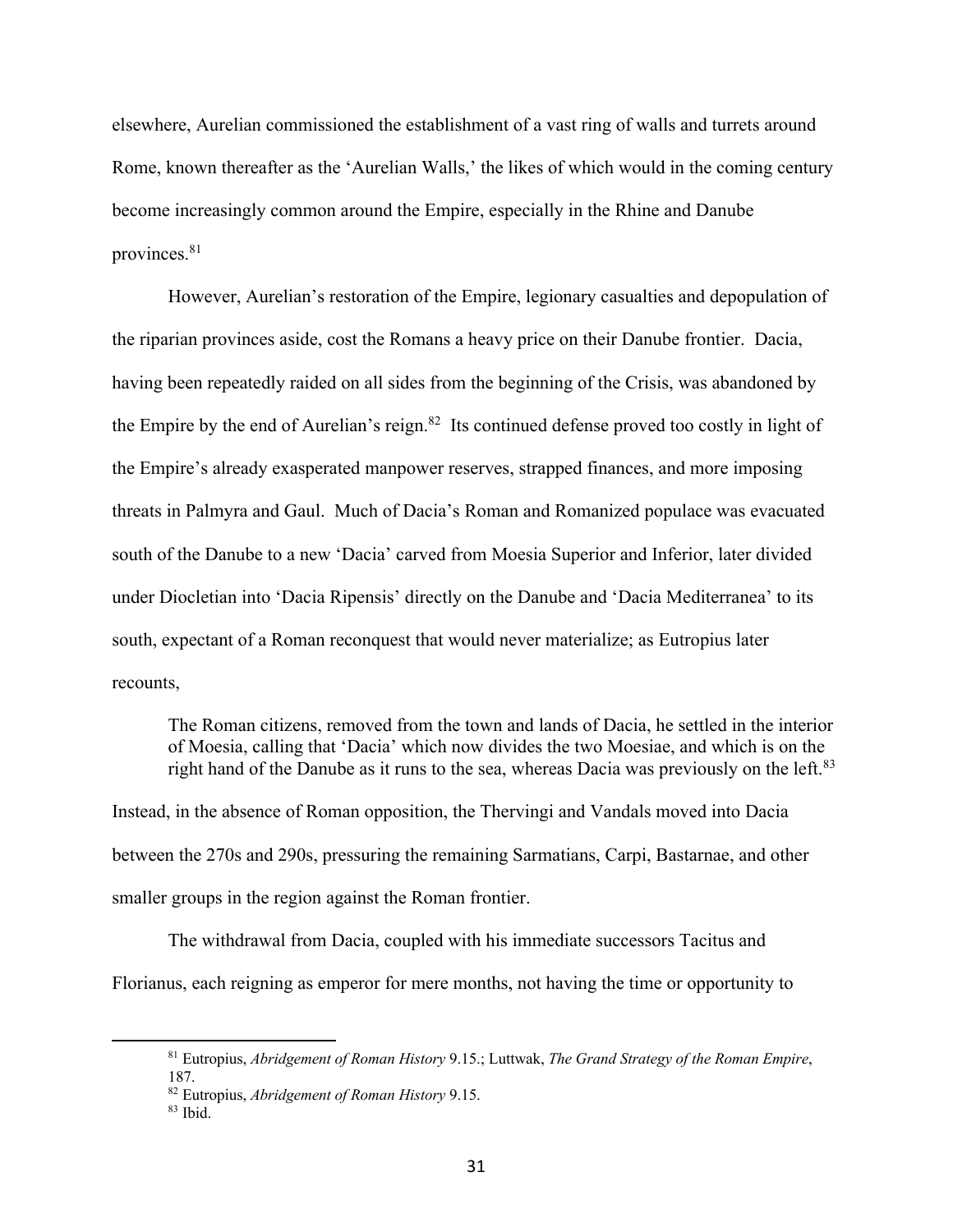elsewhere, Aurelian commissioned the establishment of a vast ring of walls and turrets around Rome, known thereafter as the 'Aurelian Walls,' the likes of which would in the coming century become increasingly common around the Empire, especially in the Rhine and Danube provinces.[81]

However, Aurelian's restoration of the Empire, legionary casualties and depopulation of the riparian provinces aside, cost the Romans a heavy price on their Danube frontier. Dacia, having been repeatedly raided on all sides from the beginning of the Crisis, was abandoned by the Empire by the end of Aurelian's reign.[82] Its continued defense proved too costly in light of the Empire's already exasperated manpower reserves, strapped finances, and more imposing threats in Palmyra and Gaul. Much of Dacia's Roman and Romanized populace was evacuated south of the Danube to a new 'Dacia' carved from Moesia Superior and Inferior, later divided under Diocletian into 'Dacia Ripensis' directly on the Danube and 'Dacia Mediterranea' to its south, expectant of a Roman reconquest that would never materialize; as Eutropius later recounts,

> The Roman citizens, removed from the town and lands of Dacia, he settled in the interior of Moesia, calling that 'Dacia' which now divides the two Moesiae, and which is on the right hand of the Danube as it runs to the sea, whereas Dacia was previously on the left.[83]

Instead, in the absence of Roman opposition, the Thervingi and Vandals moved into Dacia between the 270s and 290s, pressuring the remaining Sarmatians, Carpi, Bastarnae, and other smaller groups in the region against the Roman frontier.

The withdrawal from Dacia, coupled with his immediate successors Tacitus and Florianus, each reigning as emperor for mere months, not having the time or opportunity to

---

[81] Eutropius, *Abridgement of Roman History* 9.15.; Luttwak, *The Grand Strategy of the Roman Empire*, 187.

[82] Eutropius, *Abridgement of Roman History* 9.15.

[83] Ibid.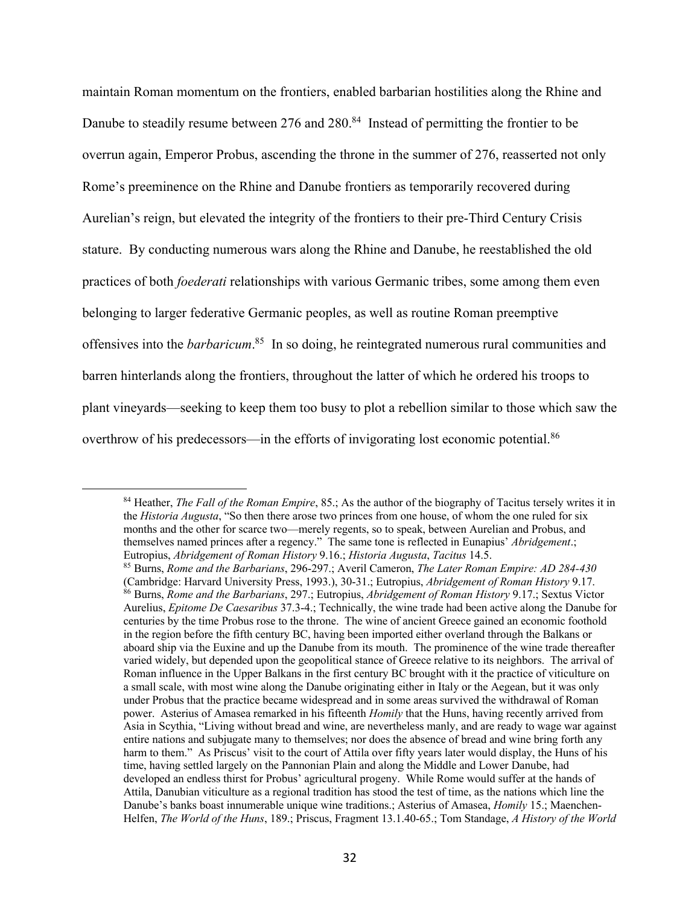maintain Roman momentum on the frontiers, enabled barbarian hostilities along the Rhine and Danube to steadily resume between 276 and 280.[84] Instead of permitting the frontier to be overrun again, Emperor Probus, ascending the throne in the summer of 276, reasserted not only Rome's preeminence on the Rhine and Danube frontiers as temporarily recovered during Aurelian's reign, but elevated the integrity of the frontiers to their pre-Third Century Crisis stature. By conducting numerous wars along the Rhine and Danube, he reestablished the old practices of both *foederati* relationships with various Germanic tribes, some among them even belonging to larger federative Germanic peoples, as well as routine Roman preemptive offensives into the *barbaricum*.[85] In so doing, he reintegrated numerous rural communities and barren hinterlands along the frontiers, throughout the latter of which he ordered his troops to plant vineyards—seeking to keep them too busy to plot a rebellion similar to those which saw the overthrow of his predecessors—in the efforts of invigorating lost economic potential.[86]

---

[84] Heather, *The Fall of the Roman Empire*, 85.; As the author of the biography of Tacitus tersely writes it in the *Historia Augusta*, "So then there arose two princes from one house, of whom the one ruled for six months and the other for scarce two—merely regents, so to speak, between Aurelian and Probus, and themselves named princes after a regency." The same tone is reflected in Eunapius' *Abridgement*.; Eutropius, *Abridgement of Roman History* 9.16.; *Historia Augusta*, *Tacitus* 14.5.

[85] Burns, *Rome and the Barbarians*, 296-297.; Averil Cameron, *The Later Roman Empire: AD 284-430* (Cambridge: Harvard University Press, 1993.), 30-31.; Eutropius, *Abridgement of Roman History* 9.17.

[86] Burns, *Rome and the Barbarians*, 297.; Eutropius, *Abridgement of Roman History* 9.17.; Sextus Victor Aurelius, *Epitome De Caesaribus* 37.3-4.; Technically, the wine trade had been active along the Danube for centuries by the time Probus rose to the throne. The wine of ancient Greece gained an economic foothold in the region before the fifth century BC, having been imported either overland through the Balkans or aboard ship via the Euxine and up the Danube from its mouth. The prominence of the wine trade thereafter varied widely, but depended upon the geopolitical stance of Greece relative to its neighbors. The arrival of Roman influence in the Upper Balkans in the first century BC brought with it the practice of viticulture on a small scale, with most wine along the Danube originating either in Italy or the Aegean, but it was only under Probus that the practice became widespread and in some areas survived the withdrawal of Roman power. Asterius of Amasea remarked in his fifteenth *Homily* that the Huns, having recently arrived from Asia in Scythia, "Living without bread and wine, are nevertheless manly, and are ready to wage war against entire nations and subjugate many to themselves; nor does the absence of bread and wine bring forth any harm to them." As Priscus' visit to the court of Attila over fifty years later would display, the Huns of his time, having settled largely on the Pannonian Plain and along the Middle and Lower Danube, had developed an endless thirst for Probus' agricultural progeny. While Rome would suffer at the hands of Attila, Danubian viticulture as a regional tradition has stood the test of time, as the nations which line the Danube's banks boast innumerable unique wine traditions.; Asterius of Amasea, *Homily* 15.; Maenchen-Helfen, *The World of the Huns*, 189.; Priscus, Fragment 13.1.40-65.; Tom Standage, *A History of the World*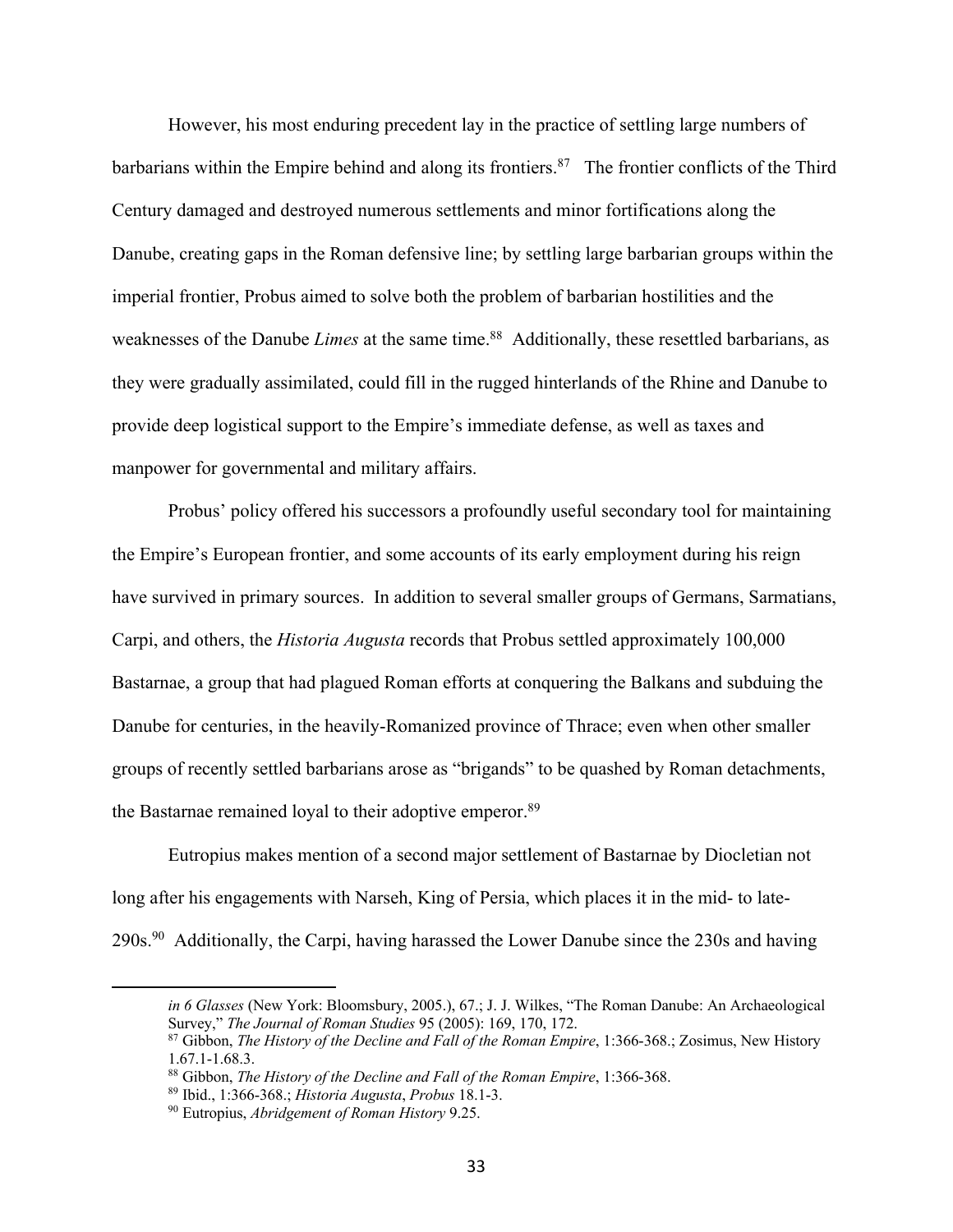However, his most enduring precedent lay in the practice of settling large numbers of barbarians within the Empire behind and along its frontiers.[87] The frontier conflicts of the Third Century damaged and destroyed numerous settlements and minor fortifications along the Danube, creating gaps in the Roman defensive line; by settling large barbarian groups within the imperial frontier, Probus aimed to solve both the problem of barbarian hostilities and the weaknesses of the Danube *Limes* at the same time.[88] Additionally, these resettled barbarians, as they were gradually assimilated, could fill in the rugged hinterlands of the Rhine and Danube to provide deep logistical support to the Empire's immediate defense, as well as taxes and manpower for governmental and military affairs.

Probus' policy offered his successors a profoundly useful secondary tool for maintaining the Empire's European frontier, and some accounts of its early employment during his reign have survived in primary sources. In addition to several smaller groups of Germans, Sarmatians, Carpi, and others, the *Historia Augusta* records that Probus settled approximately 100,000 Bastarnae, a group that had plagued Roman efforts at conquering the Balkans and subduing the Danube for centuries, in the heavily-Romanized province of Thrace; even when other smaller groups of recently settled barbarians arose as "brigands" to be quashed by Roman detachments, the Bastarnae remained loyal to their adoptive emperor.[89]

Eutropius makes mention of a second major settlement of Bastarnae by Diocletian not long after his engagements with Narseh, King of Persia, which places it in the mid- to late-290s.[90] Additionally, the Carpi, having harassed the Lower Danube since the 230s and having

---

*in 6 Glasses* (New York: Bloomsbury, 2005.), 67.; J. J. Wilkes, "The Roman Danube: An Archaeological Survey," *The Journal of Roman Studies* 95 (2005): 169, 170, 172.

[87] Gibbon, *The History of the Decline and Fall of the Roman Empire*, 1:366-368.; Zosimus, New History 1.67.1-1.68.3.

[88] Gibbon, *The History of the Decline and Fall of the Roman Empire*, 1:366-368.

[89] Ibid., 1:366-368.; *Historia Augusta*, *Probus* 18.1-3.

[90] Eutropius, *Abridgement of Roman History* 9.25.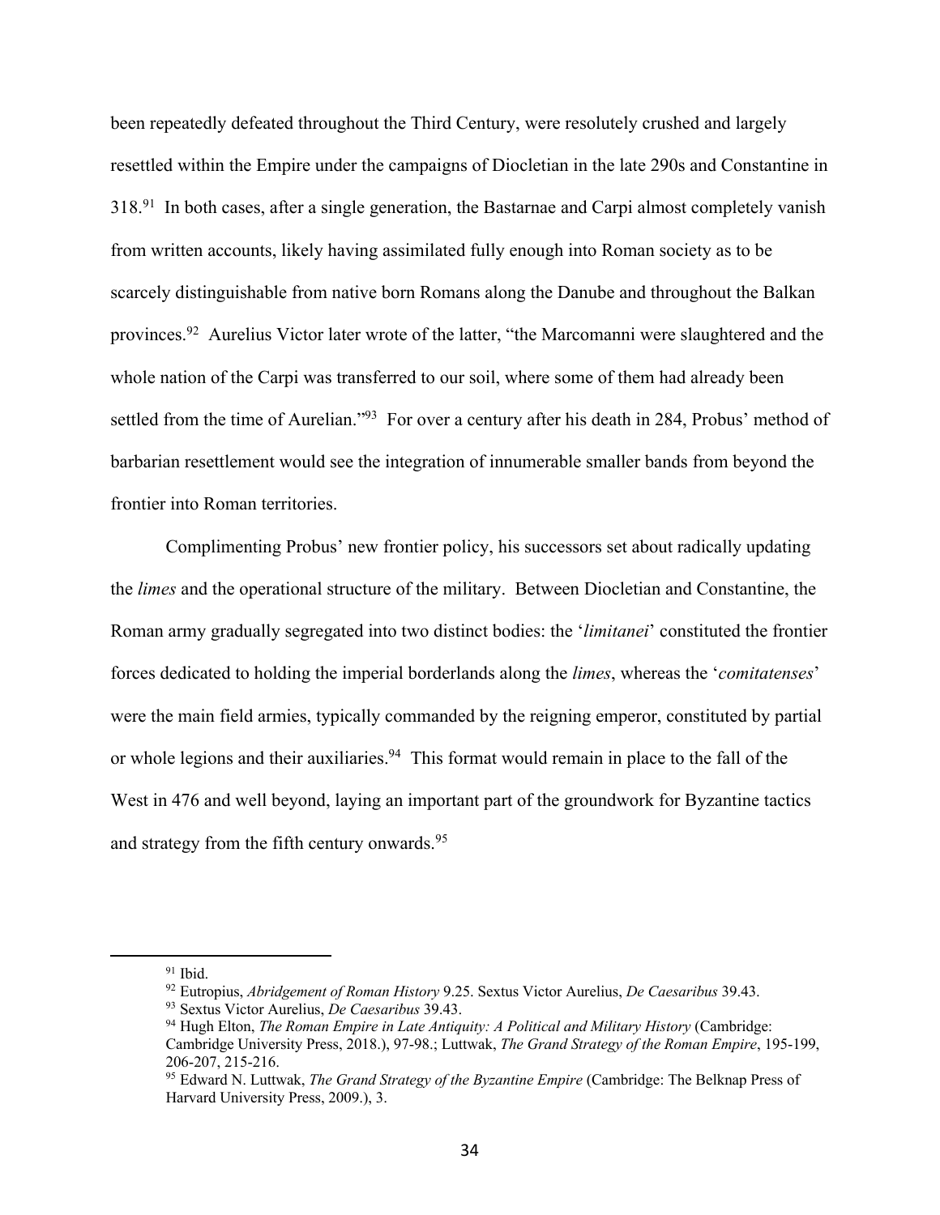been repeatedly defeated throughout the Third Century, were resolutely crushed and largely resettled within the Empire under the campaigns of Diocletian in the late 290s and Constantine in 318.[91] In both cases, after a single generation, the Bastarnae and Carpi almost completely vanish from written accounts, likely having assimilated fully enough into Roman society as to be scarcely distinguishable from native born Romans along the Danube and throughout the Balkan provinces.[92] Aurelius Victor later wrote of the latter, "the Marcomanni were slaughtered and the whole nation of the Carpi was transferred to our soil, where some of them had already been settled from the time of Aurelian."[93] For over a century after his death in 284, Probus' method of barbarian resettlement would see the integration of innumerable smaller bands from beyond the frontier into Roman territories.

Complimenting Probus' new frontier policy, his successors set about radically updating the *limes* and the operational structure of the military. Between Diocletian and Constantine, the Roman army gradually segregated into two distinct bodies: the '*limitanei*' constituted the frontier forces dedicated to holding the imperial borderlands along the *limes*, whereas the '*comitatenses*' were the main field armies, typically commanded by the reigning emperor, constituted by partial or whole legions and their auxiliaries.[94] This format would remain in place to the fall of the West in 476 and well beyond, laying an important part of the groundwork for Byzantine tactics and strategy from the fifth century onwards.[95]

---

[91] Ibid.

[92] Eutropius, *Abridgement of Roman History* 9.25. Sextus Victor Aurelius, *De Caesaribus* 39.43.

[93] Sextus Victor Aurelius, *De Caesaribus* 39.43.

[94] Hugh Elton, *The Roman Empire in Late Antiquity: A Political and Military History* (Cambridge: Cambridge University Press, 2018.), 97-98.; Luttwak, *The Grand Strategy of the Roman Empire*, 195-199, 206-207, 215-216.

[95] Edward N. Luttwak, *The Grand Strategy of the Byzantine Empire* (Cambridge: The Belknap Press of Harvard University Press, 2009.), 3.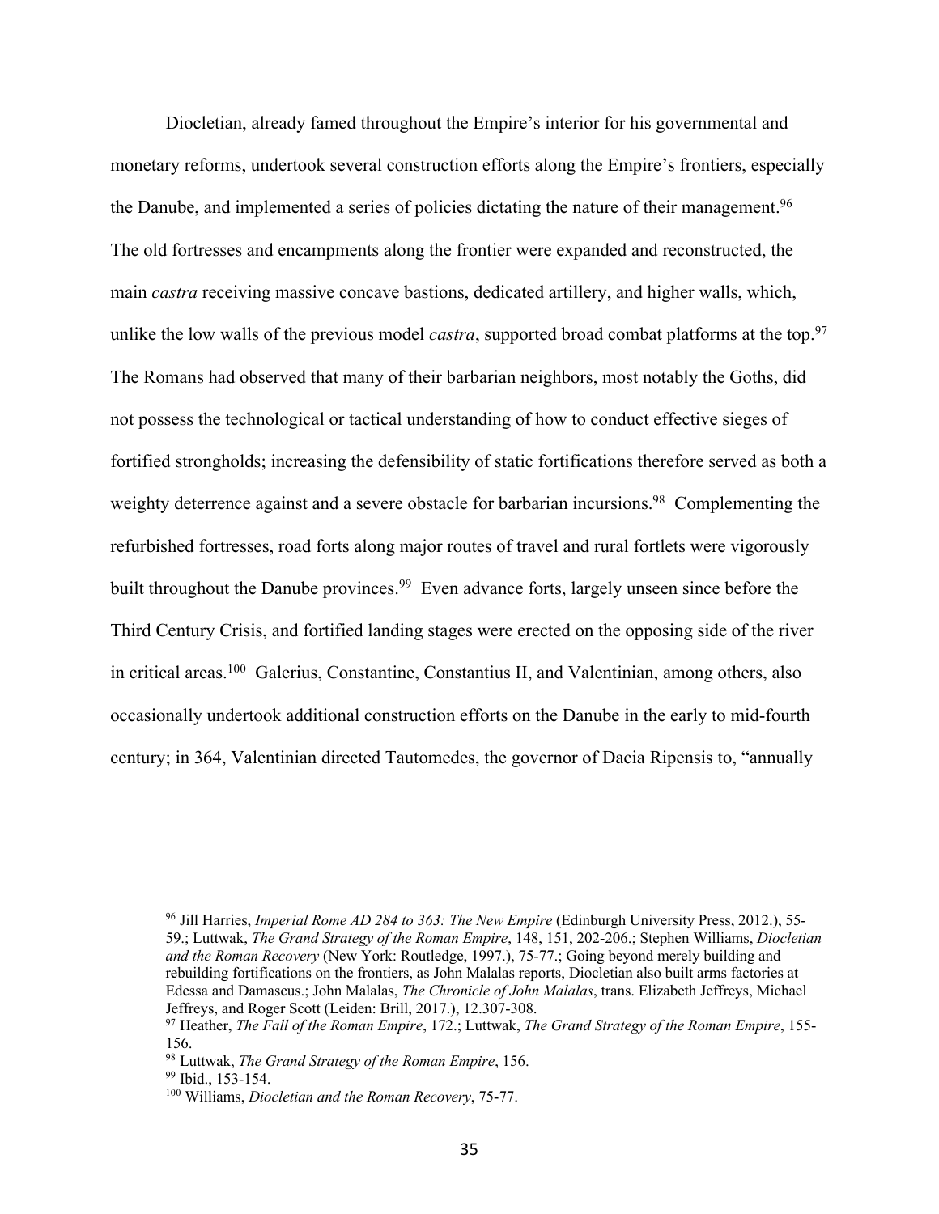Diocletian, already famed throughout the Empire's interior for his governmental and monetary reforms, undertook several construction efforts along the Empire's frontiers, especially the Danube, and implemented a series of policies dictating the nature of their management.[96] The old fortresses and encampments along the frontier were expanded and reconstructed, the main *castra* receiving massive concave bastions, dedicated artillery, and higher walls, which, unlike the low walls of the previous model *castra*, supported broad combat platforms at the top.[97] The Romans had observed that many of their barbarian neighbors, most notably the Goths, did not possess the technological or tactical understanding of how to conduct effective sieges of fortified strongholds; increasing the defensibility of static fortifications therefore served as both a weighty deterrence against and a severe obstacle for barbarian incursions.[98] Complementing the refurbished fortresses, road forts along major routes of travel and rural fortlets were vigorously built throughout the Danube provinces.[99] Even advance forts, largely unseen since before the Third Century Crisis, and fortified landing stages were erected on the opposing side of the river in critical areas.[100] Galerius, Constantine, Constantius II, and Valentinian, among others, also occasionally undertook additional construction efforts on the Danube in the early to mid-fourth century; in 364, Valentinian directed Tautomedes, the governor of Dacia Ripensis to, "annually

---

[96] Jill Harries, *Imperial Rome AD 284 to 363: The New Empire* (Edinburgh University Press, 2012.), 55-59.; Luttwak, *The Grand Strategy of the Roman Empire*, 148, 151, 202-206.; Stephen Williams, *Diocletian and the Roman Recovery* (New York: Routledge, 1997.), 75-77.; Going beyond merely building and rebuilding fortifications on the frontiers, as John Malalas reports, Diocletian also built arms factories at Edessa and Damascus.; John Malalas, *The Chronicle of John Malalas*, trans. Elizabeth Jeffreys, Michael Jeffreys, and Roger Scott (Leiden: Brill, 2017.), 12.307-308.

[97] Heather, *The Fall of the Roman Empire*, 172.; Luttwak, *The Grand Strategy of the Roman Empire*, 155-156.

[98] Luttwak, *The Grand Strategy of the Roman Empire*, 156.

[99] Ibid., 153-154.

[100] Williams, *Diocletian and the Roman Recovery*, 75-77.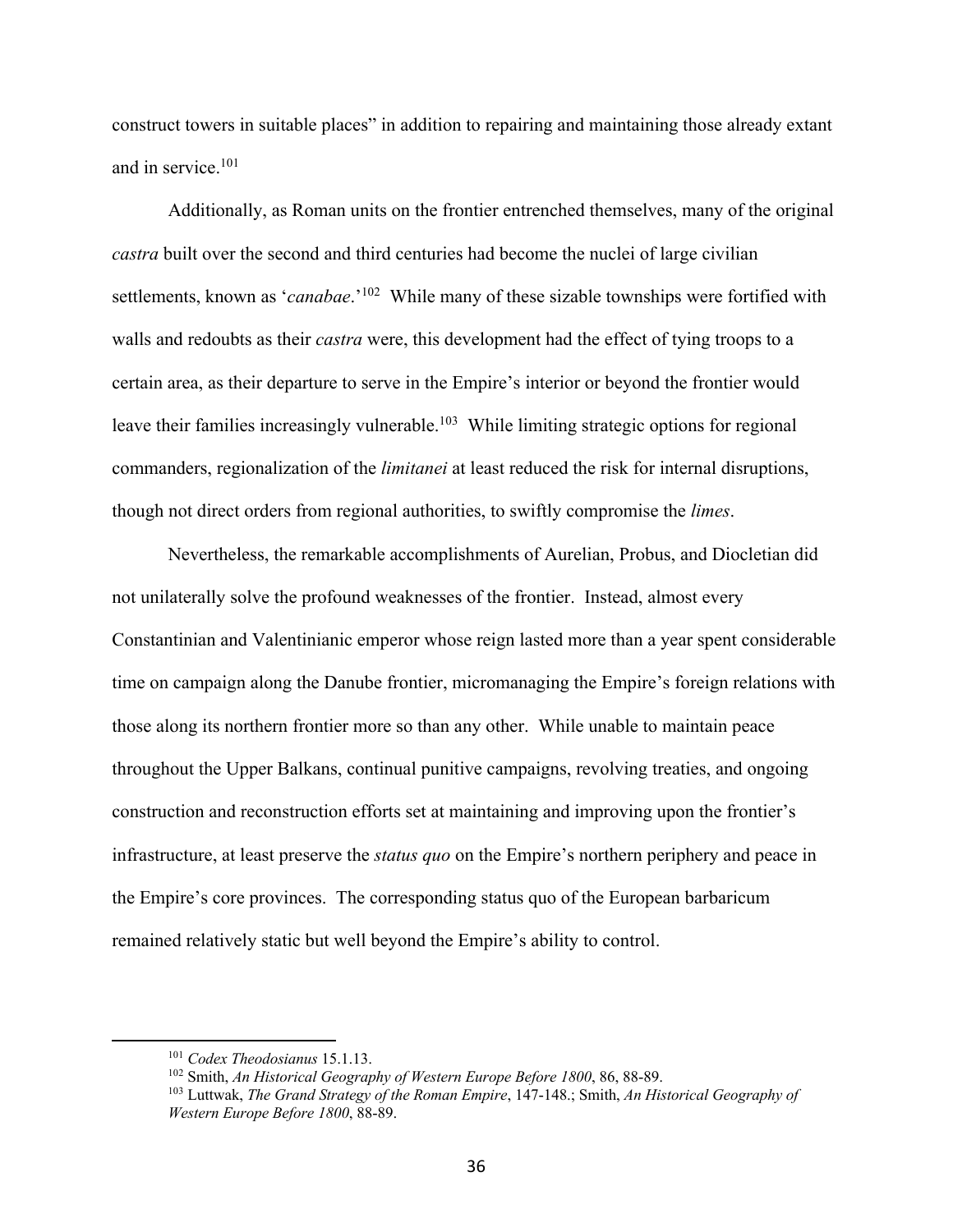construct towers in suitable places" in addition to repairing and maintaining those already extant and in service.[101]

Additionally, as Roman units on the frontier entrenched themselves, many of the original *castra* built over the second and third centuries had become the nuclei of large civilian settlements, known as '*canabae*.'[102] While many of these sizable townships were fortified with walls and redoubts as their *castra* were, this development had the effect of tying troops to a certain area, as their departure to serve in the Empire's interior or beyond the frontier would leave their families increasingly vulnerable.[103] While limiting strategic options for regional commanders, regionalization of the *limitanei* at least reduced the risk for internal disruptions, though not direct orders from regional authorities, to swiftly compromise the *limes*.

Nevertheless, the remarkable accomplishments of Aurelian, Probus, and Diocletian did not unilaterally solve the profound weaknesses of the frontier. Instead, almost every Constantinian and Valentinianic emperor whose reign lasted more than a year spent considerable time on campaign along the Danube frontier, micromanaging the Empire's foreign relations with those along its northern frontier more so than any other. While unable to maintain peace throughout the Upper Balkans, continual punitive campaigns, revolving treaties, and ongoing construction and reconstruction efforts set at maintaining and improving upon the frontier's infrastructure, at least preserve the *status quo* on the Empire's northern periphery and peace in the Empire's core provinces. The corresponding status quo of the European barbaricum remained relatively static but well beyond the Empire's ability to control.

---

[101] *Codex Theodosianus* 15.1.13.

[102] Smith, *An Historical Geography of Western Europe Before 1800*, 86, 88-89.

[103] Luttwak, *The Grand Strategy of the Roman Empire*, 147-148.; Smith, *An Historical Geography of Western Europe Before 1800*, 88-89.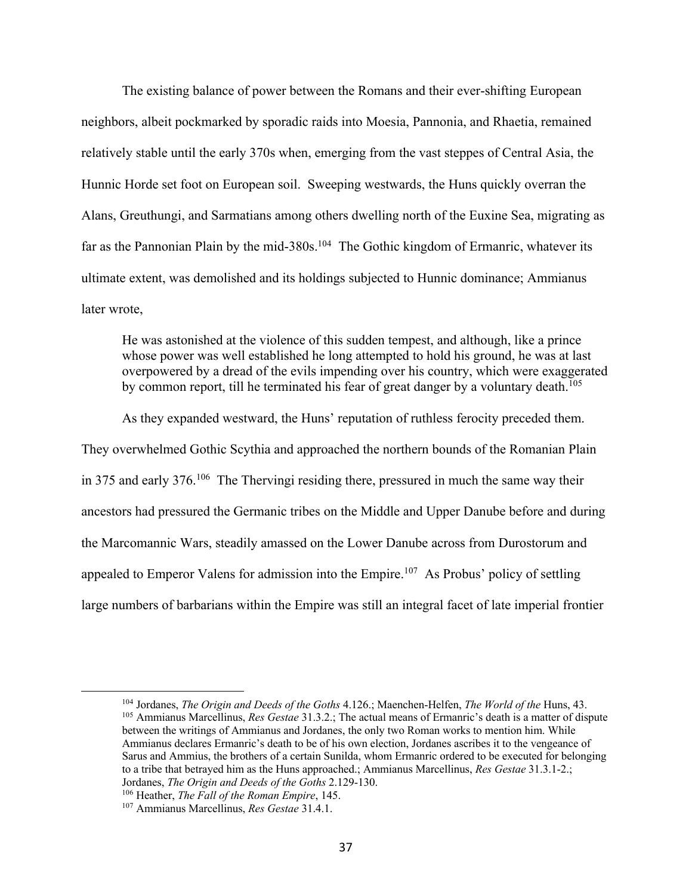The existing balance of power between the Romans and their ever-shifting European neighbors, albeit pockmarked by sporadic raids into Moesia, Pannonia, and Rhaetia, remained relatively stable until the early 370s when, emerging from the vast steppes of Central Asia, the Hunnic Horde set foot on European soil. Sweeping westwards, the Huns quickly overran the Alans, Greuthungi, and Sarmatians among others dwelling north of the Euxine Sea, migrating as far as the Pannonian Plain by the mid-380s.[104] The Gothic kingdom of Ermanric, whatever its ultimate extent, was demolished and its holdings subjected to Hunnic dominance; Ammianus later wrote,

> He was astonished at the violence of this sudden tempest, and although, like a prince whose power was well established he long attempted to hold his ground, he was at last overpowered by a dread of the evils impending over his country, which were exaggerated by common report, till he terminated his fear of great danger by a voluntary death.[105]

As they expanded westward, the Huns' reputation of ruthless ferocity preceded them. They overwhelmed Gothic Scythia and approached the northern bounds of the Romanian Plain in 375 and early 376.[106] The Thervingi residing there, pressured in much the same way their ancestors had pressured the Germanic tribes on the Middle and Upper Danube before and during the Marcomannic Wars, steadily amassed on the Lower Danube across from Durostorum and appealed to Emperor Valens for admission into the Empire.[107] As Probus' policy of settling large numbers of barbarians within the Empire was still an integral facet of late imperial frontier

---

[104] Jordanes, *The Origin and Deeds of the Goths* 4.126.; Maenchen-Helfen, *The World of the* Huns, 43.

[105] Ammianus Marcellinus, *Res Gestae* 31.3.2.; The actual means of Ermanric's death is a matter of dispute between the writings of Ammianus and Jordanes, the only two Roman works to mention him. While Ammianus declares Ermanric's death to be of his own election, Jordanes ascribes it to the vengeance of Sarus and Ammius, the brothers of a certain Sunilda, whom Ermanric ordered to be executed for belonging to a tribe that betrayed him as the Huns approached.; Ammianus Marcellinus, *Res Gestae* 31.3.1-2.; Jordanes, *The Origin and Deeds of the Goths* 2.129-130.

[106] Heather, *The Fall of the Roman Empire*, 145.

[107] Ammianus Marcellinus, *Res Gestae* 31.4.1.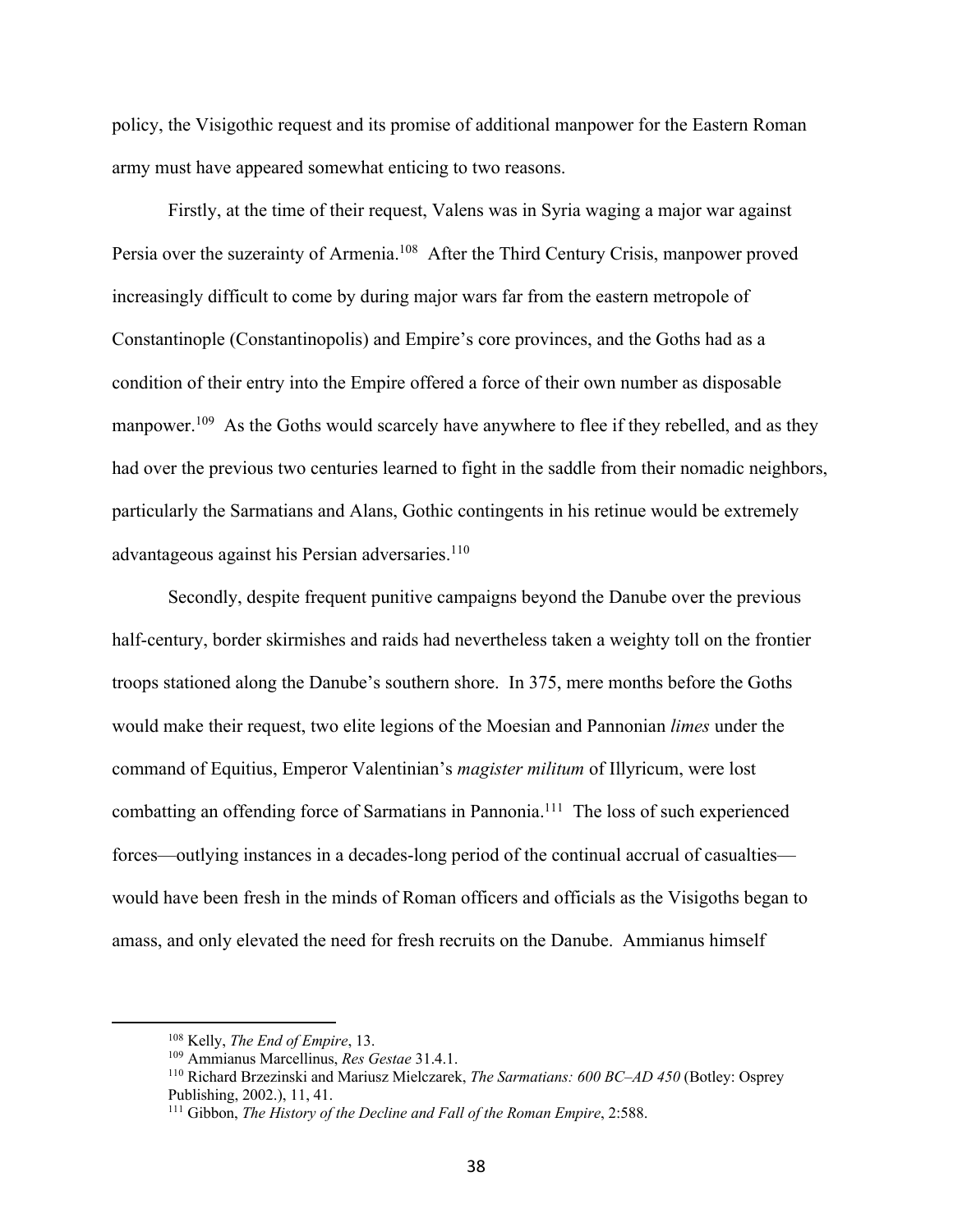policy, the Visigothic request and its promise of additional manpower for the Eastern Roman army must have appeared somewhat enticing to two reasons.

Firstly, at the time of their request, Valens was in Syria waging a major war against Persia over the suzerainty of Armenia.[108] After the Third Century Crisis, manpower proved increasingly difficult to come by during major wars far from the eastern metropole of Constantinople (Constantinopolis) and Empire's core provinces, and the Goths had as a condition of their entry into the Empire offered a force of their own number as disposable manpower.[109] As the Goths would scarcely have anywhere to flee if they rebelled, and as they had over the previous two centuries learned to fight in the saddle from their nomadic neighbors, particularly the Sarmatians and Alans, Gothic contingents in his retinue would be extremely advantageous against his Persian adversaries.[110]

Secondly, despite frequent punitive campaigns beyond the Danube over the previous half-century, border skirmishes and raids had nevertheless taken a weighty toll on the frontier troops stationed along the Danube's southern shore. In 375, mere months before the Goths would make their request, two elite legions of the Moesian and Pannonian *limes* under the command of Equitius, Emperor Valentinian's *magister militum* of Illyricum, were lost combatting an offending force of Sarmatians in Pannonia.[111] The loss of such experienced forces—outlying instances in a decades-long period of the continual accrual of casualties—would have been fresh in the minds of Roman officers and officials as the Visigoths began to amass, and only elevated the need for fresh recruits on the Danube. Ammianus himself

---

[108] Kelly, *The End of Empire*, 13.

[109] Ammianus Marcellinus, *Res Gestae* 31.4.1.

[110] Richard Brzezinski and Mariusz Mielczarek, *The Sarmatians: 600 BC–AD 450* (Botley: Osprey Publishing, 2002.), 11, 41.

[111] Gibbon, *The History of the Decline and Fall of the Roman Empire*, 2:588.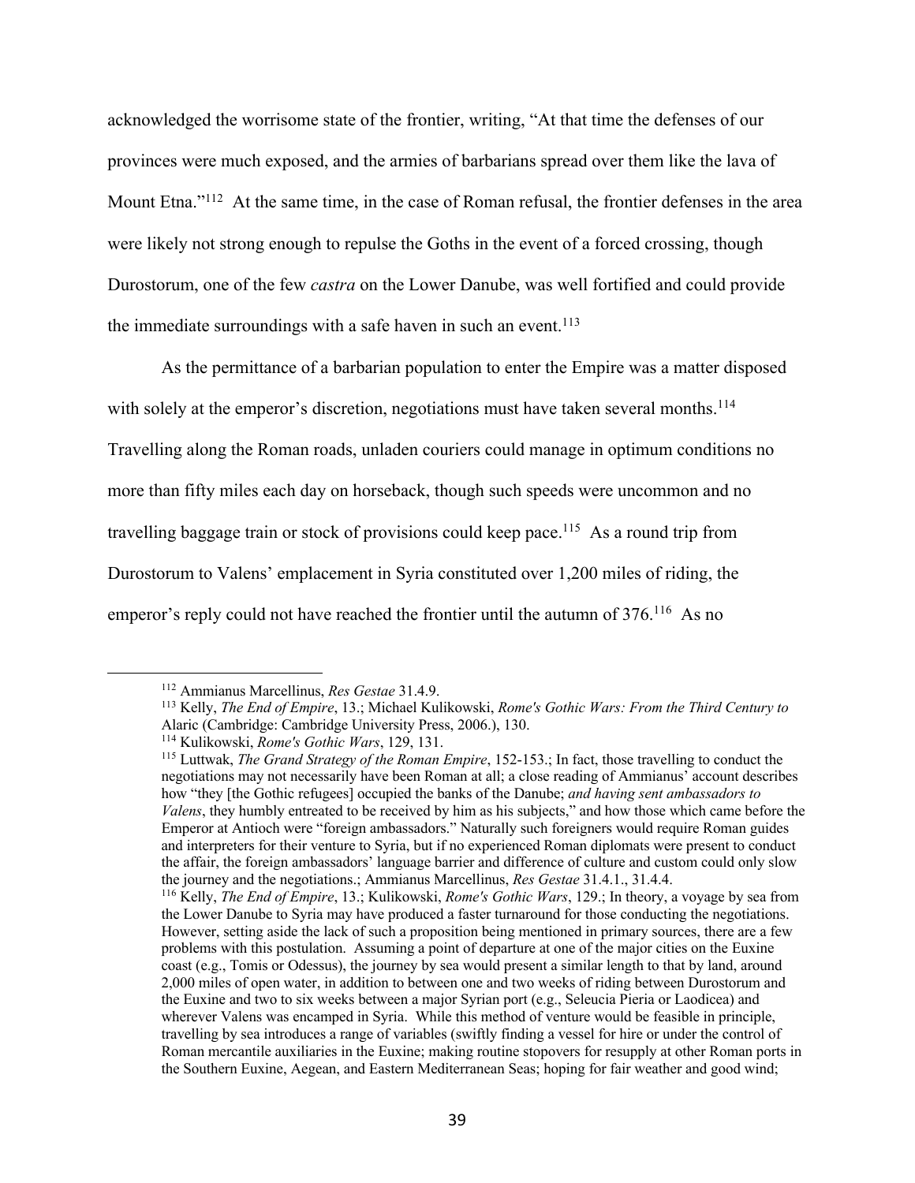acknowledged the worrisome state of the frontier, writing, "At that time the defenses of our provinces were much exposed, and the armies of barbarians spread over them like the lava of Mount Etna."[112] At the same time, in the case of Roman refusal, the frontier defenses in the area were likely not strong enough to repulse the Goths in the event of a forced crossing, though Durostorum, one of the few *castra* on the Lower Danube, was well fortified and could provide the immediate surroundings with a safe haven in such an event.[113]

As the permittance of a barbarian population to enter the Empire was a matter disposed with solely at the emperor's discretion, negotiations must have taken several months.[114] Travelling along the Roman roads, unladen couriers could manage in optimum conditions no more than fifty miles each day on horseback, though such speeds were uncommon and no travelling baggage train or stock of provisions could keep pace.[115] As a round trip from Durostorum to Valens' emplacement in Syria constituted over 1,200 miles of riding, the emperor's reply could not have reached the frontier until the autumn of 376.[116] As no

---

[112] Ammianus Marcellinus, *Res Gestae* 31.4.9.

[113] Kelly, *The End of Empire*, 13.; Michael Kulikowski, *Rome's Gothic Wars: From the Third Century to* Alaric (Cambridge: Cambridge University Press, 2006.), 130.

[114] Kulikowski, *Rome's Gothic Wars*, 129, 131.

[115] Luttwak, *The Grand Strategy of the Roman Empire*, 152-153.; In fact, those travelling to conduct the negotiations may not necessarily have been Roman at all; a close reading of Ammianus' account describes how "they [the Gothic refugees] occupied the banks of the Danube; *and having sent ambassadors to Valens*, they humbly entreated to be received by him as his subjects," and how those which came before the Emperor at Antioch were "foreign ambassadors." Naturally such foreigners would require Roman guides and interpreters for their venture to Syria, but if no experienced Roman diplomats were present to conduct the affair, the foreign ambassadors' language barrier and difference of culture and custom could only slow the journey and the negotiations.; Ammianus Marcellinus, *Res Gestae* 31.4.1., 31.4.4.

[116] Kelly, *The End of Empire*, 13.; Kulikowski, *Rome's Gothic Wars*, 129.; In theory, a voyage by sea from the Lower Danube to Syria may have produced a faster turnaround for those conducting the negotiations. However, setting aside the lack of such a proposition being mentioned in primary sources, there are a few problems with this postulation. Assuming a point of departure at one of the major cities on the Euxine coast (e.g., Tomis or Odessus), the journey by sea would present a similar length to that by land, around 2,000 miles of open water, in addition to between one and two weeks of riding between Durostorum and the Euxine and two to six weeks between a major Syrian port (e.g., Seleucia Pieria or Laodicea) and wherever Valens was encamped in Syria. While this method of venture would be feasible in principle, travelling by sea introduces a range of variables (swiftly finding a vessel for hire or under the control of Roman mercantile auxiliaries in the Euxine; making routine stopovers for resupply at other Roman ports in the Southern Euxine, Aegean, and Eastern Mediterranean Seas; hoping for fair weather and good wind;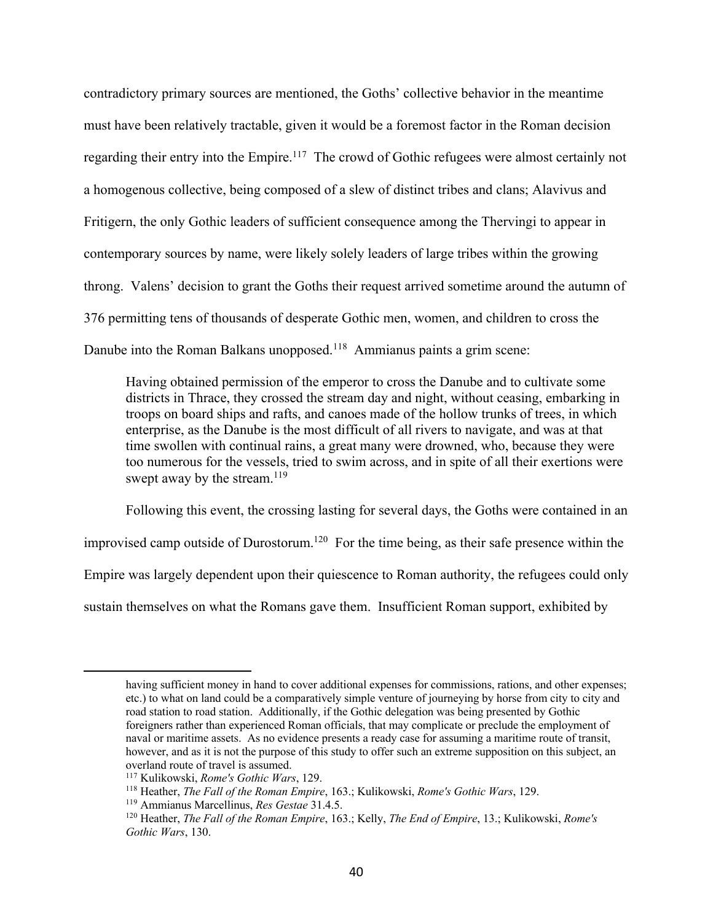contradictory primary sources are mentioned, the Goths' collective behavior in the meantime must have been relatively tractable, given it would be a foremost factor in the Roman decision regarding their entry into the Empire.[117] The crowd of Gothic refugees were almost certainly not a homogenous collective, being composed of a slew of distinct tribes and clans; Alavivus and Fritigern, the only Gothic leaders of sufficient consequence among the Thervingi to appear in contemporary sources by name, were likely solely leaders of large tribes within the growing throng. Valens' decision to grant the Goths their request arrived sometime around the autumn of 376 permitting tens of thousands of desperate Gothic men, women, and children to cross the Danube into the Roman Balkans unopposed.[118] Ammianus paints a grim scene:

> Having obtained permission of the emperor to cross the Danube and to cultivate some districts in Thrace, they crossed the stream day and night, without ceasing, embarking in troops on board ships and rafts, and canoes made of the hollow trunks of trees, in which enterprise, as the Danube is the most difficult of all rivers to navigate, and was at that time swollen with continual rains, a great many were drowned, who, because they were too numerous for the vessels, tried to swim across, and in spite of all their exertions were swept away by the stream.[119]

Following this event, the crossing lasting for several days, the Goths were contained in an improvised camp outside of Durostorum.[120] For the time being, as their safe presence within the Empire was largely dependent upon their quiescence to Roman authority, the refugees could only sustain themselves on what the Romans gave them. Insufficient Roman support, exhibited by

---

having sufficient money in hand to cover additional expenses for commissions, rations, and other expenses; etc.) to what on land could be a comparatively simple venture of journeying by horse from city to city and road station to road station. Additionally, if the Gothic delegation was being presented by Gothic foreigners rather than experienced Roman officials, that may complicate or preclude the employment of naval or maritime assets. As no evidence presents a ready case for assuming a maritime route of transit, however, and as it is not the purpose of this study to offer such an extreme supposition on this subject, an overland route of travel is assumed.

[117] Kulikowski, *Rome's Gothic Wars*, 129.

[118] Heather, *The Fall of the Roman Empire*, 163.; Kulikowski, *Rome's Gothic Wars*, 129.

[119] Ammianus Marcellinus, *Res Gestae* 31.4.5.

[120] Heather, *The Fall of the Roman Empire*, 163.; Kelly, *The End of Empire*, 13.; Kulikowski, *Rome's Gothic Wars*, 130.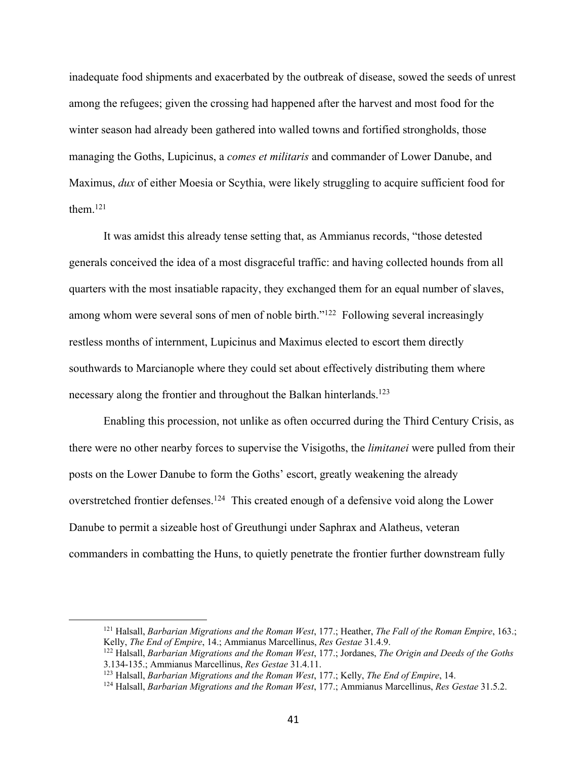inadequate food shipments and exacerbated by the outbreak of disease, sowed the seeds of unrest among the refugees; given the crossing had happened after the harvest and most food for the winter season had already been gathered into walled towns and fortified strongholds, those managing the Goths, Lupicinus, a *comes et militaris* and commander of Lower Danube, and Maximus, *dux* of either Moesia or Scythia, were likely struggling to acquire sufficient food for them.[121]

It was amidst this already tense setting that, as Ammianus records, "those detested generals conceived the idea of a most disgraceful traffic: and having collected hounds from all quarters with the most insatiable rapacity, they exchanged them for an equal number of slaves, among whom were several sons of men of noble birth."[122] Following several increasingly restless months of internment, Lupicinus and Maximus elected to escort them directly southwards to Marcianople where they could set about effectively distributing them where necessary along the frontier and throughout the Balkan hinterlands.[123]

Enabling this procession, not unlike as often occurred during the Third Century Crisis, as there were no other nearby forces to supervise the Visigoths, the *limitanei* were pulled from their posts on the Lower Danube to form the Goths' escort, greatly weakening the already overstretched frontier defenses.[124] This created enough of a defensive void along the Lower Danube to permit a sizeable host of Greuthungi under Saphrax and Alatheus, veteran commanders in combatting the Huns, to quietly penetrate the frontier further downstream fully

---

[121] Halsall, *Barbarian Migrations and the Roman West*, 177.; Heather, *The Fall of the Roman Empire*, 163.; Kelly, *The End of Empire*, 14.; Ammianus Marcellinus, *Res Gestae* 31.4.9.

[122] Halsall, *Barbarian Migrations and the Roman West*, 177.; Jordanes, *The Origin and Deeds of the Goths* 3.134-135.; Ammianus Marcellinus, *Res Gestae* 31.4.11.

[123] Halsall, *Barbarian Migrations and the Roman West*, 177.; Kelly, *The End of Empire*, 14.

[124] Halsall, *Barbarian Migrations and the Roman West*, 177.; Ammianus Marcellinus, *Res Gestae* 31.5.2.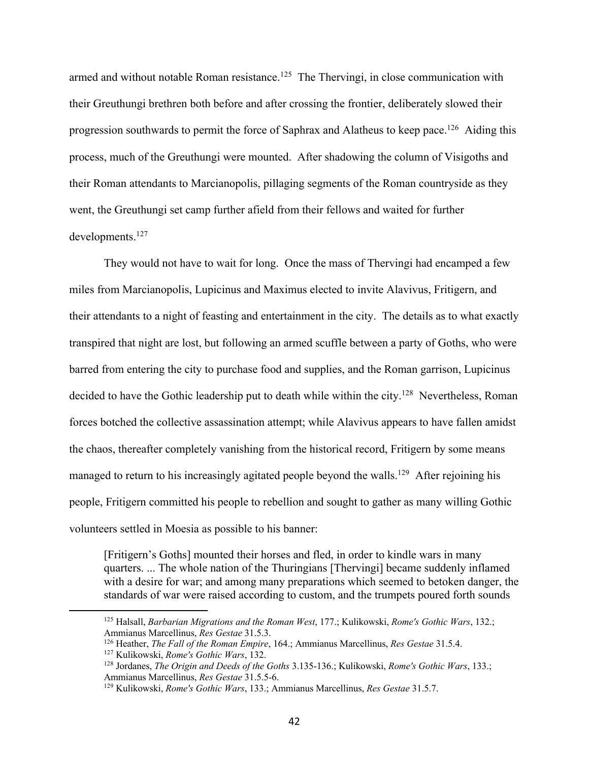armed and without notable Roman resistance.[125] The Thervingi, in close communication with their Greuthungi brethren both before and after crossing the frontier, deliberately slowed their progression southwards to permit the force of Saphrax and Alatheus to keep pace.[126] Aiding this process, much of the Greuthungi were mounted. After shadowing the column of Visigoths and their Roman attendants to Marcianopolis, pillaging segments of the Roman countryside as they went, the Greuthungi set camp further afield from their fellows and waited for further developments.[127]

They would not have to wait for long. Once the mass of Thervingi had encamped a few miles from Marcianopolis, Lupicinus and Maximus elected to invite Alavivus, Fritigern, and their attendants to a night of feasting and entertainment in the city. The details as to what exactly transpired that night are lost, but following an armed scuffle between a party of Goths, who were barred from entering the city to purchase food and supplies, and the Roman garrison, Lupicinus decided to have the Gothic leadership put to death while within the city.[128] Nevertheless, Roman forces botched the collective assassination attempt; while Alavivus appears to have fallen amidst the chaos, thereafter completely vanishing from the historical record, Fritigern by some means managed to return to his increasingly agitated people beyond the walls.[129] After rejoining his people, Fritigern committed his people to rebellion and sought to gather as many willing Gothic volunteers settled in Moesia as possible to his banner:

> [Fritigern's Goths] mounted their horses and fled, in order to kindle wars in many quarters. ... The whole nation of the Thuringians [Thervingi] became suddenly inflamed with a desire for war; and among many preparations which seemed to betoken danger, the standards of war were raised according to custom, and the trumpets poured forth sounds

---

[125] Halsall, *Barbarian Migrations and the Roman West*, 177.; Kulikowski, *Rome's Gothic Wars*, 132.; Ammianus Marcellinus, *Res Gestae* 31.5.3.

[126] Heather, *The Fall of the Roman Empire*, 164.; Ammianus Marcellinus, *Res Gestae* 31.5.4.

[127] Kulikowski, *Rome's Gothic Wars*, 132.

[128] Jordanes, *The Origin and Deeds of the Goths* 3.135-136.; Kulikowski, *Rome's Gothic Wars*, 133.; Ammianus Marcellinus, *Res Gestae* 31.5.5-6.

[129] Kulikowski, *Rome's Gothic Wars*, 133.; Ammianus Marcellinus, *Res Gestae* 31.5.7.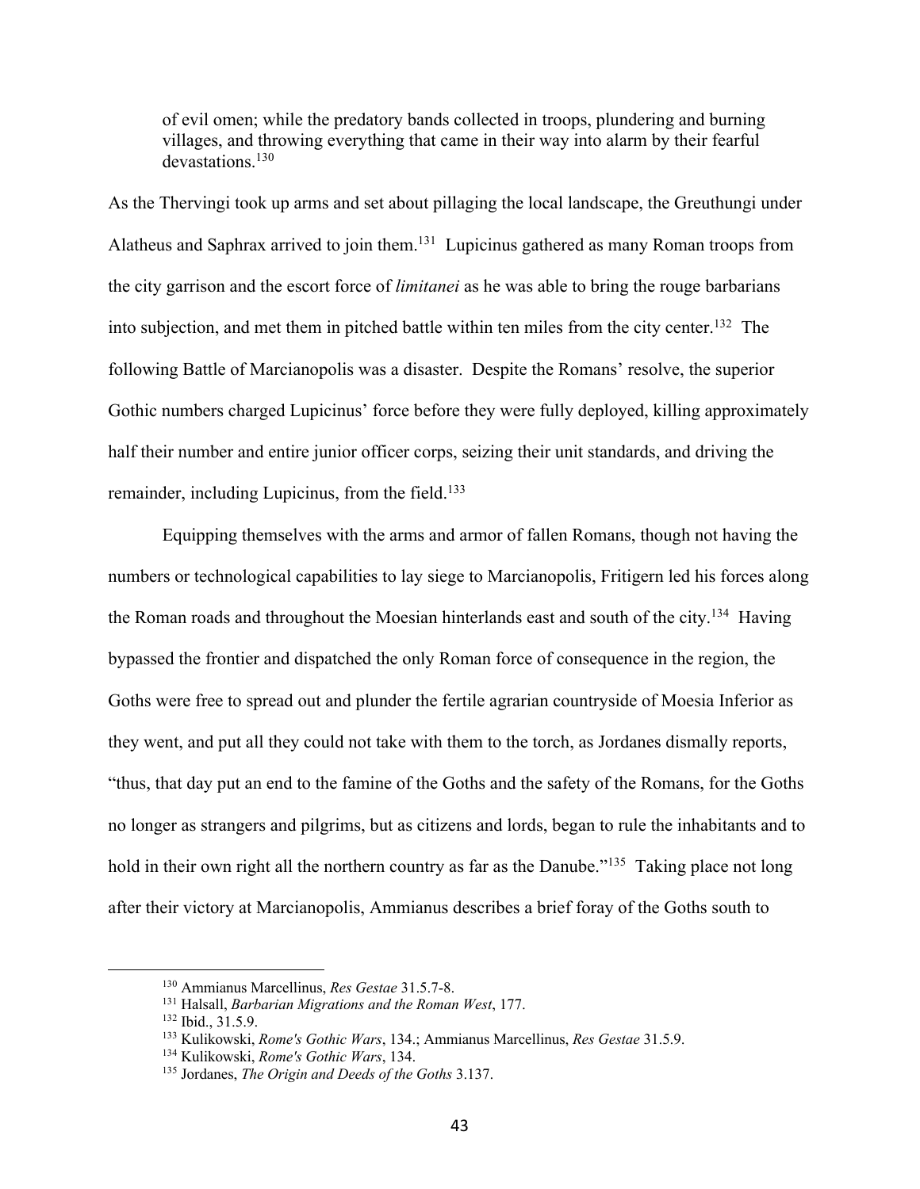of evil omen; while the predatory bands collected in troops, plundering and burning villages, and throwing everything that came in their way into alarm by their fearful devastations.[130]

As the Thervingi took up arms and set about pillaging the local landscape, the Greuthungi under Alatheus and Saphrax arrived to join them.[131] Lupicinus gathered as many Roman troops from the city garrison and the escort force of *limitanei* as he was able to bring the rouge barbarians into subjection, and met them in pitched battle within ten miles from the city center.[132] The following Battle of Marcianopolis was a disaster. Despite the Romans' resolve, the superior Gothic numbers charged Lupicinus' force before they were fully deployed, killing approximately half their number and entire junior officer corps, seizing their unit standards, and driving the remainder, including Lupicinus, from the field.[133]

Equipping themselves with the arms and armor of fallen Romans, though not having the numbers or technological capabilities to lay siege to Marcianopolis, Fritigern led his forces along the Roman roads and throughout the Moesian hinterlands east and south of the city.[134] Having bypassed the frontier and dispatched the only Roman force of consequence in the region, the Goths were free to spread out and plunder the fertile agrarian countryside of Moesia Inferior as they went, and put all they could not take with them to the torch, as Jordanes dismally reports, "thus, that day put an end to the famine of the Goths and the safety of the Romans, for the Goths no longer as strangers and pilgrims, but as citizens and lords, began to rule the inhabitants and to hold in their own right all the northern country as far as the Danube."[135] Taking place not long after their victory at Marcianopolis, Ammianus describes a brief foray of the Goths south to

---

[130] Ammianus Marcellinus, *Res Gestae* 31.5.7-8.
[131] Halsall, *Barbarian Migrations and the Roman West*, 177.
[132] Ibid., 31.5.9.
[133] Kulikowski, *Rome's Gothic Wars*, 134.; Ammianus Marcellinus, *Res Gestae* 31.5.9.
[134] Kulikowski, *Rome's Gothic Wars*, 134.
[135] Jordanes, *The Origin and Deeds of the Goths* 3.137.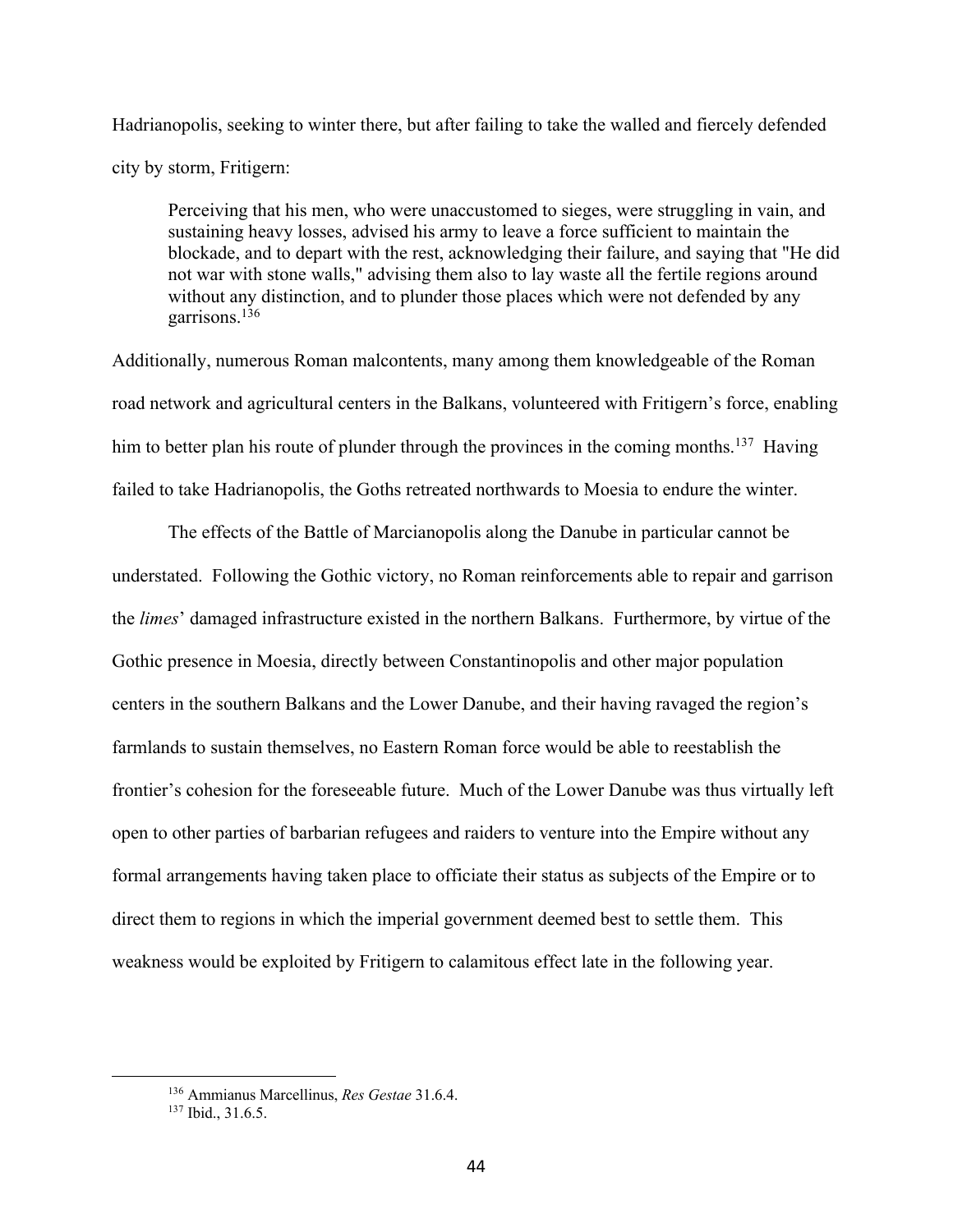Hadrianopolis, seeking to winter there, but after failing to take the walled and fiercely defended city by storm, Fritigern:

> Perceiving that his men, who were unaccustomed to sieges, were struggling in vain, and sustaining heavy losses, advised his army to leave a force sufficient to maintain the blockade, and to depart with the rest, acknowledging their failure, and saying that "He did not war with stone walls," advising them also to lay waste all the fertile regions around without any distinction, and to plunder those places which were not defended by any garrisons.[136]

Additionally, numerous Roman malcontents, many among them knowledgeable of the Roman road network and agricultural centers in the Balkans, volunteered with Fritigern's force, enabling him to better plan his route of plunder through the provinces in the coming months.[137] Having failed to take Hadrianopolis, the Goths retreated northwards to Moesia to endure the winter.

The effects of the Battle of Marcianopolis along the Danube in particular cannot be understated. Following the Gothic victory, no Roman reinforcements able to repair and garrison the *limes*' damaged infrastructure existed in the northern Balkans. Furthermore, by virtue of the Gothic presence in Moesia, directly between Constantinopolis and other major population centers in the southern Balkans and the Lower Danube, and their having ravaged the region's farmlands to sustain themselves, no Eastern Roman force would be able to reestablish the frontier's cohesion for the foreseeable future. Much of the Lower Danube was thus virtually left open to other parties of barbarian refugees and raiders to venture into the Empire without any formal arrangements having taken place to officiate their status as subjects of the Empire or to direct them to regions in which the imperial government deemed best to settle them. This weakness would be exploited by Fritigern to calamitous effect late in the following year.

---

[136] Ammianus Marcellinus, *Res Gestae* 31.6.4.

[137] Ibid., 31.6.5.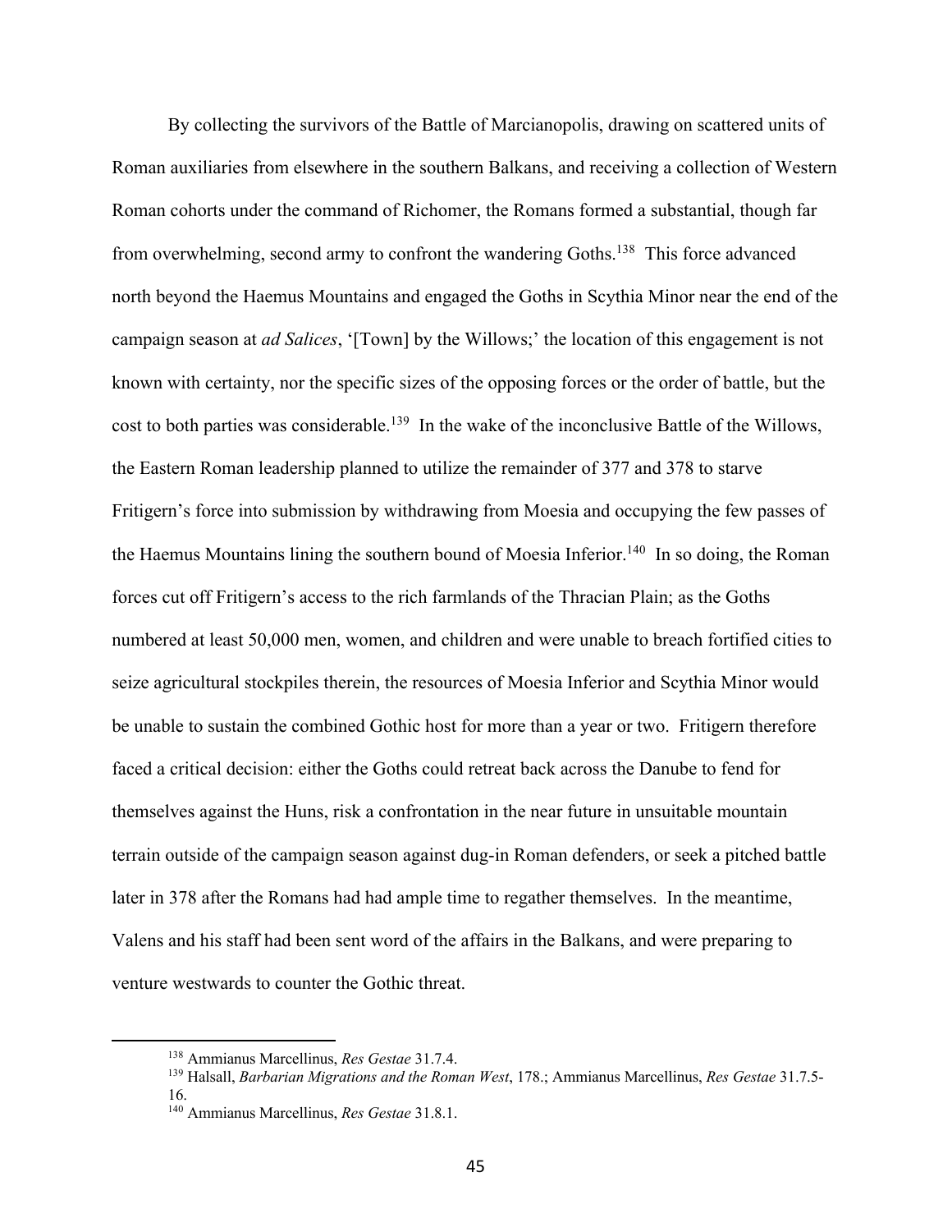By collecting the survivors of the Battle of Marcianopolis, drawing on scattered units of Roman auxiliaries from elsewhere in the southern Balkans, and receiving a collection of Western Roman cohorts under the command of Richomer, the Romans formed a substantial, though far from overwhelming, second army to confront the wandering Goths.[138] This force advanced north beyond the Haemus Mountains and engaged the Goths in Scythia Minor near the end of the campaign season at *ad Salices*, '[Town] by the Willows;' the location of this engagement is not known with certainty, nor the specific sizes of the opposing forces or the order of battle, but the cost to both parties was considerable.[139] In the wake of the inconclusive Battle of the Willows, the Eastern Roman leadership planned to utilize the remainder of 377 and 378 to starve Fritigern's force into submission by withdrawing from Moesia and occupying the few passes of the Haemus Mountains lining the southern bound of Moesia Inferior.[140] In so doing, the Roman forces cut off Fritigern's access to the rich farmlands of the Thracian Plain; as the Goths numbered at least 50,000 men, women, and children and were unable to breach fortified cities to seize agricultural stockpiles therein, the resources of Moesia Inferior and Scythia Minor would be unable to sustain the combined Gothic host for more than a year or two. Fritigern therefore faced a critical decision: either the Goths could retreat back across the Danube to fend for themselves against the Huns, risk a confrontation in the near future in unsuitable mountain terrain outside of the campaign season against dug-in Roman defenders, or seek a pitched battle later in 378 after the Romans had had ample time to regather themselves. In the meantime, Valens and his staff had been sent word of the affairs in the Balkans, and were preparing to venture westwards to counter the Gothic threat.

---

[138] Ammianus Marcellinus, *Res Gestae* 31.7.4.

[139] Halsall, *Barbarian Migrations and the Roman West*, 178.; Ammianus Marcellinus, *Res Gestae* 31.7.5-16.

[140] Ammianus Marcellinus, *Res Gestae* 31.8.1.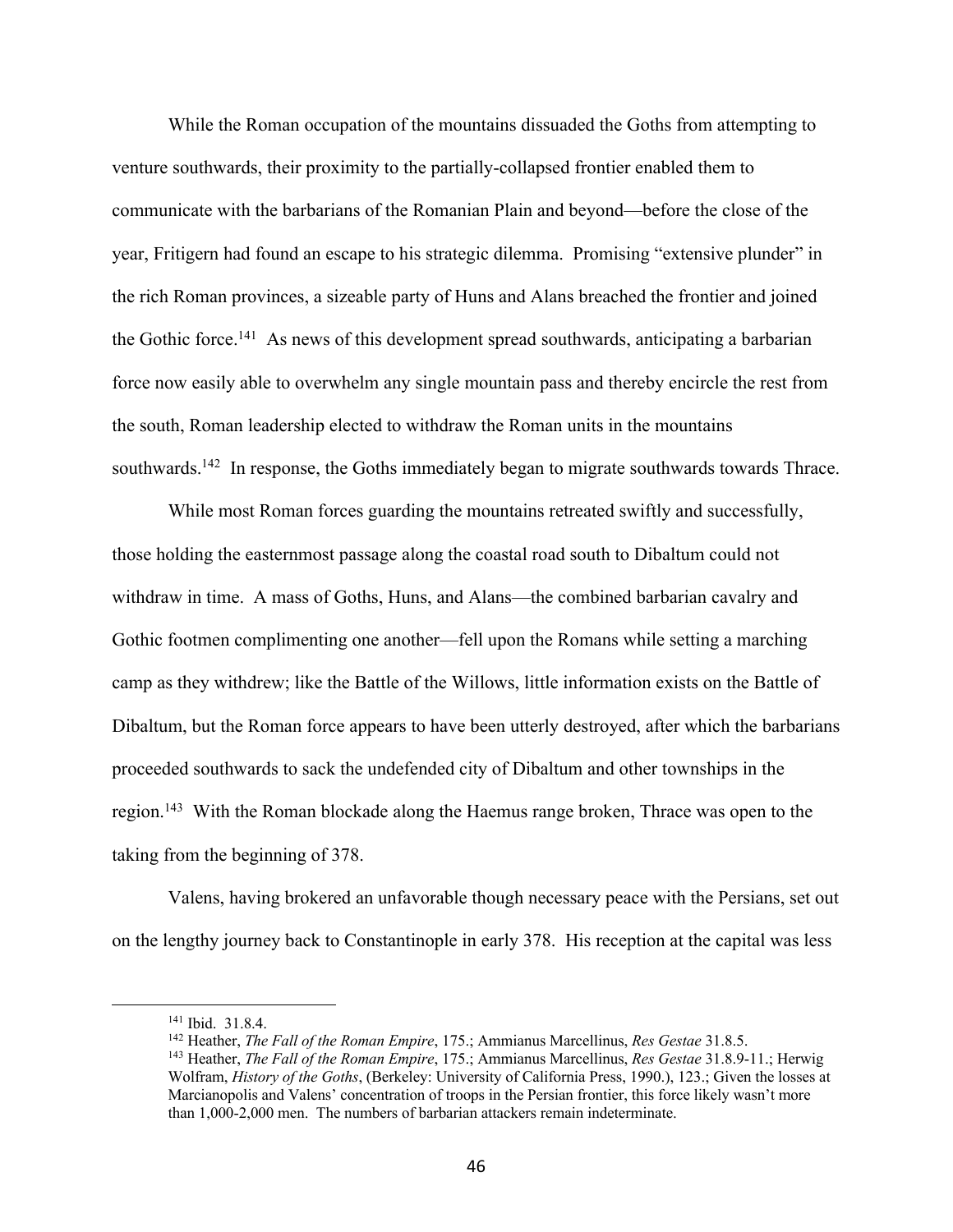While the Roman occupation of the mountains dissuaded the Goths from attempting to venture southwards, their proximity to the partially-collapsed frontier enabled them to communicate with the barbarians of the Romanian Plain and beyond—before the close of the year, Fritigern had found an escape to his strategic dilemma. Promising "extensive plunder" in the rich Roman provinces, a sizeable party of Huns and Alans breached the frontier and joined the Gothic force.[141] As news of this development spread southwards, anticipating a barbarian force now easily able to overwhelm any single mountain pass and thereby encircle the rest from the south, Roman leadership elected to withdraw the Roman units in the mountains southwards.[142] In response, the Goths immediately began to migrate southwards towards Thrace.

While most Roman forces guarding the mountains retreated swiftly and successfully, those holding the easternmost passage along the coastal road south to Dibaltum could not withdraw in time. A mass of Goths, Huns, and Alans—the combined barbarian cavalry and Gothic footmen complimenting one another—fell upon the Romans while setting a marching camp as they withdrew; like the Battle of the Willows, little information exists on the Battle of Dibaltum, but the Roman force appears to have been utterly destroyed, after which the barbarians proceeded southwards to sack the undefended city of Dibaltum and other townships in the region.[143] With the Roman blockade along the Haemus range broken, Thrace was open to the taking from the beginning of 378.

Valens, having brokered an unfavorable though necessary peace with the Persians, set out on the lengthy journey back to Constantinople in early 378. His reception at the capital was less

---

[141] Ibid. 31.8.4.

[142] Heather, *The Fall of the Roman Empire*, 175.; Ammianus Marcellinus, *Res Gestae* 31.8.5.

[143] Heather, *The Fall of the Roman Empire*, 175.; Ammianus Marcellinus, *Res Gestae* 31.8.9-11.; Herwig Wolfram, *History of the Goths*, (Berkeley: University of California Press, 1990.), 123.; Given the losses at Marcianopolis and Valens' concentration of troops in the Persian frontier, this force likely wasn't more than 1,000-2,000 men. The numbers of barbarian attackers remain indeterminate.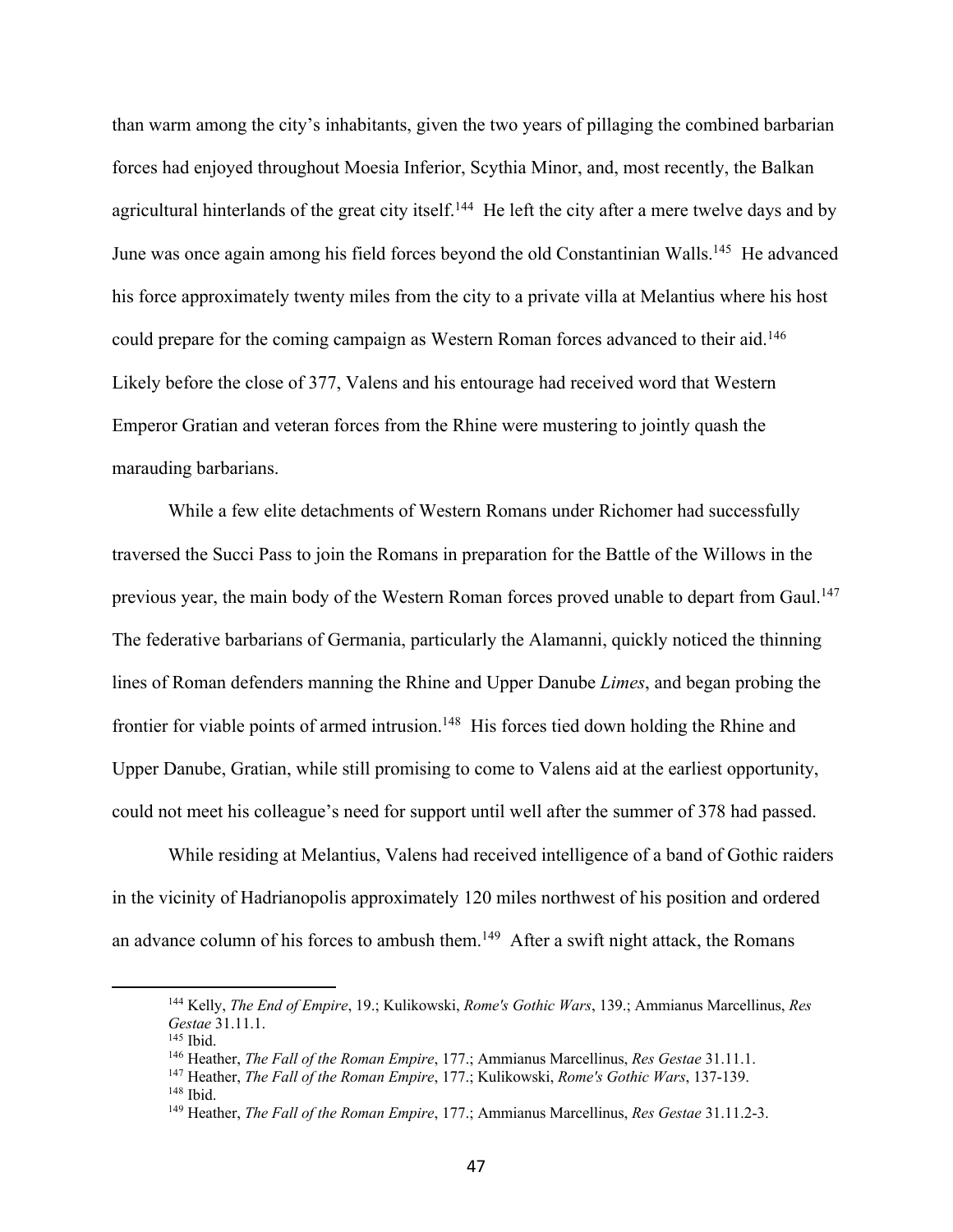than warm among the city's inhabitants, given the two years of pillaging the combined barbarian forces had enjoyed throughout Moesia Inferior, Scythia Minor, and, most recently, the Balkan agricultural hinterlands of the great city itself.[144] He left the city after a mere twelve days and by June was once again among his field forces beyond the old Constantinian Walls.[145] He advanced his force approximately twenty miles from the city to a private villa at Melantius where his host could prepare for the coming campaign as Western Roman forces advanced to their aid.[146] Likely before the close of 377, Valens and his entourage had received word that Western Emperor Gratian and veteran forces from the Rhine were mustering to jointly quash the marauding barbarians.

While a few elite detachments of Western Romans under Richomer had successfully traversed the Succi Pass to join the Romans in preparation for the Battle of the Willows in the previous year, the main body of the Western Roman forces proved unable to depart from Gaul.[147] The federative barbarians of Germania, particularly the Alamanni, quickly noticed the thinning lines of Roman defenders manning the Rhine and Upper Danube *Limes*, and began probing the frontier for viable points of armed intrusion.[148] His forces tied down holding the Rhine and Upper Danube, Gratian, while still promising to come to Valens aid at the earliest opportunity, could not meet his colleague's need for support until well after the summer of 378 had passed.

While residing at Melantius, Valens had received intelligence of a band of Gothic raiders in the vicinity of Hadrianopolis approximately 120 miles northwest of his position and ordered an advance column of his forces to ambush them.[149] After a swift night attack, the Romans

---

[144] Kelly, *The End of Empire*, 19.; Kulikowski, *Rome's Gothic Wars*, 139.; Ammianus Marcellinus, *Res Gestae* 31.11.1.
[145] Ibid.
[146] Heather, *The Fall of the Roman Empire*, 177.; Ammianus Marcellinus, *Res Gestae* 31.11.1.
[147] Heather, *The Fall of the Roman Empire*, 177.; Kulikowski, *Rome's Gothic Wars*, 137-139.
[148] Ibid.
[149] Heather, *The Fall of the Roman Empire*, 177.; Ammianus Marcellinus, *Res Gestae* 31.11.2-3.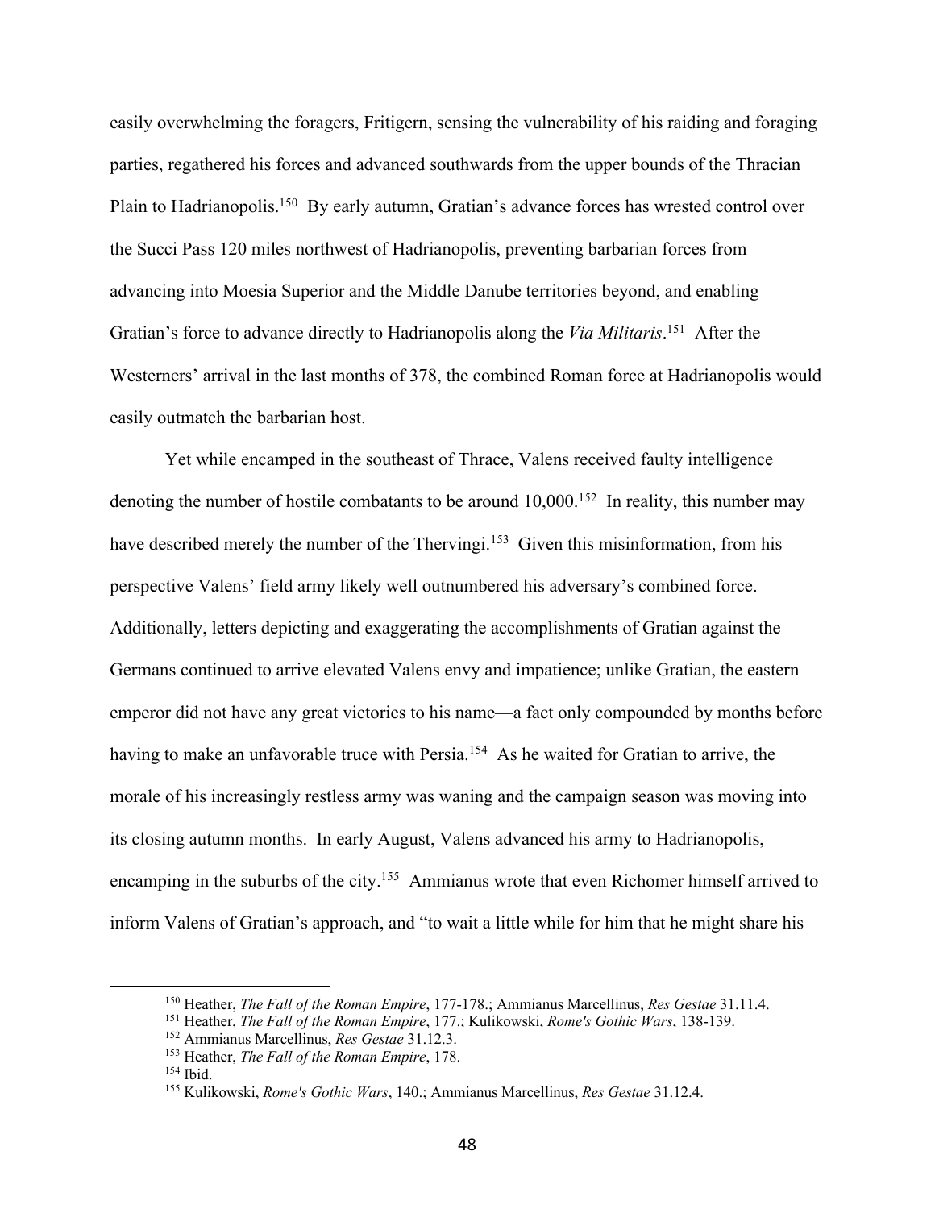easily overwhelming the foragers, Fritigern, sensing the vulnerability of his raiding and foraging parties, regathered his forces and advanced southwards from the upper bounds of the Thracian Plain to Hadrianopolis.[150] By early autumn, Gratian's advance forces has wrested control over the Succi Pass 120 miles northwest of Hadrianopolis, preventing barbarian forces from advancing into Moesia Superior and the Middle Danube territories beyond, and enabling Gratian's force to advance directly to Hadrianopolis along the *Via Militaris*.[151] After the Westerners' arrival in the last months of 378, the combined Roman force at Hadrianopolis would easily outmatch the barbarian host.

Yet while encamped in the southeast of Thrace, Valens received faulty intelligence denoting the number of hostile combatants to be around 10,000.[152] In reality, this number may have described merely the number of the Thervingi.[153] Given this misinformation, from his perspective Valens' field army likely well outnumbered his adversary's combined force. Additionally, letters depicting and exaggerating the accomplishments of Gratian against the Germans continued to arrive elevated Valens envy and impatience; unlike Gratian, the eastern emperor did not have any great victories to his name—a fact only compounded by months before having to make an unfavorable truce with Persia.[154] As he waited for Gratian to arrive, the morale of his increasingly restless army was waning and the campaign season was moving into its closing autumn months. In early August, Valens advanced his army to Hadrianopolis, encamping in the suburbs of the city.[155] Ammianus wrote that even Richomer himself arrived to inform Valens of Gratian's approach, and "to wait a little while for him that he might share his

---

[150] Heather, *The Fall of the Roman Empire*, 177-178.; Ammianus Marcellinus, *Res Gestae* 31.11.4.

[151] Heather, *The Fall of the Roman Empire*, 177.; Kulikowski, *Rome's Gothic Wars*, 138-139.

[152] Ammianus Marcellinus, *Res Gestae* 31.12.3.

[153] Heather, *The Fall of the Roman Empire*, 178.

[154] Ibid.

[155] Kulikowski, *Rome's Gothic Wars*, 140.; Ammianus Marcellinus, *Res Gestae* 31.12.4.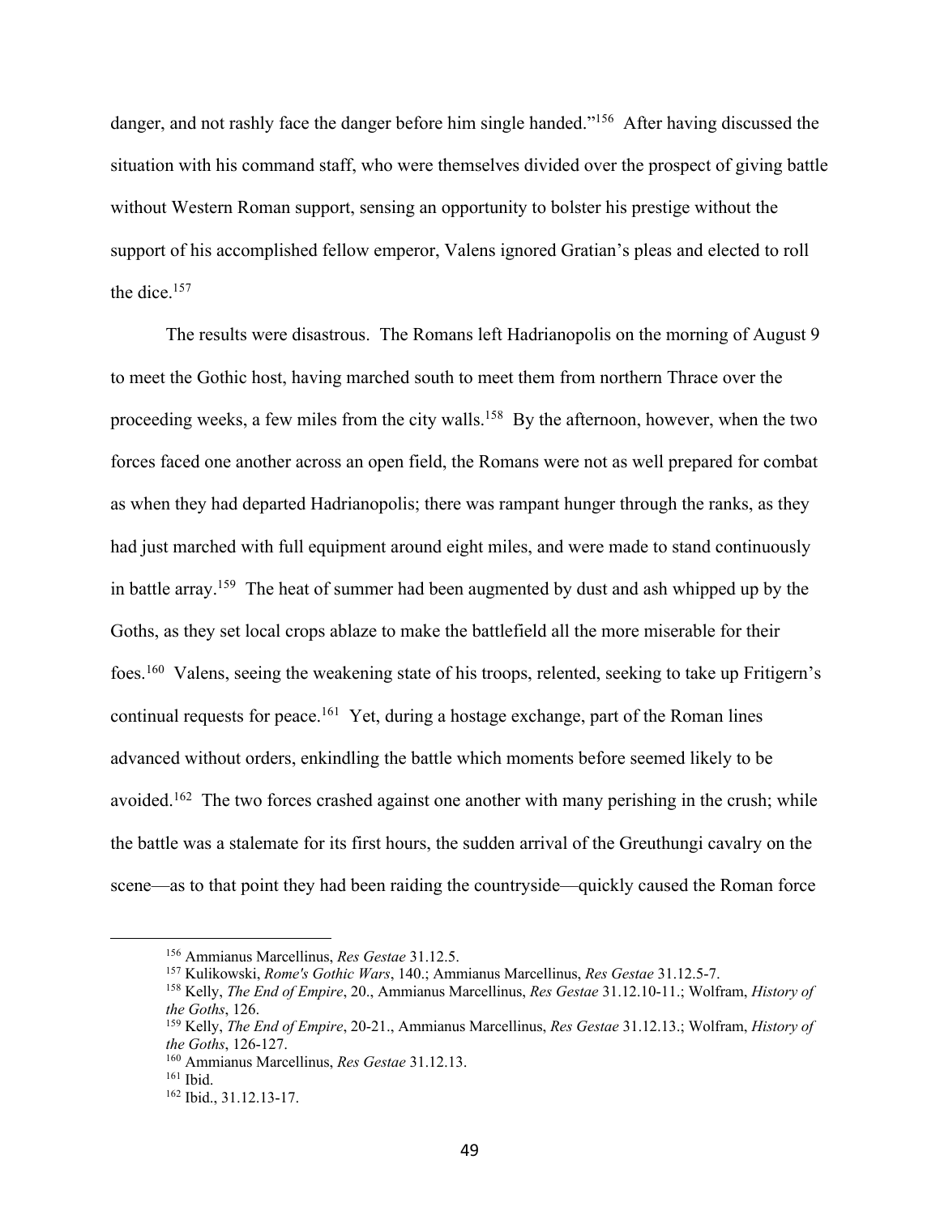danger, and not rashly face the danger before him single handed."[156] After having discussed the situation with his command staff, who were themselves divided over the prospect of giving battle without Western Roman support, sensing an opportunity to bolster his prestige without the support of his accomplished fellow emperor, Valens ignored Gratian's pleas and elected to roll the dice.[157]

The results were disastrous. The Romans left Hadrianopolis on the morning of August 9 to meet the Gothic host, having marched south to meet them from northern Thrace over the proceeding weeks, a few miles from the city walls.[158] By the afternoon, however, when the two forces faced one another across an open field, the Romans were not as well prepared for combat as when they had departed Hadrianopolis; there was rampant hunger through the ranks, as they had just marched with full equipment around eight miles, and were made to stand continuously in battle array.[159] The heat of summer had been augmented by dust and ash whipped up by the Goths, as they set local crops ablaze to make the battlefield all the more miserable for their foes.[160] Valens, seeing the weakening state of his troops, relented, seeking to take up Fritigern's continual requests for peace.[161] Yet, during a hostage exchange, part of the Roman lines advanced without orders, enkindling the battle which moments before seemed likely to be avoided.[162] The two forces crashed against one another with many perishing in the crush; while the battle was a stalemate for its first hours, the sudden arrival of the Greuthungi cavalry on the scene—as to that point they had been raiding the countryside—quickly caused the Roman force

---

[156] Ammianus Marcellinus, *Res Gestae* 31.12.5.

[157] Kulikowski, *Rome's Gothic Wars*, 140.; Ammianus Marcellinus, *Res Gestae* 31.12.5-7.

[158] Kelly, *The End of Empire*, 20., Ammianus Marcellinus, *Res Gestae* 31.12.10-11.; Wolfram, *History of the Goths*, 126.

[159] Kelly, *The End of Empire*, 20-21., Ammianus Marcellinus, *Res Gestae* 31.12.13.; Wolfram, *History of the Goths*, 126-127.

[160] Ammianus Marcellinus, *Res Gestae* 31.12.13.

[161] Ibid.

[162] Ibid., 31.12.13-17.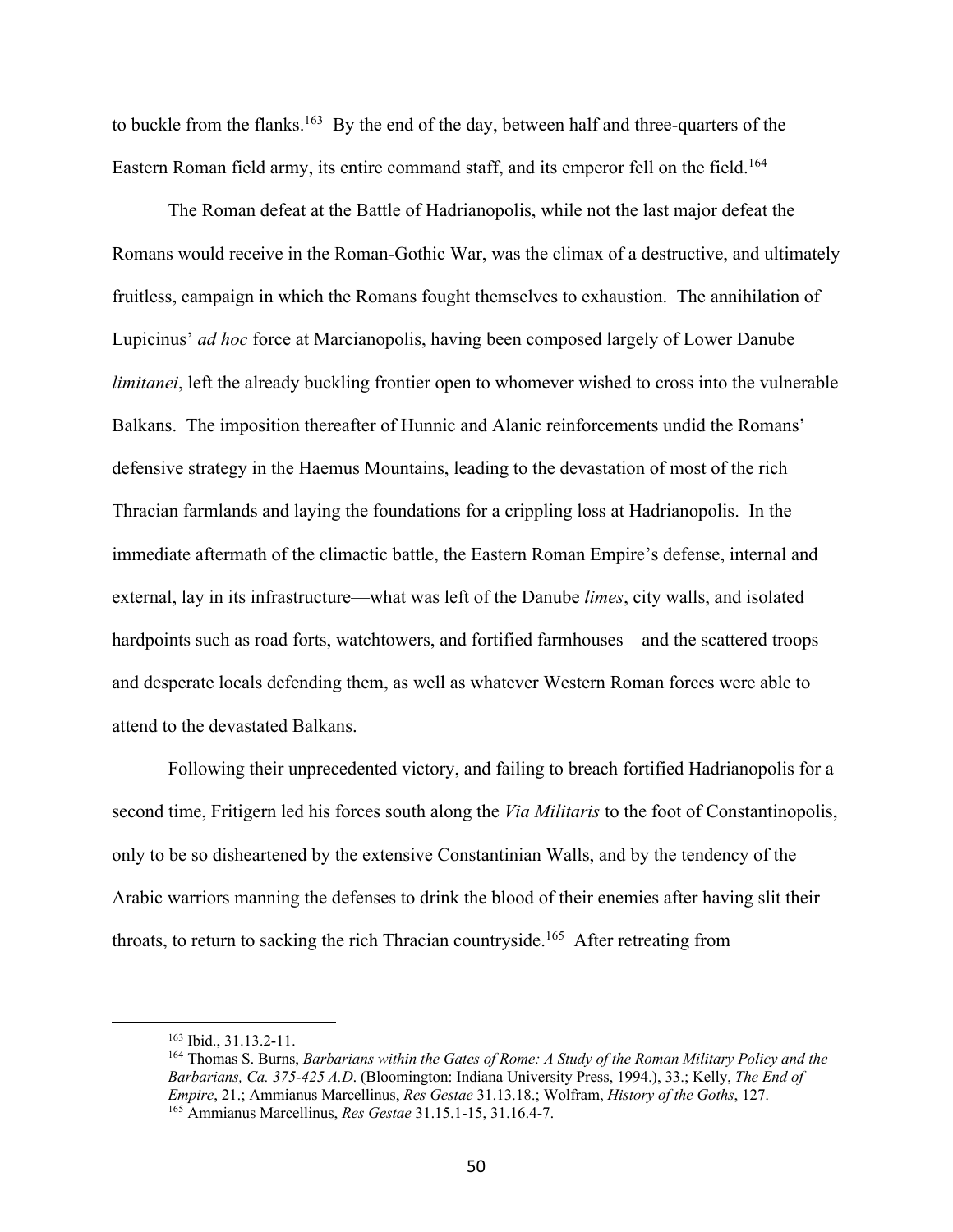to buckle from the flanks.[163] By the end of the day, between half and three-quarters of the Eastern Roman field army, its entire command staff, and its emperor fell on the field.[164]

The Roman defeat at the Battle of Hadrianopolis, while not the last major defeat the Romans would receive in the Roman-Gothic War, was the climax of a destructive, and ultimately fruitless, campaign in which the Romans fought themselves to exhaustion. The annihilation of Lupicinus' *ad hoc* force at Marcianopolis, having been composed largely of Lower Danube *limitanei*, left the already buckling frontier open to whomever wished to cross into the vulnerable Balkans. The imposition thereafter of Hunnic and Alanic reinforcements undid the Romans' defensive strategy in the Haemus Mountains, leading to the devastation of most of the rich Thracian farmlands and laying the foundations for a crippling loss at Hadrianopolis. In the immediate aftermath of the climactic battle, the Eastern Roman Empire's defense, internal and external, lay in its infrastructure—what was left of the Danube *limes*, city walls, and isolated hardpoints such as road forts, watchtowers, and fortified farmhouses—and the scattered troops and desperate locals defending them, as well as whatever Western Roman forces were able to attend to the devastated Balkans.

Following their unprecedented victory, and failing to breach fortified Hadrianopolis for a second time, Fritigern led his forces south along the *Via Militaris* to the foot of Constantinopolis, only to be so disheartened by the extensive Constantinian Walls, and by the tendency of the Arabic warriors manning the defenses to drink the blood of their enemies after having slit their throats, to return to sacking the rich Thracian countryside.[165] After retreating from

---

[163] Ibid., 31.13.2-11.

[164] Thomas S. Burns, *Barbarians within the Gates of Rome: A Study of the Roman Military Policy and the Barbarians, Ca. 375-425 A.D*. (Bloomington: Indiana University Press, 1994.), 33.; Kelly, *The End of Empire*, 21.; Ammianus Marcellinus, *Res Gestae* 31.13.18.; Wolfram, *History of the Goths*, 127.

[165] Ammianus Marcellinus, *Res Gestae* 31.15.1-15, 31.16.4-7.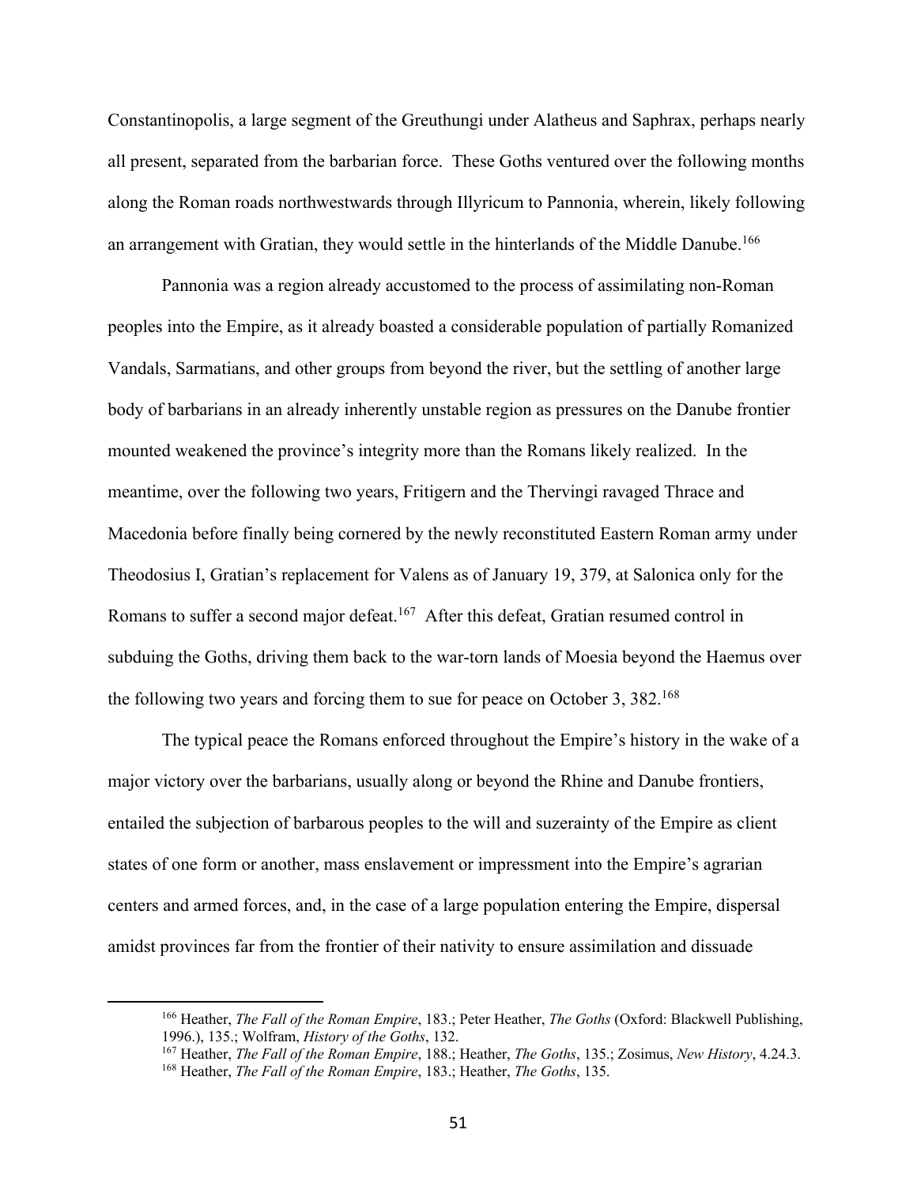Constantinopolis, a large segment of the Greuthungi under Alatheus and Saphrax, perhaps nearly all present, separated from the barbarian force. These Goths ventured over the following months along the Roman roads northwestwards through Illyricum to Pannonia, wherein, likely following an arrangement with Gratian, they would settle in the hinterlands of the Middle Danube.[166]

Pannonia was a region already accustomed to the process of assimilating non-Roman peoples into the Empire, as it already boasted a considerable population of partially Romanized Vandals, Sarmatians, and other groups from beyond the river, but the settling of another large body of barbarians in an already inherently unstable region as pressures on the Danube frontier mounted weakened the province's integrity more than the Romans likely realized. In the meantime, over the following two years, Fritigern and the Thervingi ravaged Thrace and Macedonia before finally being cornered by the newly reconstituted Eastern Roman army under Theodosius I, Gratian's replacement for Valens as of January 19, 379, at Salonica only for the Romans to suffer a second major defeat.[167] After this defeat, Gratian resumed control in subduing the Goths, driving them back to the war-torn lands of Moesia beyond the Haemus over the following two years and forcing them to sue for peace on October 3, 382.[168]

The typical peace the Romans enforced throughout the Empire's history in the wake of a major victory over the barbarians, usually along or beyond the Rhine and Danube frontiers, entailed the subjection of barbarous peoples to the will and suzerainty of the Empire as client states of one form or another, mass enslavement or impressment into the Empire's agrarian centers and armed forces, and, in the case of a large population entering the Empire, dispersal amidst provinces far from the frontier of their nativity to ensure assimilation and dissuade

---

[166] Heather, *The Fall of the Roman Empire*, 183.; Peter Heather, *The Goths* (Oxford: Blackwell Publishing, 1996.), 135.; Wolfram, *History of the Goths*, 132.

[167] Heather, *The Fall of the Roman Empire*, 188.; Heather, *The Goths*, 135.; Zosimus, *New History*, 4.24.3.

[168] Heather, *The Fall of the Roman Empire*, 183.; Heather, *The Goths*, 135.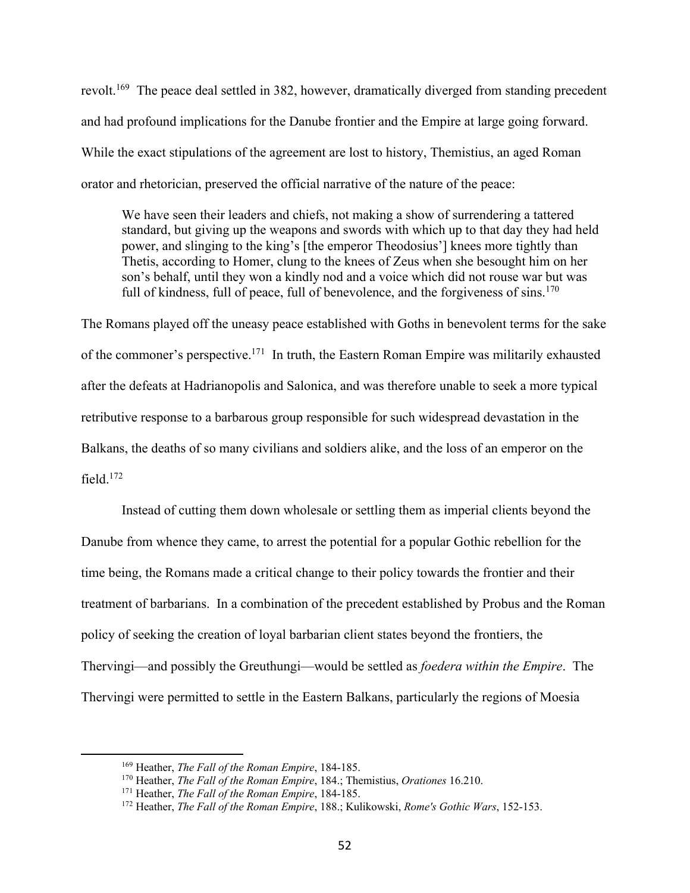revolt.[169] The peace deal settled in 382, however, dramatically diverged from standing precedent and had profound implications for the Danube frontier and the Empire at large going forward. While the exact stipulations of the agreement are lost to history, Themistius, an aged Roman orator and rhetorician, preserved the official narrative of the nature of the peace:

> We have seen their leaders and chiefs, not making a show of surrendering a tattered standard, but giving up the weapons and swords with which up to that day they had held power, and slinging to the king's [the emperor Theodosius'] knees more tightly than Thetis, according to Homer, clung to the knees of Zeus when she besought him on her son's behalf, until they won a kindly nod and a voice which did not rouse war but was full of kindness, full of peace, full of benevolence, and the forgiveness of sins.[170]

The Romans played off the uneasy peace established with Goths in benevolent terms for the sake of the commoner's perspective.[171] In truth, the Eastern Roman Empire was militarily exhausted after the defeats at Hadrianopolis and Salonica, and was therefore unable to seek a more typical retributive response to a barbarous group responsible for such widespread devastation in the Balkans, the deaths of so many civilians and soldiers alike, and the loss of an emperor on the field.[172]

Instead of cutting them down wholesale or settling them as imperial clients beyond the Danube from whence they came, to arrest the potential for a popular Gothic rebellion for the time being, the Romans made a critical change to their policy towards the frontier and their treatment of barbarians. In a combination of the precedent established by Probus and the Roman policy of seeking the creation of loyal barbarian client states beyond the frontiers, the Thervingi—and possibly the Greuthungi—would be settled as *foedera within the Empire*. The Thervingi were permitted to settle in the Eastern Balkans, particularly the regions of Moesia

---

[169] Heather, *The Fall of the Roman Empire*, 184-185.

[170] Heather, *The Fall of the Roman Empire*, 184.; Themistius, *Orationes* 16.210.

[171] Heather, *The Fall of the Roman Empire*, 184-185.

[172] Heather, *The Fall of the Roman Empire*, 188.; Kulikowski, *Rome's Gothic Wars*, 152-153.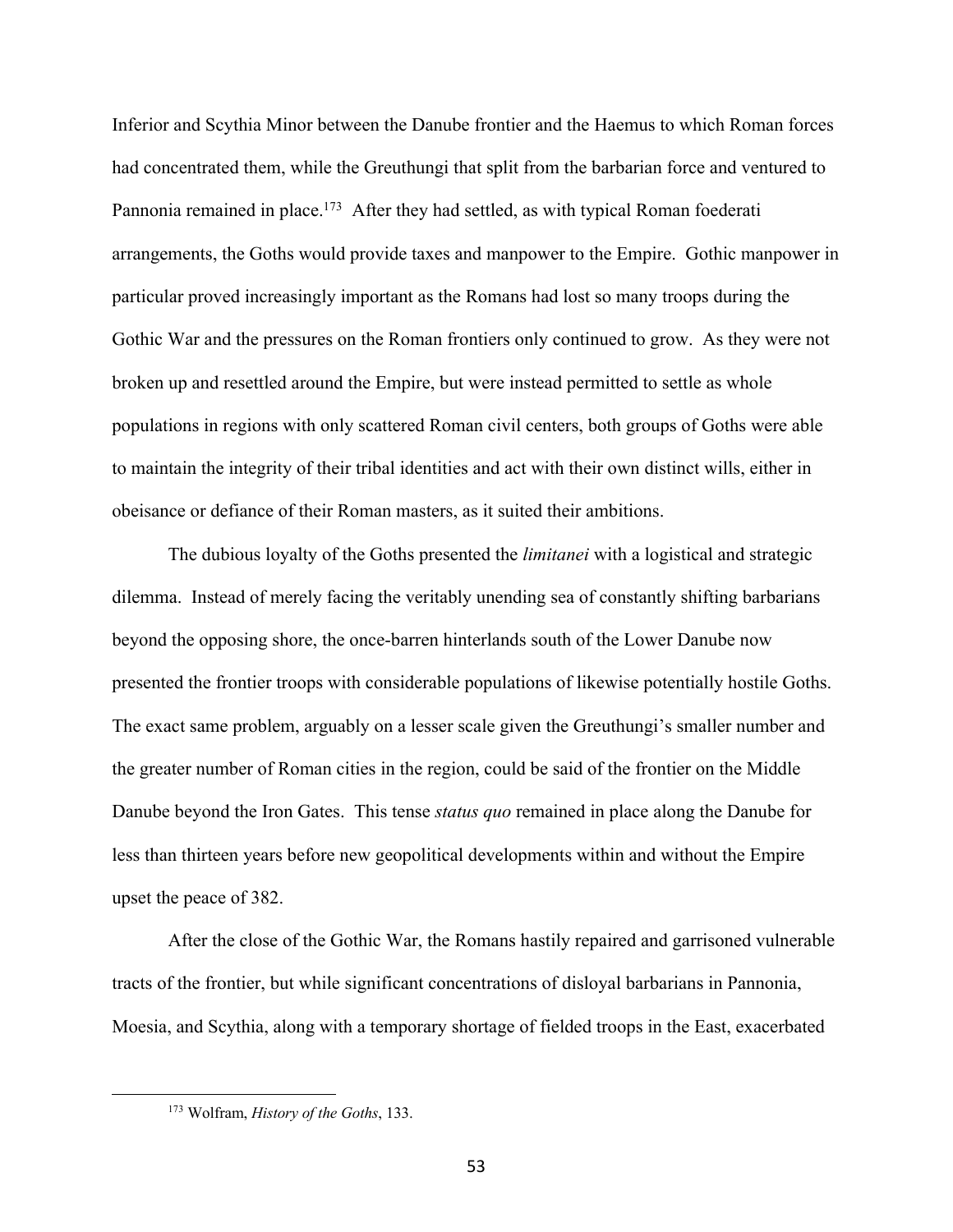Inferior and Scythia Minor between the Danube frontier and the Haemus to which Roman forces had concentrated them, while the Greuthungi that split from the barbarian force and ventured to Pannonia remained in place.[173] After they had settled, as with typical Roman foederati arrangements, the Goths would provide taxes and manpower to the Empire. Gothic manpower in particular proved increasingly important as the Romans had lost so many troops during the Gothic War and the pressures on the Roman frontiers only continued to grow. As they were not broken up and resettled around the Empire, but were instead permitted to settle as whole populations in regions with only scattered Roman civil centers, both groups of Goths were able to maintain the integrity of their tribal identities and act with their own distinct wills, either in obeisance or defiance of their Roman masters, as it suited their ambitions.

The dubious loyalty of the Goths presented the *limitanei* with a logistical and strategic dilemma. Instead of merely facing the veritably unending sea of constantly shifting barbarians beyond the opposing shore, the once-barren hinterlands south of the Lower Danube now presented the frontier troops with considerable populations of likewise potentially hostile Goths. The exact same problem, arguably on a lesser scale given the Greuthungi's smaller number and the greater number of Roman cities in the region, could be said of the frontier on the Middle Danube beyond the Iron Gates. This tense *status quo* remained in place along the Danube for less than thirteen years before new geopolitical developments within and without the Empire upset the peace of 382.

After the close of the Gothic War, the Romans hastily repaired and garrisoned vulnerable tracts of the frontier, but while significant concentrations of disloyal barbarians in Pannonia, Moesia, and Scythia, along with a temporary shortage of fielded troops in the East, exacerbated

[173] Wolfram, *History of the Goths*, 133.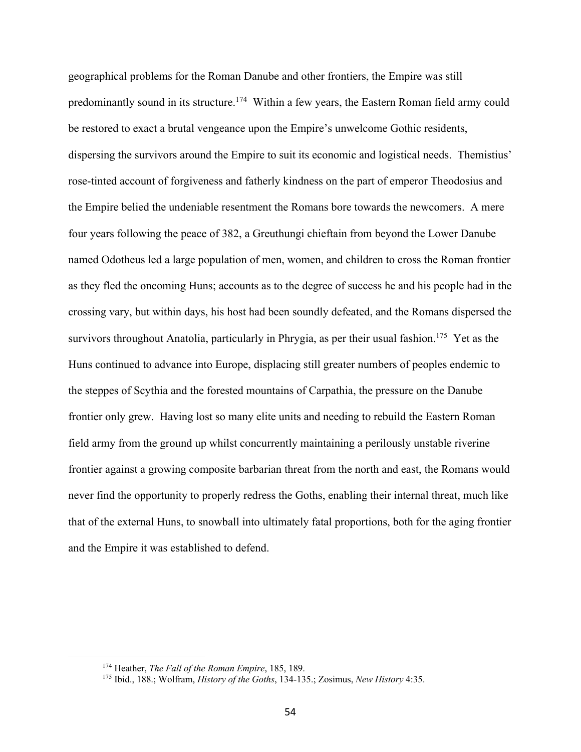geographical problems for the Roman Danube and other frontiers, the Empire was still predominantly sound in its structure.[174] Within a few years, the Eastern Roman field army could be restored to exact a brutal vengeance upon the Empire's unwelcome Gothic residents, dispersing the survivors around the Empire to suit its economic and logistical needs. Themistius' rose-tinted account of forgiveness and fatherly kindness on the part of emperor Theodosius and the Empire belied the undeniable resentment the Romans bore towards the newcomers. A mere four years following the peace of 382, a Greuthungi chieftain from beyond the Lower Danube named Odotheus led a large population of men, women, and children to cross the Roman frontier as they fled the oncoming Huns; accounts as to the degree of success he and his people had in the crossing vary, but within days, his host had been soundly defeated, and the Romans dispersed the survivors throughout Anatolia, particularly in Phrygia, as per their usual fashion.[175] Yet as the Huns continued to advance into Europe, displacing still greater numbers of peoples endemic to the steppes of Scythia and the forested mountains of Carpathia, the pressure on the Danube frontier only grew. Having lost so many elite units and needing to rebuild the Eastern Roman field army from the ground up whilst concurrently maintaining a perilously unstable riverine frontier against a growing composite barbarian threat from the north and east, the Romans would never find the opportunity to properly redress the Goths, enabling their internal threat, much like that of the external Huns, to snowball into ultimately fatal proportions, both for the aging frontier and the Empire it was established to defend.

---

[174] Heather, *The Fall of the Roman Empire*, 185, 189.

[175] Ibid., 188.; Wolfram, *History of the Goths*, 134-135.; Zosimus, *New History* 4:35.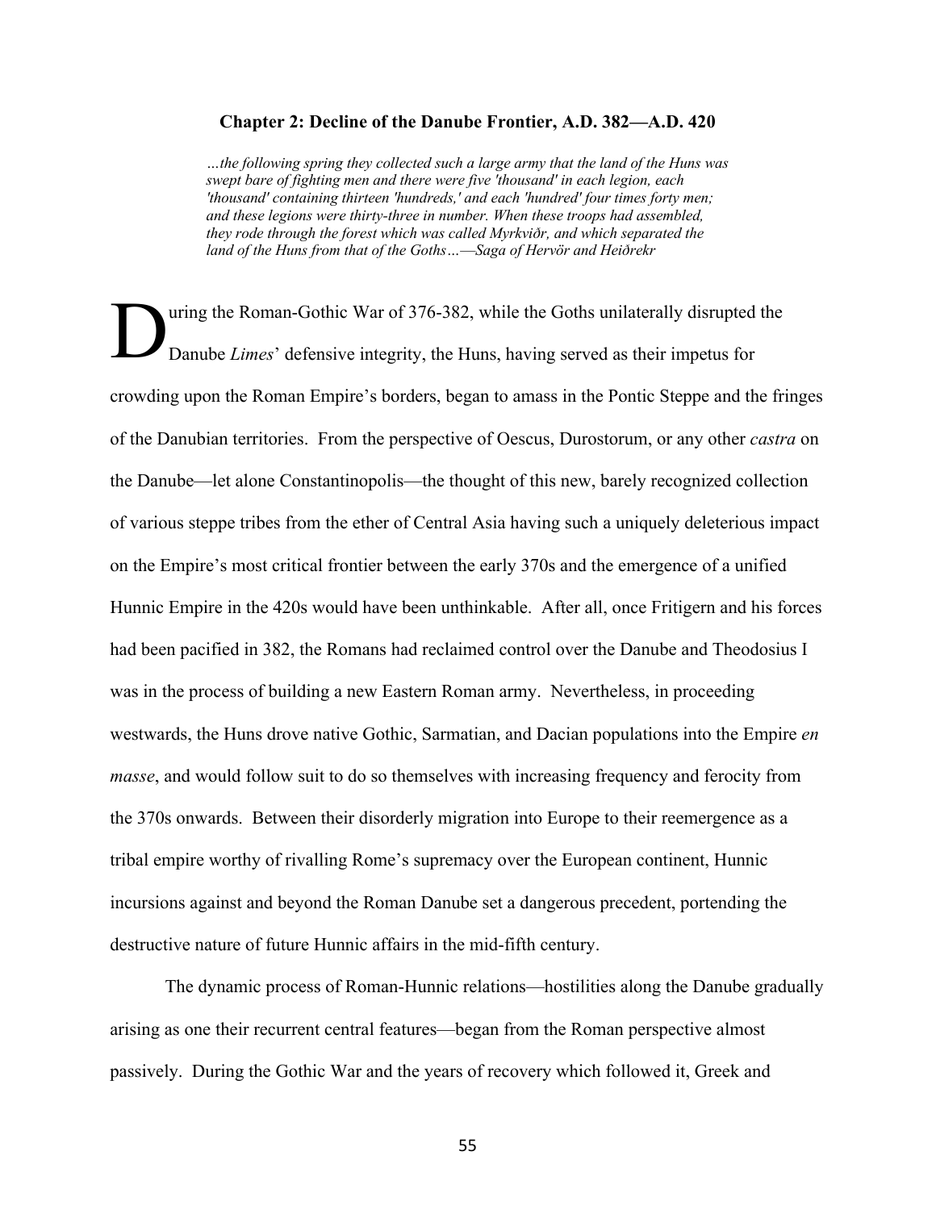## Chapter 2: Decline of the Danube Frontier, A.D. 382—A.D. 420

> *…the following spring they collected such a large army that the land of the Huns was swept bare of fighting men and there were five 'thousand' in each legion, each 'thousand' containing thirteen 'hundreds,' and each 'hundred' four times forty men; and these legions were thirty-three in number. When these troops had assembled, they rode through the forest which was called Myrkviðr, and which separated the land of the Huns from that of the Goths…—Saga of Hervör and Heiðrekr*

During the Roman-Gothic War of 376-382, while the Goths unilaterally disrupted the Danube *Limes*' defensive integrity, the Huns, having served as their impetus for crowding upon the Roman Empire's borders, began to amass in the Pontic Steppe and the fringes of the Danubian territories. From the perspective of Oescus, Durostorum, or any other *castra* on the Danube—let alone Constantinopolis—the thought of this new, barely recognized collection of various steppe tribes from the ether of Central Asia having such a uniquely deleterious impact on the Empire's most critical frontier between the early 370s and the emergence of a unified Hunnic Empire in the 420s would have been unthinkable. After all, once Fritigern and his forces had been pacified in 382, the Romans had reclaimed control over the Danube and Theodosius I was in the process of building a new Eastern Roman army. Nevertheless, in proceeding westwards, the Huns drove native Gothic, Sarmatian, and Dacian populations into the Empire *en masse*, and would follow suit to do so themselves with increasing frequency and ferocity from the 370s onwards. Between their disorderly migration into Europe to their reemergence as a tribal empire worthy of rivalling Rome's supremacy over the European continent, Hunnic incursions against and beyond the Roman Danube set a dangerous precedent, portending the destructive nature of future Hunnic affairs in the mid-fifth century.

The dynamic process of Roman-Hunnic relations—hostilities along the Danube gradually arising as one their recurrent central features—began from the Roman perspective almost passively. During the Gothic War and the years of recovery which followed it, Greek and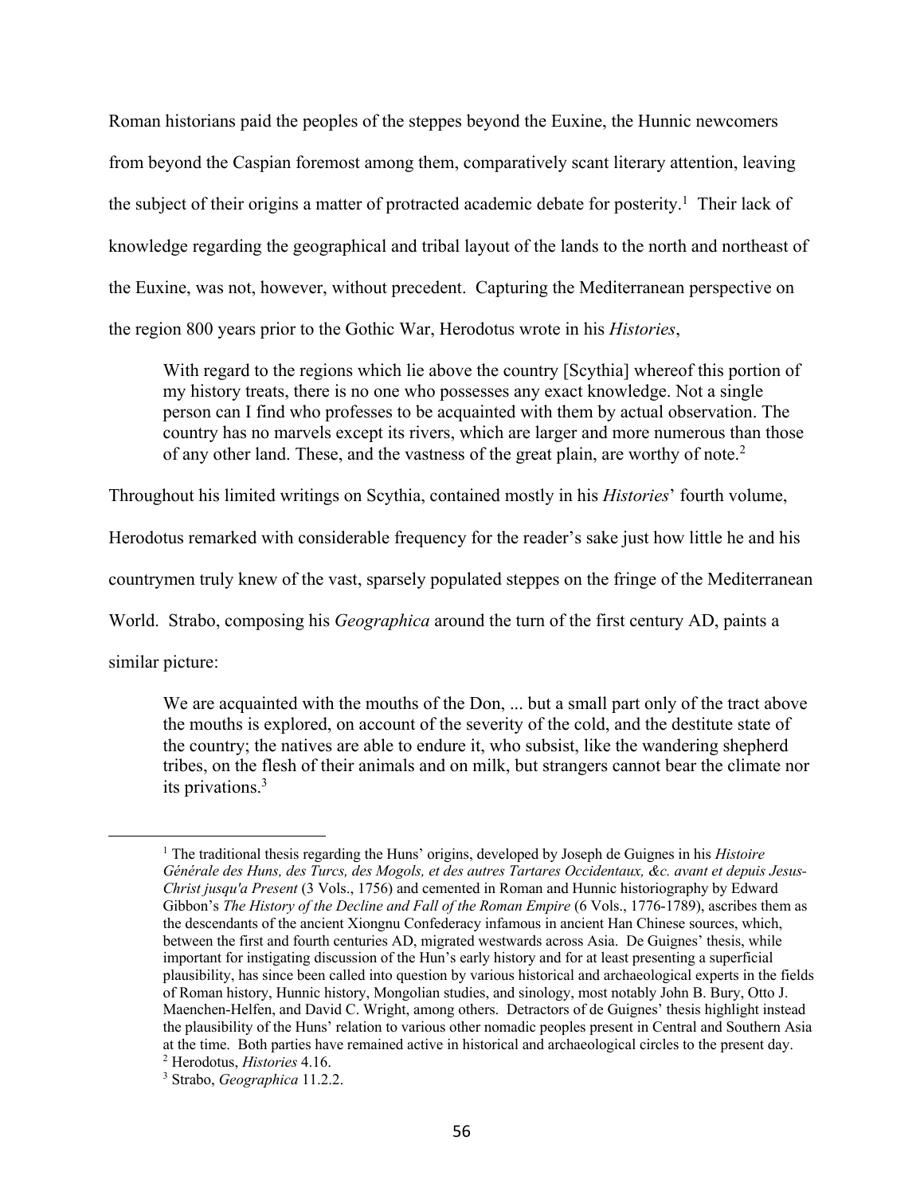Roman historians paid the peoples of the steppes beyond the Euxine, the Hunnic newcomers from beyond the Caspian foremost among them, comparatively scant literary attention, leaving the subject of their origins a matter of protracted academic debate for posterity.[1] Their lack of knowledge regarding the geographical and tribal layout of the lands to the north and northeast of the Euxine, was not, however, without precedent. Capturing the Mediterranean perspective on the region 800 years prior to the Gothic War, Herodotus wrote in his *Histories*,

> With regard to the regions which lie above the country [Scythia] whereof this portion of my history treats, there is no one who possesses any exact knowledge. Not a single person can I find who professes to be acquainted with them by actual observation. The country has no marvels except its rivers, which are larger and more numerous than those of any other land. These, and the vastness of the great plain, are worthy of note.[2]

Throughout his limited writings on Scythia, contained mostly in his *Histories*' fourth volume, Herodotus remarked with considerable frequency for the reader's sake just how little he and his countrymen truly knew of the vast, sparsely populated steppes on the fringe of the Mediterranean World. Strabo, composing his *Geographica* around the turn of the first century AD, paints a similar picture:

> We are acquainted with the mouths of the Don, ... but a small part only of the tract above the mouths is explored, on account of the severity of the cold, and the destitute state of the country; the natives are able to endure it, who subsist, like the wandering shepherd tribes, on the flesh of their animals and on milk, but strangers cannot bear the climate nor its privations.[3]

---

[1] The traditional thesis regarding the Huns' origins, developed by Joseph de Guignes in his *Histoire Générale des Huns, des Turcs, des Mogols, et des autres Tartares Occidentaux, &c. avant et depuis Jesus-Christ jusqu'a Present* (3 Vols., 1756) and cemented in Roman and Hunnic historiography by Edward Gibbon's *The History of the Decline and Fall of the Roman Empire* (6 Vols., 1776-1789), ascribes them as the descendants of the ancient Xiongnu Confederacy infamous in ancient Han Chinese sources, which, between the first and fourth centuries AD, migrated westwards across Asia. De Guignes' thesis, while important for instigating discussion of the Hun's early history and for at least presenting a superficial plausibility, has since been called into question by various historical and archaeological experts in the fields of Roman history, Hunnic history, Mongolian studies, and sinology, most notably John B. Bury, Otto J. Maenchen-Helfen, and David C. Wright, among others. Detractors of de Guignes' thesis highlight instead the plausibility of the Huns' relation to various other nomadic peoples present in Central and Southern Asia at the time. Both parties have remained active in historical and archaeological circles to the present day.

[2] Herodotus, *Histories* 4.16.

[3] Strabo, *Geographica* 11.2.2.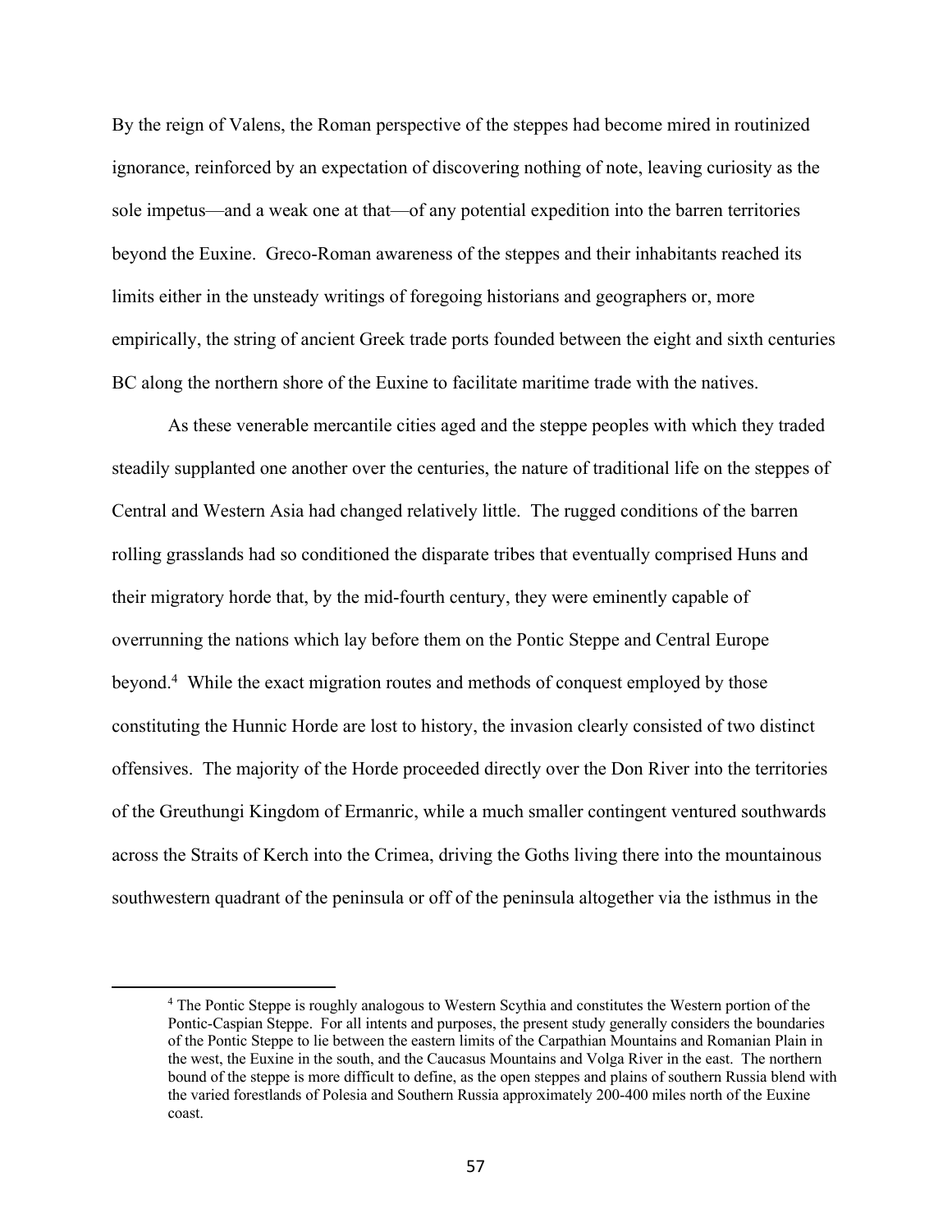By the reign of Valens, the Roman perspective of the steppes had become mired in routinized ignorance, reinforced by an expectation of discovering nothing of note, leaving curiosity as the sole impetus—and a weak one at that—of any potential expedition into the barren territories beyond the Euxine. Greco-Roman awareness of the steppes and their inhabitants reached its limits either in the unsteady writings of foregoing historians and geographers or, more empirically, the string of ancient Greek trade ports founded between the eight and sixth centuries BC along the northern shore of the Euxine to facilitate maritime trade with the natives.

As these venerable mercantile cities aged and the steppe peoples with which they traded steadily supplanted one another over the centuries, the nature of traditional life on the steppes of Central and Western Asia had changed relatively little. The rugged conditions of the barren rolling grasslands had so conditioned the disparate tribes that eventually comprised Huns and their migratory horde that, by the mid-fourth century, they were eminently capable of overrunning the nations which lay before them on the Pontic Steppe and Central Europe beyond.[4] While the exact migration routes and methods of conquest employed by those constituting the Hunnic Horde are lost to history, the invasion clearly consisted of two distinct offensives. The majority of the Horde proceeded directly over the Don River into the territories of the Greuthungi Kingdom of Ermanric, while a much smaller contingent ventured southwards across the Straits of Kerch into the Crimea, driving the Goths living there into the mountainous southwestern quadrant of the peninsula or off of the peninsula altogether via the isthmus in the

[4] The Pontic Steppe is roughly analogous to Western Scythia and constitutes the Western portion of the Pontic-Caspian Steppe. For all intents and purposes, the present study generally considers the boundaries of the Pontic Steppe to lie between the eastern limits of the Carpathian Mountains and Romanian Plain in the west, the Euxine in the south, and the Caucasus Mountains and Volga River in the east. The northern bound of the steppe is more difficult to define, as the open steppes and plains of southern Russia blend with the varied forestlands of Polesia and Southern Russia approximately 200-400 miles north of the Euxine coast.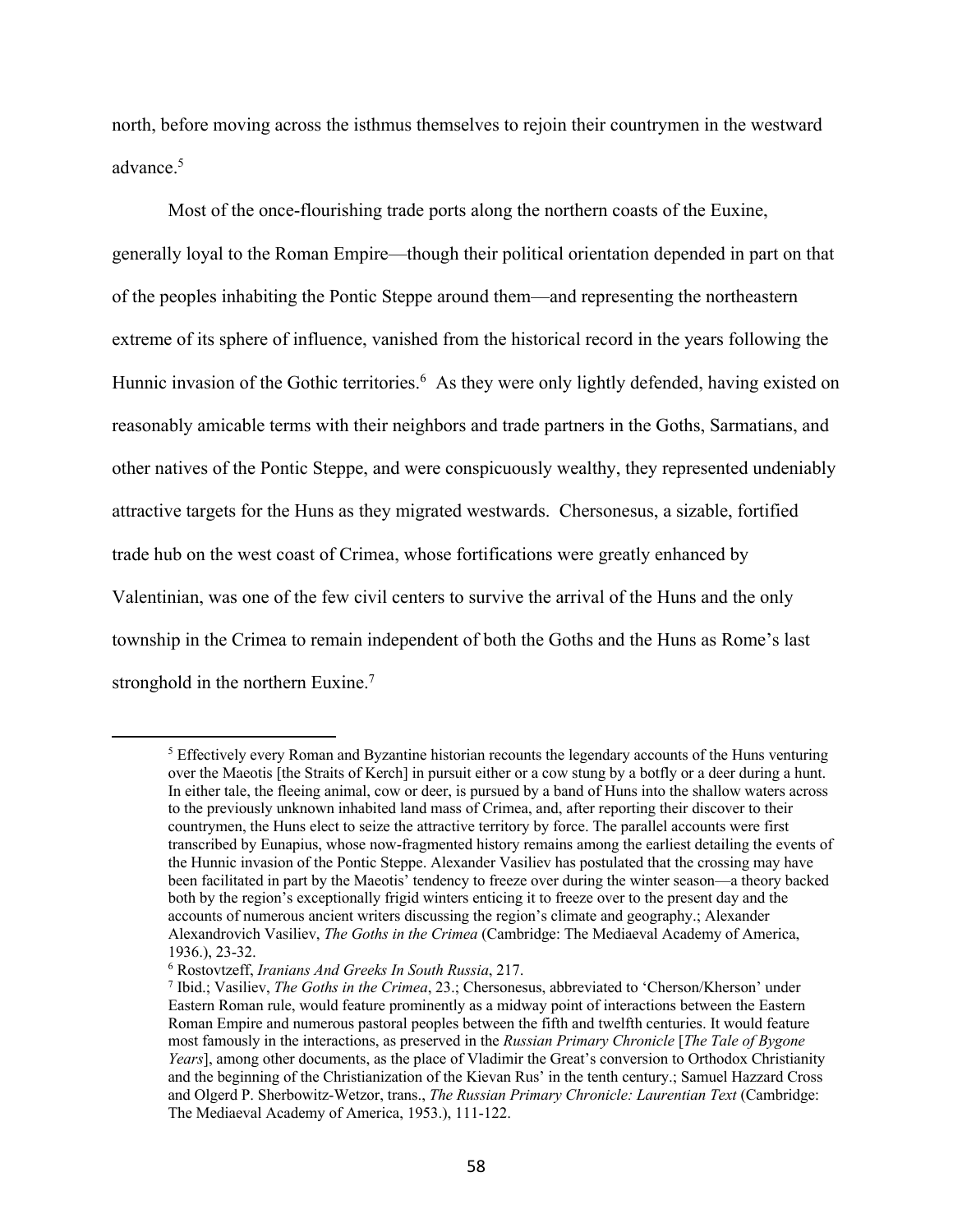north, before moving across the isthmus themselves to rejoin their countrymen in the westward advance.[5]

Most of the once-flourishing trade ports along the northern coasts of the Euxine, generally loyal to the Roman Empire—though their political orientation depended in part on that of the peoples inhabiting the Pontic Steppe around them—and representing the northeastern extreme of its sphere of influence, vanished from the historical record in the years following the Hunnic invasion of the Gothic territories.[6] As they were only lightly defended, having existed on reasonably amicable terms with their neighbors and trade partners in the Goths, Sarmatians, and other natives of the Pontic Steppe, and were conspicuously wealthy, they represented undeniably attractive targets for the Huns as they migrated westwards. Chersonesus, a sizable, fortified trade hub on the west coast of Crimea, whose fortifications were greatly enhanced by Valentinian, was one of the few civil centers to survive the arrival of the Huns and the only township in the Crimea to remain independent of both the Goths and the Huns as Rome's last stronghold in the northern Euxine.[7]

---

[5] Effectively every Roman and Byzantine historian recounts the legendary accounts of the Huns venturing over the Maeotis [the Straits of Kerch] in pursuit either or a cow stung by a botfly or a deer during a hunt. In either tale, the fleeing animal, cow or deer, is pursued by a band of Huns into the shallow waters across to the previously unknown inhabited land mass of Crimea, and, after reporting their discover to their countrymen, the Huns elect to seize the attractive territory by force. The parallel accounts were first transcribed by Eunapius, whose now-fragmented history remains among the earliest detailing the events of the Hunnic invasion of the Pontic Steppe. Alexander Vasiliev has postulated that the crossing may have been facilitated in part by the Maeotis' tendency to freeze over during the winter season—a theory backed both by the region's exceptionally frigid winters enticing it to freeze over to the present day and the accounts of numerous ancient writers discussing the region's climate and geography.; Alexander Alexandrovich Vasiliev, *The Goths in the Crimea* (Cambridge: The Mediaeval Academy of America, 1936.), 23-32.

[6] Rostovtzeff, *Iranians And Greeks In South Russia*, 217.

[7] Ibid.; Vasiliev, *The Goths in the Crimea*, 23.; Chersonesus, abbreviated to 'Cherson/Kherson' under Eastern Roman rule, would feature prominently as a midway point of interactions between the Eastern Roman Empire and numerous pastoral peoples between the fifth and twelfth centuries. It would feature most famously in the interactions, as preserved in the *Russian Primary Chronicle* [*The Tale of Bygone Years*], among other documents, as the place of Vladimir the Great's conversion to Orthodox Christianity and the beginning of the Christianization of the Kievan Rus' in the tenth century.; Samuel Hazzard Cross and Olgerd P. Sherbowitz-Wetzor, trans., *The Russian Primary Chronicle: Laurentian Text* (Cambridge: The Mediaeval Academy of America, 1953.), 111-122.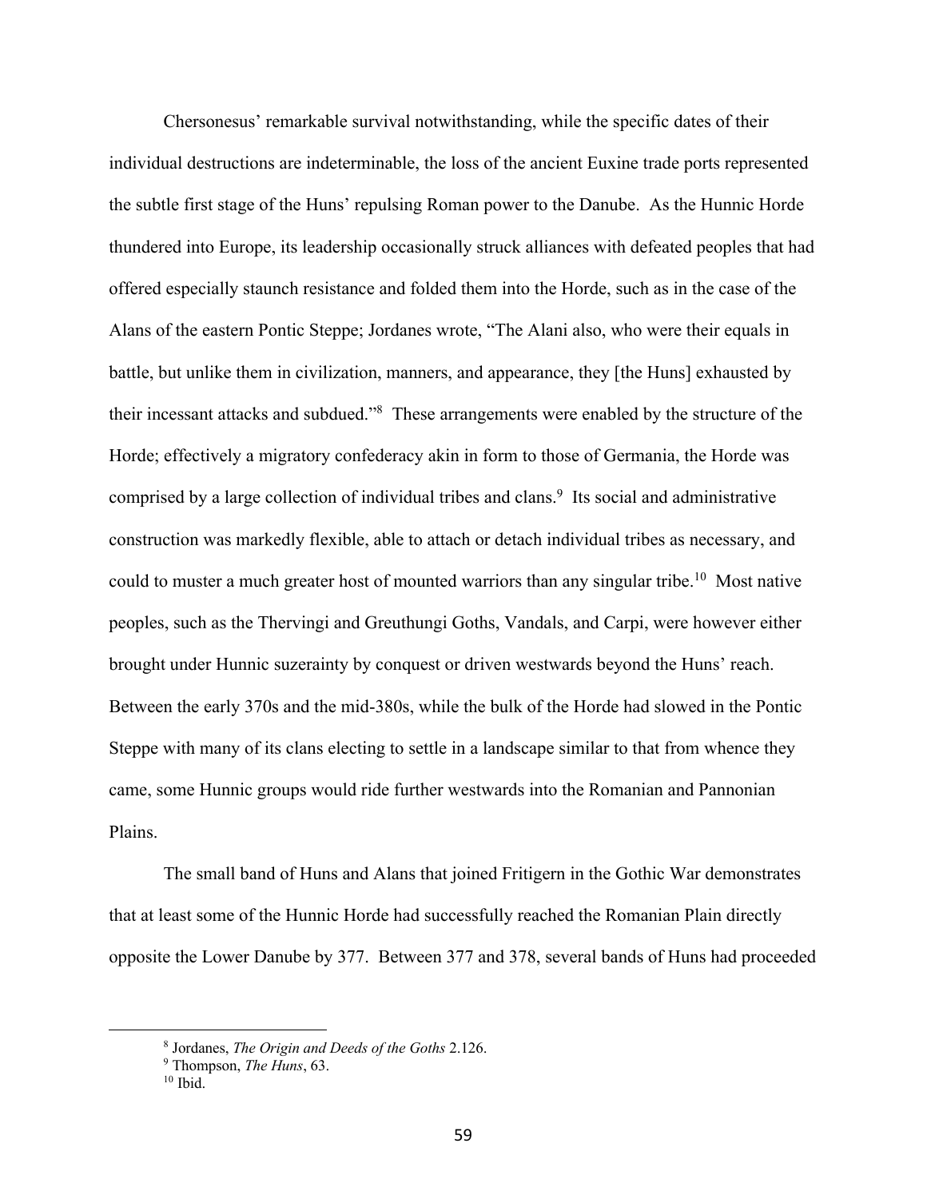Chersonesus' remarkable survival notwithstanding, while the specific dates of their individual destructions are indeterminable, the loss of the ancient Euxine trade ports represented the subtle first stage of the Huns' repulsing Roman power to the Danube. As the Hunnic Horde thundered into Europe, its leadership occasionally struck alliances with defeated peoples that had offered especially staunch resistance and folded them into the Horde, such as in the case of the Alans of the eastern Pontic Steppe; Jordanes wrote, "The Alani also, who were their equals in battle, but unlike them in civilization, manners, and appearance, they [the Huns] exhausted by their incessant attacks and subdued."[8] These arrangements were enabled by the structure of the Horde; effectively a migratory confederacy akin in form to those of Germania, the Horde was comprised by a large collection of individual tribes and clans.[9] Its social and administrative construction was markedly flexible, able to attach or detach individual tribes as necessary, and could to muster a much greater host of mounted warriors than any singular tribe.[10] Most native peoples, such as the Thervingi and Greuthungi Goths, Vandals, and Carpi, were however either brought under Hunnic suzerainty by conquest or driven westwards beyond the Huns' reach. Between the early 370s and the mid-380s, while the bulk of the Horde had slowed in the Pontic Steppe with many of its clans electing to settle in a landscape similar to that from whence they came, some Hunnic groups would ride further westwards into the Romanian and Pannonian Plains.

The small band of Huns and Alans that joined Fritigern in the Gothic War demonstrates that at least some of the Hunnic Horde had successfully reached the Romanian Plain directly opposite the Lower Danube by 377. Between 377 and 378, several bands of Huns had proceeded

---

[8] Jordanes, *The Origin and Deeds of the Goths* 2.126.

[9] Thompson, *The Huns*, 63.

[10] Ibid.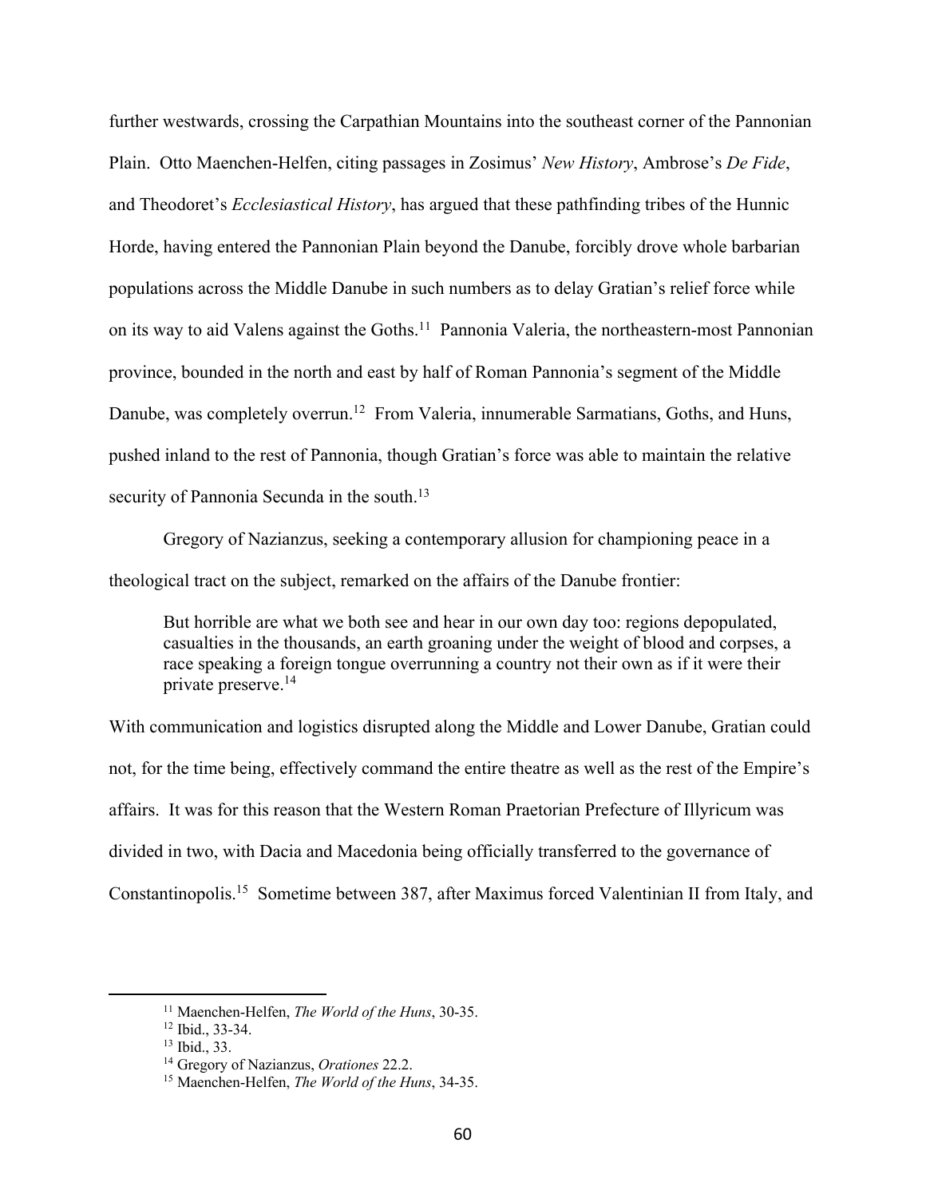further westwards, crossing the Carpathian Mountains into the southeast corner of the Pannonian Plain. Otto Maenchen-Helfen, citing passages in Zosimus' *New History*, Ambrose's *De Fide*, and Theodoret's *Ecclesiastical History*, has argued that these pathfinding tribes of the Hunnic Horde, having entered the Pannonian Plain beyond the Danube, forcibly drove whole barbarian populations across the Middle Danube in such numbers as to delay Gratian's relief force while on its way to aid Valens against the Goths.[11] Pannonia Valeria, the northeastern-most Pannonian province, bounded in the north and east by half of Roman Pannonia's segment of the Middle Danube, was completely overrun.[12] From Valeria, innumerable Sarmatians, Goths, and Huns, pushed inland to the rest of Pannonia, though Gratian's force was able to maintain the relative security of Pannonia Secunda in the south.[13]

Gregory of Nazianzus, seeking a contemporary allusion for championing peace in a theological tract on the subject, remarked on the affairs of the Danube frontier:

> But horrible are what we both see and hear in our own day too: regions depopulated, casualties in the thousands, an earth groaning under the weight of blood and corpses, a race speaking a foreign tongue overrunning a country not their own as if it were their private preserve.[14]

With communication and logistics disrupted along the Middle and Lower Danube, Gratian could not, for the time being, effectively command the entire theatre as well as the rest of the Empire's affairs. It was for this reason that the Western Roman Praetorian Prefecture of Illyricum was divided in two, with Dacia and Macedonia being officially transferred to the governance of Constantinopolis.[15] Sometime between 387, after Maximus forced Valentinian II from Italy, and

---

[11] Maenchen-Helfen, *The World of the Huns*, 30-35.

[12] Ibid., 33-34.

[13] Ibid., 33.

[14] Gregory of Nazianzus, *Orationes* 22.2.

[15] Maenchen-Helfen, *The World of the Huns*, 34-35.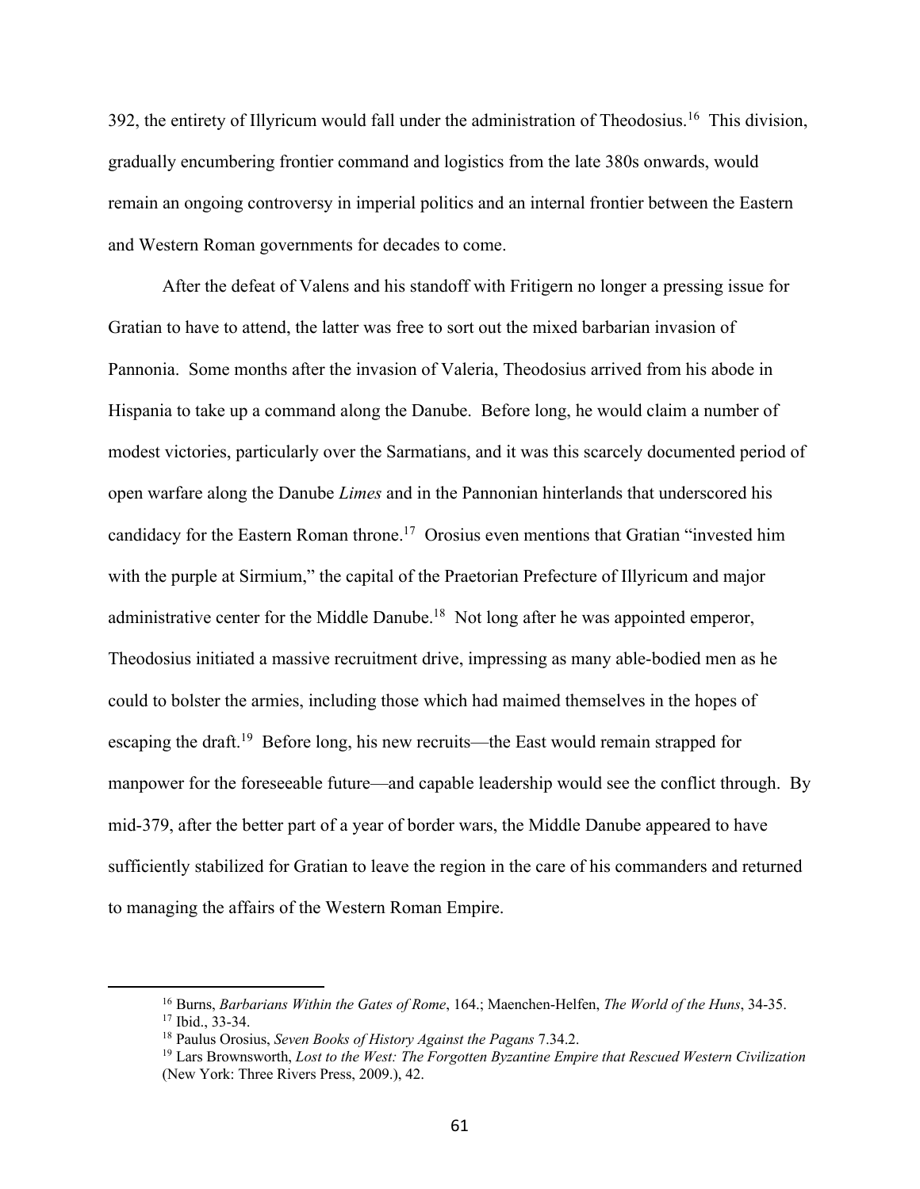392, the entirety of Illyricum would fall under the administration of Theodosius.[16] This division, gradually encumbering frontier command and logistics from the late 380s onwards, would remain an ongoing controversy in imperial politics and an internal frontier between the Eastern and Western Roman governments for decades to come.

After the defeat of Valens and his standoff with Fritigern no longer a pressing issue for Gratian to have to attend, the latter was free to sort out the mixed barbarian invasion of Pannonia. Some months after the invasion of Valeria, Theodosius arrived from his abode in Hispania to take up a command along the Danube. Before long, he would claim a number of modest victories, particularly over the Sarmatians, and it was this scarcely documented period of open warfare along the Danube *Limes* and in the Pannonian hinterlands that underscored his candidacy for the Eastern Roman throne.[17] Orosius even mentions that Gratian "invested him with the purple at Sirmium," the capital of the Praetorian Prefecture of Illyricum and major administrative center for the Middle Danube.[18] Not long after he was appointed emperor, Theodosius initiated a massive recruitment drive, impressing as many able-bodied men as he could to bolster the armies, including those which had maimed themselves in the hopes of escaping the draft.[19] Before long, his new recruits—the East would remain strapped for manpower for the foreseeable future—and capable leadership would see the conflict through. By mid-379, after the better part of a year of border wars, the Middle Danube appeared to have sufficiently stabilized for Gratian to leave the region in the care of his commanders and returned to managing the affairs of the Western Roman Empire.

---

[16] Burns, *Barbarians Within the Gates of Rome*, 164.; Maenchen-Helfen, *The World of the Huns*, 34-35.

[17] Ibid., 33-34.

[18] Paulus Orosius, *Seven Books of History Against the Pagans* 7.34.2.

[19] Lars Brownsworth, *Lost to the West: The Forgotten Byzantine Empire that Rescued Western Civilization* (New York: Three Rivers Press, 2009.), 42.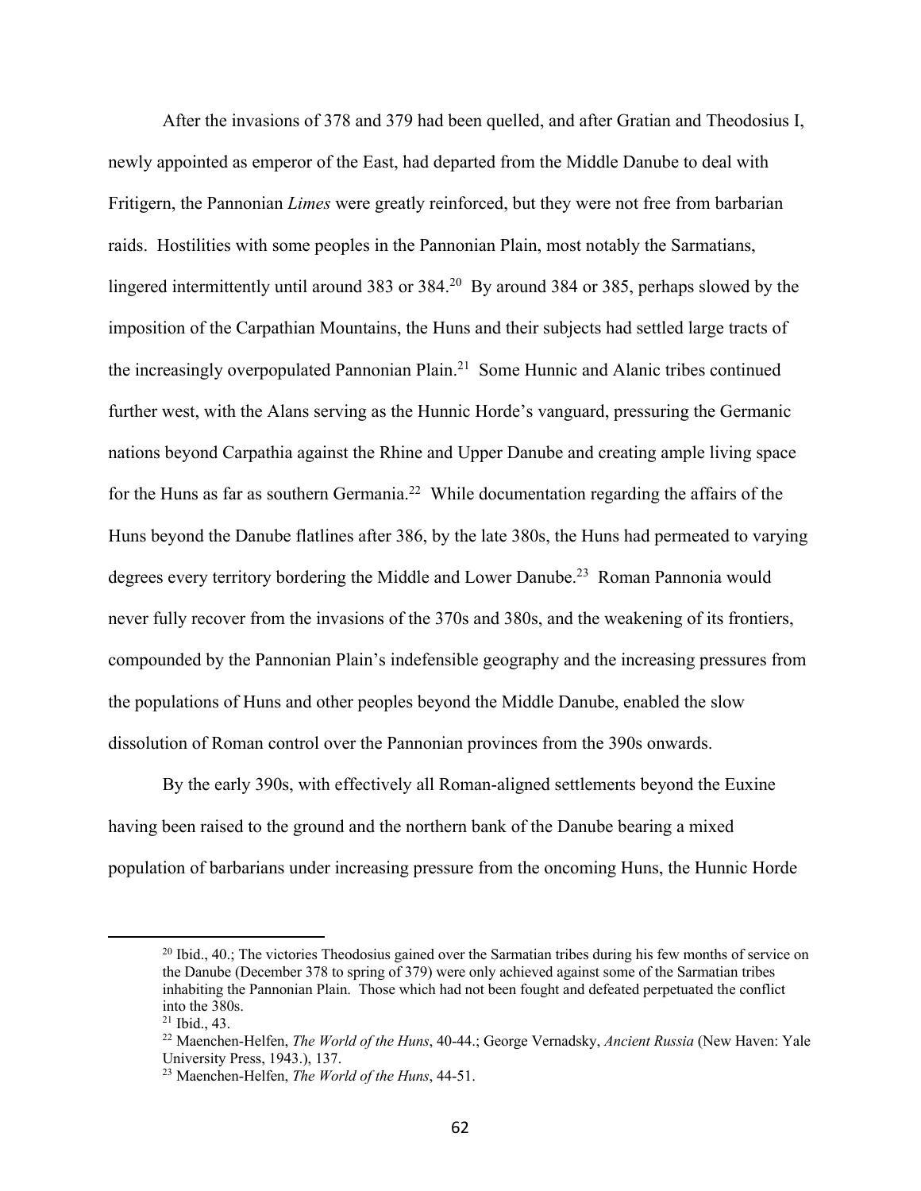After the invasions of 378 and 379 had been quelled, and after Gratian and Theodosius I, newly appointed as emperor of the East, had departed from the Middle Danube to deal with Fritigern, the Pannonian *Limes* were greatly reinforced, but they were not free from barbarian raids. Hostilities with some peoples in the Pannonian Plain, most notably the Sarmatians, lingered intermittently until around 383 or 384.[20] By around 384 or 385, perhaps slowed by the imposition of the Carpathian Mountains, the Huns and their subjects had settled large tracts of the increasingly overpopulated Pannonian Plain.[21] Some Hunnic and Alanic tribes continued further west, with the Alans serving as the Hunnic Horde's vanguard, pressuring the Germanic nations beyond Carpathia against the Rhine and Upper Danube and creating ample living space for the Huns as far as southern Germania.[22] While documentation regarding the affairs of the Huns beyond the Danube flatlines after 386, by the late 380s, the Huns had permeated to varying degrees every territory bordering the Middle and Lower Danube.[23] Roman Pannonia would never fully recover from the invasions of the 370s and 380s, and the weakening of its frontiers, compounded by the Pannonian Plain's indefensible geography and the increasing pressures from the populations of Huns and other peoples beyond the Middle Danube, enabled the slow dissolution of Roman control over the Pannonian provinces from the 390s onwards.

By the early 390s, with effectively all Roman-aligned settlements beyond the Euxine having been raised to the ground and the northern bank of the Danube bearing a mixed population of barbarians under increasing pressure from the oncoming Huns, the Hunnic Horde

---

[20] Ibid., 40.; The victories Theodosius gained over the Sarmatian tribes during his few months of service on the Danube (December 378 to spring of 379) were only achieved against some of the Sarmatian tribes inhabiting the Pannonian Plain. Those which had not been fought and defeated perpetuated the conflict into the 380s.

[21] Ibid., 43.

[22] Maenchen-Helfen, *The World of the Huns*, 40-44.; George Vernadsky, *Ancient Russia* (New Haven: Yale University Press, 1943.), 137.

[23] Maenchen-Helfen, *The World of the Huns*, 44-51.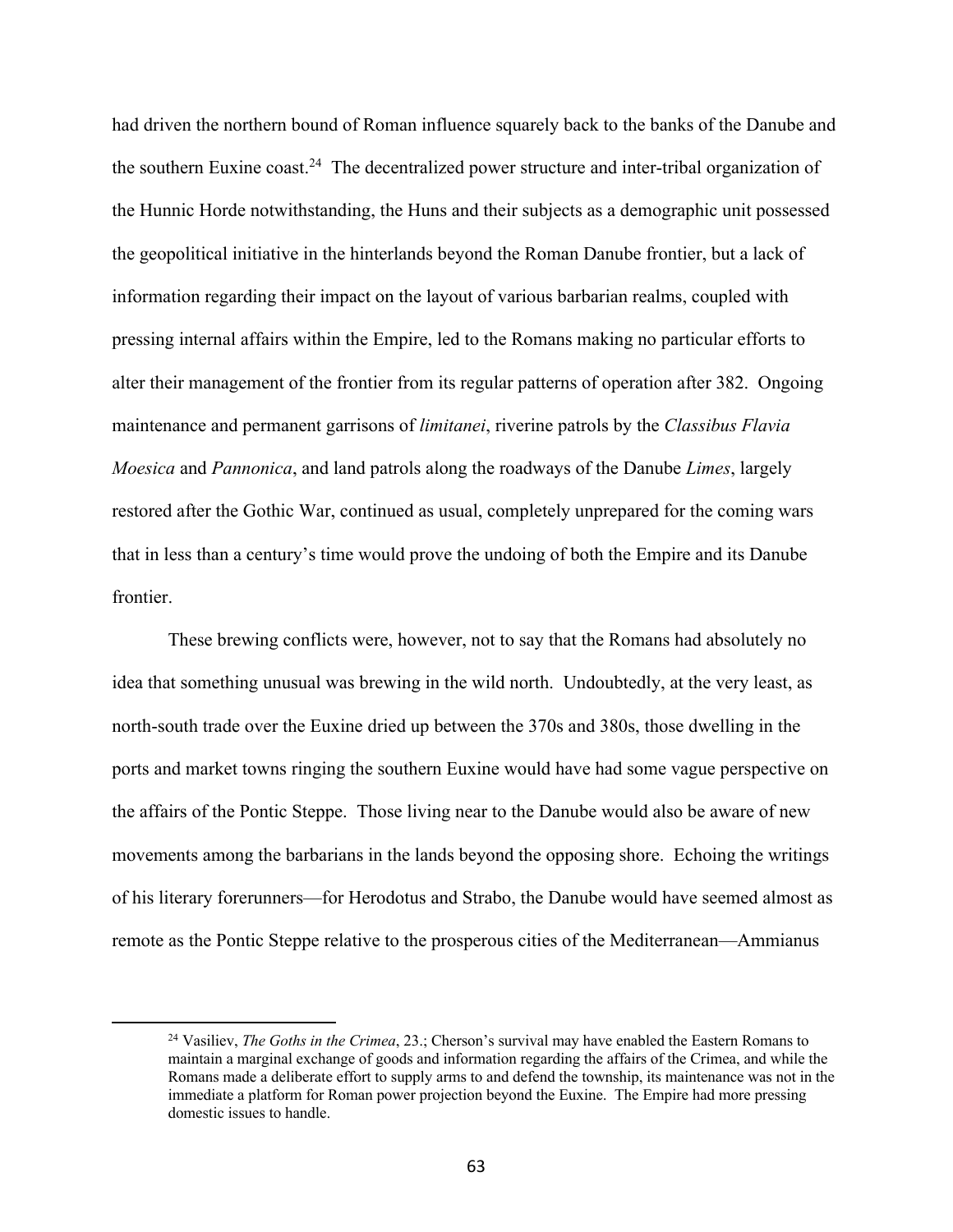had driven the northern bound of Roman influence squarely back to the banks of the Danube and the southern Euxine coast.[24] The decentralized power structure and inter-tribal organization of the Hunnic Horde notwithstanding, the Huns and their subjects as a demographic unit possessed the geopolitical initiative in the hinterlands beyond the Roman Danube frontier, but a lack of information regarding their impact on the layout of various barbarian realms, coupled with pressing internal affairs within the Empire, led to the Romans making no particular efforts to alter their management of the frontier from its regular patterns of operation after 382. Ongoing maintenance and permanent garrisons of *limitanei*, riverine patrols by the *Classibus Flavia Moesica* and *Pannonica*, and land patrols along the roadways of the Danube *Limes*, largely restored after the Gothic War, continued as usual, completely unprepared for the coming wars that in less than a century's time would prove the undoing of both the Empire and its Danube frontier.

These brewing conflicts were, however, not to say that the Romans had absolutely no idea that something unusual was brewing in the wild north. Undoubtedly, at the very least, as north-south trade over the Euxine dried up between the 370s and 380s, those dwelling in the ports and market towns ringing the southern Euxine would have had some vague perspective on the affairs of the Pontic Steppe. Those living near to the Danube would also be aware of new movements among the barbarians in the lands beyond the opposing shore. Echoing the writings of his literary forerunners—for Herodotus and Strabo, the Danube would have seemed almost as remote as the Pontic Steppe relative to the prosperous cities of the Mediterranean—Ammianus

[24] Vasiliev, *The Goths in the Crimea*, 23.; Cherson's survival may have enabled the Eastern Romans to maintain a marginal exchange of goods and information regarding the affairs of the Crimea, and while the Romans made a deliberate effort to supply arms to and defend the township, its maintenance was not in the immediate a platform for Roman power projection beyond the Euxine. The Empire had more pressing domestic issues to handle.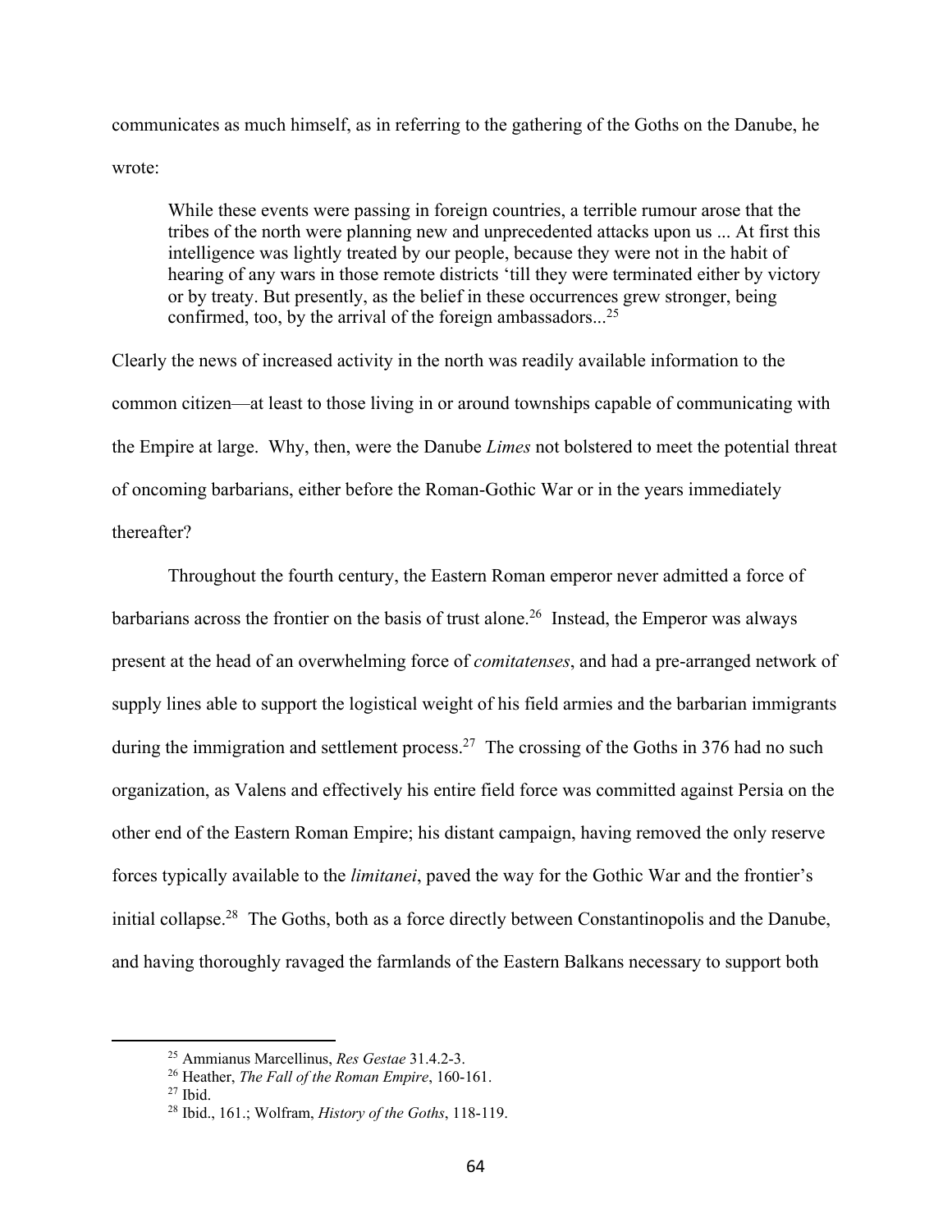communicates as much himself, as in referring to the gathering of the Goths on the Danube, he wrote:

> While these events were passing in foreign countries, a terrible rumour arose that the tribes of the north were planning new and unprecedented attacks upon us ... At first this intelligence was lightly treated by our people, because they were not in the habit of hearing of any wars in those remote districts 'till they were terminated either by victory or by treaty. But presently, as the belief in these occurrences grew stronger, being confirmed, too, by the arrival of the foreign ambassadors...[25]

Clearly the news of increased activity in the north was readily available information to the common citizen—at least to those living in or around townships capable of communicating with the Empire at large. Why, then, were the Danube *Limes* not bolstered to meet the potential threat of oncoming barbarians, either before the Roman-Gothic War or in the years immediately thereafter?

Throughout the fourth century, the Eastern Roman emperor never admitted a force of barbarians across the frontier on the basis of trust alone.[26] Instead, the Emperor was always present at the head of an overwhelming force of *comitatenses*, and had a pre-arranged network of supply lines able to support the logistical weight of his field armies and the barbarian immigrants during the immigration and settlement process.[27] The crossing of the Goths in 376 had no such organization, as Valens and effectively his entire field force was committed against Persia on the other end of the Eastern Roman Empire; his distant campaign, having removed the only reserve forces typically available to the *limitanei*, paved the way for the Gothic War and the frontier's initial collapse.[28] The Goths, both as a force directly between Constantinopolis and the Danube, and having thoroughly ravaged the farmlands of the Eastern Balkans necessary to support both

---

[25] Ammianus Marcellinus, *Res Gestae* 31.4.2-3.

[26] Heather, *The Fall of the Roman Empire*, 160-161.

[27] Ibid.

[28] Ibid., 161.; Wolfram, *History of the Goths*, 118-119.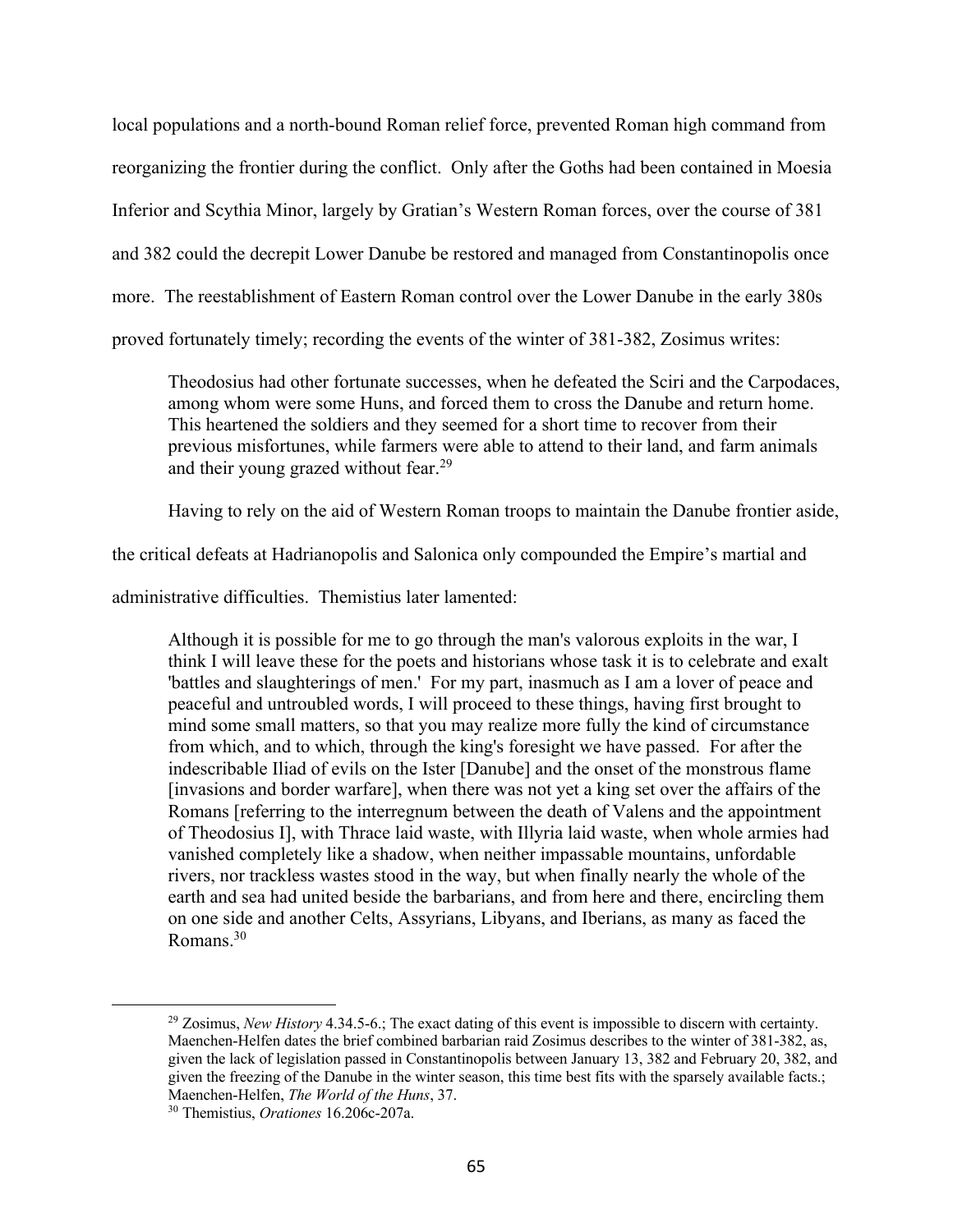local populations and a north-bound Roman relief force, prevented Roman high command from reorganizing the frontier during the conflict. Only after the Goths had been contained in Moesia Inferior and Scythia Minor, largely by Gratian's Western Roman forces, over the course of 381 and 382 could the decrepit Lower Danube be restored and managed from Constantinopolis once more. The reestablishment of Eastern Roman control over the Lower Danube in the early 380s proved fortunately timely; recording the events of the winter of 381-382, Zosimus writes:

> Theodosius had other fortunate successes, when he defeated the Sciri and the Carpodaces, among whom were some Huns, and forced them to cross the Danube and return home. This heartened the soldiers and they seemed for a short time to recover from their previous misfortunes, while farmers were able to attend to their land, and farm animals and their young grazed without fear.[29]

Having to rely on the aid of Western Roman troops to maintain the Danube frontier aside, the critical defeats at Hadrianopolis and Salonica only compounded the Empire's martial and administrative difficulties. Themistius later lamented:

> Although it is possible for me to go through the man's valorous exploits in the war, I think I will leave these for the poets and historians whose task it is to celebrate and exalt 'battles and slaughterings of men.' For my part, inasmuch as I am a lover of peace and peaceful and untroubled words, I will proceed to these things, having first brought to mind some small matters, so that you may realize more fully the kind of circumstance from which, and to which, through the king's foresight we have passed. For after the indescribable Iliad of evils on the Ister [Danube] and the onset of the monstrous flame [invasions and border warfare], when there was not yet a king set over the affairs of the Romans [referring to the interregnum between the death of Valens and the appointment of Theodosius I], with Thrace laid waste, with Illyria laid waste, when whole armies had vanished completely like a shadow, when neither impassable mountains, unfordable rivers, nor trackless wastes stood in the way, but when finally nearly the whole of the earth and sea had united beside the barbarians, and from here and there, encircling them on one side and another Celts, Assyrians, Libyans, and Iberians, as many as faced the Romans.[30]

---

[29] Zosimus, *New History* 4.34.5-6.; The exact dating of this event is impossible to discern with certainty. Maenchen-Helfen dates the brief combined barbarian raid Zosimus describes to the winter of 381-382, as, given the lack of legislation passed in Constantinopolis between January 13, 382 and February 20, 382, and given the freezing of the Danube in the winter season, this time best fits with the sparsely available facts.; Maenchen-Helfen, *The World of the Huns*, 37.

[30] Themistius, *Orationes* 16.206c-207a.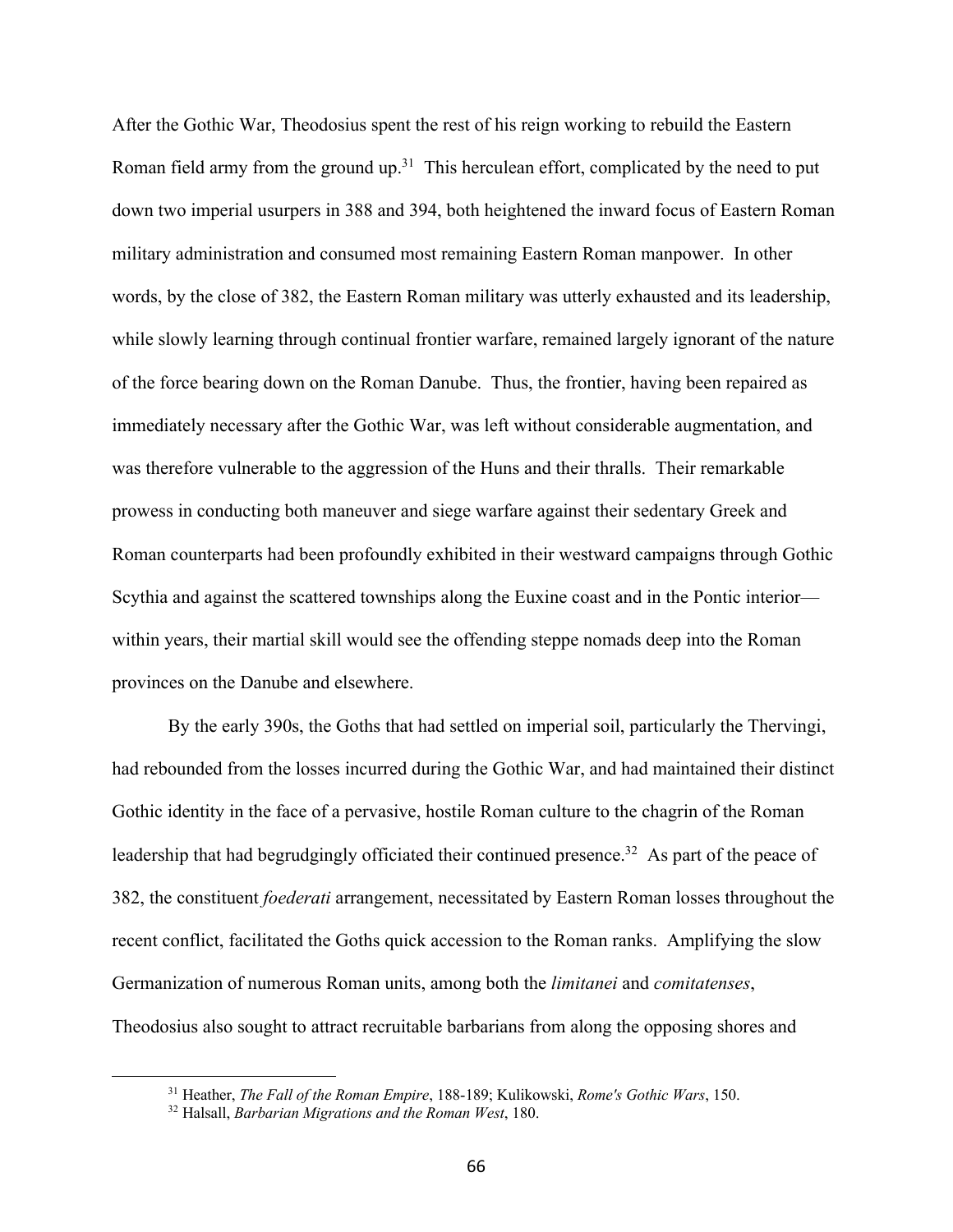After the Gothic War, Theodosius spent the rest of his reign working to rebuild the Eastern Roman field army from the ground up.[31] This herculean effort, complicated by the need to put down two imperial usurpers in 388 and 394, both heightened the inward focus of Eastern Roman military administration and consumed most remaining Eastern Roman manpower. In other words, by the close of 382, the Eastern Roman military was utterly exhausted and its leadership, while slowly learning through continual frontier warfare, remained largely ignorant of the nature of the force bearing down on the Roman Danube. Thus, the frontier, having been repaired as immediately necessary after the Gothic War, was left without considerable augmentation, and was therefore vulnerable to the aggression of the Huns and their thralls. Their remarkable prowess in conducting both maneuver and siege warfare against their sedentary Greek and Roman counterparts had been profoundly exhibited in their westward campaigns through Gothic Scythia and against the scattered townships along the Euxine coast and in the Pontic interior—within years, their martial skill would see the offending steppe nomads deep into the Roman provinces on the Danube and elsewhere.

By the early 390s, the Goths that had settled on imperial soil, particularly the Thervingi, had rebounded from the losses incurred during the Gothic War, and had maintained their distinct Gothic identity in the face of a pervasive, hostile Roman culture to the chagrin of the Roman leadership that had begrudgingly officiated their continued presence.[32] As part of the peace of 382, the constituent *foederati* arrangement, necessitated by Eastern Roman losses throughout the recent conflict, facilitated the Goths quick accession to the Roman ranks. Amplifying the slow Germanization of numerous Roman units, among both the *limitanei* and *comitatenses*, Theodosius also sought to attract recruitable barbarians from along the opposing shores and

[31] Heather, *The Fall of the Roman Empire*, 188-189; Kulikowski, *Rome's Gothic Wars*, 150.

[32] Halsall, *Barbarian Migrations and the Roman West*, 180.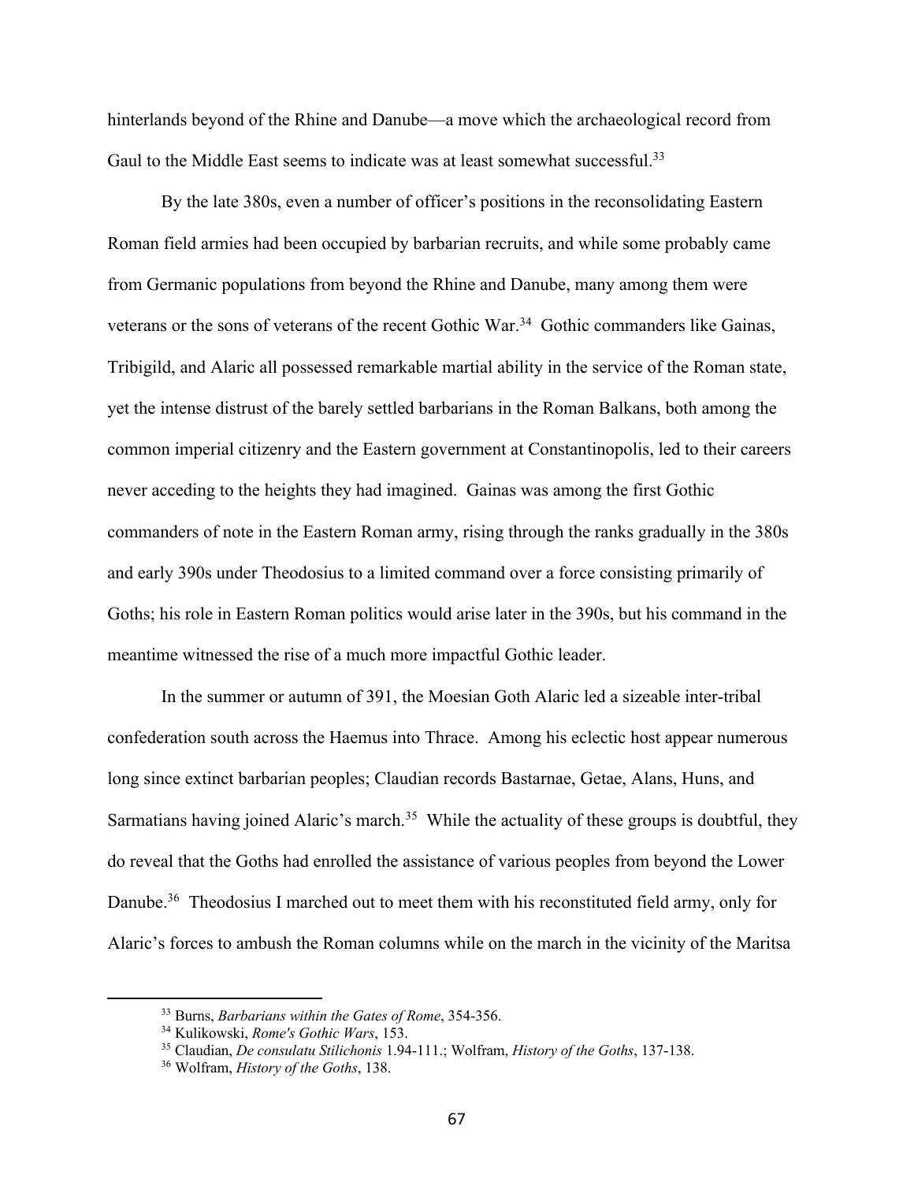hinterlands beyond of the Rhine and Danube—a move which the archaeological record from Gaul to the Middle East seems to indicate was at least somewhat successful.[33]

By the late 380s, even a number of officer's positions in the reconsolidating Eastern Roman field armies had been occupied by barbarian recruits, and while some probably came from Germanic populations from beyond the Rhine and Danube, many among them were veterans or the sons of veterans of the recent Gothic War.[34] Gothic commanders like Gainas, Tribigild, and Alaric all possessed remarkable martial ability in the service of the Roman state, yet the intense distrust of the barely settled barbarians in the Roman Balkans, both among the common imperial citizenry and the Eastern government at Constantinopolis, led to their careers never acceding to the heights they had imagined. Gainas was among the first Gothic commanders of note in the Eastern Roman army, rising through the ranks gradually in the 380s and early 390s under Theodosius to a limited command over a force consisting primarily of Goths; his role in Eastern Roman politics would arise later in the 390s, but his command in the meantime witnessed the rise of a much more impactful Gothic leader.

In the summer or autumn of 391, the Moesian Goth Alaric led a sizeable inter-tribal confederation south across the Haemus into Thrace. Among his eclectic host appear numerous long since extinct barbarian peoples; Claudian records Bastarnae, Getae, Alans, Huns, and Sarmatians having joined Alaric's march.[35] While the actuality of these groups is doubtful, they do reveal that the Goths had enrolled the assistance of various peoples from beyond the Lower Danube.[36] Theodosius I marched out to meet them with his reconstituted field army, only for Alaric's forces to ambush the Roman columns while on the march in the vicinity of the Maritsa

[33] Burns, *Barbarians within the Gates of Rome*, 354-356.

[34] Kulikowski, *Rome's Gothic Wars*, 153.

[35] Claudian, *De consulatu Stilichonis* 1.94-111.; Wolfram, *History of the Goths*, 137-138.

[36] Wolfram, *History of the Goths*, 138.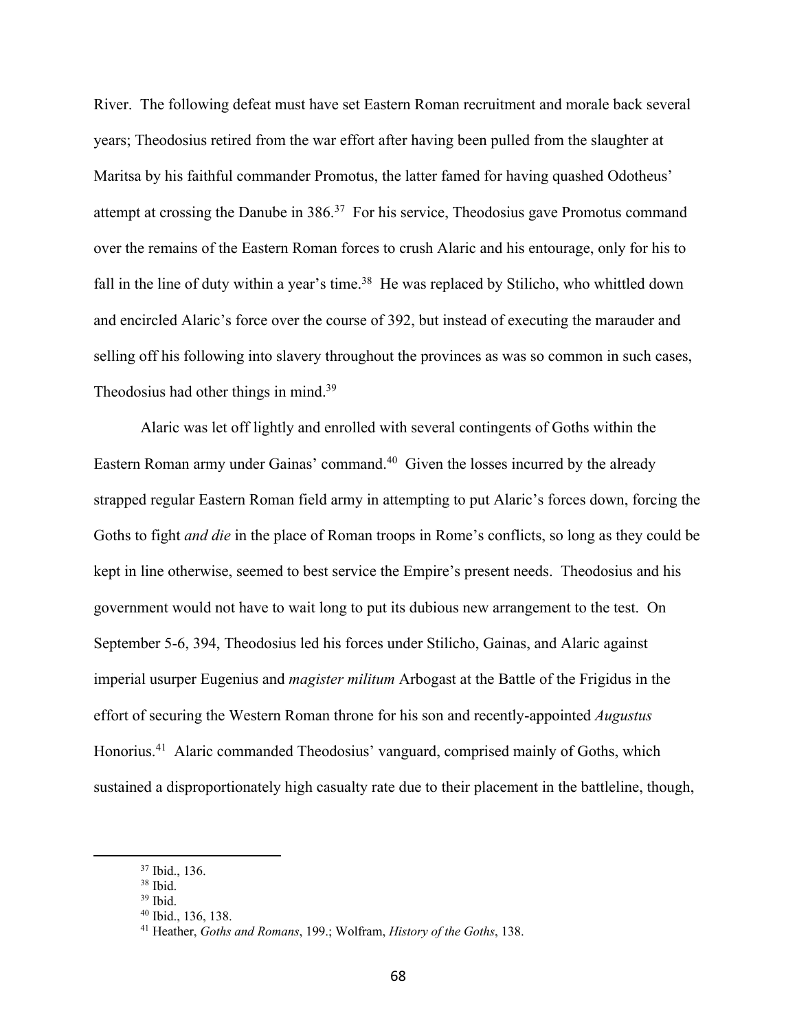River. The following defeat must have set Eastern Roman recruitment and morale back several years; Theodosius retired from the war effort after having been pulled from the slaughter at Maritsa by his faithful commander Promotus, the latter famed for having quashed Odotheus' attempt at crossing the Danube in 386.[37] For his service, Theodosius gave Promotus command over the remains of the Eastern Roman forces to crush Alaric and his entourage, only for his to fall in the line of duty within a year's time.[38] He was replaced by Stilicho, who whittled down and encircled Alaric's force over the course of 392, but instead of executing the marauder and selling off his following into slavery throughout the provinces as was so common in such cases, Theodosius had other things in mind.[39]

Alaric was let off lightly and enrolled with several contingents of Goths within the Eastern Roman army under Gainas' command.[40] Given the losses incurred by the already strapped regular Eastern Roman field army in attempting to put Alaric's forces down, forcing the Goths to fight *and die* in the place of Roman troops in Rome's conflicts, so long as they could be kept in line otherwise, seemed to best service the Empire's present needs. Theodosius and his government would not have to wait long to put its dubious new arrangement to the test. On September 5-6, 394, Theodosius led his forces under Stilicho, Gainas, and Alaric against imperial usurper Eugenius and *magister militum* Arbogast at the Battle of the Frigidus in the effort of securing the Western Roman throne for his son and recently-appointed *Augustus* Honorius.[41] Alaric commanded Theodosius' vanguard, comprised mainly of Goths, which sustained a disproportionately high casualty rate due to their placement in the battleline, though,

---

[37] Ibid., 136.

[38] Ibid.

[39] Ibid.

[40] Ibid., 136, 138.

[41] Heather, *Goths and Romans*, 199.; Wolfram, *History of the Goths*, 138.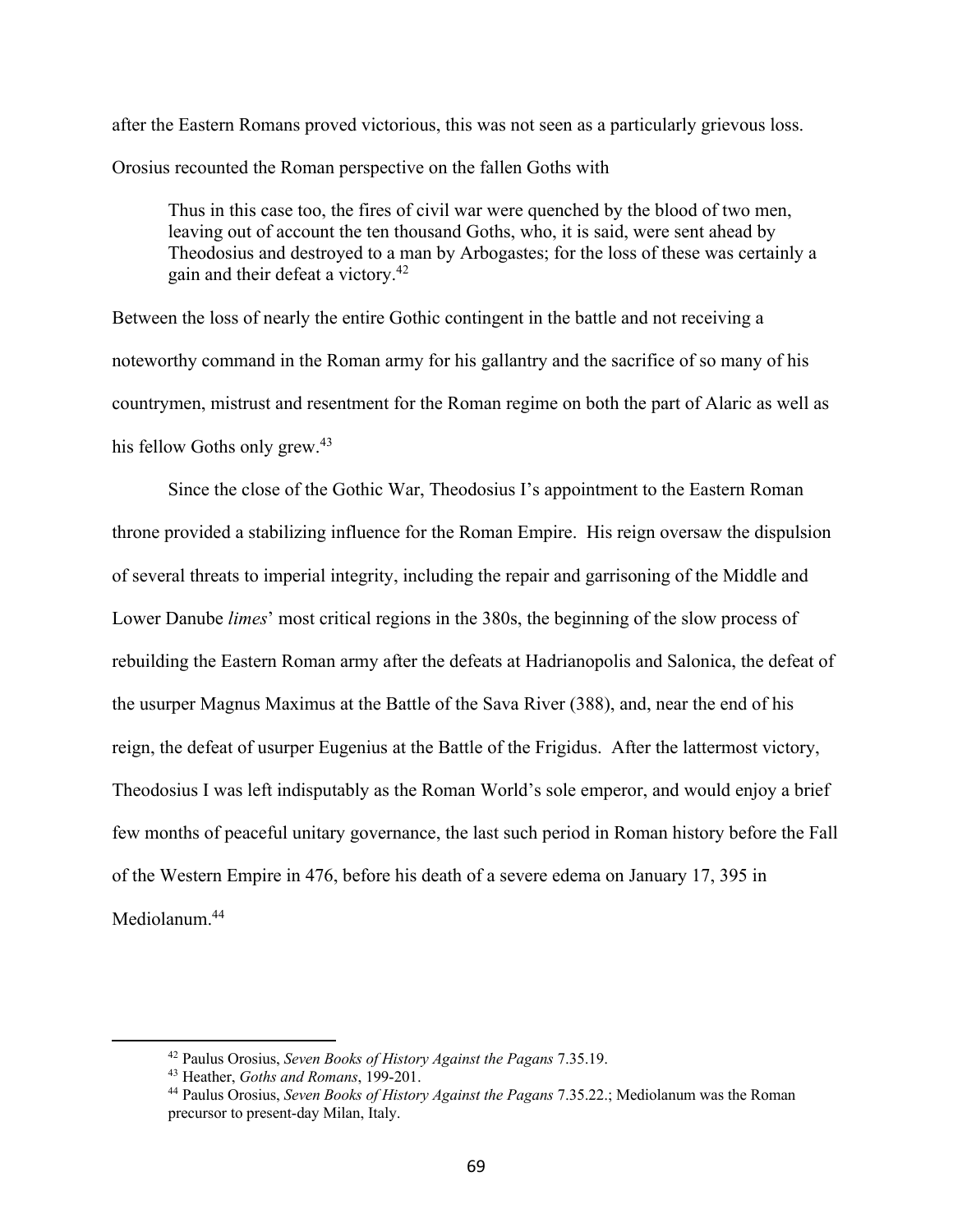after the Eastern Romans proved victorious, this was not seen as a particularly grievous loss. Orosius recounted the Roman perspective on the fallen Goths with

> Thus in this case too, the fires of civil war were quenched by the blood of two men, leaving out of account the ten thousand Goths, who, it is said, were sent ahead by Theodosius and destroyed to a man by Arbogastes; for the loss of these was certainly a gain and their defeat a victory.[42]

Between the loss of nearly the entire Gothic contingent in the battle and not receiving a noteworthy command in the Roman army for his gallantry and the sacrifice of so many of his countrymen, mistrust and resentment for the Roman regime on both the part of Alaric as well as his fellow Goths only grew.[43]

Since the close of the Gothic War, Theodosius I's appointment to the Eastern Roman throne provided a stabilizing influence for the Roman Empire. His reign oversaw the dispulsion of several threats to imperial integrity, including the repair and garrisoning of the Middle and Lower Danube *limes*' most critical regions in the 380s, the beginning of the slow process of rebuilding the Eastern Roman army after the defeats at Hadrianopolis and Salonica, the defeat of the usurper Magnus Maximus at the Battle of the Sava River (388), and, near the end of his reign, the defeat of usurper Eugenius at the Battle of the Frigidus. After the lattermost victory, Theodosius I was left indisputably as the Roman World's sole emperor, and would enjoy a brief few months of peaceful unitary governance, the last such period in Roman history before the Fall of the Western Empire in 476, before his death of a severe edema on January 17, 395 in Mediolanum.[44]

---

[42] Paulus Orosius, *Seven Books of History Against the Pagans* 7.35.19.

[43] Heather, *Goths and Romans*, 199-201.

[44] Paulus Orosius, *Seven Books of History Against the Pagans* 7.35.22.; Mediolanum was the Roman precursor to present-day Milan, Italy.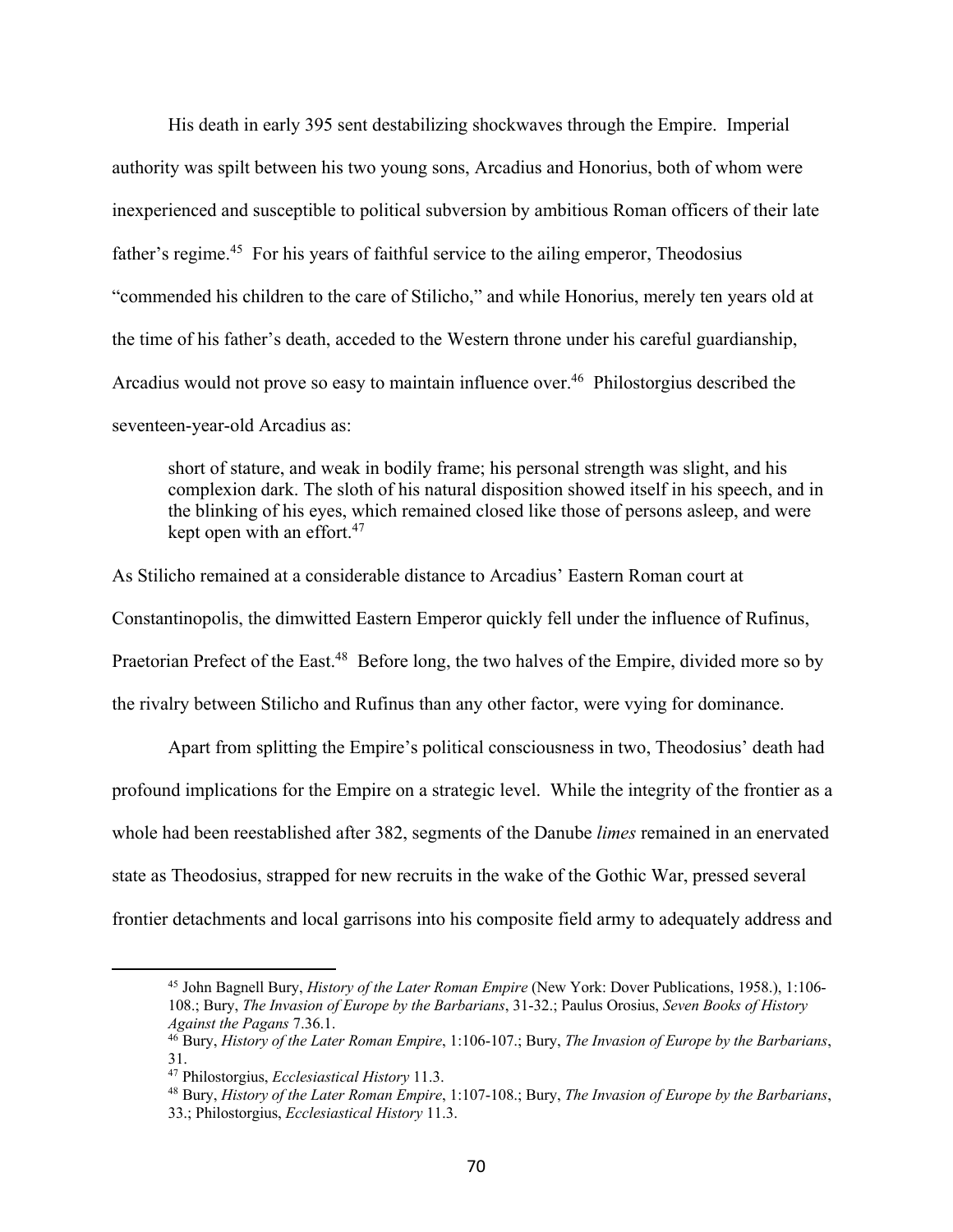His death in early 395 sent destabilizing shockwaves through the Empire. Imperial authority was spilt between his two young sons, Arcadius and Honorius, both of whom were inexperienced and susceptible to political subversion by ambitious Roman officers of their late father's regime.[45] For his years of faithful service to the ailing emperor, Theodosius "commended his children to the care of Stilicho," and while Honorius, merely ten years old at the time of his father's death, acceded to the Western throne under his careful guardianship, Arcadius would not prove so easy to maintain influence over.[46] Philostorgius described the seventeen-year-old Arcadius as:

> short of stature, and weak in bodily frame; his personal strength was slight, and his complexion dark. The sloth of his natural disposition showed itself in his speech, and in the blinking of his eyes, which remained closed like those of persons asleep, and were kept open with an effort.[47]

As Stilicho remained at a considerable distance to Arcadius' Eastern Roman court at Constantinopolis, the dimwitted Eastern Emperor quickly fell under the influence of Rufinus, Praetorian Prefect of the East.[48] Before long, the two halves of the Empire, divided more so by the rivalry between Stilicho and Rufinus than any other factor, were vying for dominance.

Apart from splitting the Empire's political consciousness in two, Theodosius' death had profound implications for the Empire on a strategic level. While the integrity of the frontier as a whole had been reestablished after 382, segments of the Danube *limes* remained in an enervated state as Theodosius, strapped for new recruits in the wake of the Gothic War, pressed several frontier detachments and local garrisons into his composite field army to adequately address and

---

[45] John Bagnell Bury, *History of the Later Roman Empire* (New York: Dover Publications, 1958.), 1:106-108.; Bury, *The Invasion of Europe by the Barbarians*, 31-32.; Paulus Orosius, *Seven Books of History Against the Pagans* 7.36.1.

[46] Bury, *History of the Later Roman Empire*, 1:106-107.; Bury, *The Invasion of Europe by the Barbarians*, 31.

[47] Philostorgius, *Ecclesiastical History* 11.3.

[48] Bury, *History of the Later Roman Empire*, 1:107-108.; Bury, *The Invasion of Europe by the Barbarians*, 33.; Philostorgius, *Ecclesiastical History* 11.3.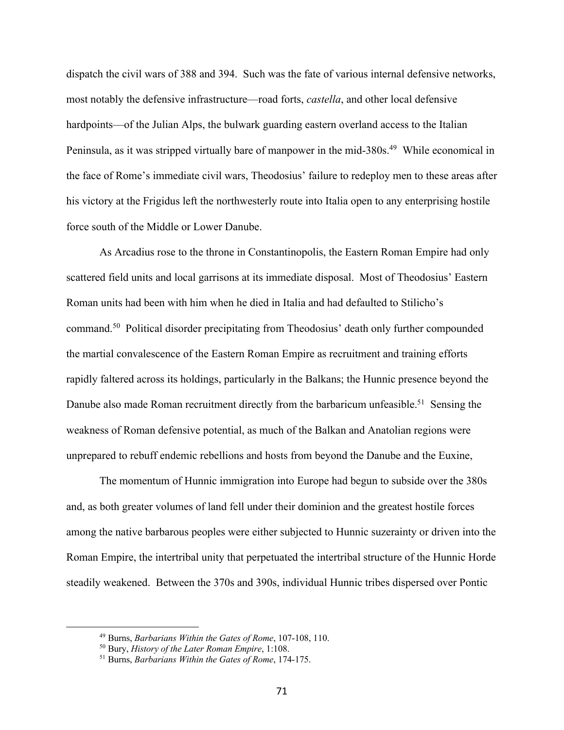dispatch the civil wars of 388 and 394. Such was the fate of various internal defensive networks, most notably the defensive infrastructure—road forts, *castella*, and other local defensive hardpoints—of the Julian Alps, the bulwark guarding eastern overland access to the Italian Peninsula, as it was stripped virtually bare of manpower in the mid-380s.[49] While economical in the face of Rome's immediate civil wars, Theodosius' failure to redeploy men to these areas after his victory at the Frigidus left the northwesterly route into Italia open to any enterprising hostile force south of the Middle or Lower Danube.

As Arcadius rose to the throne in Constantinopolis, the Eastern Roman Empire had only scattered field units and local garrisons at its immediate disposal. Most of Theodosius' Eastern Roman units had been with him when he died in Italia and had defaulted to Stilicho's command.[50] Political disorder precipitating from Theodosius' death only further compounded the martial convalescence of the Eastern Roman Empire as recruitment and training efforts rapidly faltered across its holdings, particularly in the Balkans; the Hunnic presence beyond the Danube also made Roman recruitment directly from the barbaricum unfeasible.[51] Sensing the weakness of Roman defensive potential, as much of the Balkan and Anatolian regions were unprepared to rebuff endemic rebellions and hosts from beyond the Danube and the Euxine,

The momentum of Hunnic immigration into Europe had begun to subside over the 380s and, as both greater volumes of land fell under their dominion and the greatest hostile forces among the native barbarous peoples were either subjected to Hunnic suzerainty or driven into the Roman Empire, the intertribal unity that perpetuated the intertribal structure of the Hunnic Horde steadily weakened. Between the 370s and 390s, individual Hunnic tribes dispersed over Pontic

[49] Burns, *Barbarians Within the Gates of Rome*, 107-108, 110.

[50] Bury, *History of the Later Roman Empire*, 1:108.

[51] Burns, *Barbarians Within the Gates of Rome*, 174-175.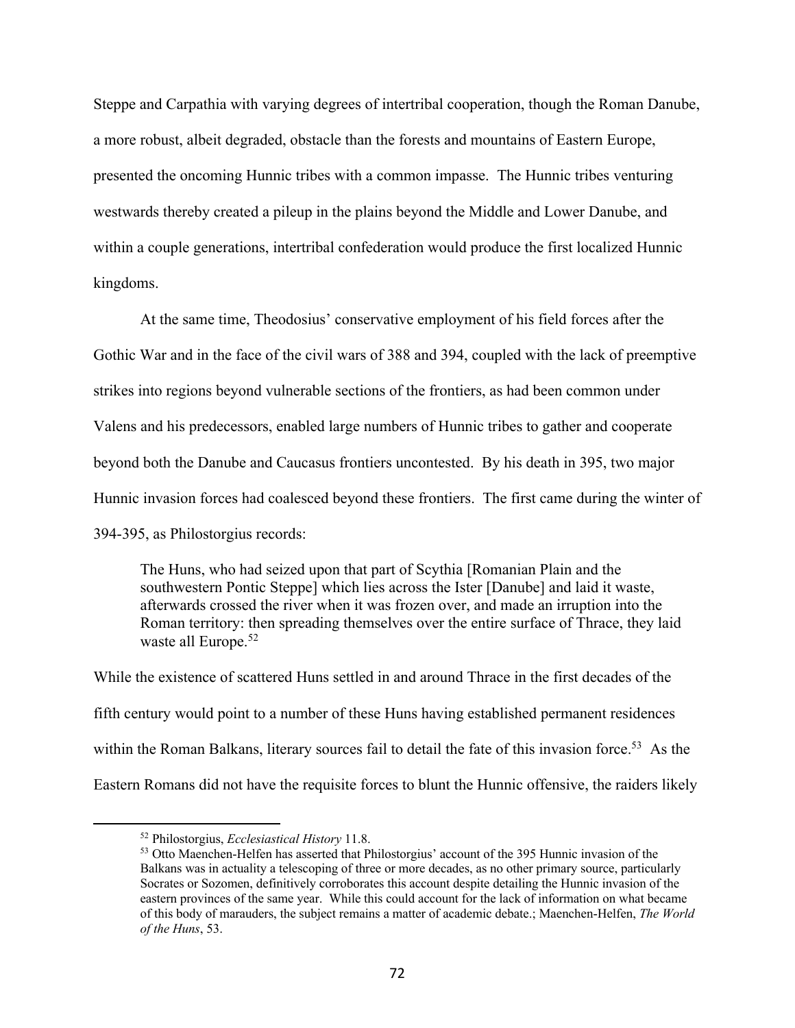Steppe and Carpathia with varying degrees of intertribal cooperation, though the Roman Danube, a more robust, albeit degraded, obstacle than the forests and mountains of Eastern Europe, presented the oncoming Hunnic tribes with a common impasse. The Hunnic tribes venturing westwards thereby created a pileup in the plains beyond the Middle and Lower Danube, and within a couple generations, intertribal confederation would produce the first localized Hunnic kingdoms.

At the same time, Theodosius' conservative employment of his field forces after the Gothic War and in the face of the civil wars of 388 and 394, coupled with the lack of preemptive strikes into regions beyond vulnerable sections of the frontiers, as had been common under Valens and his predecessors, enabled large numbers of Hunnic tribes to gather and cooperate beyond both the Danube and Caucasus frontiers uncontested. By his death in 395, two major Hunnic invasion forces had coalesced beyond these frontiers. The first came during the winter of 394-395, as Philostorgius records:

> The Huns, who had seized upon that part of Scythia [Romanian Plain and the southwestern Pontic Steppe] which lies across the Ister [Danube] and laid it waste, afterwards crossed the river when it was frozen over, and made an irruption into the Roman territory: then spreading themselves over the entire surface of Thrace, they laid waste all Europe.[52]

While the existence of scattered Huns settled in and around Thrace in the first decades of the fifth century would point to a number of these Huns having established permanent residences within the Roman Balkans, literary sources fail to detail the fate of this invasion force.[53] As the Eastern Romans did not have the requisite forces to blunt the Hunnic offensive, the raiders likely

---

[52] Philostorgius, *Ecclesiastical History* 11.8.

[53] Otto Maenchen-Helfen has asserted that Philostorgius' account of the 395 Hunnic invasion of the Balkans was in actuality a telescoping of three or more decades, as no other primary source, particularly Socrates or Sozomen, definitively corroborates this account despite detailing the Hunnic invasion of the eastern provinces of the same year. While this could account for the lack of information on what became of this body of marauders, the subject remains a matter of academic debate.; Maenchen-Helfen, *The World of the Huns*, 53.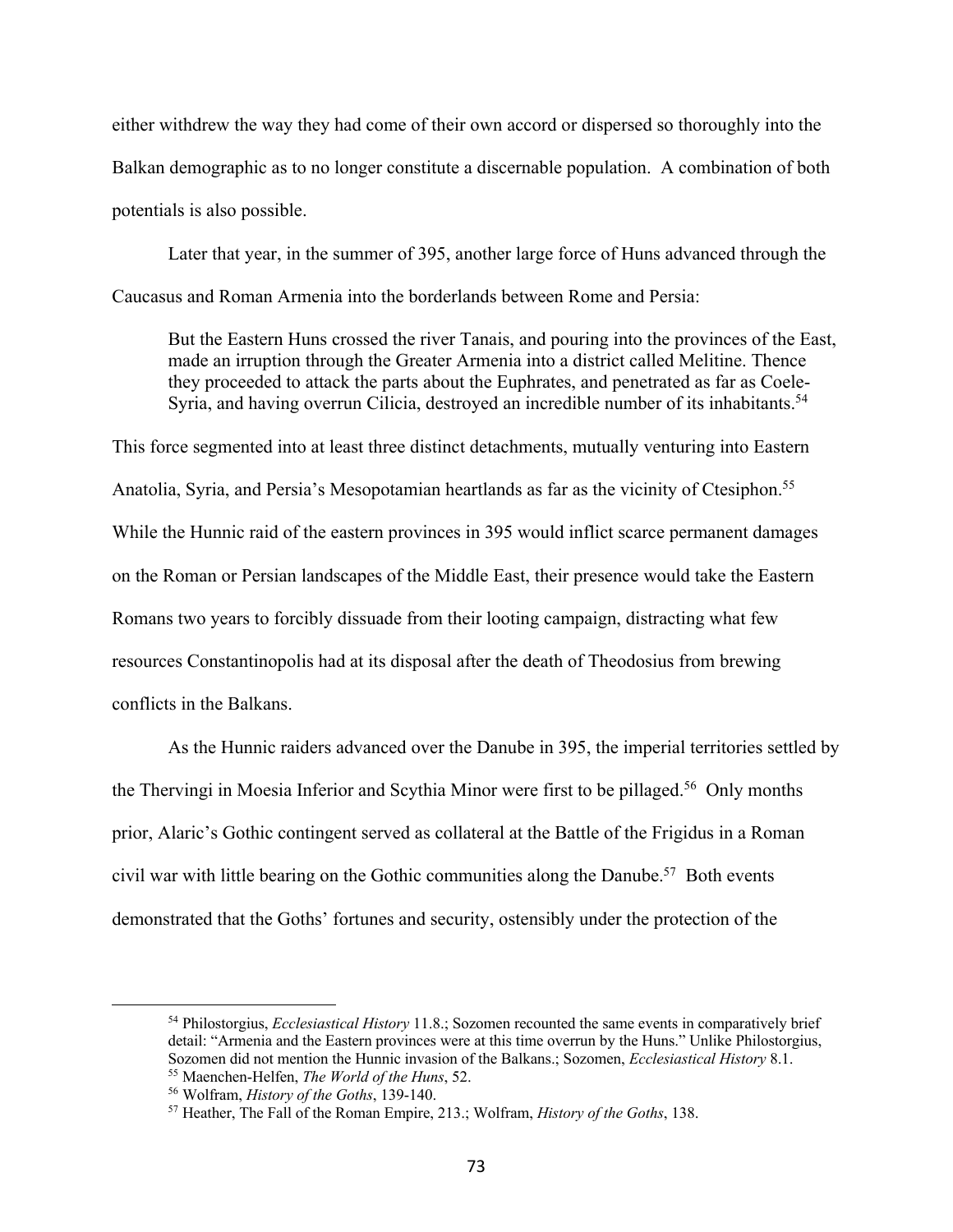either withdrew the way they had come of their own accord or dispersed so thoroughly into the Balkan demographic as to no longer constitute a discernable population. A combination of both potentials is also possible.

Later that year, in the summer of 395, another large force of Huns advanced through the Caucasus and Roman Armenia into the borderlands between Rome and Persia:

> But the Eastern Huns crossed the river Tanais, and pouring into the provinces of the East, made an irruption through the Greater Armenia into a district called Melitine. Thence they proceeded to attack the parts about the Euphrates, and penetrated as far as Coele-Syria, and having overrun Cilicia, destroyed an incredible number of its inhabitants.[54]

This force segmented into at least three distinct detachments, mutually venturing into Eastern Anatolia, Syria, and Persia's Mesopotamian heartlands as far as the vicinity of Ctesiphon.[55] While the Hunnic raid of the eastern provinces in 395 would inflict scarce permanent damages on the Roman or Persian landscapes of the Middle East, their presence would take the Eastern Romans two years to forcibly dissuade from their looting campaign, distracting what few resources Constantinopolis had at its disposal after the death of Theodosius from brewing conflicts in the Balkans.

As the Hunnic raiders advanced over the Danube in 395, the imperial territories settled by the Thervingi in Moesia Inferior and Scythia Minor were first to be pillaged.[56] Only months prior, Alaric's Gothic contingent served as collateral at the Battle of the Frigidus in a Roman civil war with little bearing on the Gothic communities along the Danube.[57] Both events demonstrated that the Goths' fortunes and security, ostensibly under the protection of the

---

[54] Philostorgius, *Ecclesiastical History* 11.8.; Sozomen recounted the same events in comparatively brief detail: "Armenia and the Eastern provinces were at this time overrun by the Huns." Unlike Philostorgius, Sozomen did not mention the Hunnic invasion of the Balkans.; Sozomen, *Ecclesiastical History* 8.1.

[55] Maenchen-Helfen, *The World of the Huns*, 52.

[56] Wolfram, *History of the Goths*, 139-140.

[57] Heather, The Fall of the Roman Empire, 213.; Wolfram, *History of the Goths*, 138.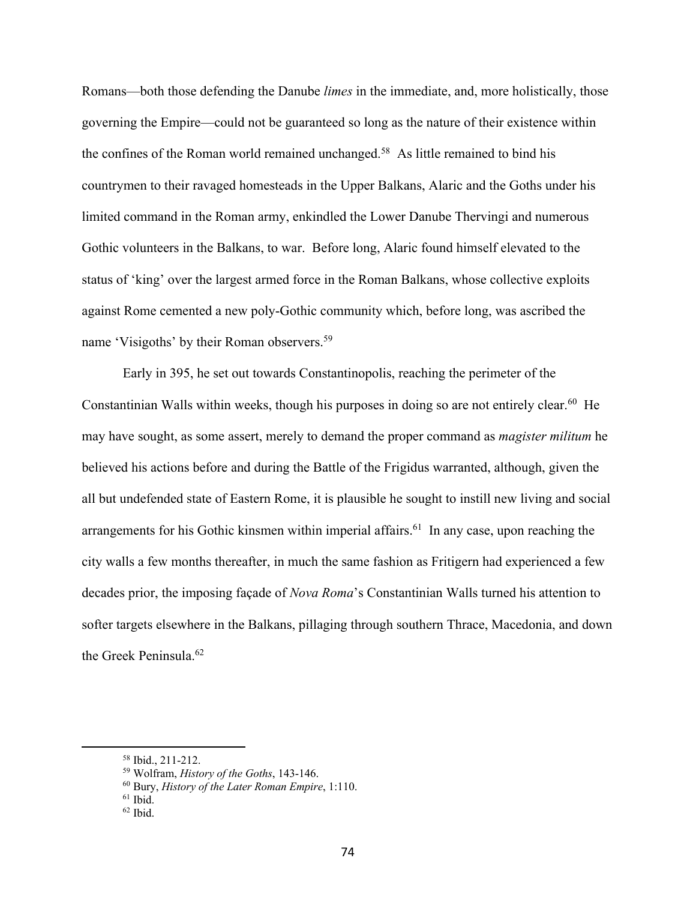Romans—both those defending the Danube *limes* in the immediate, and, more holistically, those governing the Empire—could not be guaranteed so long as the nature of their existence within the confines of the Roman world remained unchanged.[58] As little remained to bind his countrymen to their ravaged homesteads in the Upper Balkans, Alaric and the Goths under his limited command in the Roman army, enkindled the Lower Danube Thervingi and numerous Gothic volunteers in the Balkans, to war. Before long, Alaric found himself elevated to the status of 'king' over the largest armed force in the Roman Balkans, whose collective exploits against Rome cemented a new poly-Gothic community which, before long, was ascribed the name 'Visigoths' by their Roman observers.[59]

Early in 395, he set out towards Constantinopolis, reaching the perimeter of the Constantinian Walls within weeks, though his purposes in doing so are not entirely clear.[60] He may have sought, as some assert, merely to demand the proper command as *magister militum* he believed his actions before and during the Battle of the Frigidus warranted, although, given the all but undefended state of Eastern Rome, it is plausible he sought to instill new living and social arrangements for his Gothic kinsmen within imperial affairs.[61] In any case, upon reaching the city walls a few months thereafter, in much the same fashion as Fritigern had experienced a few decades prior, the imposing façade of *Nova Roma*'s Constantinian Walls turned his attention to softer targets elsewhere in the Balkans, pillaging through southern Thrace, Macedonia, and down the Greek Peninsula.[62]

---

[58] Ibid., 211-212.
[59] Wolfram, *History of the Goths*, 143-146.
[60] Bury, *History of the Later Roman Empire*, 1:110.
[61] Ibid.
[62] Ibid.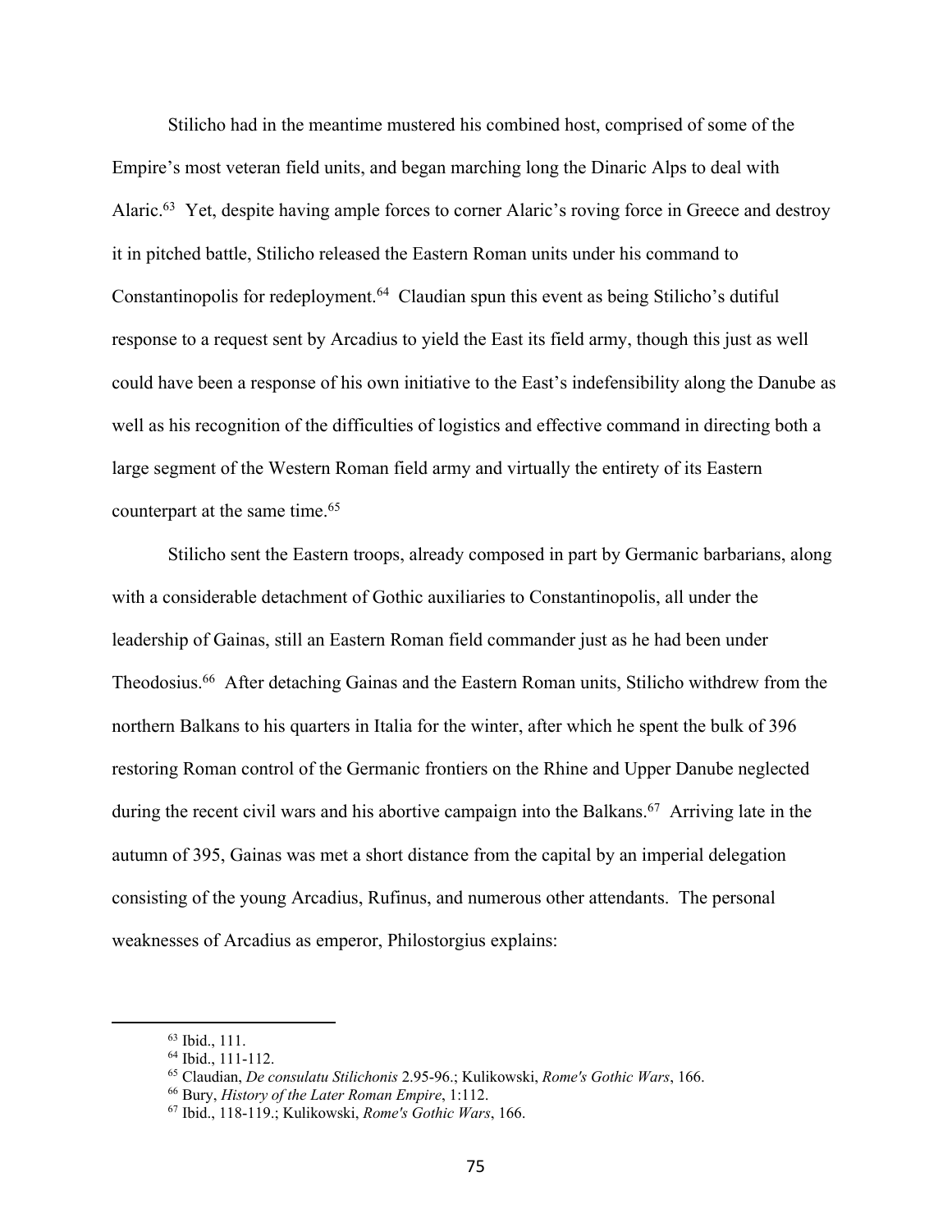Stilicho had in the meantime mustered his combined host, comprised of some of the Empire's most veteran field units, and began marching long the Dinaric Alps to deal with Alaric.[63] Yet, despite having ample forces to corner Alaric's roving force in Greece and destroy it in pitched battle, Stilicho released the Eastern Roman units under his command to Constantinopolis for redeployment.[64] Claudian spun this event as being Stilicho's dutiful response to a request sent by Arcadius to yield the East its field army, though this just as well could have been a response of his own initiative to the East's indefensibility along the Danube as well as his recognition of the difficulties of logistics and effective command in directing both a large segment of the Western Roman field army and virtually the entirety of its Eastern counterpart at the same time.[65]

Stilicho sent the Eastern troops, already composed in part by Germanic barbarians, along with a considerable detachment of Gothic auxiliaries to Constantinopolis, all under the leadership of Gainas, still an Eastern Roman field commander just as he had been under Theodosius.[66] After detaching Gainas and the Eastern Roman units, Stilicho withdrew from the northern Balkans to his quarters in Italia for the winter, after which he spent the bulk of 396 restoring Roman control of the Germanic frontiers on the Rhine and Upper Danube neglected during the recent civil wars and his abortive campaign into the Balkans.[67] Arriving late in the autumn of 395, Gainas was met a short distance from the capital by an imperial delegation consisting of the young Arcadius, Rufinus, and numerous other attendants. The personal weaknesses of Arcadius as emperor, Philostorgius explains:

---

[63] Ibid., 111.

[64] Ibid., 111-112.

[65] Claudian, *De consulatu Stilichonis* 2.95-96.; Kulikowski, *Rome's Gothic Wars*, 166.

[66] Bury, *History of the Later Roman Empire*, 1:112.

[67] Ibid., 118-119.; Kulikowski, *Rome's Gothic Wars*, 166.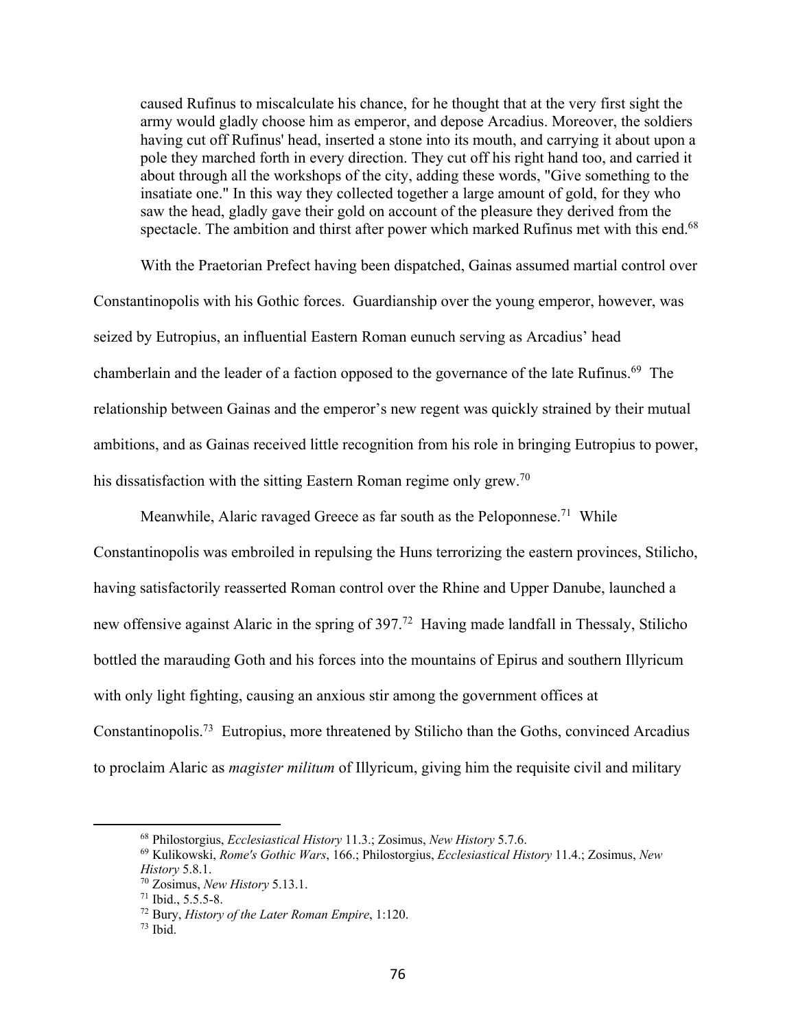> caused Rufinus to miscalculate his chance, for he thought that at the very first sight the army would gladly choose him as emperor, and depose Arcadius. Moreover, the soldiers having cut off Rufinus' head, inserted a stone into its mouth, and carrying it about upon a pole they marched forth in every direction. They cut off his right hand too, and carried it about through all the workshops of the city, adding these words, "Give something to the insatiate one." In this way they collected together a large amount of gold, for they who saw the head, gladly gave their gold on account of the pleasure they derived from the spectacle. The ambition and thirst after power which marked Rufinus met with this end.[68]

With the Praetorian Prefect having been dispatched, Gainas assumed martial control over Constantinopolis with his Gothic forces. Guardianship over the young emperor, however, was seized by Eutropius, an influential Eastern Roman eunuch serving as Arcadius' head chamberlain and the leader of a faction opposed to the governance of the late Rufinus.[69] The relationship between Gainas and the emperor's new regent was quickly strained by their mutual ambitions, and as Gainas received little recognition from his role in bringing Eutropius to power, his dissatisfaction with the sitting Eastern Roman regime only grew.[70]

Meanwhile, Alaric ravaged Greece as far south as the Peloponnese.[71] While Constantinopolis was embroiled in repulsing the Huns terrorizing the eastern provinces, Stilicho, having satisfactorily reasserted Roman control over the Rhine and Upper Danube, launched a new offensive against Alaric in the spring of 397.[72] Having made landfall in Thessaly, Stilicho bottled the marauding Goth and his forces into the mountains of Epirus and southern Illyricum with only light fighting, causing an anxious stir among the government offices at Constantinopolis.[73] Eutropius, more threatened by Stilicho than the Goths, convinced Arcadius to proclaim Alaric as *magister militum* of Illyricum, giving him the requisite civil and military

---

[68] Philostorgius, *Ecclesiastical History* 11.3.; Zosimus, *New History* 5.7.6.

[69] Kulikowski, *Rome's Gothic Wars*, 166.; Philostorgius, *Ecclesiastical History* 11.4.; Zosimus, *New History* 5.8.1.

[70] Zosimus, *New History* 5.13.1.

[71] Ibid., 5.5.5-8.

[72] Bury, *History of the Later Roman Empire*, 1:120.

[73] Ibid.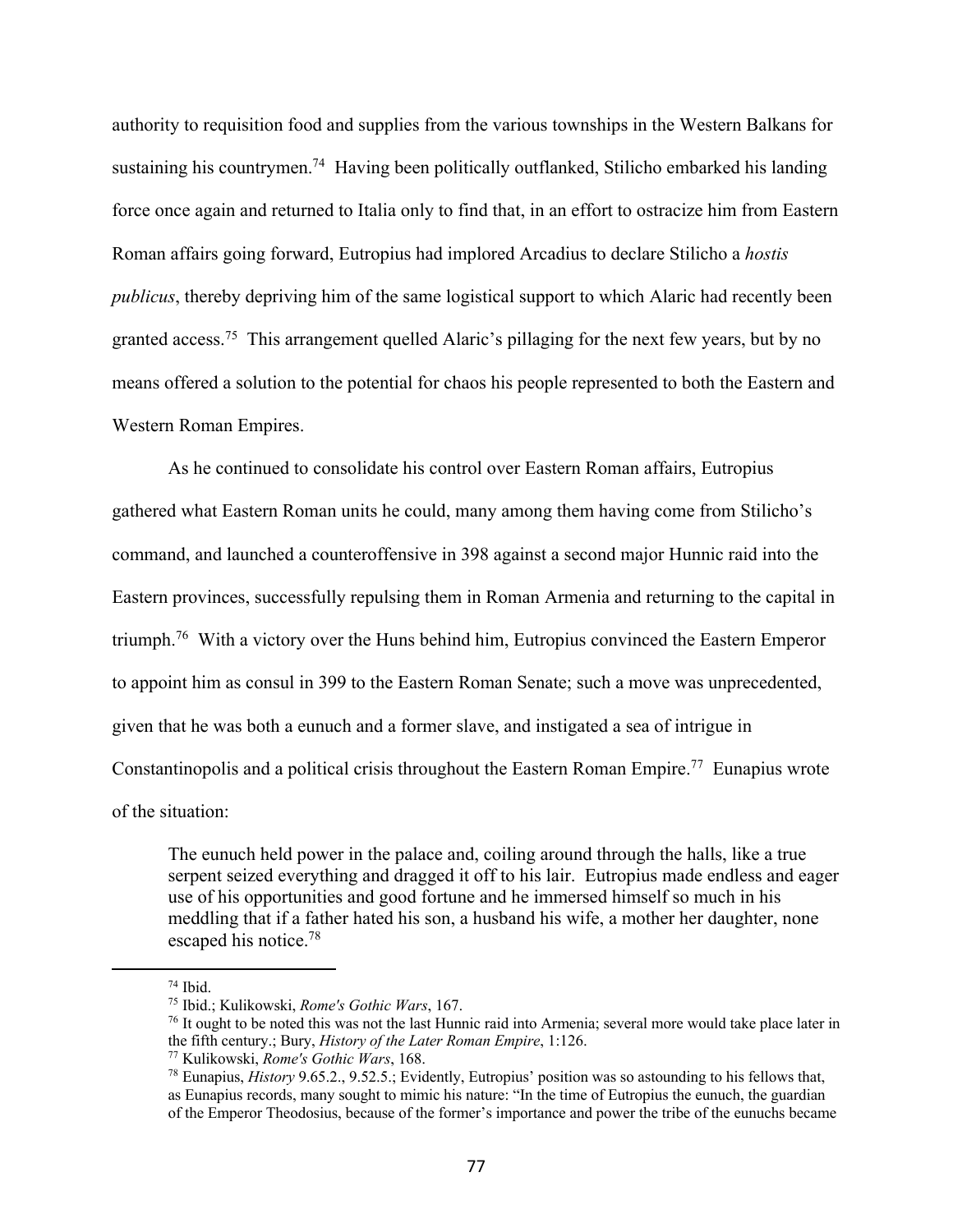authority to requisition food and supplies from the various townships in the Western Balkans for sustaining his countrymen.[74] Having been politically outflanked, Stilicho embarked his landing force once again and returned to Italia only to find that, in an effort to ostracize him from Eastern Roman affairs going forward, Eutropius had implored Arcadius to declare Stilicho a *hostis publicus*, thereby depriving him of the same logistical support to which Alaric had recently been granted access.[75] This arrangement quelled Alaric's pillaging for the next few years, but by no means offered a solution to the potential for chaos his people represented to both the Eastern and Western Roman Empires.

As he continued to consolidate his control over Eastern Roman affairs, Eutropius gathered what Eastern Roman units he could, many among them having come from Stilicho's command, and launched a counteroffensive in 398 against a second major Hunnic raid into the Eastern provinces, successfully repulsing them in Roman Armenia and returning to the capital in triumph.[76] With a victory over the Huns behind him, Eutropius convinced the Eastern Emperor to appoint him as consul in 399 to the Eastern Roman Senate; such a move was unprecedented, given that he was both a eunuch and a former slave, and instigated a sea of intrigue in Constantinopolis and a political crisis throughout the Eastern Roman Empire.[77] Eunapius wrote of the situation:

> The eunuch held power in the palace and, coiling around through the halls, like a true serpent seized everything and dragged it off to his lair. Eutropius made endless and eager use of his opportunities and good fortune and he immersed himself so much in his meddling that if a father hated his son, a husband his wife, a mother her daughter, none escaped his notice.[78]

---

[74] Ibid.

[75] Ibid.; Kulikowski, *Rome's Gothic Wars*, 167.

[76] It ought to be noted this was not the last Hunnic raid into Armenia; several more would take place later in the fifth century.; Bury, *History of the Later Roman Empire*, 1:126.

[77] Kulikowski, *Rome's Gothic Wars*, 168.

[78] Eunapius, *History* 9.65.2., 9.52.5.; Evidently, Eutropius' position was so astounding to his fellows that, as Eunapius records, many sought to mimic his nature: "In the time of Eutropius the eunuch, the guardian of the Emperor Theodosius, because of the former's importance and power the tribe of the eunuchs became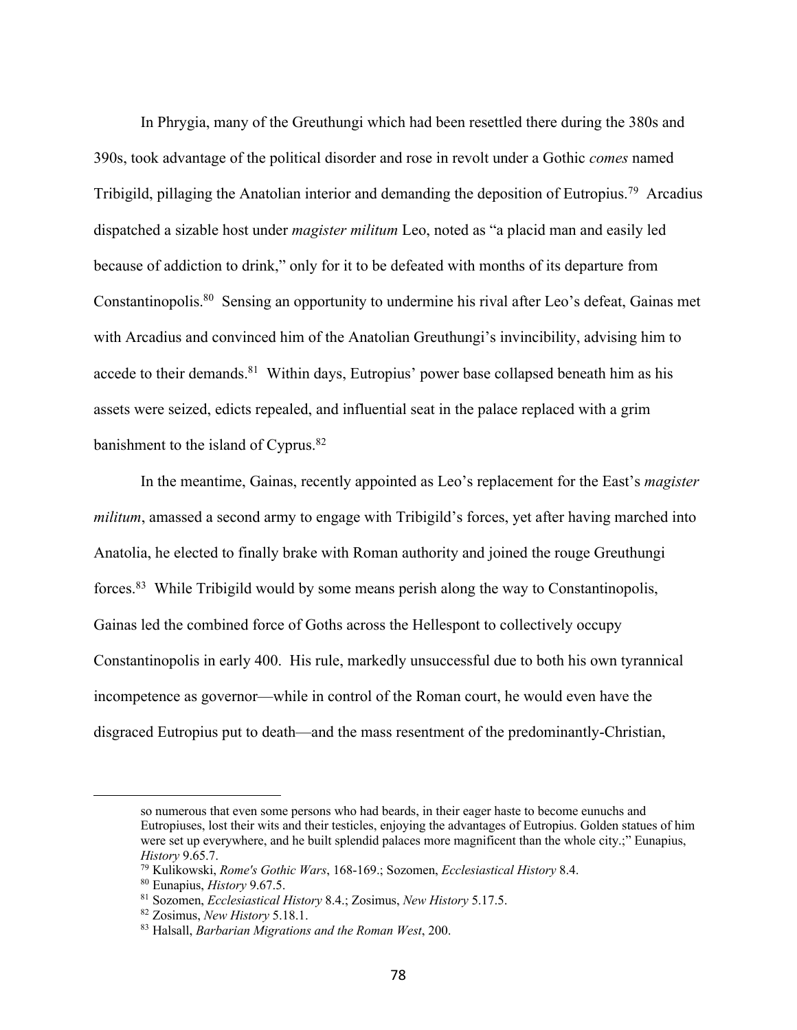In Phrygia, many of the Greuthungi which had been resettled there during the 380s and 390s, took advantage of the political disorder and rose in revolt under a Gothic *comes* named Tribigild, pillaging the Anatolian interior and demanding the deposition of Eutropius.[79] Arcadius dispatched a sizable host under *magister militum* Leo, noted as "a placid man and easily led because of addiction to drink," only for it to be defeated with months of its departure from Constantinopolis.[80] Sensing an opportunity to undermine his rival after Leo's defeat, Gainas met with Arcadius and convinced him of the Anatolian Greuthungi's invincibility, advising him to accede to their demands.[81] Within days, Eutropius' power base collapsed beneath him as his assets were seized, edicts repealed, and influential seat in the palace replaced with a grim banishment to the island of Cyprus.[82]

In the meantime, Gainas, recently appointed as Leo's replacement for the East's *magister militum*, amassed a second army to engage with Tribigild's forces, yet after having marched into Anatolia, he elected to finally brake with Roman authority and joined the rouge Greuthungi forces.[83] While Tribigild would by some means perish along the way to Constantinopolis, Gainas led the combined force of Goths across the Hellespont to collectively occupy Constantinopolis in early 400. His rule, markedly unsuccessful due to both his own tyrannical incompetence as governor—while in control of the Roman court, he would even have the disgraced Eutropius put to death—and the mass resentment of the predominantly-Christian,

---

so numerous that even some persons who had beards, in their eager haste to become eunuchs and Eutropiuses, lost their wits and their testicles, enjoying the advantages of Eutropius. Golden statues of him were set up everywhere, and he built splendid palaces more magnificent than the whole city.;" Eunapius, *History* 9.65.7.

[79] Kulikowski, *Rome's Gothic Wars*, 168-169.; Sozomen, *Ecclesiastical History* 8.4.

[80] Eunapius, *History* 9.67.5.

[81] Sozomen, *Ecclesiastical History* 8.4.; Zosimus, *New History* 5.17.5.

[82] Zosimus, *New History* 5.18.1.

[83] Halsall, *Barbarian Migrations and the Roman West*, 200.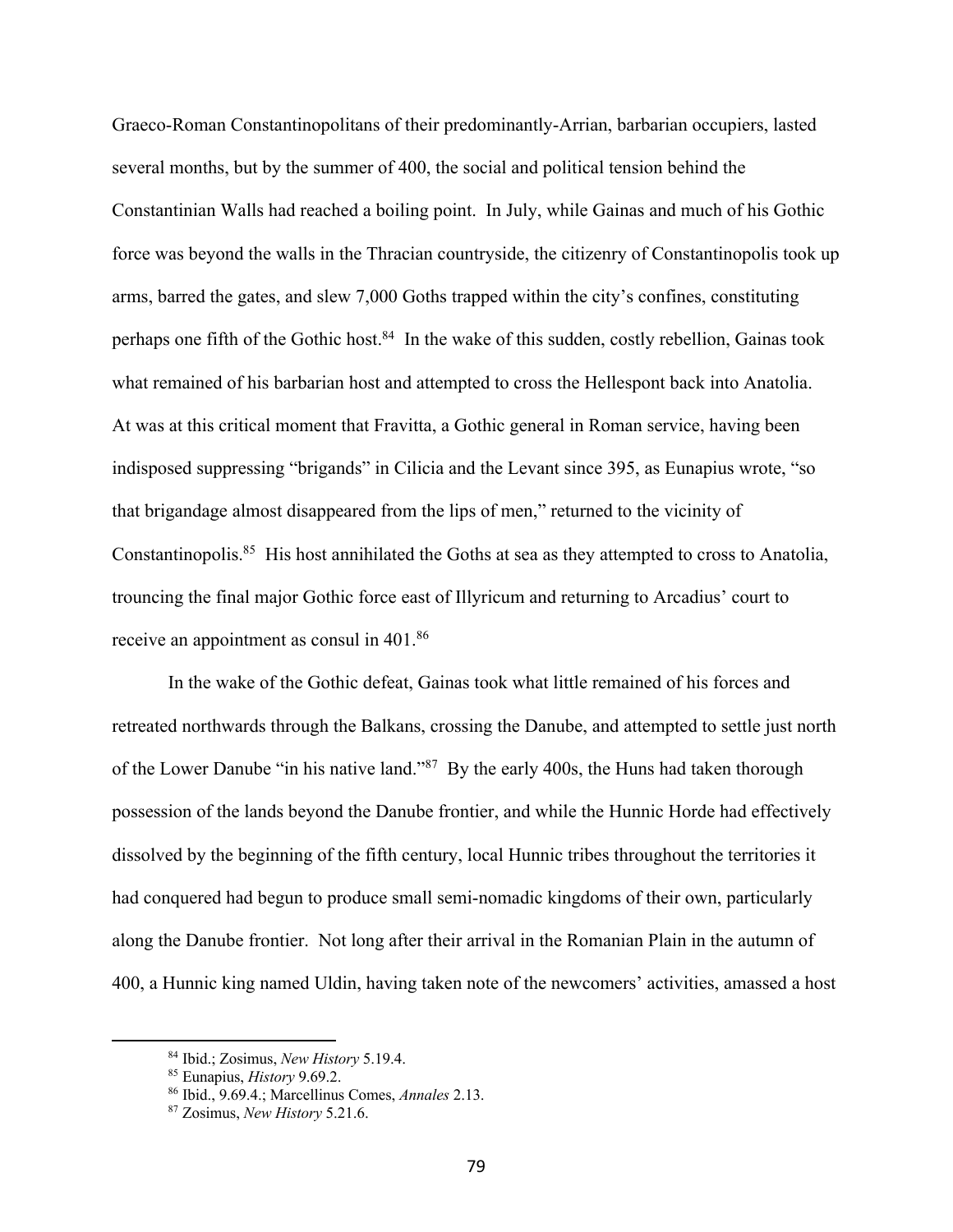Graeco-Roman Constantinopolitans of their predominantly-Arrian, barbarian occupiers, lasted several months, but by the summer of 400, the social and political tension behind the Constantinian Walls had reached a boiling point. In July, while Gainas and much of his Gothic force was beyond the walls in the Thracian countryside, the citizenry of Constantinopolis took up arms, barred the gates, and slew 7,000 Goths trapped within the city's confines, constituting perhaps one fifth of the Gothic host.[84] In the wake of this sudden, costly rebellion, Gainas took what remained of his barbarian host and attempted to cross the Hellespont back into Anatolia. At was at this critical moment that Fravitta, a Gothic general in Roman service, having been indisposed suppressing "brigands" in Cilicia and the Levant since 395, as Eunapius wrote, "so that brigandage almost disappeared from the lips of men," returned to the vicinity of Constantinopolis.[85] His host annihilated the Goths at sea as they attempted to cross to Anatolia, trouncing the final major Gothic force east of Illyricum and returning to Arcadius' court to receive an appointment as consul in 401.[86]

In the wake of the Gothic defeat, Gainas took what little remained of his forces and retreated northwards through the Balkans, crossing the Danube, and attempted to settle just north of the Lower Danube "in his native land."[87] By the early 400s, the Huns had taken thorough possession of the lands beyond the Danube frontier, and while the Hunnic Horde had effectively dissolved by the beginning of the fifth century, local Hunnic tribes throughout the territories it had conquered had begun to produce small semi-nomadic kingdoms of their own, particularly along the Danube frontier. Not long after their arrival in the Romanian Plain in the autumn of 400, a Hunnic king named Uldin, having taken note of the newcomers' activities, amassed a host

[84] Ibid.; Zosimus, *New History* 5.19.4.
[85] Eunapius, *History* 9.69.2.
[86] Ibid., 9.69.4.; Marcellinus Comes, *Annales* 2.13.
[87] Zosimus, *New History* 5.21.6.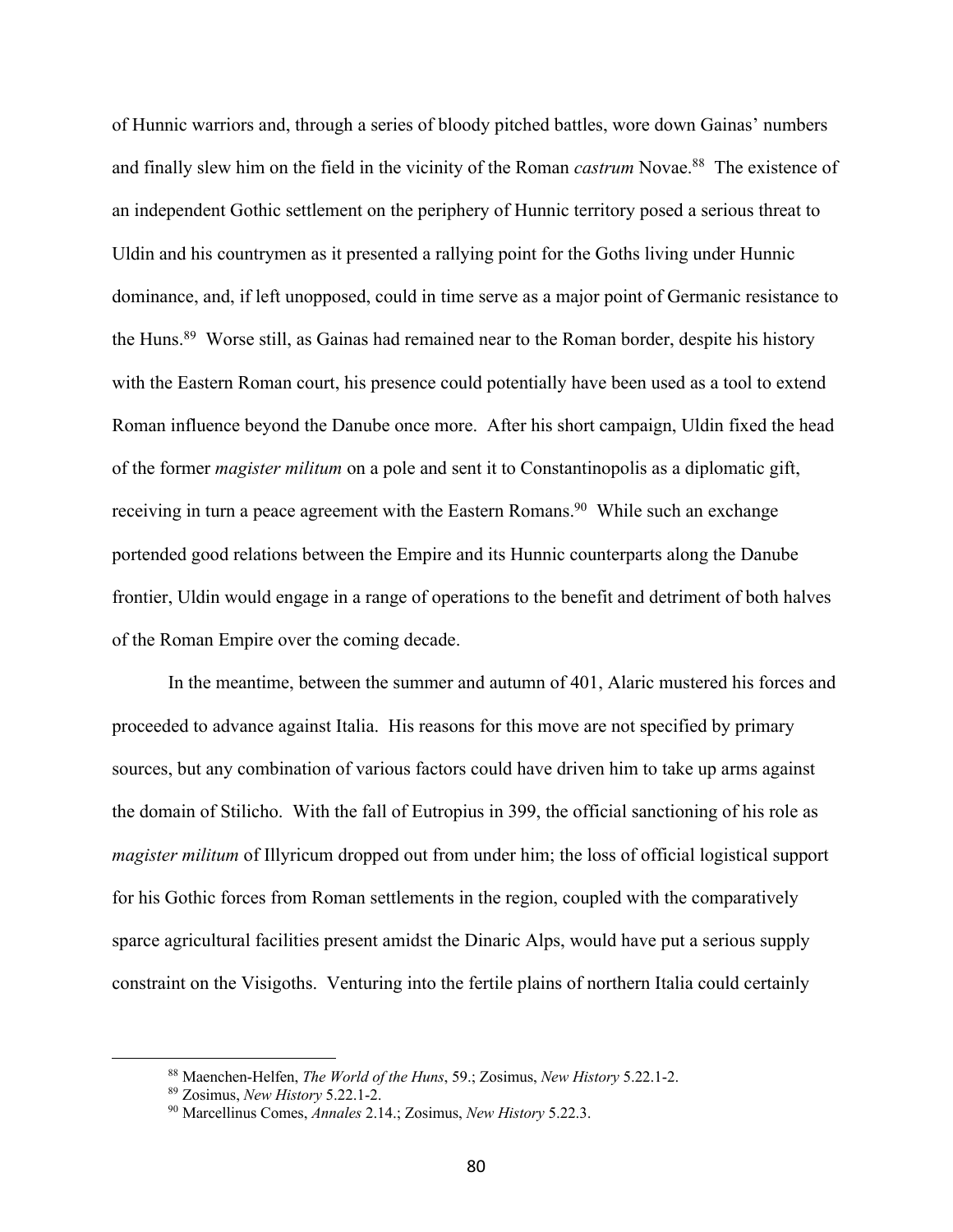of Hunnic warriors and, through a series of bloody pitched battles, wore down Gainas' numbers and finally slew him on the field in the vicinity of the Roman *castrum* Novae.[88] The existence of an independent Gothic settlement on the periphery of Hunnic territory posed a serious threat to Uldin and his countrymen as it presented a rallying point for the Goths living under Hunnic dominance, and, if left unopposed, could in time serve as a major point of Germanic resistance to the Huns.[89] Worse still, as Gainas had remained near to the Roman border, despite his history with the Eastern Roman court, his presence could potentially have been used as a tool to extend Roman influence beyond the Danube once more. After his short campaign, Uldin fixed the head of the former *magister militum* on a pole and sent it to Constantinopolis as a diplomatic gift, receiving in turn a peace agreement with the Eastern Romans.[90] While such an exchange portended good relations between the Empire and its Hunnic counterparts along the Danube frontier, Uldin would engage in a range of operations to the benefit and detriment of both halves of the Roman Empire over the coming decade.

In the meantime, between the summer and autumn of 401, Alaric mustered his forces and proceeded to advance against Italia. His reasons for this move are not specified by primary sources, but any combination of various factors could have driven him to take up arms against the domain of Stilicho. With the fall of Eutropius in 399, the official sanctioning of his role as *magister militum* of Illyricum dropped out from under him; the loss of official logistical support for his Gothic forces from Roman settlements in the region, coupled with the comparatively sparce agricultural facilities present amidst the Dinaric Alps, would have put a serious supply constraint on the Visigoths. Venturing into the fertile plains of northern Italia could certainly

[88] Maenchen-Helfen, *The World of the Huns*, 59.; Zosimus, *New History* 5.22.1-2.

[89] Zosimus, *New History* 5.22.1-2.

[90] Marcellinus Comes, *Annales* 2.14.; Zosimus, *New History* 5.22.3.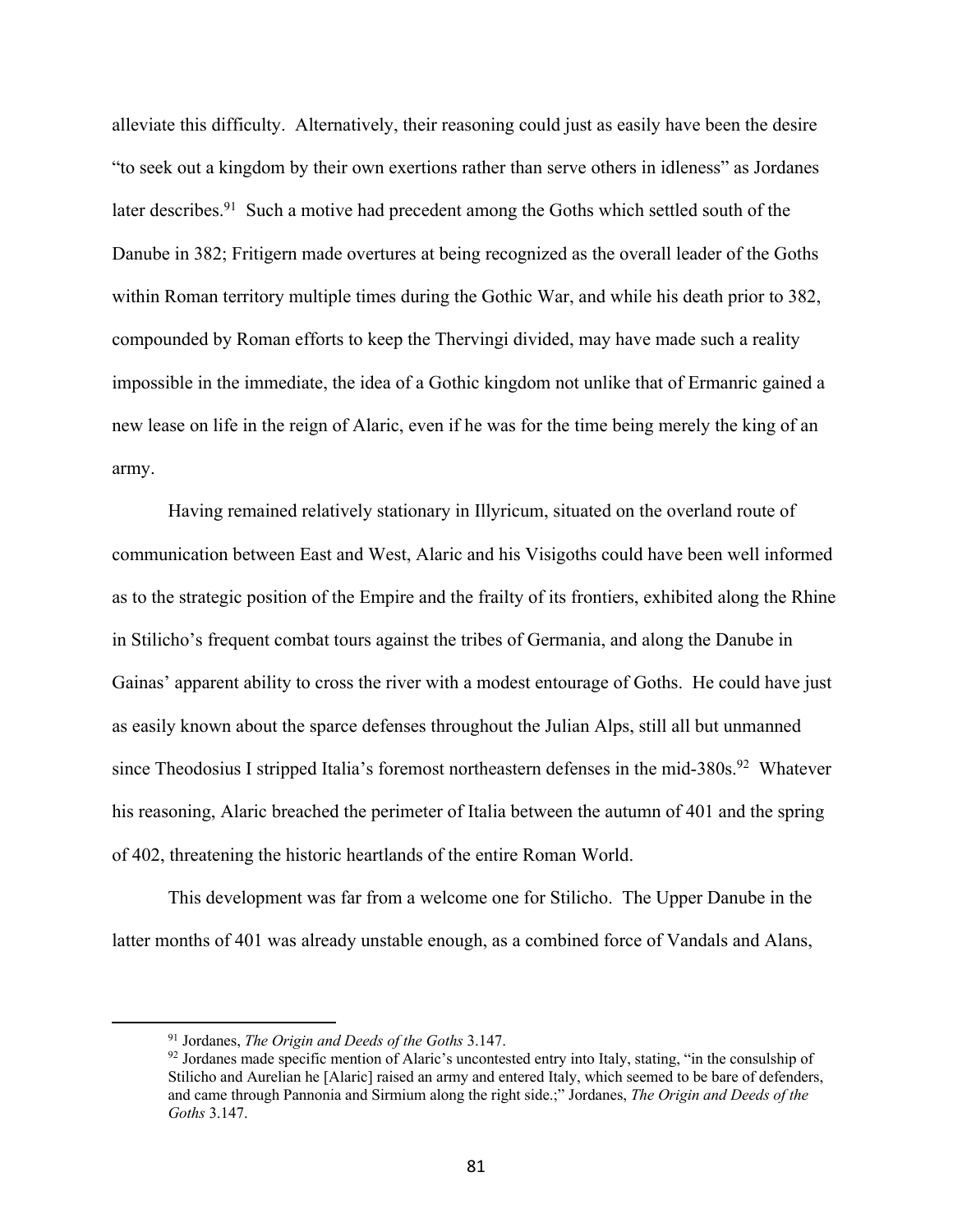alleviate this difficulty. Alternatively, their reasoning could just as easily have been the desire "to seek out a kingdom by their own exertions rather than serve others in idleness" as Jordanes later describes.[91] Such a motive had precedent among the Goths which settled south of the Danube in 382; Fritigern made overtures at being recognized as the overall leader of the Goths within Roman territory multiple times during the Gothic War, and while his death prior to 382, compounded by Roman efforts to keep the Thervingi divided, may have made such a reality impossible in the immediate, the idea of a Gothic kingdom not unlike that of Ermanric gained a new lease on life in the reign of Alaric, even if he was for the time being merely the king of an army.

Having remained relatively stationary in Illyricum, situated on the overland route of communication between East and West, Alaric and his Visigoths could have been well informed as to the strategic position of the Empire and the frailty of its frontiers, exhibited along the Rhine in Stilicho's frequent combat tours against the tribes of Germania, and along the Danube in Gainas' apparent ability to cross the river with a modest entourage of Goths. He could have just as easily known about the sparce defenses throughout the Julian Alps, still all but unmanned since Theodosius I stripped Italia's foremost northeastern defenses in the mid-380s.[92] Whatever his reasoning, Alaric breached the perimeter of Italia between the autumn of 401 and the spring of 402, threatening the historic heartlands of the entire Roman World.

This development was far from a welcome one for Stilicho. The Upper Danube in the latter months of 401 was already unstable enough, as a combined force of Vandals and Alans,

---

[91] Jordanes, *The Origin and Deeds of the Goths* 3.147.

[92] Jordanes made specific mention of Alaric's uncontested entry into Italy, stating, "in the consulship of Stilicho and Aurelian he [Alaric] raised an army and entered Italy, which seemed to be bare of defenders, and came through Pannonia and Sirmium along the right side.;" Jordanes, *The Origin and Deeds of the Goths* 3.147.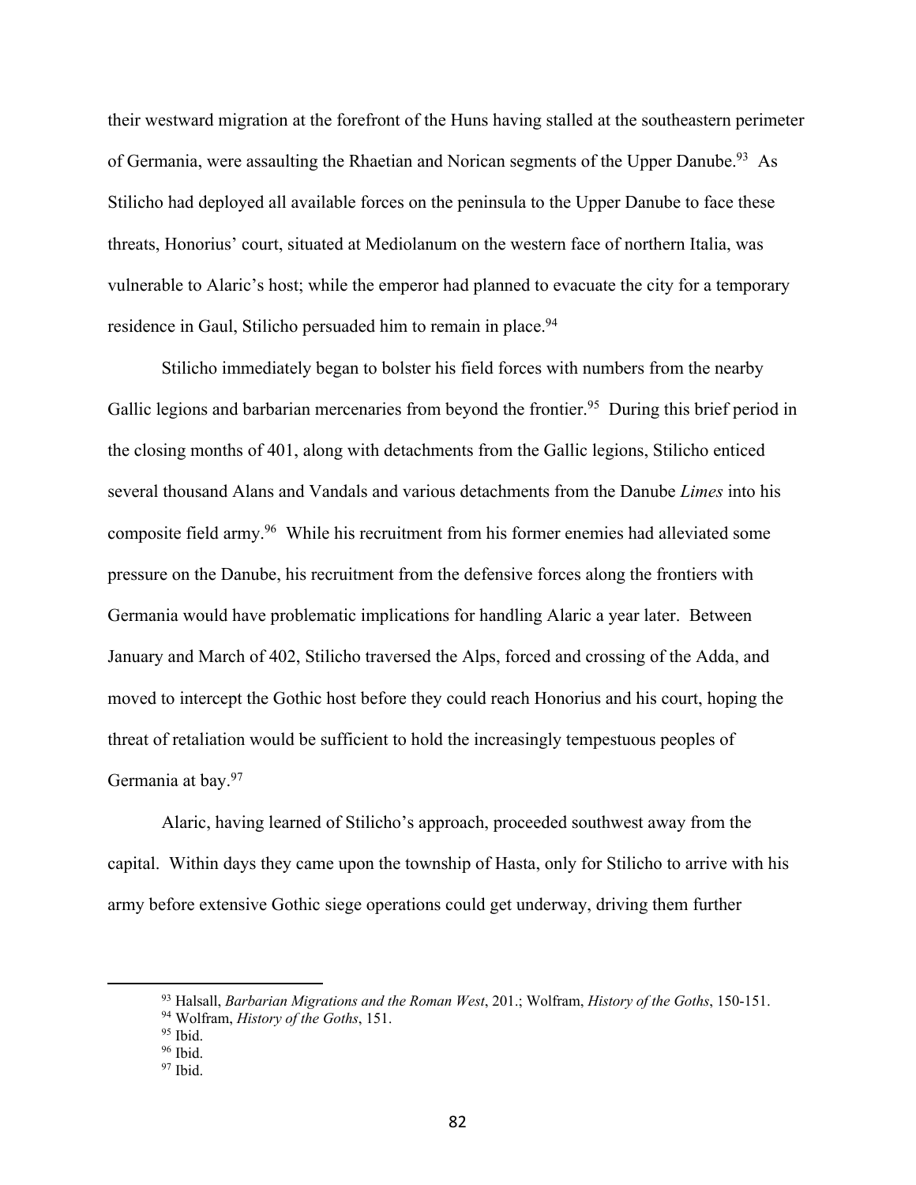their westward migration at the forefront of the Huns having stalled at the southeastern perimeter of Germania, were assaulting the Rhaetian and Norican segments of the Upper Danube.[93] As Stilicho had deployed all available forces on the peninsula to the Upper Danube to face these threats, Honorius' court, situated at Mediolanum on the western face of northern Italia, was vulnerable to Alaric's host; while the emperor had planned to evacuate the city for a temporary residence in Gaul, Stilicho persuaded him to remain in place.[94]

Stilicho immediately began to bolster his field forces with numbers from the nearby Gallic legions and barbarian mercenaries from beyond the frontier.[95] During this brief period in the closing months of 401, along with detachments from the Gallic legions, Stilicho enticed several thousand Alans and Vandals and various detachments from the Danube *Limes* into his composite field army.[96] While his recruitment from his former enemies had alleviated some pressure on the Danube, his recruitment from the defensive forces along the frontiers with Germania would have problematic implications for handling Alaric a year later. Between January and March of 402, Stilicho traversed the Alps, forced and crossing of the Adda, and moved to intercept the Gothic host before they could reach Honorius and his court, hoping the threat of retaliation would be sufficient to hold the increasingly tempestuous peoples of Germania at bay.[97]

Alaric, having learned of Stilicho's approach, proceeded southwest away from the capital. Within days they came upon the township of Hasta, only for Stilicho to arrive with his army before extensive Gothic siege operations could get underway, driving them further

---

[93] Halsall, *Barbarian Migrations and the Roman West*, 201.; Wolfram, *History of the Goths*, 150-151.

[94] Wolfram, *History of the Goths*, 151.

[95] Ibid.

[96] Ibid.

[97] Ibid.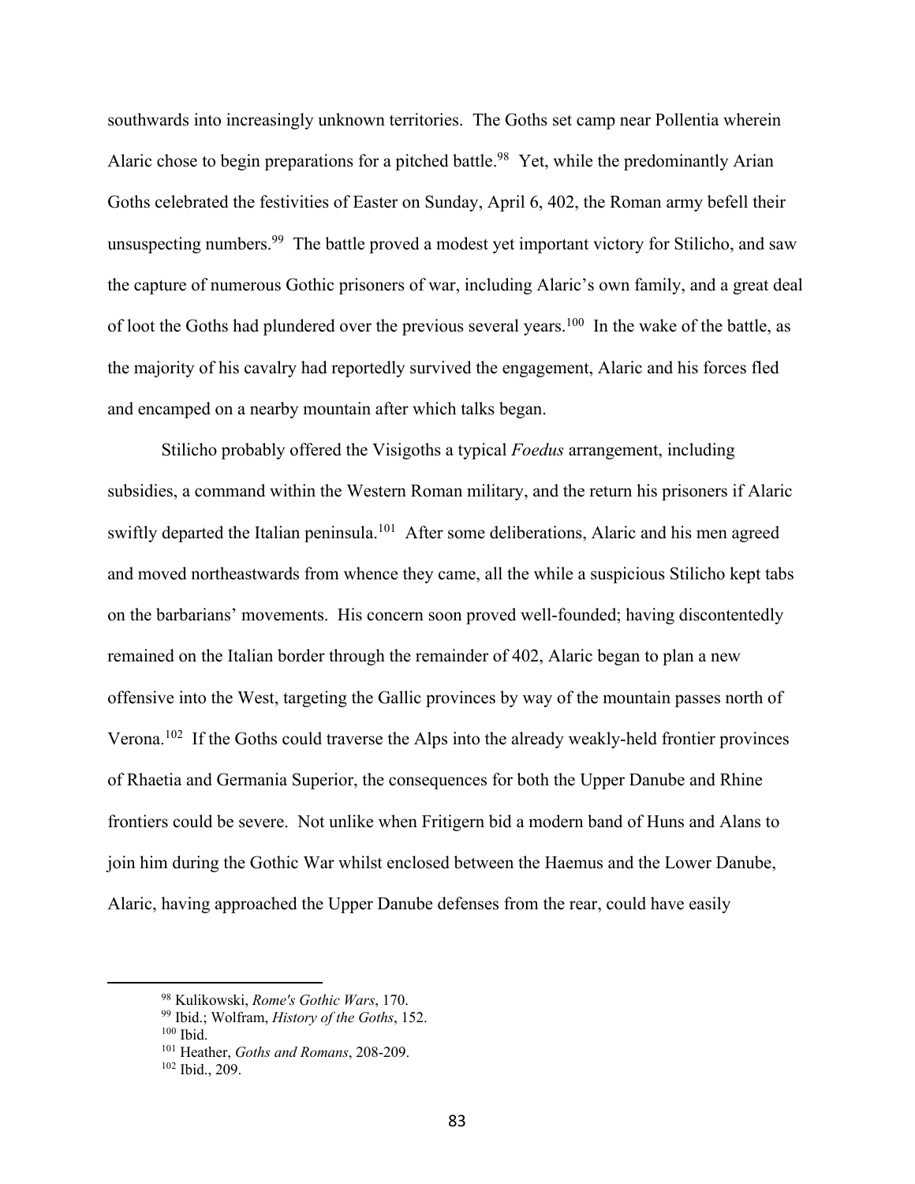southwards into increasingly unknown territories. The Goths set camp near Pollentia wherein Alaric chose to begin preparations for a pitched battle.[98] Yet, while the predominantly Arian Goths celebrated the festivities of Easter on Sunday, April 6, 402, the Roman army befell their unsuspecting numbers.[99] The battle proved a modest yet important victory for Stilicho, and saw the capture of numerous Gothic prisoners of war, including Alaric's own family, and a great deal of loot the Goths had plundered over the previous several years.[100] In the wake of the battle, as the majority of his cavalry had reportedly survived the engagement, Alaric and his forces fled and encamped on a nearby mountain after which talks began.

Stilicho probably offered the Visigoths a typical *Foedus* arrangement, including subsidies, a command within the Western Roman military, and the return his prisoners if Alaric swiftly departed the Italian peninsula.[101] After some deliberations, Alaric and his men agreed and moved northeastwards from whence they came, all the while a suspicious Stilicho kept tabs on the barbarians' movements. His concern soon proved well-founded; having discontentedly remained on the Italian border through the remainder of 402, Alaric began to plan a new offensive into the West, targeting the Gallic provinces by way of the mountain passes north of Verona.[102] If the Goths could traverse the Alps into the already weakly-held frontier provinces of Rhaetia and Germania Superior, the consequences for both the Upper Danube and Rhine frontiers could be severe. Not unlike when Fritigern bid a modern band of Huns and Alans to join him during the Gothic War whilst enclosed between the Haemus and the Lower Danube, Alaric, having approached the Upper Danube defenses from the rear, could have easily

[98] Kulikowski, *Rome's Gothic Wars*, 170.

[99] Ibid.; Wolfram, *History of the Goths*, 152.

[100] Ibid.

[101] Heather, *Goths and Romans*, 208-209.

[102] Ibid., 209.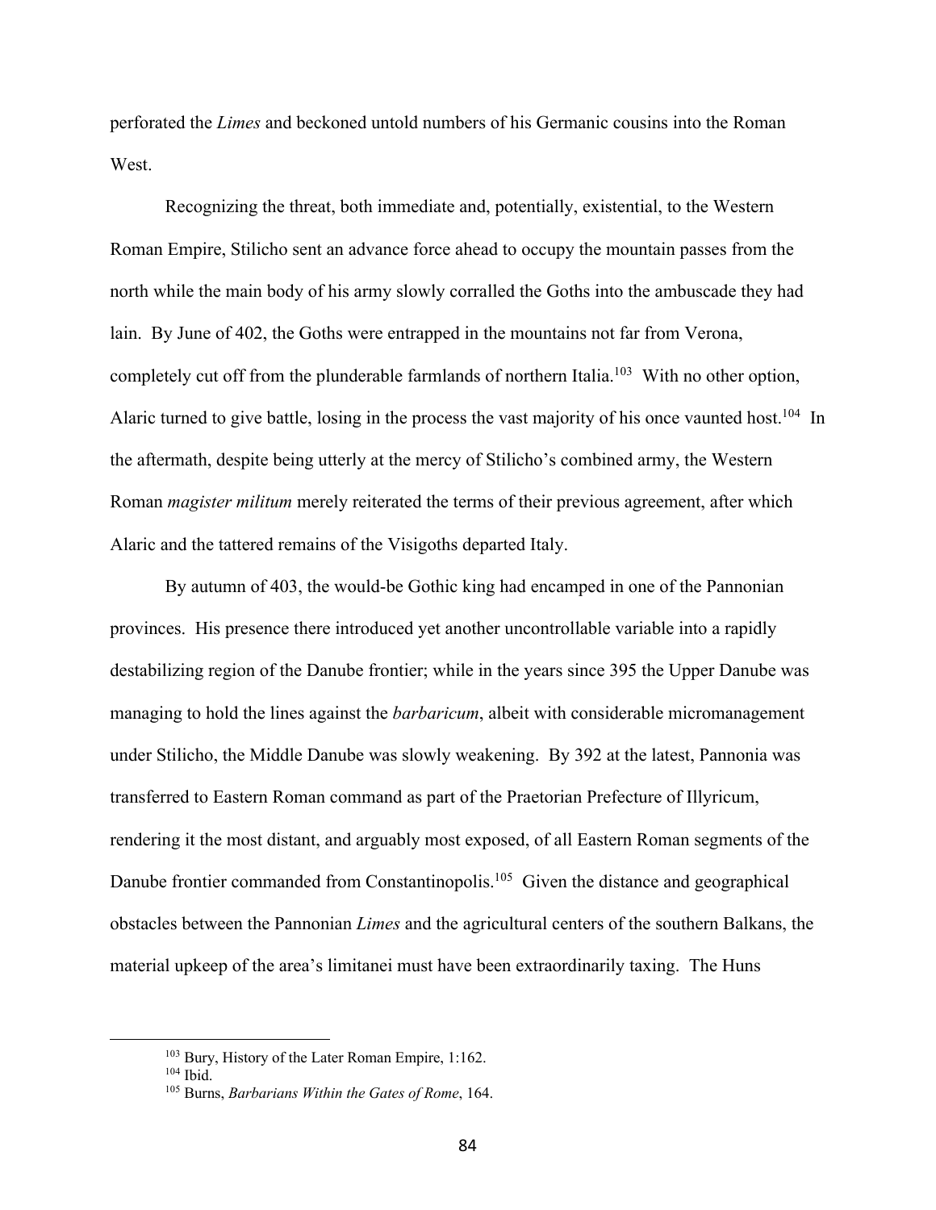perforated the *Limes* and beckoned untold numbers of his Germanic cousins into the Roman West.

Recognizing the threat, both immediate and, potentially, existential, to the Western Roman Empire, Stilicho sent an advance force ahead to occupy the mountain passes from the north while the main body of his army slowly corralled the Goths into the ambuscade they had lain. By June of 402, the Goths were entrapped in the mountains not far from Verona, completely cut off from the plunderable farmlands of northern Italia.[103] With no other option, Alaric turned to give battle, losing in the process the vast majority of his once vaunted host.[104] In the aftermath, despite being utterly at the mercy of Stilicho's combined army, the Western Roman *magister militum* merely reiterated the terms of their previous agreement, after which Alaric and the tattered remains of the Visigoths departed Italy.

By autumn of 403, the would-be Gothic king had encamped in one of the Pannonian provinces. His presence there introduced yet another uncontrollable variable into a rapidly destabilizing region of the Danube frontier; while in the years since 395 the Upper Danube was managing to hold the lines against the *barbaricum*, albeit with considerable micromanagement under Stilicho, the Middle Danube was slowly weakening. By 392 at the latest, Pannonia was transferred to Eastern Roman command as part of the Praetorian Prefecture of Illyricum, rendering it the most distant, and arguably most exposed, of all Eastern Roman segments of the Danube frontier commanded from Constantinopolis.[105] Given the distance and geographical obstacles between the Pannonian *Limes* and the agricultural centers of the southern Balkans, the material upkeep of the area's limitanei must have been extraordinarily taxing. The Huns

[103] Bury, History of the Later Roman Empire, 1:162.

[104] Ibid.

[105] Burns, *Barbarians Within the Gates of Rome*, 164.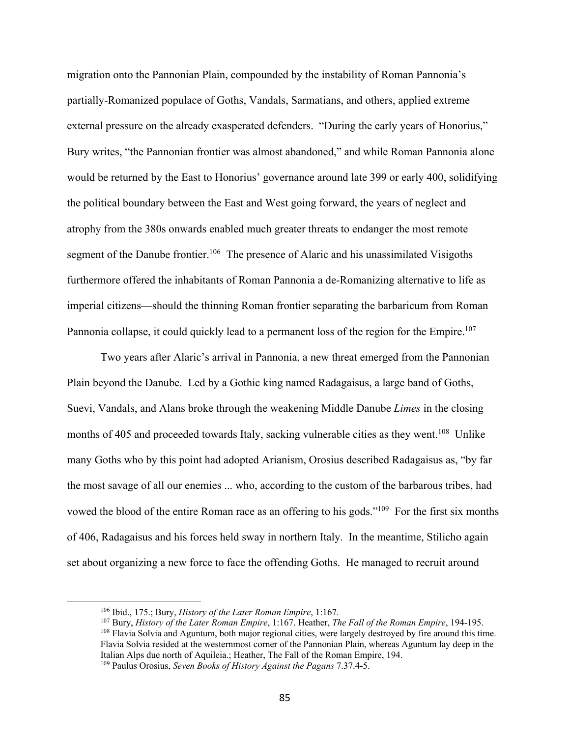migration onto the Pannonian Plain, compounded by the instability of Roman Pannonia's partially-Romanized populace of Goths, Vandals, Sarmatians, and others, applied extreme external pressure on the already exasperated defenders. "During the early years of Honorius," Bury writes, "the Pannonian frontier was almost abandoned," and while Roman Pannonia alone would be returned by the East to Honorius' governance around late 399 or early 400, solidifying the political boundary between the East and West going forward, the years of neglect and atrophy from the 380s onwards enabled much greater threats to endanger the most remote segment of the Danube frontier.[106] The presence of Alaric and his unassimilated Visigoths furthermore offered the inhabitants of Roman Pannonia a de-Romanizing alternative to life as imperial citizens—should the thinning Roman frontier separating the barbaricum from Roman Pannonia collapse, it could quickly lead to a permanent loss of the region for the Empire.[107]

Two years after Alaric's arrival in Pannonia, a new threat emerged from the Pannonian Plain beyond the Danube. Led by a Gothic king named Radagaisus, a large band of Goths, Suevi, Vandals, and Alans broke through the weakening Middle Danube *Limes* in the closing months of 405 and proceeded towards Italy, sacking vulnerable cities as they went.[108] Unlike many Goths who by this point had adopted Arianism, Orosius described Radagaisus as, "by far the most savage of all our enemies ... who, according to the custom of the barbarous tribes, had vowed the blood of the entire Roman race as an offering to his gods."[109] For the first six months of 406, Radagaisus and his forces held sway in northern Italy. In the meantime, Stilicho again set about organizing a new force to face the offending Goths. He managed to recruit around

---

[106] Ibid., 175.; Bury, *History of the Later Roman Empire*, 1:167.

[107] Bury, *History of the Later Roman Empire*, 1:167. Heather, *The Fall of the Roman Empire*, 194-195.

[108] Flavia Solvia and Aguntum, both major regional cities, were largely destroyed by fire around this time. Flavia Solvia resided at the westernmost corner of the Pannonian Plain, whereas Aguntum lay deep in the Italian Alps due north of Aquileia.; Heather, The Fall of the Roman Empire, 194.

[109] Paulus Orosius, *Seven Books of History Against the Pagans* 7.37.4-5.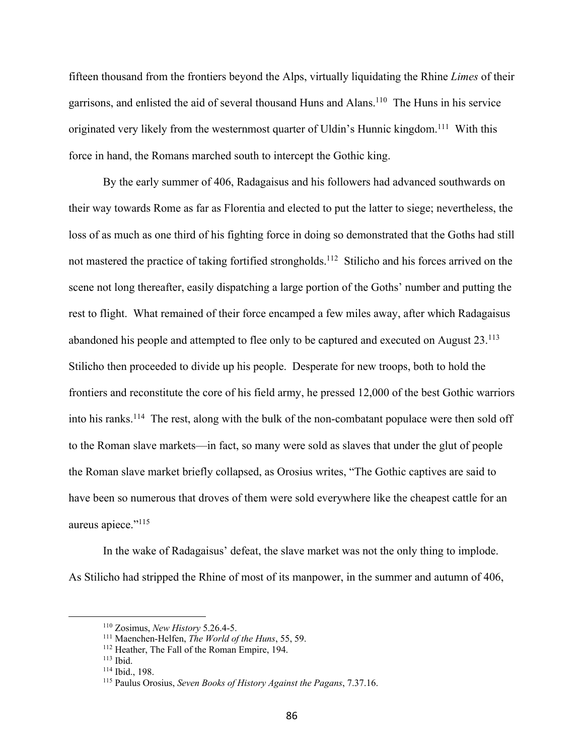fifteen thousand from the frontiers beyond the Alps, virtually liquidating the Rhine *Limes* of their garrisons, and enlisted the aid of several thousand Huns and Alans.[110] The Huns in his service originated very likely from the westernmost quarter of Uldin's Hunnic kingdom.[111] With this force in hand, the Romans marched south to intercept the Gothic king.

By the early summer of 406, Radagaisus and his followers had advanced southwards on their way towards Rome as far as Florentia and elected to put the latter to siege; nevertheless, the loss of as much as one third of his fighting force in doing so demonstrated that the Goths had still not mastered the practice of taking fortified strongholds.[112] Stilicho and his forces arrived on the scene not long thereafter, easily dispatching a large portion of the Goths' number and putting the rest to flight. What remained of their force encamped a few miles away, after which Radagaisus abandoned his people and attempted to flee only to be captured and executed on August 23.[113] Stilicho then proceeded to divide up his people. Desperate for new troops, both to hold the frontiers and reconstitute the core of his field army, he pressed 12,000 of the best Gothic warriors into his ranks.[114] The rest, along with the bulk of the non-combatant populace were then sold off to the Roman slave markets—in fact, so many were sold as slaves that under the glut of people the Roman slave market briefly collapsed, as Orosius writes, "The Gothic captives are said to have been so numerous that droves of them were sold everywhere like the cheapest cattle for an aureus apiece."[115]

In the wake of Radagaisus' defeat, the slave market was not the only thing to implode. As Stilicho had stripped the Rhine of most of its manpower, in the summer and autumn of 406,

---

[110] Zosimus, *New History* 5.26.4-5.

[111] Maenchen-Helfen, *The World of the Huns*, 55, 59.

[112] Heather, The Fall of the Roman Empire, 194.

[113] Ibid.

[114] Ibid., 198.

[115] Paulus Orosius, *Seven Books of History Against the Pagans*, 7.37.16.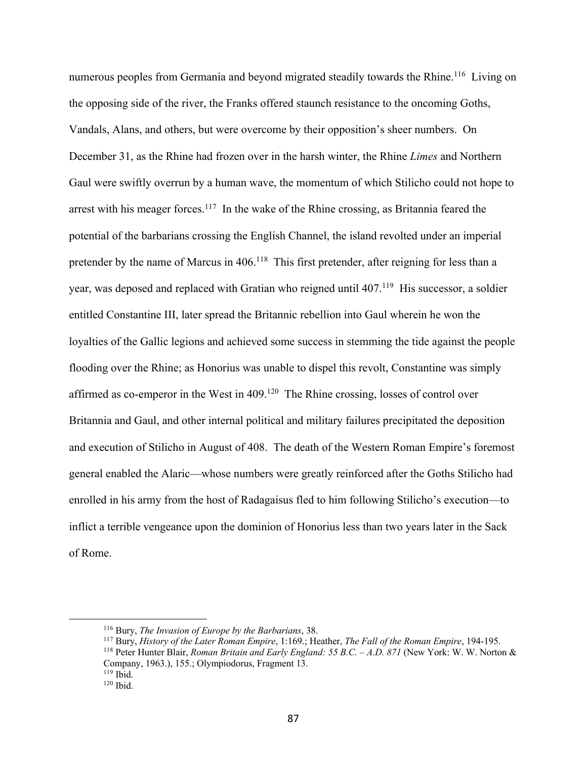numerous peoples from Germania and beyond migrated steadily towards the Rhine.[116] Living on the opposing side of the river, the Franks offered staunch resistance to the oncoming Goths, Vandals, Alans, and others, but were overcome by their opposition's sheer numbers. On December 31, as the Rhine had frozen over in the harsh winter, the Rhine *Limes* and Northern Gaul were swiftly overrun by a human wave, the momentum of which Stilicho could not hope to arrest with his meager forces.[117] In the wake of the Rhine crossing, as Britannia feared the potential of the barbarians crossing the English Channel, the island revolted under an imperial pretender by the name of Marcus in 406.[118] This first pretender, after reigning for less than a year, was deposed and replaced with Gratian who reigned until 407.[119] His successor, a soldier entitled Constantine III, later spread the Britannic rebellion into Gaul wherein he won the loyalties of the Gallic legions and achieved some success in stemming the tide against the people flooding over the Rhine; as Honorius was unable to dispel this revolt, Constantine was simply affirmed as co-emperor in the West in 409.[120] The Rhine crossing, losses of control over Britannia and Gaul, and other internal political and military failures precipitated the deposition and execution of Stilicho in August of 408. The death of the Western Roman Empire's foremost general enabled the Alaric—whose numbers were greatly reinforced after the Goths Stilicho had enrolled in his army from the host of Radagaisus fled to him following Stilicho's execution—to inflict a terrible vengeance upon the dominion of Honorius less than two years later in the Sack of Rome.

---

[116] Bury, *The Invasion of Europe by the Barbarians*, 38.

[117] Bury, *History of the Later Roman Empire*, 1:169.; Heather, *The Fall of the Roman Empire*, 194-195.

[118] Peter Hunter Blair, *Roman Britain and Early England: 55 B.C. – A.D. 871* (New York: W. W. Norton & Company, 1963.), 155.; Olympiodorus, Fragment 13.

[119] Ibid.

[120] Ibid.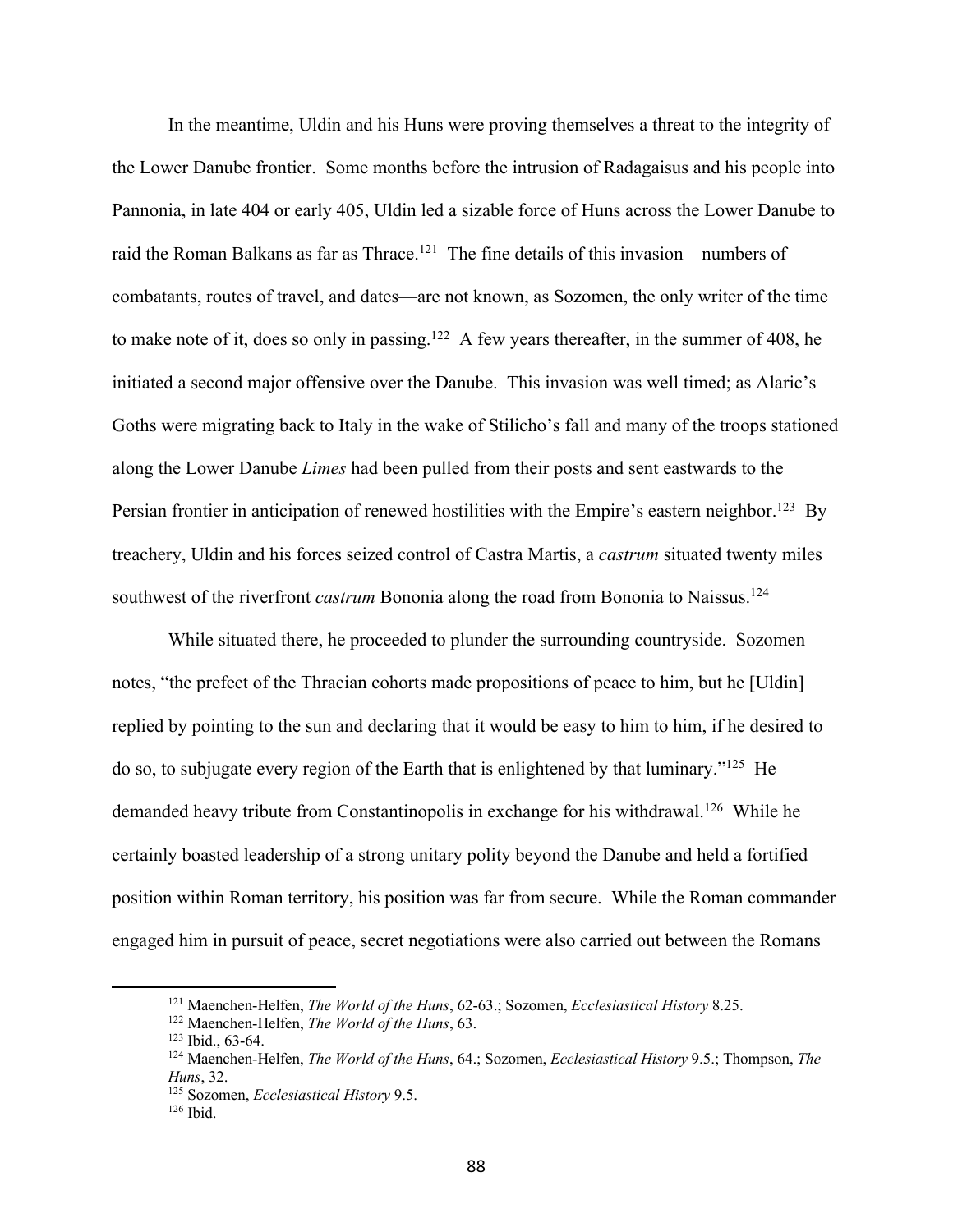In the meantime, Uldin and his Huns were proving themselves a threat to the integrity of the Lower Danube frontier. Some months before the intrusion of Radagaisus and his people into Pannonia, in late 404 or early 405, Uldin led a sizable force of Huns across the Lower Danube to raid the Roman Balkans as far as Thrace.[121] The fine details of this invasion—numbers of combatants, routes of travel, and dates—are not known, as Sozomen, the only writer of the time to make note of it, does so only in passing.[122] A few years thereafter, in the summer of 408, he initiated a second major offensive over the Danube. This invasion was well timed; as Alaric's Goths were migrating back to Italy in the wake of Stilicho's fall and many of the troops stationed along the Lower Danube *Limes* had been pulled from their posts and sent eastwards to the Persian frontier in anticipation of renewed hostilities with the Empire's eastern neighbor.[123] By treachery, Uldin and his forces seized control of Castra Martis, a *castrum* situated twenty miles southwest of the riverfront *castrum* Bononia along the road from Bononia to Naissus.[124]

While situated there, he proceeded to plunder the surrounding countryside. Sozomen notes, "the prefect of the Thracian cohorts made propositions of peace to him, but he [Uldin] replied by pointing to the sun and declaring that it would be easy to him to him, if he desired to do so, to subjugate every region of the Earth that is enlightened by that luminary."[125] He demanded heavy tribute from Constantinopolis in exchange for his withdrawal.[126] While he certainly boasted leadership of a strong unitary polity beyond the Danube and held a fortified position within Roman territory, his position was far from secure. While the Roman commander engaged him in pursuit of peace, secret negotiations were also carried out between the Romans

---

[121] Maenchen-Helfen, *The World of the Huns*, 62-63.; Sozomen, *Ecclesiastical History* 8.25.

[122] Maenchen-Helfen, *The World of the Huns*, 63.

[123] Ibid., 63-64.

[124] Maenchen-Helfen, *The World of the Huns*, 64.; Sozomen, *Ecclesiastical History* 9.5.; Thompson, *The Huns*, 32.

[125] Sozomen, *Ecclesiastical History* 9.5.

[126] Ibid.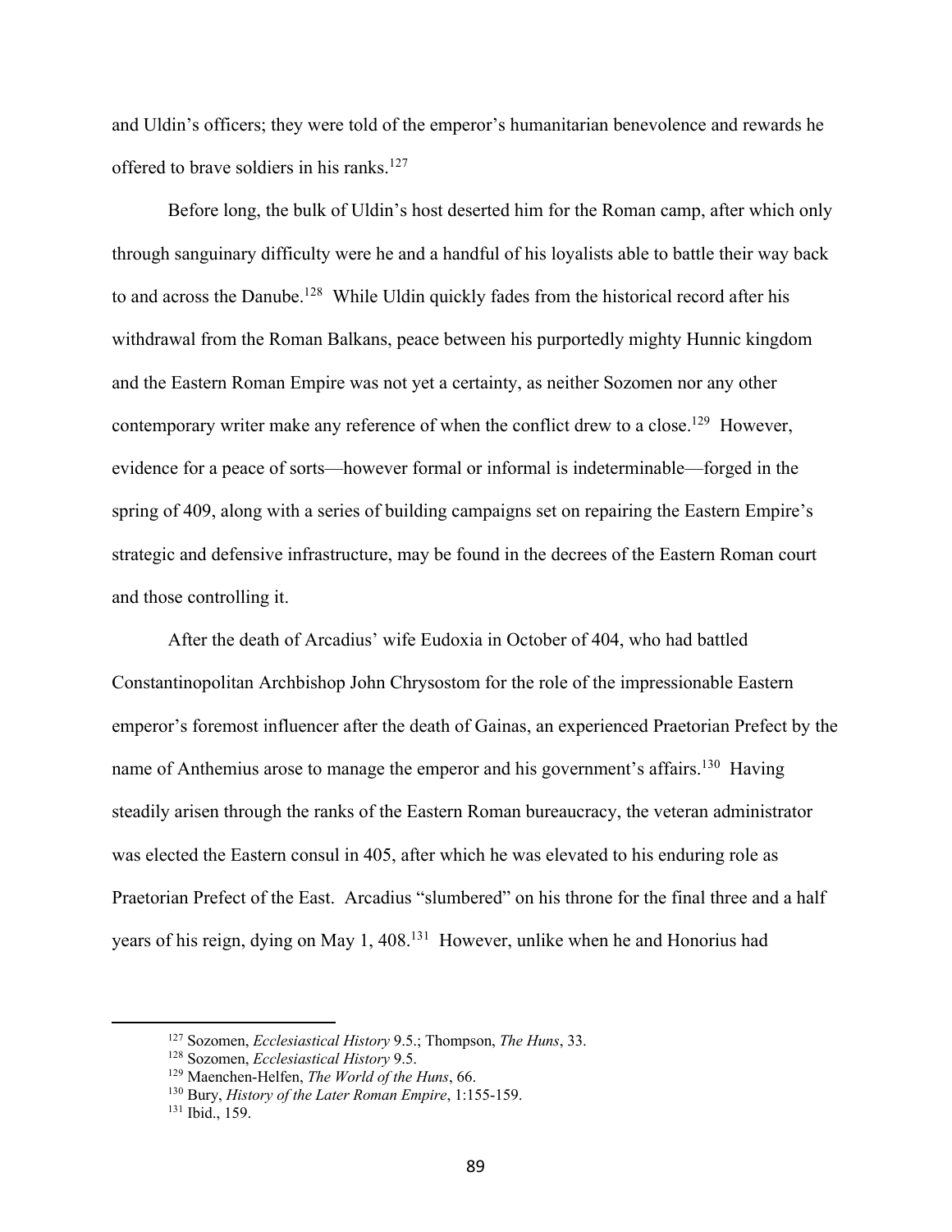and Uldin's officers; they were told of the emperor's humanitarian benevolence and rewards he offered to brave soldiers in his ranks.[127]

Before long, the bulk of Uldin's host deserted him for the Roman camp, after which only through sanguinary difficulty were he and a handful of his loyalists able to battle their way back to and across the Danube.[128] While Uldin quickly fades from the historical record after his withdrawal from the Roman Balkans, peace between his purportedly mighty Hunnic kingdom and the Eastern Roman Empire was not yet a certainty, as neither Sozomen nor any other contemporary writer make any reference of when the conflict drew to a close.[129] However, evidence for a peace of sorts—however formal or informal is indeterminable—forged in the spring of 409, along with a series of building campaigns set on repairing the Eastern Empire's strategic and defensive infrastructure, may be found in the decrees of the Eastern Roman court and those controlling it.

After the death of Arcadius' wife Eudoxia in October of 404, who had battled Constantinopolitan Archbishop John Chrysostom for the role of the impressionable Eastern emperor's foremost influencer after the death of Gainas, an experienced Praetorian Prefect by the name of Anthemius arose to manage the emperor and his government's affairs.[130] Having steadily arisen through the ranks of the Eastern Roman bureaucracy, the veteran administrator was elected the Eastern consul in 405, after which he was elevated to his enduring role as Praetorian Prefect of the East. Arcadius "slumbered" on his throne for the final three and a half years of his reign, dying on May 1, 408.[131] However, unlike when he and Honorius had

---

[127] Sozomen, *Ecclesiastical History* 9.5.; Thompson, *The Huns*, 33.

[128] Sozomen, *Ecclesiastical History* 9.5.

[129] Maenchen-Helfen, *The World of the Huns*, 66.

[130] Bury, *History of the Later Roman Empire*, 1:155-159.

[131] Ibid., 159.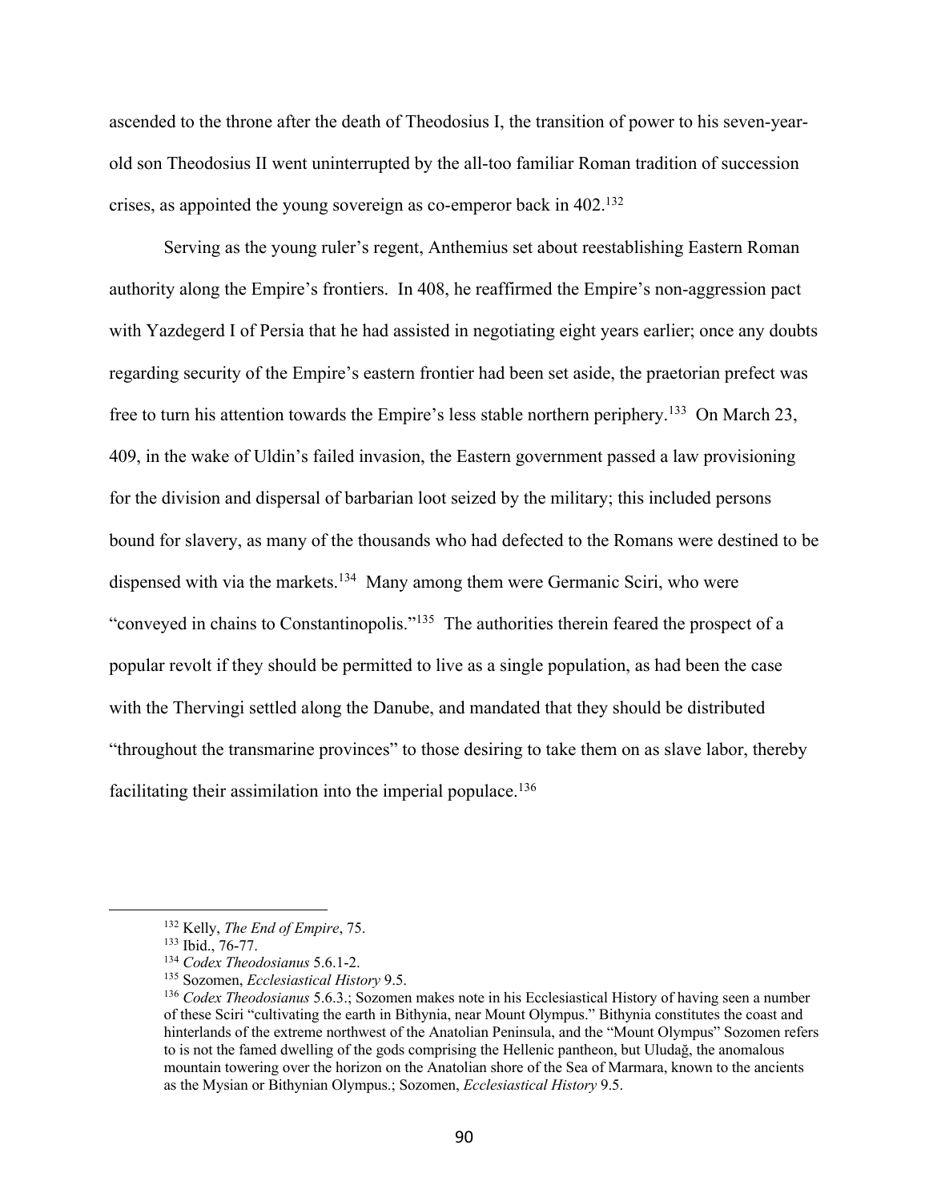ascended to the throne after the death of Theodosius I, the transition of power to his seven-year-old son Theodosius II went uninterrupted by the all-too familiar Roman tradition of succession crises, as appointed the young sovereign as co-emperor back in 402.[132]

Serving as the young ruler's regent, Anthemius set about reestablishing Eastern Roman authority along the Empire's frontiers. In 408, he reaffirmed the Empire's non-aggression pact with Yazdegerd I of Persia that he had assisted in negotiating eight years earlier; once any doubts regarding security of the Empire's eastern frontier had been set aside, the praetorian prefect was free to turn his attention towards the Empire's less stable northern periphery.[133] On March 23, 409, in the wake of Uldin's failed invasion, the Eastern government passed a law provisioning for the division and dispersal of barbarian loot seized by the military; this included persons bound for slavery, as many of the thousands who had defected to the Romans were destined to be dispensed with via the markets.[134] Many among them were Germanic Sciri, who were "conveyed in chains to Constantinopolis."[135] The authorities therein feared the prospect of a popular revolt if they should be permitted to live as a single population, as had been the case with the Thervingi settled along the Danube, and mandated that they should be distributed "throughout the transmarine provinces" to those desiring to take them on as slave labor, thereby facilitating their assimilation into the imperial populace.[136]

---

[132] Kelly, *The End of Empire*, 75.

[133] Ibid., 76-77.

[134] *Codex Theodosianus* 5.6.1-2.

[135] Sozomen, *Ecclesiastical History* 9.5.

[136] *Codex Theodosianus* 5.6.3.; Sozomen makes note in his Ecclesiastical History of having seen a number of these Sciri "cultivating the earth in Bithynia, near Mount Olympus." Bithynia constitutes the coast and hinterlands of the extreme northwest of the Anatolian Peninsula, and the "Mount Olympus" Sozomen refers to is not the famed dwelling of the gods comprising the Hellenic pantheon, but Uludağ, the anomalous mountain towering over the horizon on the Anatolian shore of the Sea of Marmara, known to the ancients as the Mysian or Bithynian Olympus.; Sozomen, *Ecclesiastical History* 9.5.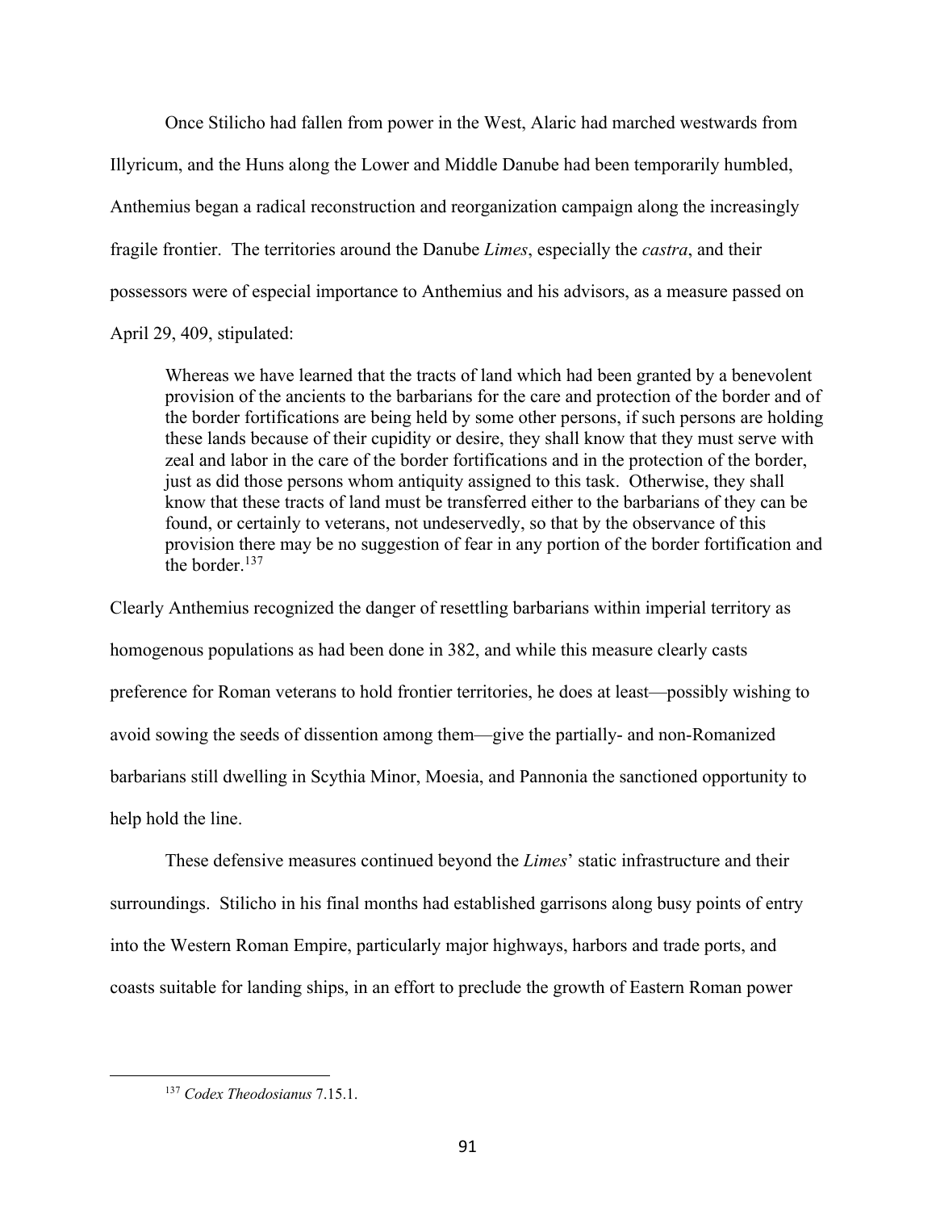Once Stilicho had fallen from power in the West, Alaric had marched westwards from Illyricum, and the Huns along the Lower and Middle Danube had been temporarily humbled, Anthemius began a radical reconstruction and reorganization campaign along the increasingly fragile frontier. The territories around the Danube *Limes*, especially the *castra*, and their possessors were of especial importance to Anthemius and his advisors, as a measure passed on April 29, 409, stipulated:

> Whereas we have learned that the tracts of land which had been granted by a benevolent provision of the ancients to the barbarians for the care and protection of the border and of the border fortifications are being held by some other persons, if such persons are holding these lands because of their cupidity or desire, they shall know that they must serve with zeal and labor in the care of the border fortifications and in the protection of the border, just as did those persons whom antiquity assigned to this task. Otherwise, they shall know that these tracts of land must be transferred either to the barbarians of they can be found, or certainly to veterans, not undeservedly, so that by the observance of this provision there may be no suggestion of fear in any portion of the border fortification and the border.[137]

Clearly Anthemius recognized the danger of resettling barbarians within imperial territory as homogenous populations as had been done in 382, and while this measure clearly casts preference for Roman veterans to hold frontier territories, he does at least—possibly wishing to avoid sowing the seeds of dissention among them—give the partially- and non-Romanized barbarians still dwelling in Scythia Minor, Moesia, and Pannonia the sanctioned opportunity to help hold the line.

These defensive measures continued beyond the *Limes*' static infrastructure and their surroundings. Stilicho in his final months had established garrisons along busy points of entry into the Western Roman Empire, particularly major highways, harbors and trade ports, and coasts suitable for landing ships, in an effort to preclude the growth of Eastern Roman power

[137] *Codex Theodosianus* 7.15.1.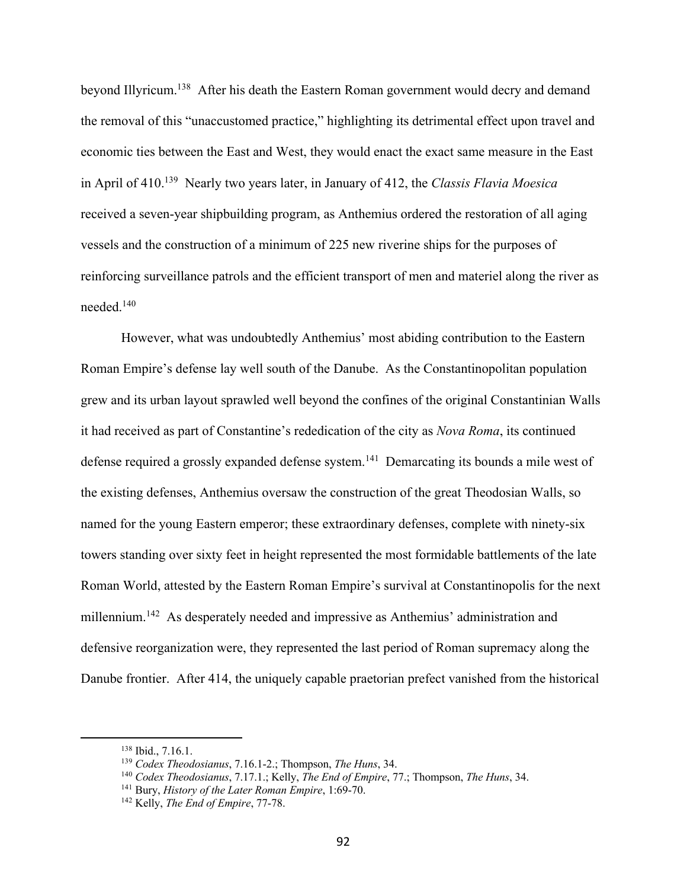beyond Illyricum.[138] After his death the Eastern Roman government would decry and demand the removal of this "unaccustomed practice," highlighting its detrimental effect upon travel and economic ties between the East and West, they would enact the exact same measure in the East in April of 410.[139] Nearly two years later, in January of 412, the *Classis Flavia Moesica* received a seven-year shipbuilding program, as Anthemius ordered the restoration of all aging vessels and the construction of a minimum of 225 new riverine ships for the purposes of reinforcing surveillance patrols and the efficient transport of men and materiel along the river as needed.[140]

However, what was undoubtedly Anthemius' most abiding contribution to the Eastern Roman Empire's defense lay well south of the Danube. As the Constantinopolitan population grew and its urban layout sprawled well beyond the confines of the original Constantinian Walls it had received as part of Constantine's rededication of the city as *Nova Roma*, its continued defense required a grossly expanded defense system.[141] Demarcating its bounds a mile west of the existing defenses, Anthemius oversaw the construction of the great Theodosian Walls, so named for the young Eastern emperor; these extraordinary defenses, complete with ninety-six towers standing over sixty feet in height represented the most formidable battlements of the late Roman World, attested by the Eastern Roman Empire's survival at Constantinopolis for the next millennium.[142] As desperately needed and impressive as Anthemius' administration and defensive reorganization were, they represented the last period of Roman supremacy along the Danube frontier. After 414, the uniquely capable praetorian prefect vanished from the historical

---

[138] Ibid., 7.16.1.

[139] *Codex Theodosianus*, 7.16.1-2.; Thompson, *The Huns*, 34.

[140] *Codex Theodosianus*, 7.17.1.; Kelly, *The End of Empire*, 77.; Thompson, *The Huns*, 34.

[141] Bury, *History of the Later Roman Empire*, 1:69-70.

[142] Kelly, *The End of Empire*, 77-78.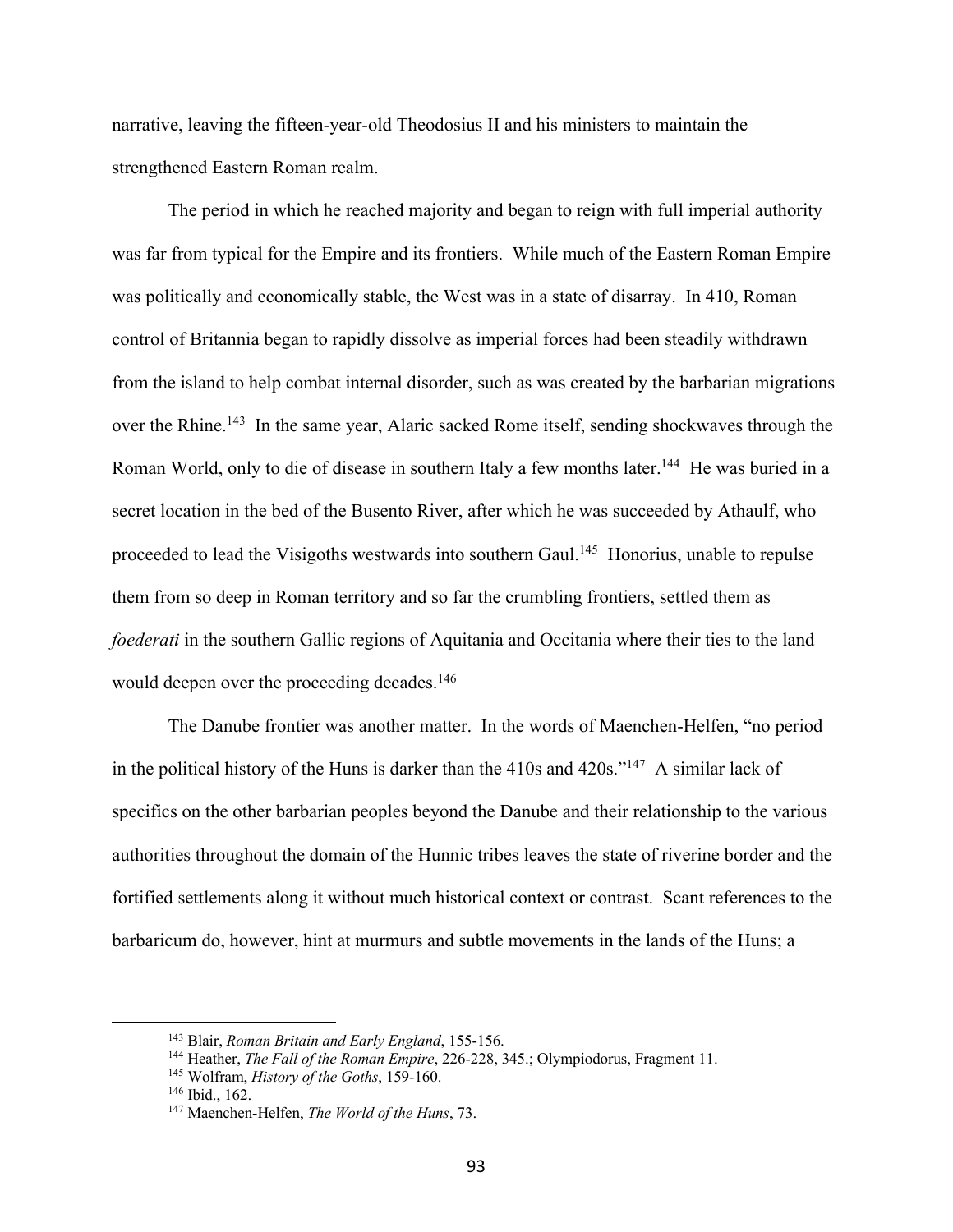narrative, leaving the fifteen-year-old Theodosius II and his ministers to maintain the strengthened Eastern Roman realm.

The period in which he reached majority and began to reign with full imperial authority was far from typical for the Empire and its frontiers. While much of the Eastern Roman Empire was politically and economically stable, the West was in a state of disarray. In 410, Roman control of Britannia began to rapidly dissolve as imperial forces had been steadily withdrawn from the island to help combat internal disorder, such as was created by the barbarian migrations over the Rhine.[143] In the same year, Alaric sacked Rome itself, sending shockwaves through the Roman World, only to die of disease in southern Italy a few months later.[144] He was buried in a secret location in the bed of the Busento River, after which he was succeeded by Athaulf, who proceeded to lead the Visigoths westwards into southern Gaul.[145] Honorius, unable to repulse them from so deep in Roman territory and so far the crumbling frontiers, settled them as *foederati* in the southern Gallic regions of Aquitania and Occitania where their ties to the land would deepen over the proceeding decades.[146]

The Danube frontier was another matter. In the words of Maenchen-Helfen, "no period in the political history of the Huns is darker than the 410s and 420s."[147] A similar lack of specifics on the other barbarian peoples beyond the Danube and their relationship to the various authorities throughout the domain of the Hunnic tribes leaves the state of riverine border and the fortified settlements along it without much historical context or contrast. Scant references to the barbaricum do, however, hint at murmurs and subtle movements in the lands of the Huns; a

---

[143] Blair, *Roman Britain and Early England*, 155-156.

[144] Heather, *The Fall of the Roman Empire*, 226-228, 345.; Olympiodorus, Fragment 11.

[145] Wolfram, *History of the Goths*, 159-160.

[146] Ibid., 162.

[147] Maenchen-Helfen, *The World of the Huns*, 73.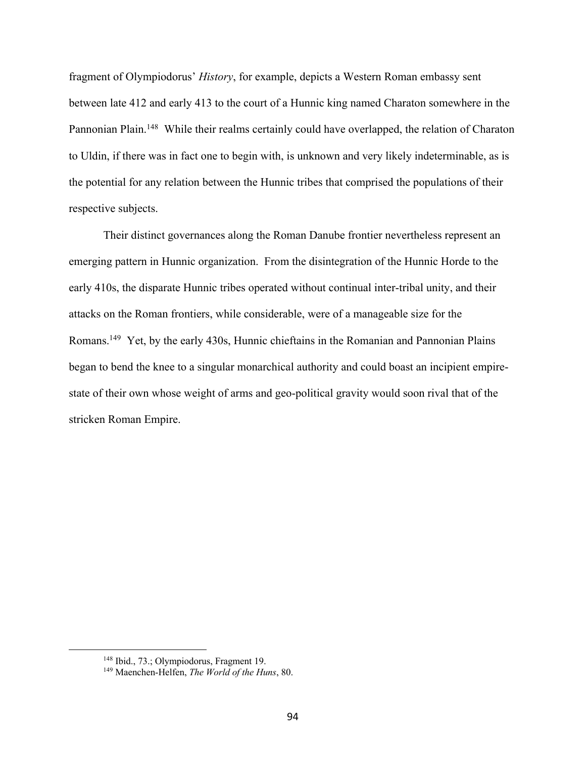fragment of Olympiodorus' *History*, for example, depicts a Western Roman embassy sent between late 412 and early 413 to the court of a Hunnic king named Charaton somewhere in the Pannonian Plain.[148] While their realms certainly could have overlapped, the relation of Charaton to Uldin, if there was in fact one to begin with, is unknown and very likely indeterminable, as is the potential for any relation between the Hunnic tribes that comprised the populations of their respective subjects.

Their distinct governances along the Roman Danube frontier nevertheless represent an emerging pattern in Hunnic organization. From the disintegration of the Hunnic Horde to the early 410s, the disparate Hunnic tribes operated without continual inter-tribal unity, and their attacks on the Roman frontiers, while considerable, were of a manageable size for the Romans.[149] Yet, by the early 430s, Hunnic chieftains in the Romanian and Pannonian Plains began to bend the knee to a singular monarchical authority and could boast an incipient empire-state of their own whose weight of arms and geo-political gravity would soon rival that of the stricken Roman Empire.

---

[148] Ibid., 73.; Olympiodorus, Fragment 19.

[149] Maenchen-Helfen, *The World of the Huns*, 80.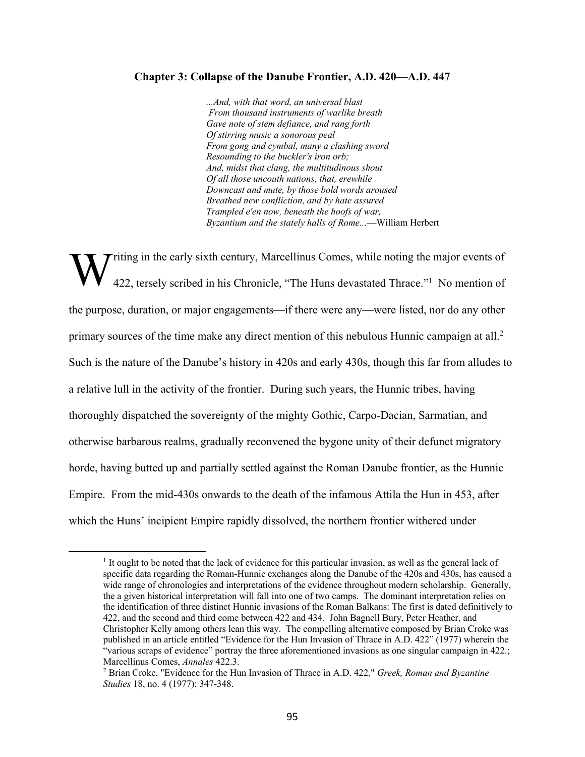## Chapter 3: Collapse of the Danube Frontier, A.D. 420—A.D. 447

> *...And, with that word, an universal blast*
> *From thousand instruments of warlike breath*
> *Gave note of stem defiance, and rang forth*
> *Of stirring music a sonorous peal*
> *From gong and cymbal, many a clashing sword*
> *Resounding to the buckler's iron orb;*
> *And, midst that clang, the multitudinous shout*
> *Of all those uncouth nations, that, erewhile*
> *Downcast and mute, by those bold words aroused*
> *Breathed new confliction, and by hate assured*
> *Trampled e'en now, beneath the hoofs of war,*
> *Byzantium and the stately halls of Rome...*—William Herbert

Writing in the early sixth century, Marcellinus Comes, while noting the major events of 422, tersely scribed in his Chronicle, "The Huns devastated Thrace."[1] No mention of the purpose, duration, or major engagements—if there were any—were listed, nor do any other primary sources of the time make any direct mention of this nebulous Hunnic campaign at all.[2] Such is the nature of the Danube's history in 420s and early 430s, though this far from alludes to a relative lull in the activity of the frontier. During such years, the Hunnic tribes, having thoroughly dispatched the sovereignty of the mighty Gothic, Carpo-Dacian, Sarmatian, and otherwise barbarous realms, gradually reconvened the bygone unity of their defunct migratory horde, having butted up and partially settled against the Roman Danube frontier, as the Hunnic Empire. From the mid-430s onwards to the death of the infamous Attila the Hun in 453, after which the Huns' incipient Empire rapidly dissolved, the northern frontier withered under

---

[1] It ought to be noted that the lack of evidence for this particular invasion, as well as the general lack of specific data regarding the Roman-Hunnic exchanges along the Danube of the 420s and 430s, has caused a wide range of chronologies and interpretations of the evidence throughout modern scholarship. Generally, the a given historical interpretation will fall into one of two camps. The dominant interpretation relies on the identification of three distinct Hunnic invasions of the Roman Balkans: The first is dated definitively to 422, and the second and third come between 422 and 434. John Bagnell Bury, Peter Heather, and Christopher Kelly among others lean this way. The compelling alternative composed by Brian Croke was published in an article entitled "Evidence for the Hun Invasion of Thrace in A.D. 422" (1977) wherein the "various scraps of evidence" portray the three aforementioned invasions as one singular campaign in 422.; Marcellinus Comes, *Annales* 422.3.

[2] Brian Croke, "Evidence for the Hun Invasion of Thrace in A.D. 422," *Greek, Roman and Byzantine Studies* 18, no. 4 (1977): 347-348.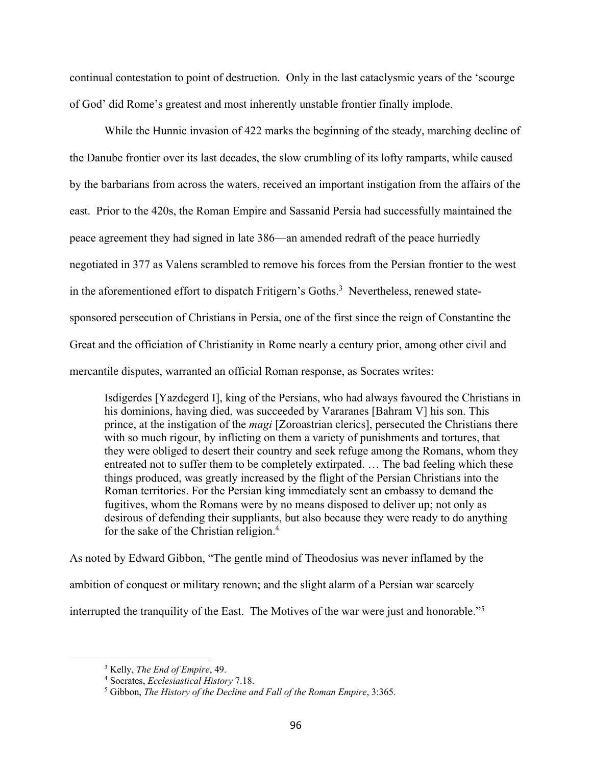continual contestation to point of destruction.  Only in the last cataclysmic years of the 'scourge of God' did Rome's greatest and most inherently unstable frontier finally implode.

While the Hunnic invasion of 422 marks the beginning of the steady, marching decline of the Danube frontier over its last decades, the slow crumbling of its lofty ramparts, while caused by the barbarians from across the waters, received an important instigation from the affairs of the east.  Prior to the 420s, the Roman Empire and Sassanid Persia had successfully maintained the peace agreement they had signed in late 386—an amended redraft of the peace hurriedly negotiated in 377 as Valens scrambled to remove his forces from the Persian frontier to the west in the aforementioned effort to dispatch Fritigern's Goths.[3]  Nevertheless, renewed state-sponsored persecution of Christians in Persia, one of the first since the reign of Constantine the Great and the officiation of Christianity in Rome nearly a century prior, among other civil and mercantile disputes, warranted an official Roman response, as Socrates writes:

> Isdigerdes [Yazdegerd I], king of the Persians, who had always favoured the Christians in his dominions, having died, was succeeded by Vararanes [Bahram V] his son. This prince, at the instigation of the *magi* [Zoroastrian clerics], persecuted the Christians there with so much rigour, by inflicting on them a variety of punishments and tortures, that they were obliged to desert their country and seek refuge among the Romans, whom they entreated not to suffer them to be completely extirpated. … The bad feeling which these things produced, was greatly increased by the flight of the Persian Christians into the Roman territories. For the Persian king immediately sent an embassy to demand the fugitives, whom the Romans were by no means disposed to deliver up; not only as desirous of defending their suppliants, but also because they were ready to do anything for the sake of the Christian religion.[4]

As noted by Edward Gibbon, "The gentle mind of Theodosius was never inflamed by the ambition of conquest or military renown; and the slight alarm of a Persian war scarcely interrupted the tranquility of the East.  The Motives of the war were just and honorable."[5]

---

[3] Kelly, *The End of Empire*, 49.

[4] Socrates, *Ecclesiastical History* 7.18.

[5] Gibbon, *The History of the Decline and Fall of the Roman Empire*, 3:365.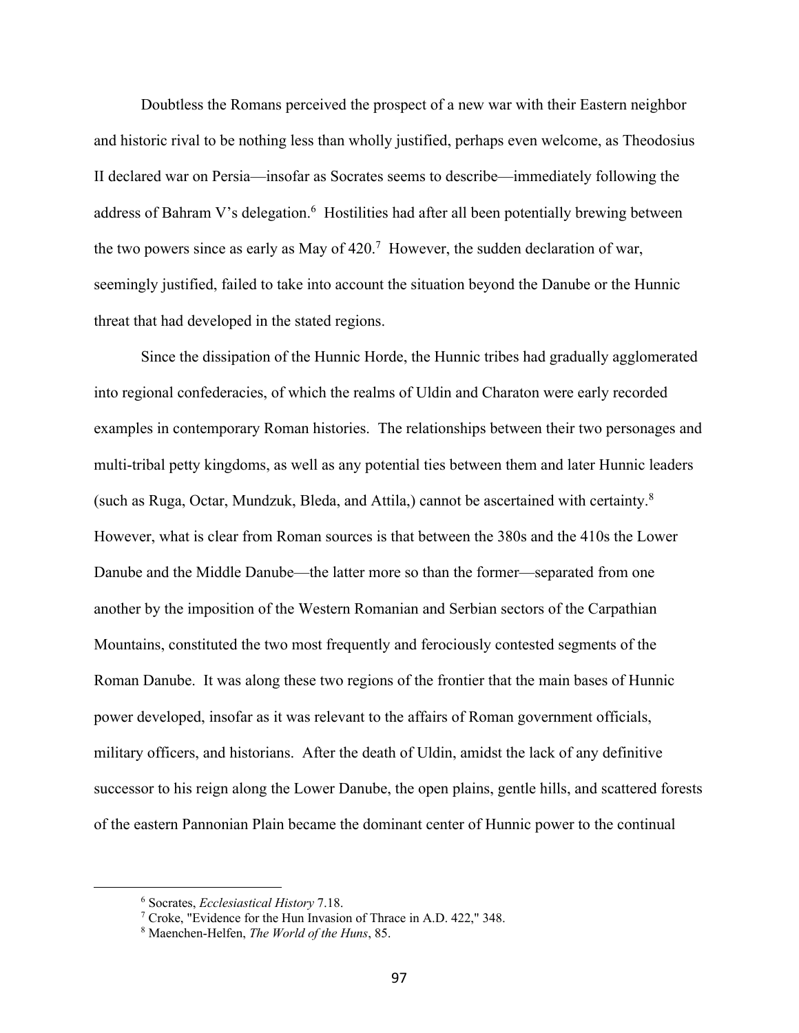Doubtless the Romans perceived the prospect of a new war with their Eastern neighbor and historic rival to be nothing less than wholly justified, perhaps even welcome, as Theodosius II declared war on Persia—insofar as Socrates seems to describe—immediately following the address of Bahram V's delegation.[6] Hostilities had after all been potentially brewing between the two powers since as early as May of 420.[7] However, the sudden declaration of war, seemingly justified, failed to take into account the situation beyond the Danube or the Hunnic threat that had developed in the stated regions.

Since the dissipation of the Hunnic Horde, the Hunnic tribes had gradually agglomerated into regional confederacies, of which the realms of Uldin and Charaton were early recorded examples in contemporary Roman histories. The relationships between their two personages and multi-tribal petty kingdoms, as well as any potential ties between them and later Hunnic leaders (such as Ruga, Octar, Mundzuk, Bleda, and Attila,) cannot be ascertained with certainty.[8] However, what is clear from Roman sources is that between the 380s and the 410s the Lower Danube and the Middle Danube—the latter more so than the former—separated from one another by the imposition of the Western Romanian and Serbian sectors of the Carpathian Mountains, constituted the two most frequently and ferociously contested segments of the Roman Danube. It was along these two regions of the frontier that the main bases of Hunnic power developed, insofar as it was relevant to the affairs of Roman government officials, military officers, and historians. After the death of Uldin, amidst the lack of any definitive successor to his reign along the Lower Danube, the open plains, gentle hills, and scattered forests of the eastern Pannonian Plain became the dominant center of Hunnic power to the continual

---

[6] Socrates, *Ecclesiastical History* 7.18.

[7] Croke, "Evidence for the Hun Invasion of Thrace in A.D. 422," 348.

[8] Maenchen-Helfen, *The World of the Huns*, 85.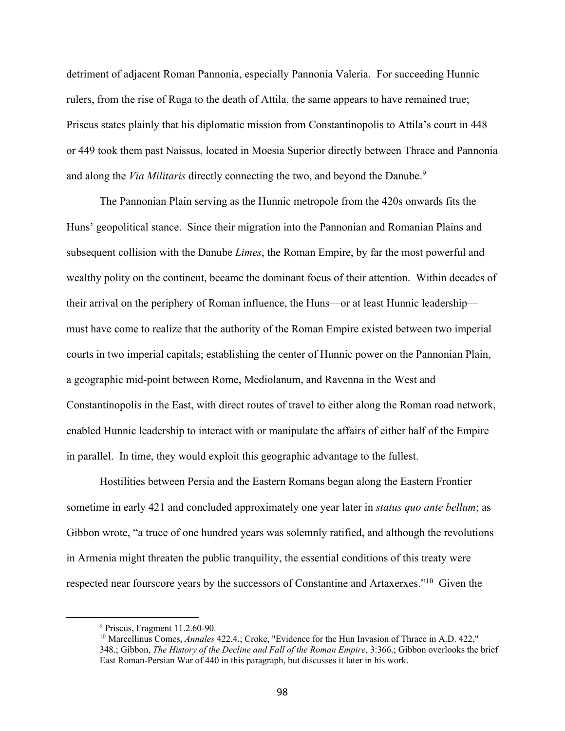detriment of adjacent Roman Pannonia, especially Pannonia Valeria. For succeeding Hunnic rulers, from the rise of Ruga to the death of Attila, the same appears to have remained true; Priscus states plainly that his diplomatic mission from Constantinopolis to Attila's court in 448 or 449 took them past Naissus, located in Moesia Superior directly between Thrace and Pannonia and along the *Via Militaris* directly connecting the two, and beyond the Danube.[9]

The Pannonian Plain serving as the Hunnic metropole from the 420s onwards fits the Huns' geopolitical stance. Since their migration into the Pannonian and Romanian Plains and subsequent collision with the Danube *Limes*, the Roman Empire, by far the most powerful and wealthy polity on the continent, became the dominant focus of their attention. Within decades of their arrival on the periphery of Roman influence, the Huns—or at least Hunnic leadership—must have come to realize that the authority of the Roman Empire existed between two imperial courts in two imperial capitals; establishing the center of Hunnic power on the Pannonian Plain, a geographic mid-point between Rome, Mediolanum, and Ravenna in the West and Constantinopolis in the East, with direct routes of travel to either along the Roman road network, enabled Hunnic leadership to interact with or manipulate the affairs of either half of the Empire in parallel. In time, they would exploit this geographic advantage to the fullest.

Hostilities between Persia and the Eastern Romans began along the Eastern Frontier sometime in early 421 and concluded approximately one year later in *status quo ante bellum*; as Gibbon wrote, "a truce of one hundred years was solemnly ratified, and although the revolutions in Armenia might threaten the public tranquility, the essential conditions of this treaty were respected near fourscore years by the successors of Constantine and Artaxerxes."[10] Given the

---

[9] Priscus, Fragment 11.2.60-90.

[10] Marcellinus Comes, *Annales* 422.4.; Croke, "Evidence for the Hun Invasion of Thrace in A.D. 422," 348.; Gibbon, *The History of the Decline and Fall of the Roman Empire*, 3:366.; Gibbon overlooks the brief East Roman-Persian War of 440 in this paragraph, but discusses it later in his work.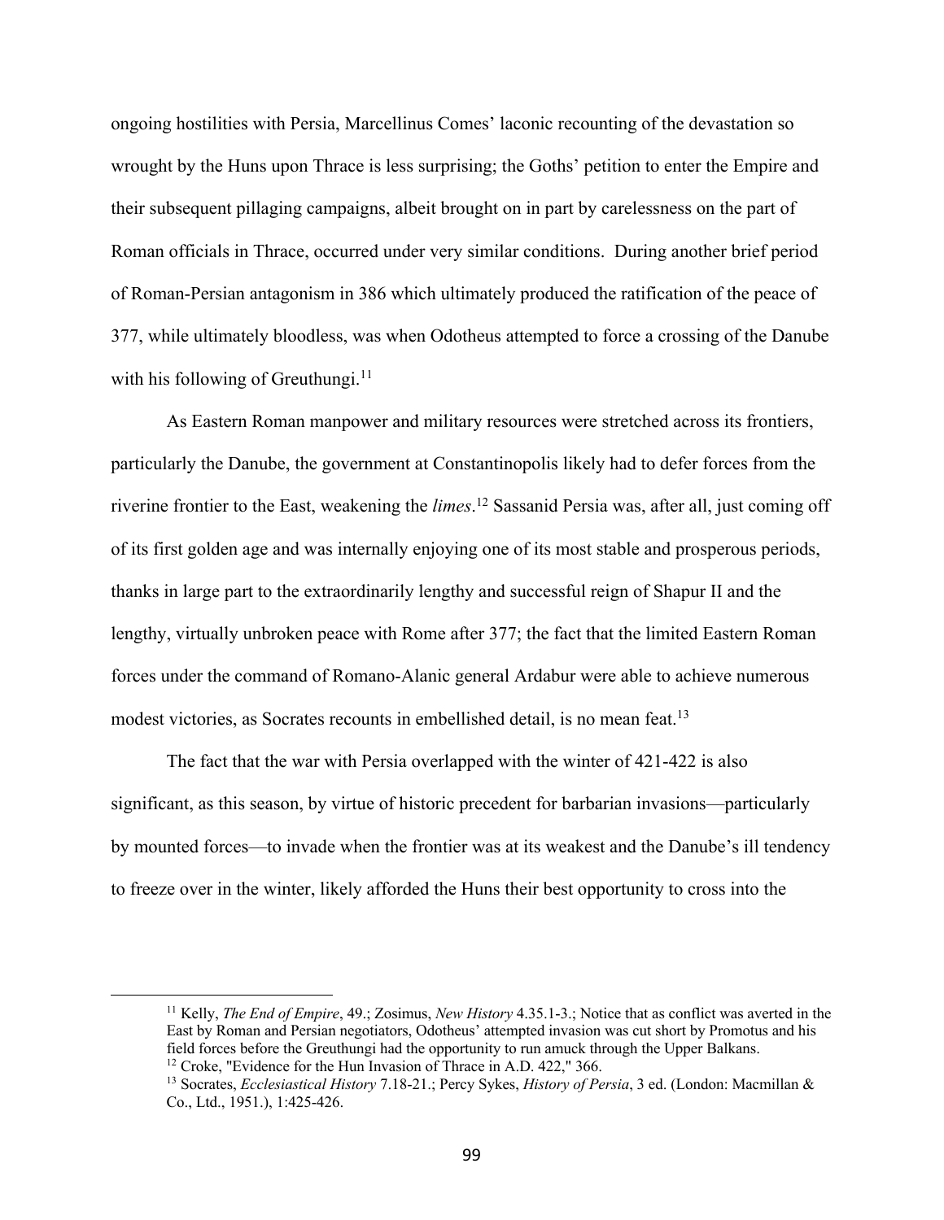ongoing hostilities with Persia, Marcellinus Comes' laconic recounting of the devastation so wrought by the Huns upon Thrace is less surprising; the Goths' petition to enter the Empire and their subsequent pillaging campaigns, albeit brought on in part by carelessness on the part of Roman officials in Thrace, occurred under very similar conditions. During another brief period of Roman-Persian antagonism in 386 which ultimately produced the ratification of the peace of 377, while ultimately bloodless, was when Odotheus attempted to force a crossing of the Danube with his following of Greuthungi.[11]

As Eastern Roman manpower and military resources were stretched across its frontiers, particularly the Danube, the government at Constantinopolis likely had to defer forces from the riverine frontier to the East, weakening the *limes*.[12] Sassanid Persia was, after all, just coming off of its first golden age and was internally enjoying one of its most stable and prosperous periods, thanks in large part to the extraordinarily lengthy and successful reign of Shapur II and the lengthy, virtually unbroken peace with Rome after 377; the fact that the limited Eastern Roman forces under the command of Romano-Alanic general Ardabur were able to achieve numerous modest victories, as Socrates recounts in embellished detail, is no mean feat.[13]

The fact that the war with Persia overlapped with the winter of 421-422 is also significant, as this season, by virtue of historic precedent for barbarian invasions—particularly by mounted forces—to invade when the frontier was at its weakest and the Danube's ill tendency to freeze over in the winter, likely afforded the Huns their best opportunity to cross into the

---

[11] Kelly, *The End of Empire*, 49.; Zosimus, *New History* 4.35.1-3.; Notice that as conflict was averted in the East by Roman and Persian negotiators, Odotheus' attempted invasion was cut short by Promotus and his field forces before the Greuthungi had the opportunity to run amuck through the Upper Balkans.

[12] Croke, "Evidence for the Hun Invasion of Thrace in A.D. 422," 366.

[13] Socrates, *Ecclesiastical History* 7.18-21.; Percy Sykes, *History of Persia*, 3 ed. (London: Macmillan & Co., Ltd., 1951.), 1:425-426.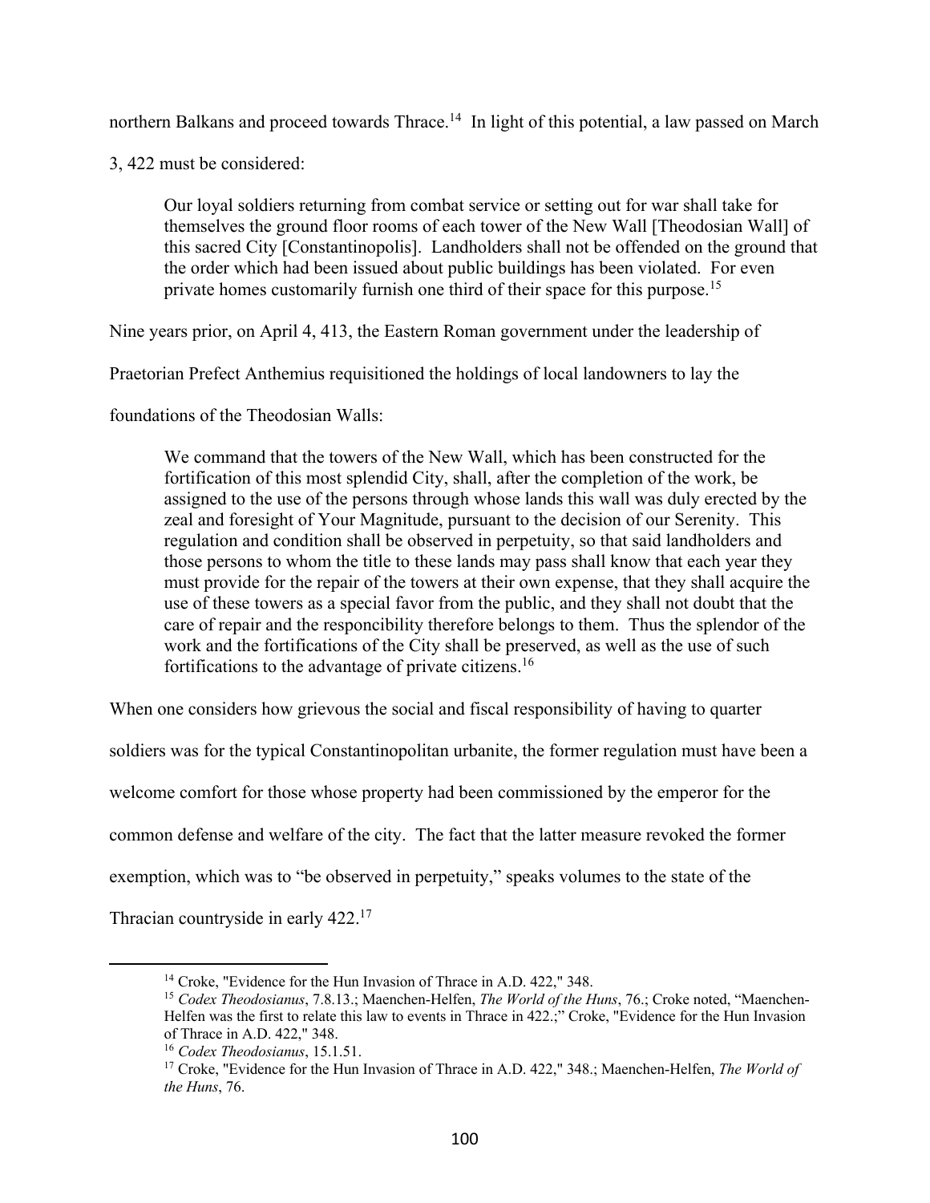northern Balkans and proceed towards Thrace.[14] In light of this potential, a law passed on March 3, 422 must be considered:

> Our loyal soldiers returning from combat service or setting out for war shall take for themselves the ground floor rooms of each tower of the New Wall [Theodosian Wall] of this sacred City [Constantinopolis]. Landholders shall not be offended on the ground that the order which had been issued about public buildings has been violated. For even private homes customarily furnish one third of their space for this purpose.[15]

Nine years prior, on April 4, 413, the Eastern Roman government under the leadership of Praetorian Prefect Anthemius requisitioned the holdings of local landowners to lay the foundations of the Theodosian Walls:

> We command that the towers of the New Wall, which has been constructed for the fortification of this most splendid City, shall, after the completion of the work, be assigned to the use of the persons through whose lands this wall was duly erected by the zeal and foresight of Your Magnitude, pursuant to the decision of our Serenity. This regulation and condition shall be observed in perpetuity, so that said landholders and those persons to whom the title to these lands may pass shall know that each year they must provide for the repair of the towers at their own expense, that they shall acquire the use of these towers as a special favor from the public, and they shall not doubt that the care of repair and the responcibility therefore belongs to them. Thus the splendor of the work and the fortifications of the City shall be preserved, as well as the use of such fortifications to the advantage of private citizens.[16]

When one considers how grievous the social and fiscal responsibility of having to quarter soldiers was for the typical Constantinopolitan urbanite, the former regulation must have been a welcome comfort for those whose property had been commissioned by the emperor for the common defense and welfare of the city. The fact that the latter measure revoked the former exemption, which was to "be observed in perpetuity," speaks volumes to the state of the Thracian countryside in early 422.[17]

---

[14] Croke, "Evidence for the Hun Invasion of Thrace in A.D. 422," 348.

[15] *Codex Theodosianus*, 7.8.13.; Maenchen-Helfen, *The World of the Huns*, 76.; Croke noted, "Maenchen-Helfen was the first to relate this law to events in Thrace in 422.;" Croke, "Evidence for the Hun Invasion of Thrace in A.D. 422," 348.

[16] *Codex Theodosianus*, 15.1.51.

[17] Croke, "Evidence for the Hun Invasion of Thrace in A.D. 422," 348.; Maenchen-Helfen, *The World of the Huns*, 76.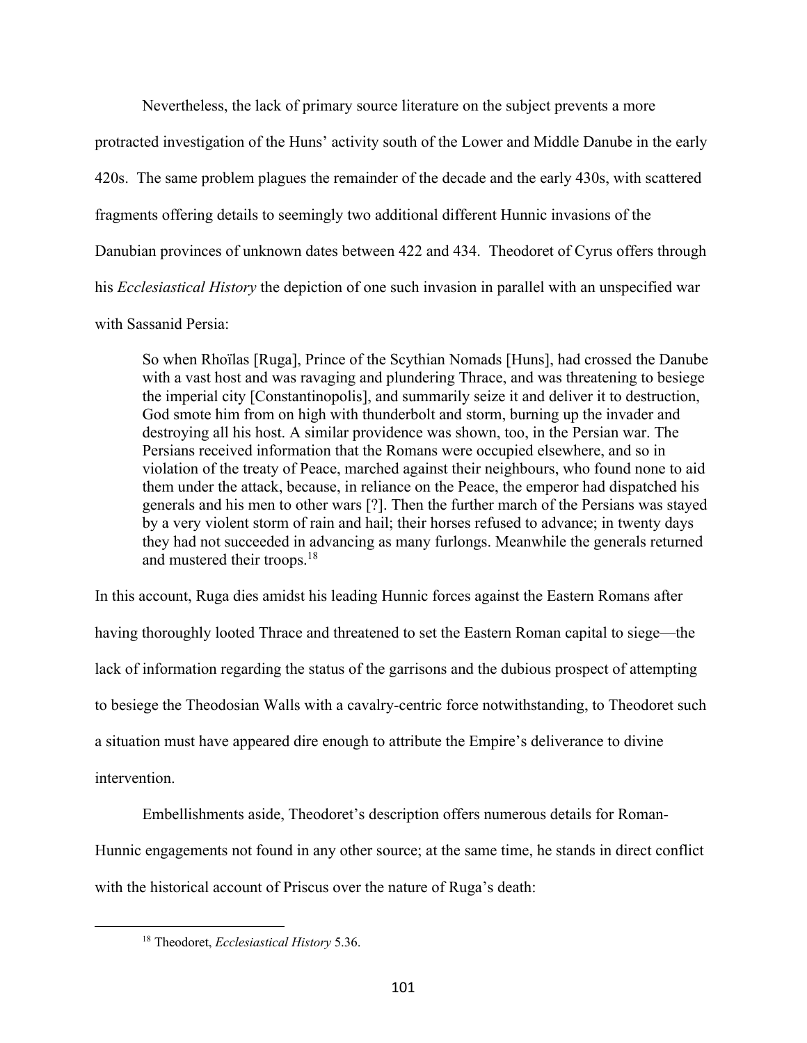Nevertheless, the lack of primary source literature on the subject prevents a more protracted investigation of the Huns' activity south of the Lower and Middle Danube in the early 420s. The same problem plagues the remainder of the decade and the early 430s, with scattered fragments offering details to seemingly two additional different Hunnic invasions of the Danubian provinces of unknown dates between 422 and 434. Theodoret of Cyrus offers through his *Ecclesiastical History* the depiction of one such invasion in parallel with an unspecified war with Sassanid Persia:

> So when Rhoïlas [Ruga], Prince of the Scythian Nomads [Huns], had crossed the Danube with a vast host and was ravaging and plundering Thrace, and was threatening to besiege the imperial city [Constantinopolis], and summarily seize it and deliver it to destruction, God smote him from on high with thunderbolt and storm, burning up the invader and destroying all his host. A similar providence was shown, too, in the Persian war. The Persians received information that the Romans were occupied elsewhere, and so in violation of the treaty of Peace, marched against their neighbours, who found none to aid them under the attack, because, in reliance on the Peace, the emperor had dispatched his generals and his men to other wars [?]. Then the further march of the Persians was stayed by a very violent storm of rain and hail; their horses refused to advance; in twenty days they had not succeeded in advancing as many furlongs. Meanwhile the generals returned and mustered their troops.[18]

In this account, Ruga dies amidst his leading Hunnic forces against the Eastern Romans after having thoroughly looted Thrace and threatened to set the Eastern Roman capital to siege—the lack of information regarding the status of the garrisons and the dubious prospect of attempting to besiege the Theodosian Walls with a cavalry-centric force notwithstanding, to Theodoret such a situation must have appeared dire enough to attribute the Empire's deliverance to divine intervention.

Embellishments aside, Theodoret's description offers numerous details for Roman-Hunnic engagements not found in any other source; at the same time, he stands in direct conflict with the historical account of Priscus over the nature of Ruga's death:

[18] Theodoret, *Ecclesiastical History* 5.36.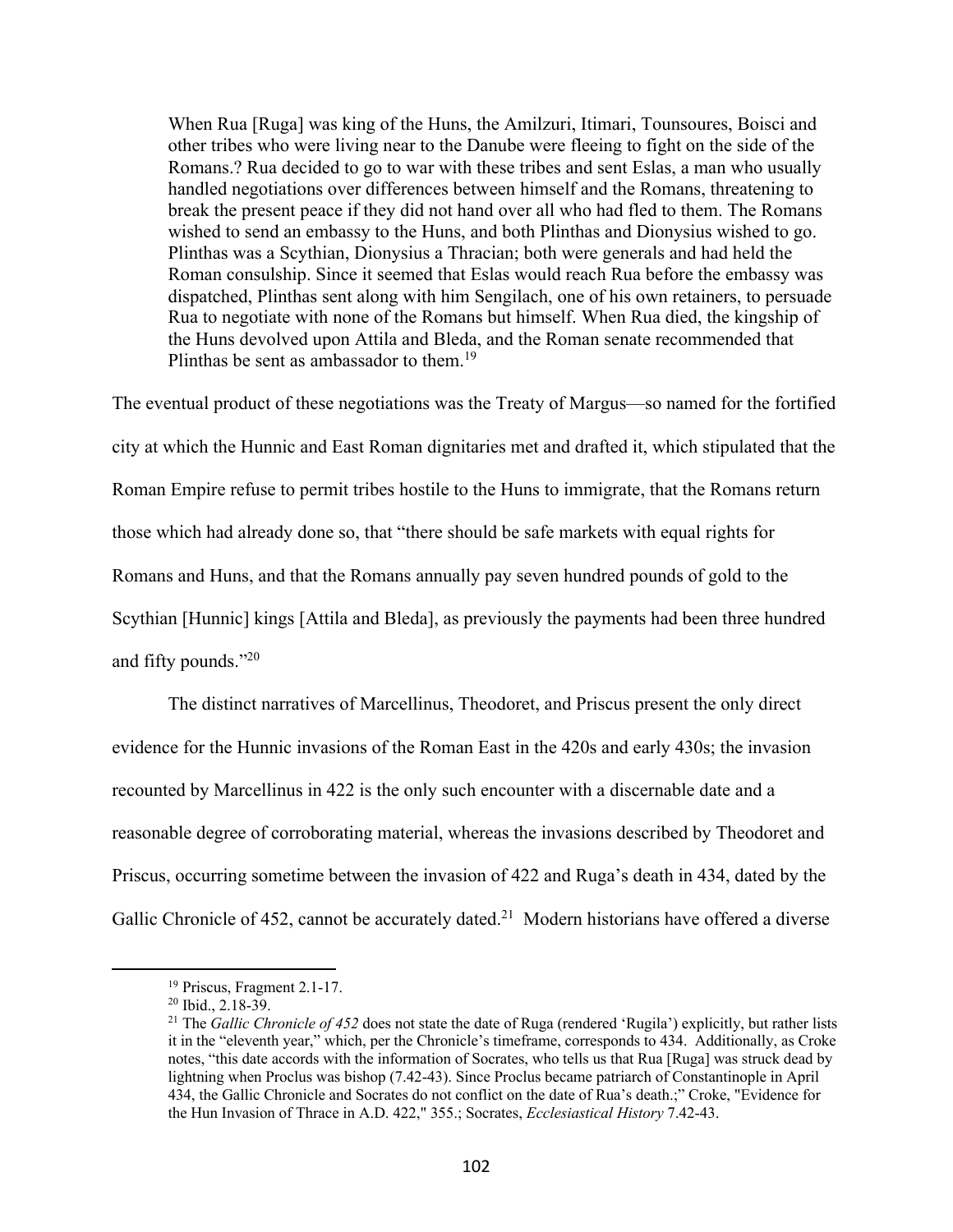> When Rua [Ruga] was king of the Huns, the Amilzuri, Itimari, Tounsoures, Boisci and other tribes who were living near to the Danube were fleeing to fight on the side of the Romans.? Rua decided to go to war with these tribes and sent Eslas, a man who usually handled negotiations over differences between himself and the Romans, threatening to break the present peace if they did not hand over all who had fled to them. The Romans wished to send an embassy to the Huns, and both Plinthas and Dionysius wished to go. Plinthas was a Scythian, Dionysius a Thracian; both were generals and had held the Roman consulship. Since it seemed that Eslas would reach Rua before the embassy was dispatched, Plinthas sent along with him Sengilach, one of his own retainers, to persuade Rua to negotiate with none of the Romans but himself. When Rua died, the kingship of the Huns devolved upon Attila and Bleda, and the Roman senate recommended that Plinthas be sent as ambassador to them.[19]

The eventual product of these negotiations was the Treaty of Margus—so named for the fortified city at which the Hunnic and East Roman dignitaries met and drafted it, which stipulated that the Roman Empire refuse to permit tribes hostile to the Huns to immigrate, that the Romans return those which had already done so, that "there should be safe markets with equal rights for Romans and Huns, and that the Romans annually pay seven hundred pounds of gold to the Scythian [Hunnic] kings [Attila and Bleda], as previously the payments had been three hundred and fifty pounds."[20]

The distinct narratives of Marcellinus, Theodoret, and Priscus present the only direct evidence for the Hunnic invasions of the Roman East in the 420s and early 430s; the invasion recounted by Marcellinus in 422 is the only such encounter with a discernable date and a reasonable degree of corroborating material, whereas the invasions described by Theodoret and Priscus, occurring sometime between the invasion of 422 and Ruga's death in 434, dated by the Gallic Chronicle of 452, cannot be accurately dated.[21] Modern historians have offered a diverse

---

[19] Priscus, Fragment 2.1-17.

[20] Ibid., 2.18-39.

[21] The *Gallic Chronicle of 452* does not state the date of Ruga (rendered 'Rugila') explicitly, but rather lists it in the "eleventh year," which, per the Chronicle's timeframe, corresponds to 434. Additionally, as Croke notes, "this date accords with the information of Socrates, who tells us that Rua [Ruga] was struck dead by lightning when Proclus was bishop (7.42-43). Since Proclus became patriarch of Constantinople in April 434, the Gallic Chronicle and Socrates do not conflict on the date of Rua's death.;" Croke, "Evidence for the Hun Invasion of Thrace in A.D. 422," 355.; Socrates, *Ecclesiastical History* 7.42-43.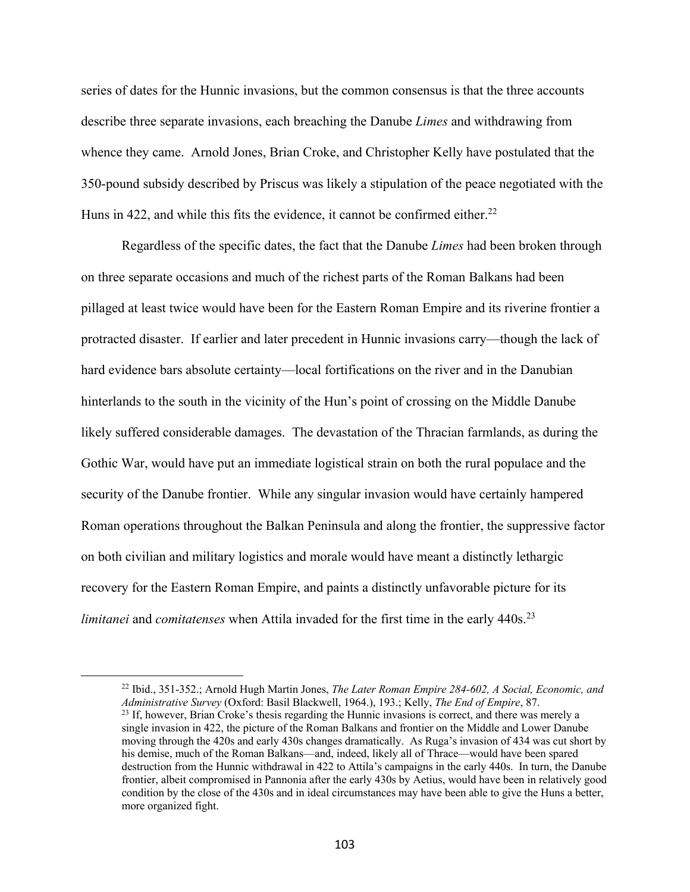series of dates for the Hunnic invasions, but the common consensus is that the three accounts describe three separate invasions, each breaching the Danube *Limes* and withdrawing from whence they came. Arnold Jones, Brian Croke, and Christopher Kelly have postulated that the 350-pound subsidy described by Priscus was likely a stipulation of the peace negotiated with the Huns in 422, and while this fits the evidence, it cannot be confirmed either.[22]

Regardless of the specific dates, the fact that the Danube *Limes* had been broken through on three separate occasions and much of the richest parts of the Roman Balkans had been pillaged at least twice would have been for the Eastern Roman Empire and its riverine frontier a protracted disaster. If earlier and later precedent in Hunnic invasions carry—though the lack of hard evidence bars absolute certainty—local fortifications on the river and in the Danubian hinterlands to the south in the vicinity of the Hun's point of crossing on the Middle Danube likely suffered considerable damages. The devastation of the Thracian farmlands, as during the Gothic War, would have put an immediate logistical strain on both the rural populace and the security of the Danube frontier. While any singular invasion would have certainly hampered Roman operations throughout the Balkan Peninsula and along the frontier, the suppressive factor on both civilian and military logistics and morale would have meant a distinctly lethargic recovery for the Eastern Roman Empire, and paints a distinctly unfavorable picture for its *limitanei* and *comitatenses* when Attila invaded for the first time in the early 440s.[23]

---

[22] Ibid., 351-352.; Arnold Hugh Martin Jones, *The Later Roman Empire 284-602, A Social, Economic, and Administrative Survey* (Oxford: Basil Blackwell, 1964.), 193.; Kelly, *The End of Empire*, 87.

[23] If, however, Brian Croke's thesis regarding the Hunnic invasions is correct, and there was merely a single invasion in 422, the picture of the Roman Balkans and frontier on the Middle and Lower Danube moving through the 420s and early 430s changes dramatically. As Ruga's invasion of 434 was cut short by his demise, much of the Roman Balkans—and, indeed, likely all of Thrace—would have been spared destruction from the Hunnic withdrawal in 422 to Attila's campaigns in the early 440s. In turn, the Danube frontier, albeit compromised in Pannonia after the early 430s by Aetius, would have been in relatively good condition by the close of the 430s and in ideal circumstances may have been able to give the Huns a better, more organized fight.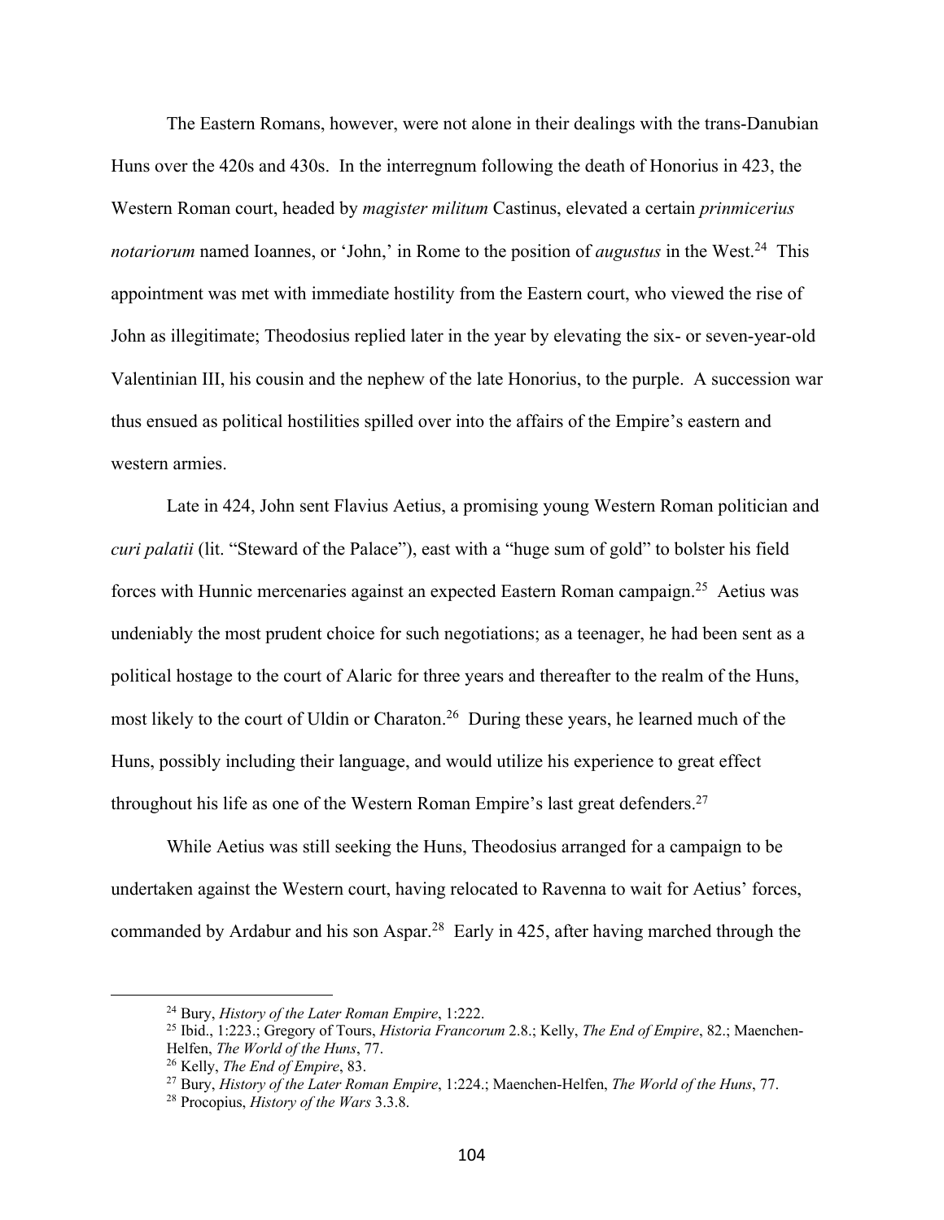The Eastern Romans, however, were not alone in their dealings with the trans-Danubian Huns over the 420s and 430s. In the interregnum following the death of Honorius in 423, the Western Roman court, headed by *magister militum* Castinus, elevated a certain *prinmicerius notariorum* named Ioannes, or 'John,' in Rome to the position of *augustus* in the West.[24] This appointment was met with immediate hostility from the Eastern court, who viewed the rise of John as illegitimate; Theodosius replied later in the year by elevating the six- or seven-year-old Valentinian III, his cousin and the nephew of the late Honorius, to the purple. A succession war thus ensued as political hostilities spilled over into the affairs of the Empire's eastern and western armies.

Late in 424, John sent Flavius Aetius, a promising young Western Roman politician and *curi palatii* (lit. "Steward of the Palace"), east with a "huge sum of gold" to bolster his field forces with Hunnic mercenaries against an expected Eastern Roman campaign.[25] Aetius was undeniably the most prudent choice for such negotiations; as a teenager, he had been sent as a political hostage to the court of Alaric for three years and thereafter to the realm of the Huns, most likely to the court of Uldin or Charaton.[26] During these years, he learned much of the Huns, possibly including their language, and would utilize his experience to great effect throughout his life as one of the Western Roman Empire's last great defenders.[27]

While Aetius was still seeking the Huns, Theodosius arranged for a campaign to be undertaken against the Western court, having relocated to Ravenna to wait for Aetius' forces, commanded by Ardabur and his son Aspar.[28] Early in 425, after having marched through the

---

[24] Bury, *History of the Later Roman Empire*, 1:222.

[25] Ibid., 1:223.; Gregory of Tours, *Historia Francorum* 2.8.; Kelly, *The End of Empire*, 82.; Maenchen-Helfen, *The World of the Huns*, 77.

[26] Kelly, *The End of Empire*, 83.

[27] Bury, *History of the Later Roman Empire*, 1:224.; Maenchen-Helfen, *The World of the Huns*, 77.

[28] Procopius, *History of the Wars* 3.3.8.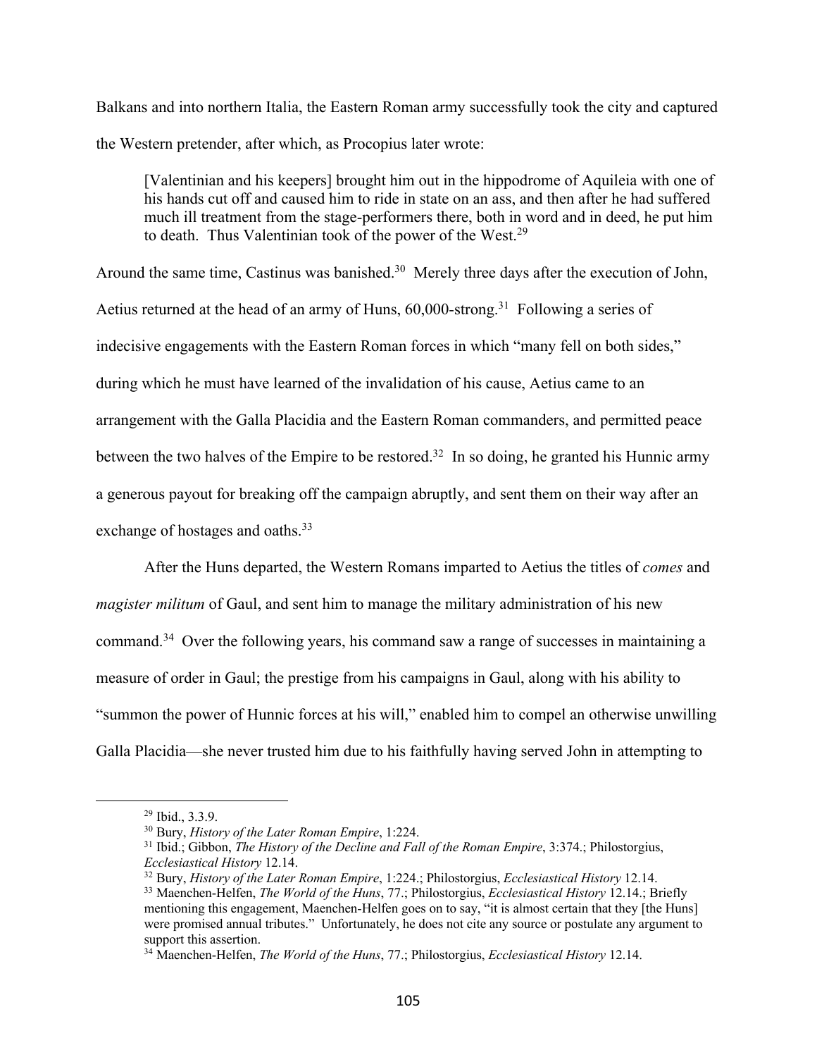Balkans and into northern Italia, the Eastern Roman army successfully took the city and captured the Western pretender, after which, as Procopius later wrote:

> [Valentinian and his keepers] brought him out in the hippodrome of Aquileia with one of his hands cut off and caused him to ride in state on an ass, and then after he had suffered much ill treatment from the stage-performers there, both in word and in deed, he put him to death. Thus Valentinian took of the power of the West.[29]

Around the same time, Castinus was banished.[30] Merely three days after the execution of John, Aetius returned at the head of an army of Huns, 60,000-strong.[31] Following a series of indecisive engagements with the Eastern Roman forces in which "many fell on both sides," during which he must have learned of the invalidation of his cause, Aetius came to an arrangement with the Galla Placidia and the Eastern Roman commanders, and permitted peace between the two halves of the Empire to be restored.[32] In so doing, he granted his Hunnic army a generous payout for breaking off the campaign abruptly, and sent them on their way after an exchange of hostages and oaths.[33]

After the Huns departed, the Western Romans imparted to Aetius the titles of *comes* and *magister militum* of Gaul, and sent him to manage the military administration of his new command.[34] Over the following years, his command saw a range of successes in maintaining a measure of order in Gaul; the prestige from his campaigns in Gaul, along with his ability to "summon the power of Hunnic forces at his will," enabled him to compel an otherwise unwilling Galla Placidia—she never trusted him due to his faithfully having served John in attempting to

---

[29] Ibid., 3.3.9.

[30] Bury, *History of the Later Roman Empire*, 1:224.

[31] Ibid.; Gibbon, *The History of the Decline and Fall of the Roman Empire*, 3:374.; Philostorgius, *Ecclesiastical History* 12.14.

[32] Bury, *History of the Later Roman Empire*, 1:224.; Philostorgius, *Ecclesiastical History* 12.14.

[33] Maenchen-Helfen, *The World of the Huns*, 77.; Philostorgius, *Ecclesiastical History* 12.14.; Briefly mentioning this engagement, Maenchen-Helfen goes on to say, "it is almost certain that they [the Huns] were promised annual tributes." Unfortunately, he does not cite any source or postulate any argument to support this assertion.

[34] Maenchen-Helfen, *The World of the Huns*, 77.; Philostorgius, *Ecclesiastical History* 12.14.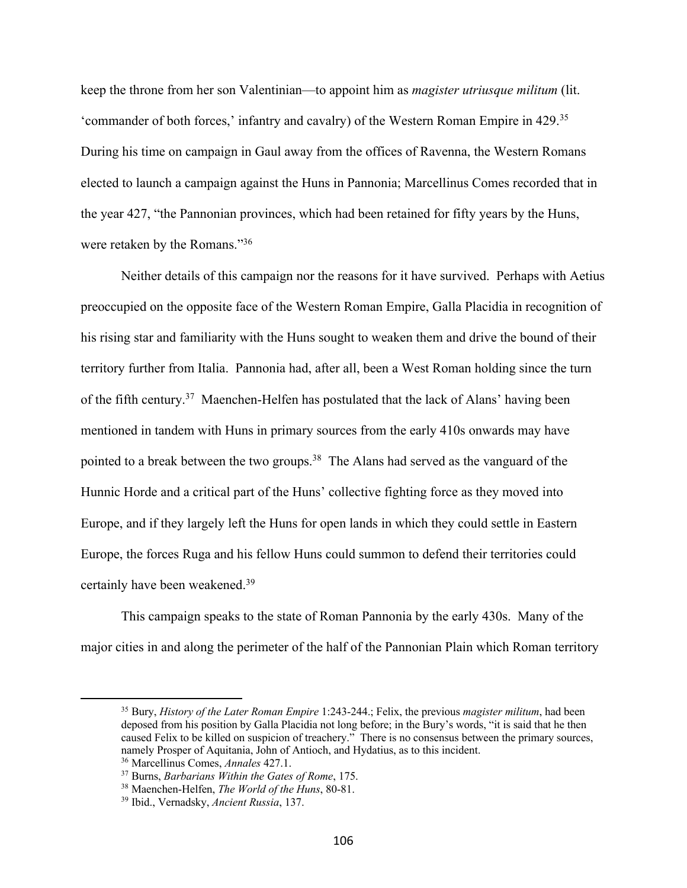keep the throne from her son Valentinian—to appoint him as *magister utriusque militum* (lit. 'commander of both forces,' infantry and cavalry) of the Western Roman Empire in 429.[35] During his time on campaign in Gaul away from the offices of Ravenna, the Western Romans elected to launch a campaign against the Huns in Pannonia; Marcellinus Comes recorded that in the year 427, "the Pannonian provinces, which had been retained for fifty years by the Huns, were retaken by the Romans."[36]

Neither details of this campaign nor the reasons for it have survived. Perhaps with Aetius preoccupied on the opposite face of the Western Roman Empire, Galla Placidia in recognition of his rising star and familiarity with the Huns sought to weaken them and drive the bound of their territory further from Italia. Pannonia had, after all, been a West Roman holding since the turn of the fifth century.[37] Maenchen-Helfen has postulated that the lack of Alans' having been mentioned in tandem with Huns in primary sources from the early 410s onwards may have pointed to a break between the two groups.[38] The Alans had served as the vanguard of the Hunnic Horde and a critical part of the Huns' collective fighting force as they moved into Europe, and if they largely left the Huns for open lands in which they could settle in Eastern Europe, the forces Ruga and his fellow Huns could summon to defend their territories could certainly have been weakened.[39]

This campaign speaks to the state of Roman Pannonia by the early 430s. Many of the major cities in and along the perimeter of the half of the Pannonian Plain which Roman territory

---

[35] Bury, *History of the Later Roman Empire* 1:243-244.; Felix, the previous *magister militum*, had been deposed from his position by Galla Placidia not long before; in the Bury's words, "it is said that he then caused Felix to be killed on suspicion of treachery." There is no consensus between the primary sources, namely Prosper of Aquitania, John of Antioch, and Hydatius, as to this incident.

[36] Marcellinus Comes, *Annales* 427.1.

[37] Burns, *Barbarians Within the Gates of Rome*, 175.

[38] Maenchen-Helfen, *The World of the Huns*, 80-81.

[39] Ibid., Vernadsky, *Ancient Russia*, 137.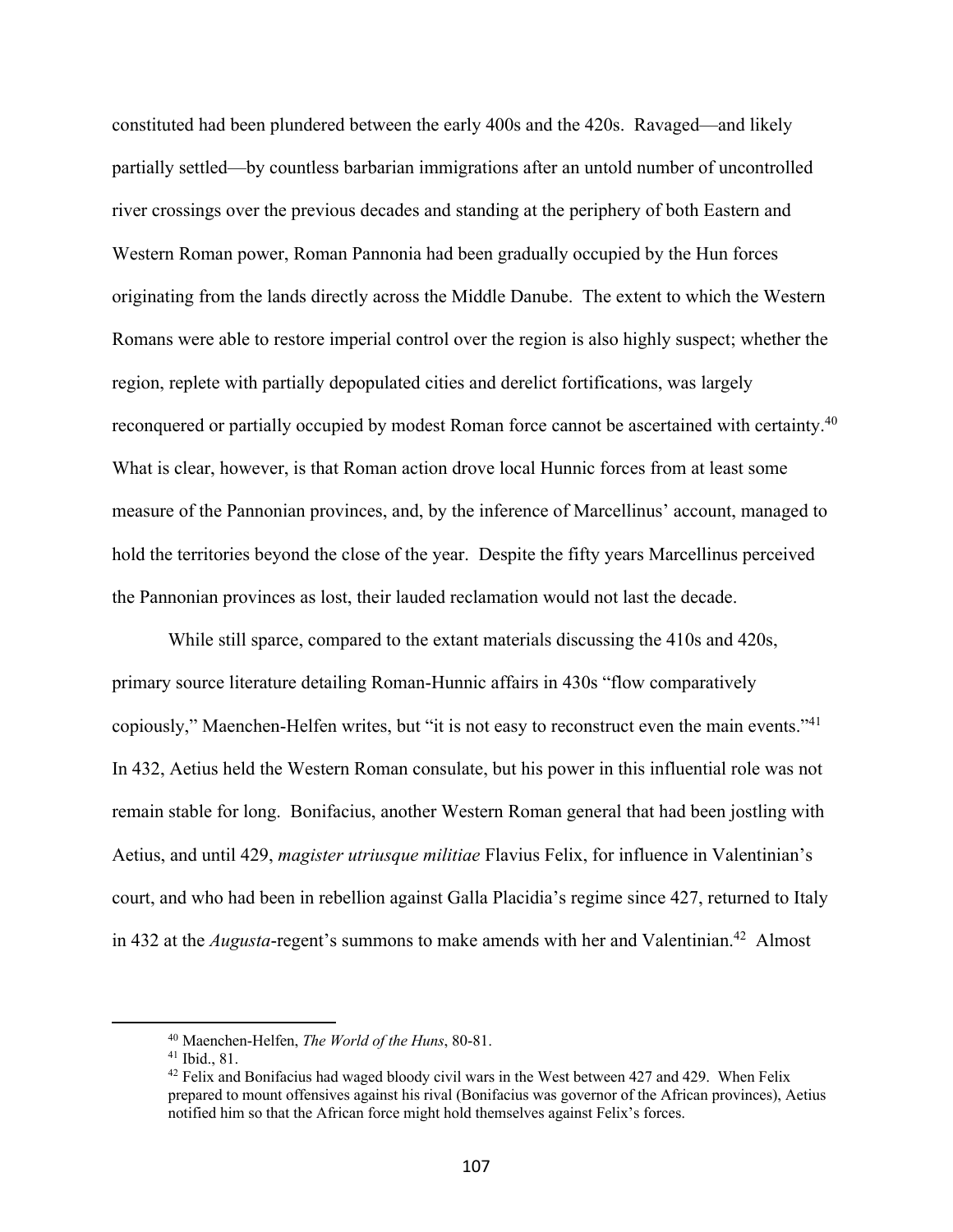constituted had been plundered between the early 400s and the 420s. Ravaged—and likely partially settled—by countless barbarian immigrations after an untold number of uncontrolled river crossings over the previous decades and standing at the periphery of both Eastern and Western Roman power, Roman Pannonia had been gradually occupied by the Hun forces originating from the lands directly across the Middle Danube. The extent to which the Western Romans were able to restore imperial control over the region is also highly suspect; whether the region, replete with partially depopulated cities and derelict fortifications, was largely reconquered or partially occupied by modest Roman force cannot be ascertained with certainty.[40] What is clear, however, is that Roman action drove local Hunnic forces from at least some measure of the Pannonian provinces, and, by the inference of Marcellinus' account, managed to hold the territories beyond the close of the year. Despite the fifty years Marcellinus perceived the Pannonian provinces as lost, their lauded reclamation would not last the decade.

While still sparce, compared to the extant materials discussing the 410s and 420s, primary source literature detailing Roman-Hunnic affairs in 430s "flow comparatively copiously," Maenchen-Helfen writes, but "it is not easy to reconstruct even the main events."[41] In 432, Aetius held the Western Roman consulate, but his power in this influential role was not remain stable for long. Bonifacius, another Western Roman general that had been jostling with Aetius, and until 429, *magister utriusque militiae* Flavius Felix, for influence in Valentinian's court, and who had been in rebellion against Galla Placidia's regime since 427, returned to Italy in 432 at the *Augusta*-regent's summons to make amends with her and Valentinian.[42] Almost

---

[40] Maenchen-Helfen, *The World of the Huns*, 80-81.

[41] Ibid., 81.

[42] Felix and Bonifacius had waged bloody civil wars in the West between 427 and 429. When Felix prepared to mount offensives against his rival (Bonifacius was governor of the African provinces), Aetius notified him so that the African force might hold themselves against Felix's forces.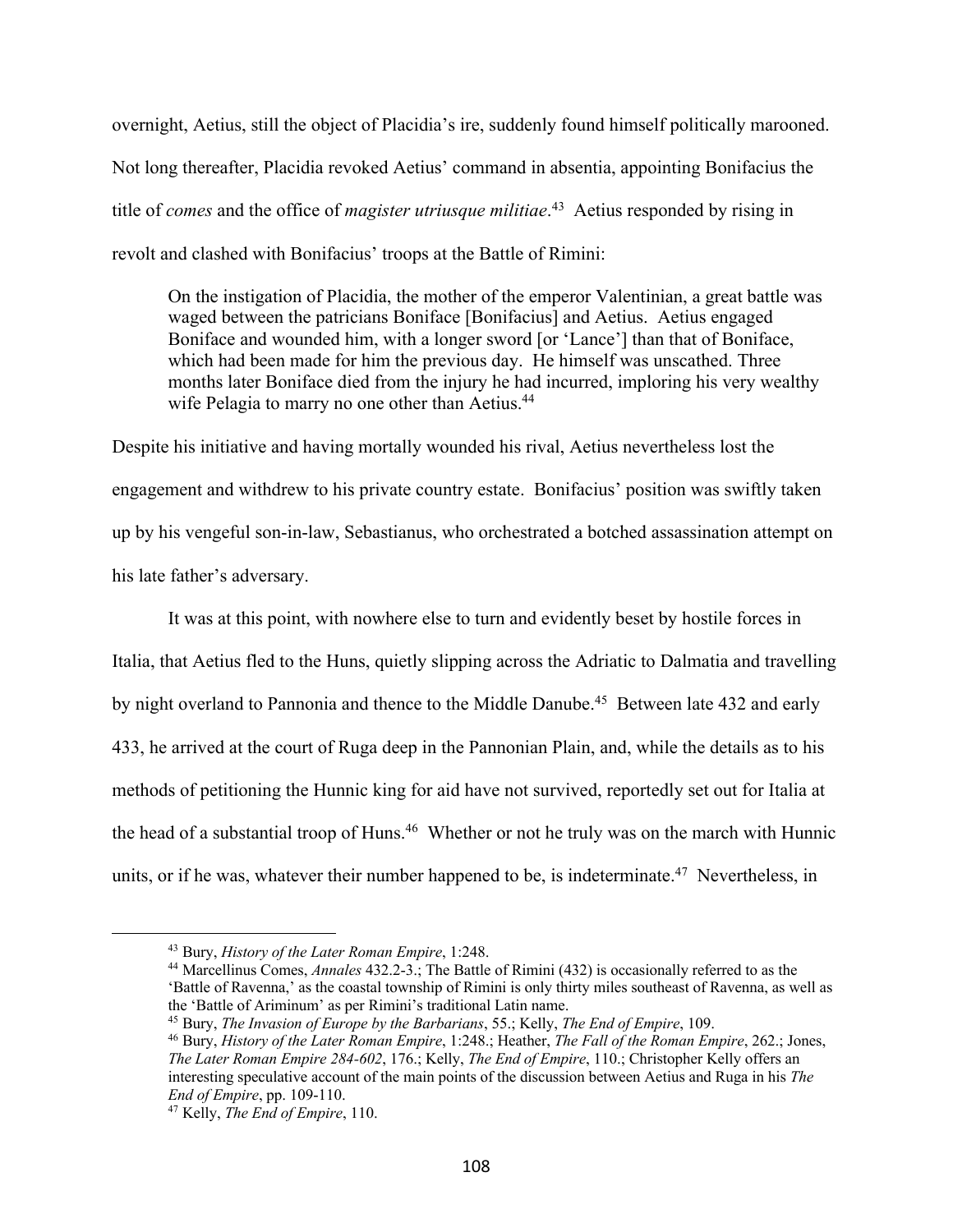overnight, Aetius, still the object of Placidia's ire, suddenly found himself politically marooned. Not long thereafter, Placidia revoked Aetius' command in absentia, appointing Bonifacius the title of *comes* and the office of *magister utriusque militiae*.[43] Aetius responded by rising in revolt and clashed with Bonifacius' troops at the Battle of Rimini:

> On the instigation of Placidia, the mother of the emperor Valentinian, a great battle was waged between the patricians Boniface [Bonifacius] and Aetius. Aetius engaged Boniface and wounded him, with a longer sword [or 'Lance'] than that of Boniface, which had been made for him the previous day. He himself was unscathed. Three months later Boniface died from the injury he had incurred, imploring his very wealthy wife Pelagia to marry no one other than Aetius.[44]

Despite his initiative and having mortally wounded his rival, Aetius nevertheless lost the engagement and withdrew to his private country estate. Bonifacius' position was swiftly taken up by his vengeful son-in-law, Sebastianus, who orchestrated a botched assassination attempt on his late father's adversary.

It was at this point, with nowhere else to turn and evidently beset by hostile forces in Italia, that Aetius fled to the Huns, quietly slipping across the Adriatic to Dalmatia and travelling by night overland to Pannonia and thence to the Middle Danube.[45] Between late 432 and early 433, he arrived at the court of Ruga deep in the Pannonian Plain, and, while the details as to his methods of petitioning the Hunnic king for aid have not survived, reportedly set out for Italia at the head of a substantial troop of Huns.[46] Whether or not he truly was on the march with Hunnic units, or if he was, whatever their number happened to be, is indeterminate.[47] Nevertheless, in

---

[43] Bury, *History of the Later Roman Empire*, 1:248.

[44] Marcellinus Comes, *Annales* 432.2-3.; The Battle of Rimini (432) is occasionally referred to as the 'Battle of Ravenna,' as the coastal township of Rimini is only thirty miles southeast of Ravenna, as well as the 'Battle of Ariminum' as per Rimini's traditional Latin name.

[45] Bury, *The Invasion of Europe by the Barbarians*, 55.; Kelly, *The End of Empire*, 109.

[46] Bury, *History of the Later Roman Empire*, 1:248.; Heather, *The Fall of the Roman Empire*, 262.; Jones, *The Later Roman Empire 284-602*, 176.; Kelly, *The End of Empire*, 110.; Christopher Kelly offers an interesting speculative account of the main points of the discussion between Aetius and Ruga in his *The End of Empire*, pp. 109-110.

[47] Kelly, *The End of Empire*, 110.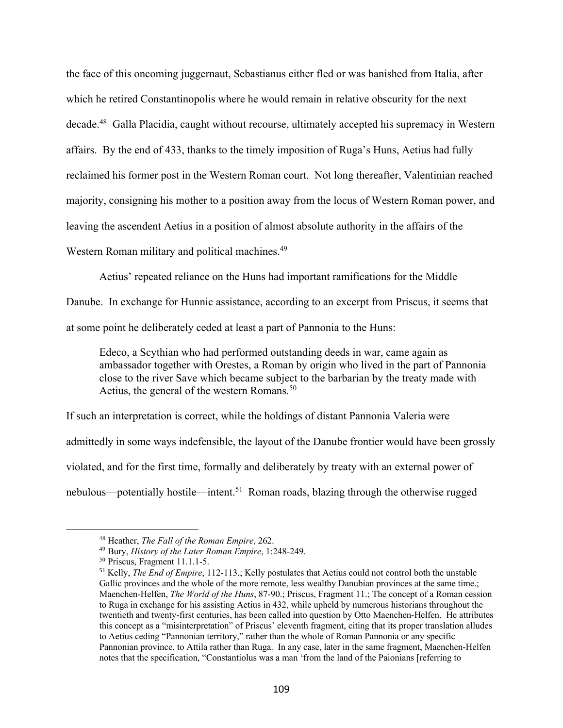the face of this oncoming juggernaut, Sebastianus either fled or was banished from Italia, after which he retired Constantinopolis where he would remain in relative obscurity for the next decade.[48] Galla Placidia, caught without recourse, ultimately accepted his supremacy in Western affairs. By the end of 433, thanks to the timely imposition of Ruga's Huns, Aetius had fully reclaimed his former post in the Western Roman court. Not long thereafter, Valentinian reached majority, consigning his mother to a position away from the locus of Western Roman power, and leaving the ascendent Aetius in a position of almost absolute authority in the affairs of the Western Roman military and political machines.[49]

Aetius' repeated reliance on the Huns had important ramifications for the Middle Danube. In exchange for Hunnic assistance, according to an excerpt from Priscus, it seems that at some point he deliberately ceded at least a part of Pannonia to the Huns:

> Edeco, a Scythian who had performed outstanding deeds in war, came again as ambassador together with Orestes, a Roman by origin who lived in the part of Pannonia close to the river Save which became subject to the barbarian by the treaty made with Aetius, the general of the western Romans.[50]

If such an interpretation is correct, while the holdings of distant Pannonia Valeria were admittedly in some ways indefensible, the layout of the Danube frontier would have been grossly violated, and for the first time, formally and deliberately by treaty with an external power of nebulous—potentially hostile—intent.[51] Roman roads, blazing through the otherwise rugged

---

[48] Heather, *The Fall of the Roman Empire*, 262.

[49] Bury, *History of the Later Roman Empire*, 1:248-249.

[50] Priscus, Fragment 11.1.1-5.

[51] Kelly, *The End of Empire*, 112-113.; Kelly postulates that Aetius could not control both the unstable Gallic provinces and the whole of the more remote, less wealthy Danubian provinces at the same time.; Maenchen-Helfen, *The World of the Huns*, 87-90.; Priscus, Fragment 11.; The concept of a Roman cession to Ruga in exchange for his assisting Aetius in 432, while upheld by numerous historians throughout the twentieth and twenty-first centuries, has been called into question by Otto Maenchen-Helfen. He attributes this concept as a "misinterpretation" of Priscus' eleventh fragment, citing that its proper translation alludes to Aetius ceding "Pannonian territory," rather than the whole of Roman Pannonia or any specific Pannonian province, to Attila rather than Ruga. In any case, later in the same fragment, Maenchen-Helfen notes that the specification, "Constantiolus was a man 'from the land of the Paionians [referring to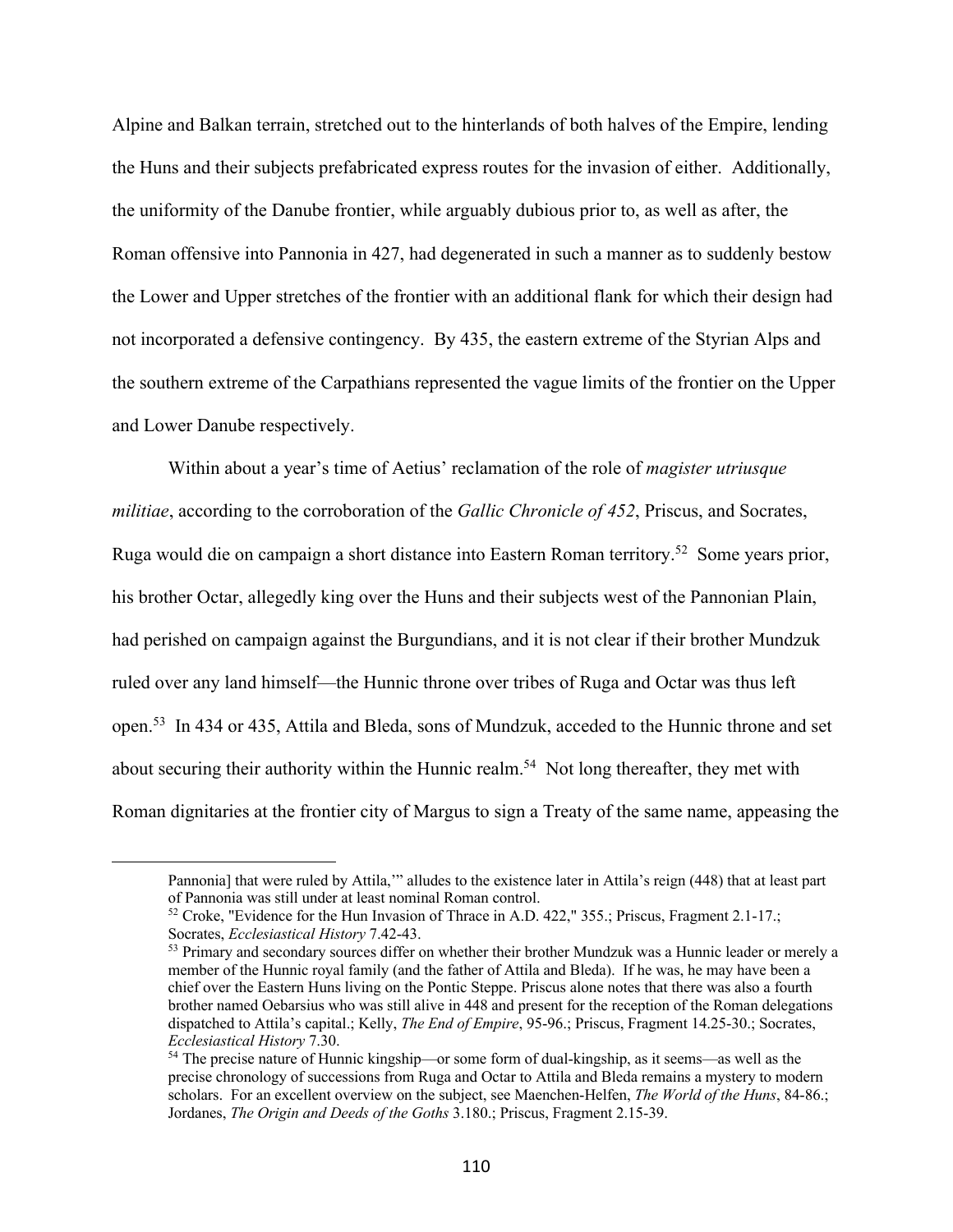Alpine and Balkan terrain, stretched out to the hinterlands of both halves of the Empire, lending the Huns and their subjects prefabricated express routes for the invasion of either. Additionally, the uniformity of the Danube frontier, while arguably dubious prior to, as well as after, the Roman offensive into Pannonia in 427, had degenerated in such a manner as to suddenly bestow the Lower and Upper stretches of the frontier with an additional flank for which their design had not incorporated a defensive contingency. By 435, the eastern extreme of the Styrian Alps and the southern extreme of the Carpathians represented the vague limits of the frontier on the Upper and Lower Danube respectively.

Within about a year's time of Aetius' reclamation of the role of *magister utriusque militiae*, according to the corroboration of the *Gallic Chronicle of 452*, Priscus, and Socrates, Ruga would die on campaign a short distance into Eastern Roman territory.[52] Some years prior, his brother Octar, allegedly king over the Huns and their subjects west of the Pannonian Plain, had perished on campaign against the Burgundians, and it is not clear if their brother Mundzuk ruled over any land himself—the Hunnic throne over tribes of Ruga and Octar was thus left open.[53] In 434 or 435, Attila and Bleda, sons of Mundzuk, acceded to the Hunnic throne and set about securing their authority within the Hunnic realm.[54] Not long thereafter, they met with Roman dignitaries at the frontier city of Margus to sign a Treaty of the same name, appeasing the

---

Pannonia] that were ruled by Attila,'" alludes to the existence later in Attila's reign (448) that at least part of Pannonia was still under at least nominal Roman control.

[52] Croke, "Evidence for the Hun Invasion of Thrace in A.D. 422," 355.; Priscus, Fragment 2.1-17.; Socrates, *Ecclesiastical History* 7.42-43.

[53] Primary and secondary sources differ on whether their brother Mundzuk was a Hunnic leader or merely a member of the Hunnic royal family (and the father of Attila and Bleda). If he was, he may have been a chief over the Eastern Huns living on the Pontic Steppe. Priscus alone notes that there was also a fourth brother named Oebarsius who was still alive in 448 and present for the reception of the Roman delegations dispatched to Attila's capital.; Kelly, *The End of Empire*, 95-96.; Priscus, Fragment 14.25-30.; Socrates, *Ecclesiastical History* 7.30.

[54] The precise nature of Hunnic kingship—or some form of dual-kingship, as it seems—as well as the precise chronology of successions from Ruga and Octar to Attila and Bleda remains a mystery to modern scholars. For an excellent overview on the subject, see Maenchen-Helfen, *The World of the Huns*, 84-86.; Jordanes, *The Origin and Deeds of the Goths* 3.180.; Priscus, Fragment 2.15-39.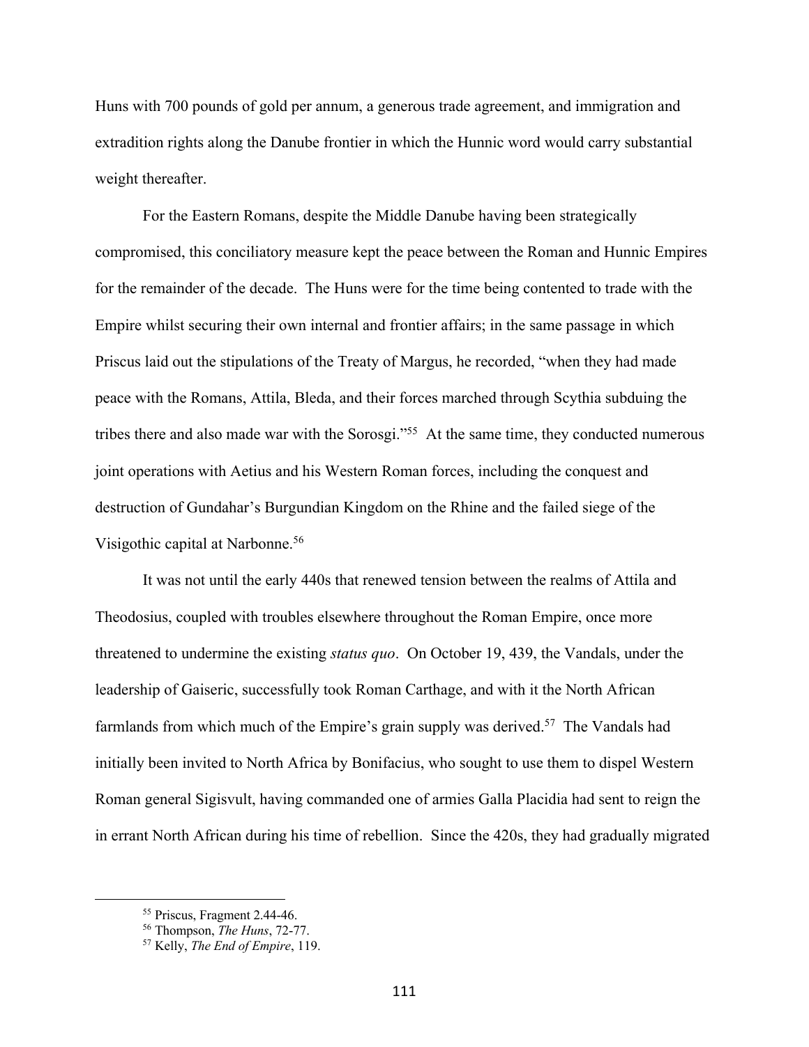Huns with 700 pounds of gold per annum, a generous trade agreement, and immigration and extradition rights along the Danube frontier in which the Hunnic word would carry substantial weight thereafter.

For the Eastern Romans, despite the Middle Danube having been strategically compromised, this conciliatory measure kept the peace between the Roman and Hunnic Empires for the remainder of the decade. The Huns were for the time being contented to trade with the Empire whilst securing their own internal and frontier affairs; in the same passage in which Priscus laid out the stipulations of the Treaty of Margus, he recorded, "when they had made peace with the Romans, Attila, Bleda, and their forces marched through Scythia subduing the tribes there and also made war with the Sorosgi."[55] At the same time, they conducted numerous joint operations with Aetius and his Western Roman forces, including the conquest and destruction of Gundahar's Burgundian Kingdom on the Rhine and the failed siege of the Visigothic capital at Narbonne.[56]

It was not until the early 440s that renewed tension between the realms of Attila and Theodosius, coupled with troubles elsewhere throughout the Roman Empire, once more threatened to undermine the existing *status quo*. On October 19, 439, the Vandals, under the leadership of Gaiseric, successfully took Roman Carthage, and with it the North African farmlands from which much of the Empire's grain supply was derived.[57] The Vandals had initially been invited to North Africa by Bonifacius, who sought to use them to dispel Western Roman general Sigisvult, having commanded one of armies Galla Placidia had sent to reign the in errant North African during his time of rebellion. Since the 420s, they had gradually migrated

[55] Priscus, Fragment 2.44-46.

[56] Thompson, *The Huns*, 72-77.

[57] Kelly, *The End of Empire*, 119.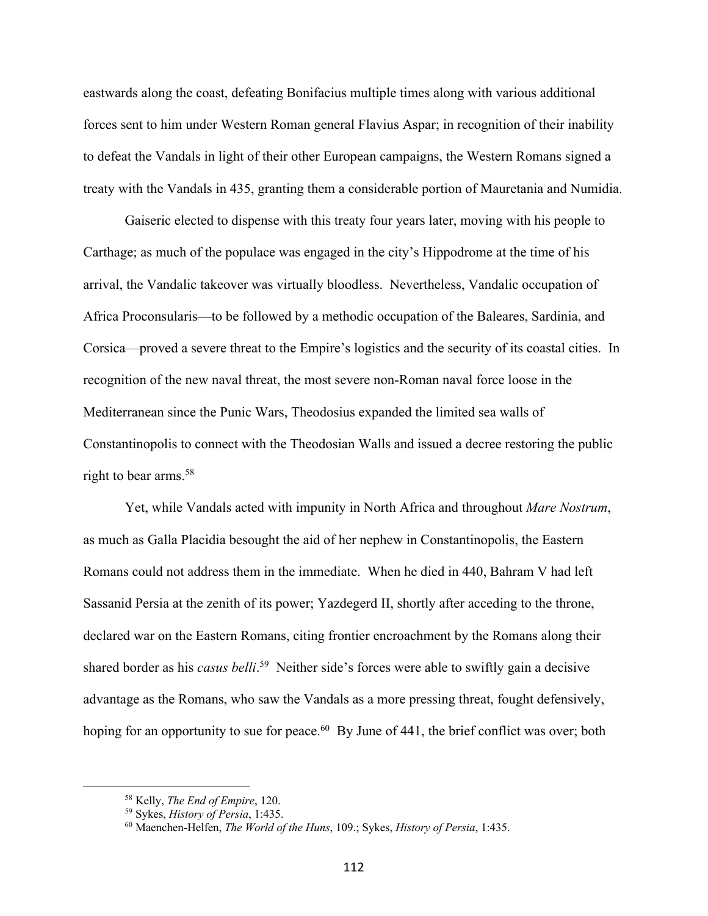eastwards along the coast, defeating Bonifacius multiple times along with various additional forces sent to him under Western Roman general Flavius Aspar; in recognition of their inability to defeat the Vandals in light of their other European campaigns, the Western Romans signed a treaty with the Vandals in 435, granting them a considerable portion of Mauretania and Numidia.

Gaiseric elected to dispense with this treaty four years later, moving with his people to Carthage; as much of the populace was engaged in the city's Hippodrome at the time of his arrival, the Vandalic takeover was virtually bloodless. Nevertheless, Vandalic occupation of Africa Proconsularis—to be followed by a methodic occupation of the Baleares, Sardinia, and Corsica—proved a severe threat to the Empire's logistics and the security of its coastal cities. In recognition of the new naval threat, the most severe non-Roman naval force loose in the Mediterranean since the Punic Wars, Theodosius expanded the limited sea walls of Constantinopolis to connect with the Theodosian Walls and issued a decree restoring the public right to bear arms.[58]

Yet, while Vandals acted with impunity in North Africa and throughout *Mare Nostrum*, as much as Galla Placidia besought the aid of her nephew in Constantinopolis, the Eastern Romans could not address them in the immediate. When he died in 440, Bahram V had left Sassanid Persia at the zenith of its power; Yazdegerd II, shortly after acceding to the throne, declared war on the Eastern Romans, citing frontier encroachment by the Romans along their shared border as his *casus belli*.[59] Neither side's forces were able to swiftly gain a decisive advantage as the Romans, who saw the Vandals as a more pressing threat, fought defensively, hoping for an opportunity to sue for peace.[60] By June of 441, the brief conflict was over; both

[58] Kelly, *The End of Empire*, 120.

[59] Sykes, *History of Persia*, 1:435.

[60] Maenchen-Helfen, *The World of the Huns*, 109.; Sykes, *History of Persia*, 1:435.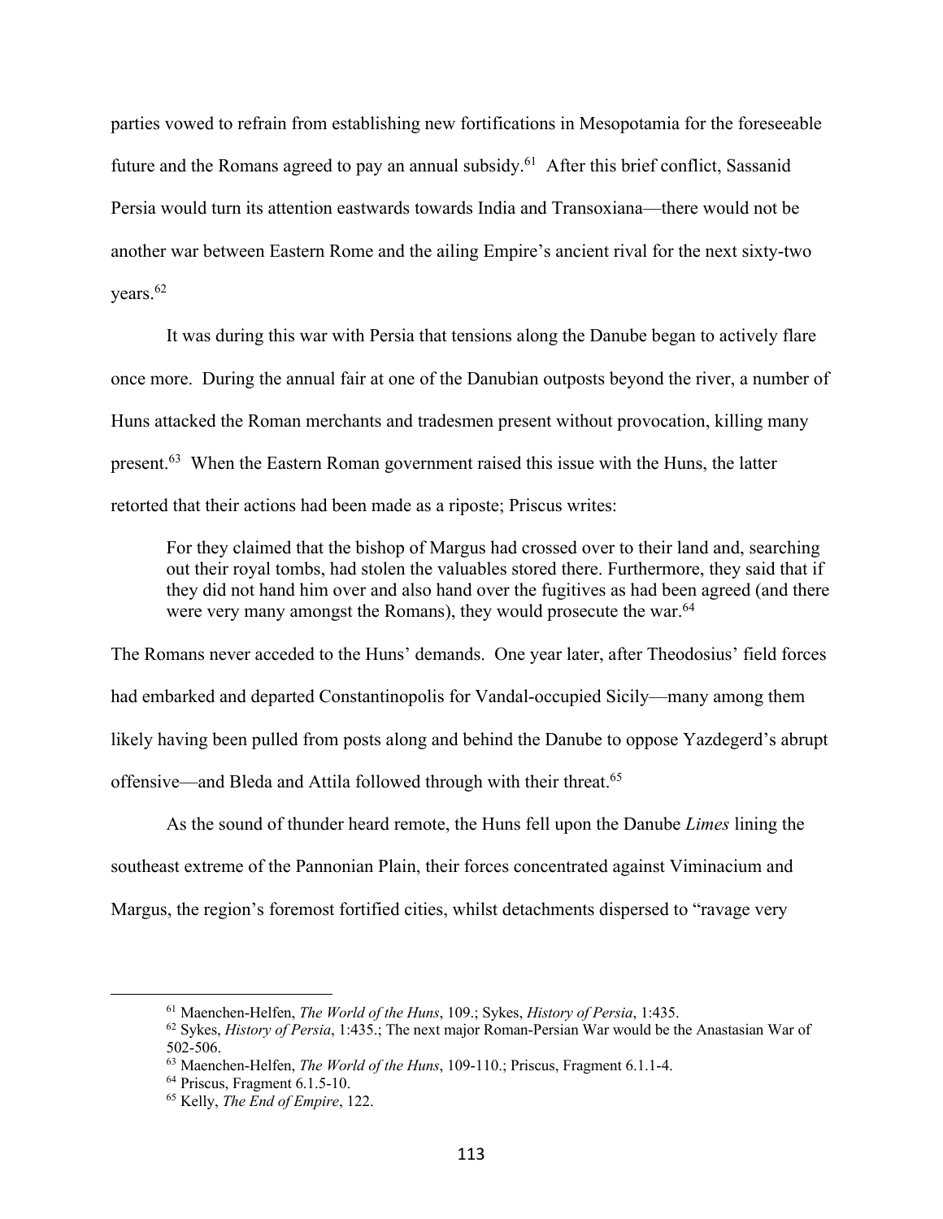parties vowed to refrain from establishing new fortifications in Mesopotamia for the foreseeable future and the Romans agreed to pay an annual subsidy.[61] After this brief conflict, Sassanid Persia would turn its attention eastwards towards India and Transoxiana—there would not be another war between Eastern Rome and the ailing Empire's ancient rival for the next sixty-two years.[62]

It was during this war with Persia that tensions along the Danube began to actively flare once more. During the annual fair at one of the Danubian outposts beyond the river, a number of Huns attacked the Roman merchants and tradesmen present without provocation, killing many present.[63] When the Eastern Roman government raised this issue with the Huns, the latter retorted that their actions had been made as a riposte; Priscus writes:

> For they claimed that the bishop of Margus had crossed over to their land and, searching out their royal tombs, had stolen the valuables stored there. Furthermore, they said that if they did not hand him over and also hand over the fugitives as had been agreed (and there were very many amongst the Romans), they would prosecute the war.[64]

The Romans never acceded to the Huns' demands. One year later, after Theodosius' field forces had embarked and departed Constantinopolis for Vandal-occupied Sicily—many among them likely having been pulled from posts along and behind the Danube to oppose Yazdegerd's abrupt offensive—and Bleda and Attila followed through with their threat.[65]

As the sound of thunder heard remote, the Huns fell upon the Danube *Limes* lining the southeast extreme of the Pannonian Plain, their forces concentrated against Viminacium and Margus, the region's foremost fortified cities, whilst detachments dispersed to "ravage very

---

[61] Maenchen-Helfen, *The World of the Huns*, 109.; Sykes, *History of Persia*, 1:435.

[62] Sykes, *History of Persia*, 1:435.; The next major Roman-Persian War would be the Anastasian War of 502-506.

[63] Maenchen-Helfen, *The World of the Huns*, 109-110.; Priscus, Fragment 6.1.1-4.

[64] Priscus, Fragment 6.1.5-10.

[65] Kelly, *The End of Empire*, 122.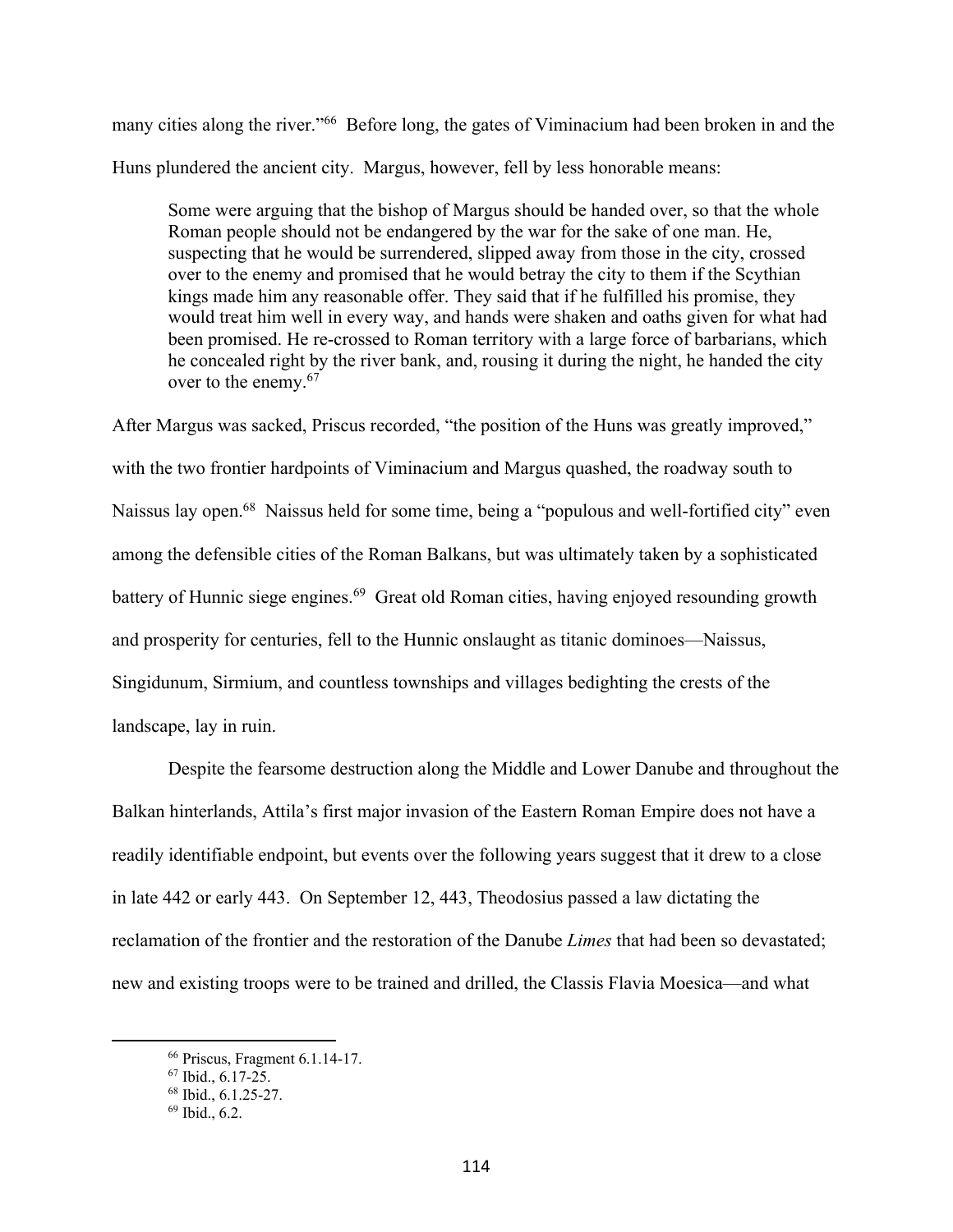many cities along the river."[66] Before long, the gates of Viminacium had been broken in and the Huns plundered the ancient city. Margus, however, fell by less honorable means:

> Some were arguing that the bishop of Margus should be handed over, so that the whole Roman people should not be endangered by the war for the sake of one man. He, suspecting that he would be surrendered, slipped away from those in the city, crossed over to the enemy and promised that he would betray the city to them if the Scythian kings made him any reasonable offer. They said that if he fulfilled his promise, they would treat him well in every way, and hands were shaken and oaths given for what had been promised. He re-crossed to Roman territory with a large force of barbarians, which he concealed right by the river bank, and, rousing it during the night, he handed the city over to the enemy.[67]

After Margus was sacked, Priscus recorded, "the position of the Huns was greatly improved," with the two frontier hardpoints of Viminacium and Margus quashed, the roadway south to Naissus lay open.[68] Naissus held for some time, being a "populous and well-fortified city" even among the defensible cities of the Roman Balkans, but was ultimately taken by a sophisticated battery of Hunnic siege engines.[69] Great old Roman cities, having enjoyed resounding growth and prosperity for centuries, fell to the Hunnic onslaught as titanic dominoes—Naissus, Singidunum, Sirmium, and countless townships and villages bedighting the crests of the landscape, lay in ruin.

Despite the fearsome destruction along the Middle and Lower Danube and throughout the Balkan hinterlands, Attila's first major invasion of the Eastern Roman Empire does not have a readily identifiable endpoint, but events over the following years suggest that it drew to a close in late 442 or early 443. On September 12, 443, Theodosius passed a law dictating the reclamation of the frontier and the restoration of the Danube *Limes* that had been so devastated; new and existing troops were to be trained and drilled, the Classis Flavia Moesica—and what

[66] Priscus, Fragment 6.1.14-17.
[67] Ibid., 6.17-25.
[68] Ibid., 6.1.25-27.
[69] Ibid., 6.2.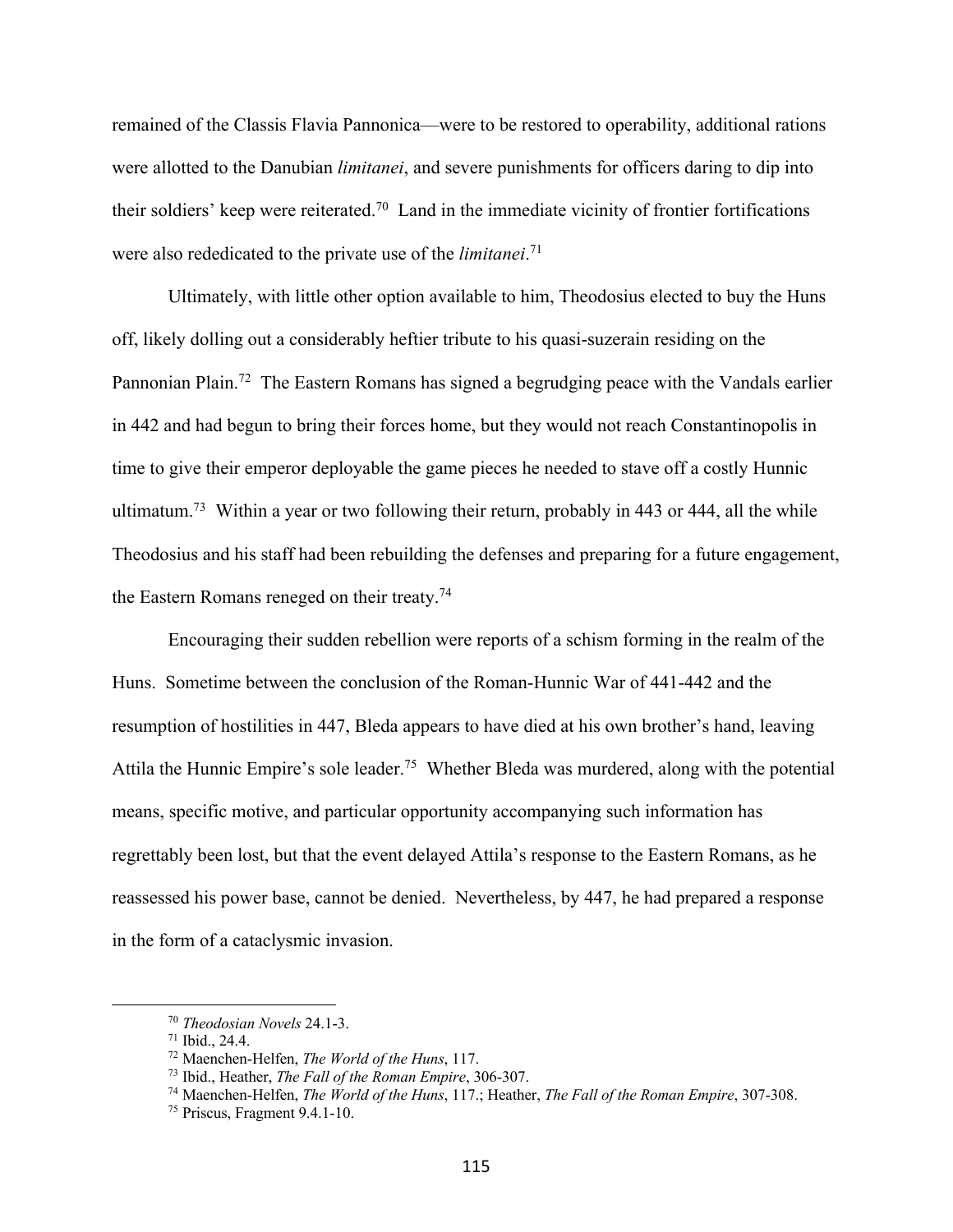remained of the Classis Flavia Pannonica—were to be restored to operability, additional rations were allotted to the Danubian *limitanei*, and severe punishments for officers daring to dip into their soldiers' keep were reiterated.[70] Land in the immediate vicinity of frontier fortifications were also rededicated to the private use of the *limitanei*.[71]

Ultimately, with little other option available to him, Theodosius elected to buy the Huns off, likely dolling out a considerably heftier tribute to his quasi-suzerain residing on the Pannonian Plain.[72] The Eastern Romans has signed a begrudging peace with the Vandals earlier in 442 and had begun to bring their forces home, but they would not reach Constantinopolis in time to give their emperor deployable the game pieces he needed to stave off a costly Hunnic ultimatum.[73] Within a year or two following their return, probably in 443 or 444, all the while Theodosius and his staff had been rebuilding the defenses and preparing for a future engagement, the Eastern Romans reneged on their treaty.[74]

Encouraging their sudden rebellion were reports of a schism forming in the realm of the Huns. Sometime between the conclusion of the Roman-Hunnic War of 441-442 and the resumption of hostilities in 447, Bleda appears to have died at his own brother's hand, leaving Attila the Hunnic Empire's sole leader.[75] Whether Bleda was murdered, along with the potential means, specific motive, and particular opportunity accompanying such information has regrettably been lost, but that the event delayed Attila's response to the Eastern Romans, as he reassessed his power base, cannot be denied. Nevertheless, by 447, he had prepared a response in the form of a cataclysmic invasion.

---

[70] *Theodosian Novels* 24.1-3.

[71] Ibid., 24.4.

[72] Maenchen-Helfen, *The World of the Huns*, 117.

[73] Ibid., Heather, *The Fall of the Roman Empire*, 306-307.

[74] Maenchen-Helfen, *The World of the Huns*, 117.; Heather, *The Fall of the Roman Empire*, 307-308.

[75] Priscus, Fragment 9.4.1-10.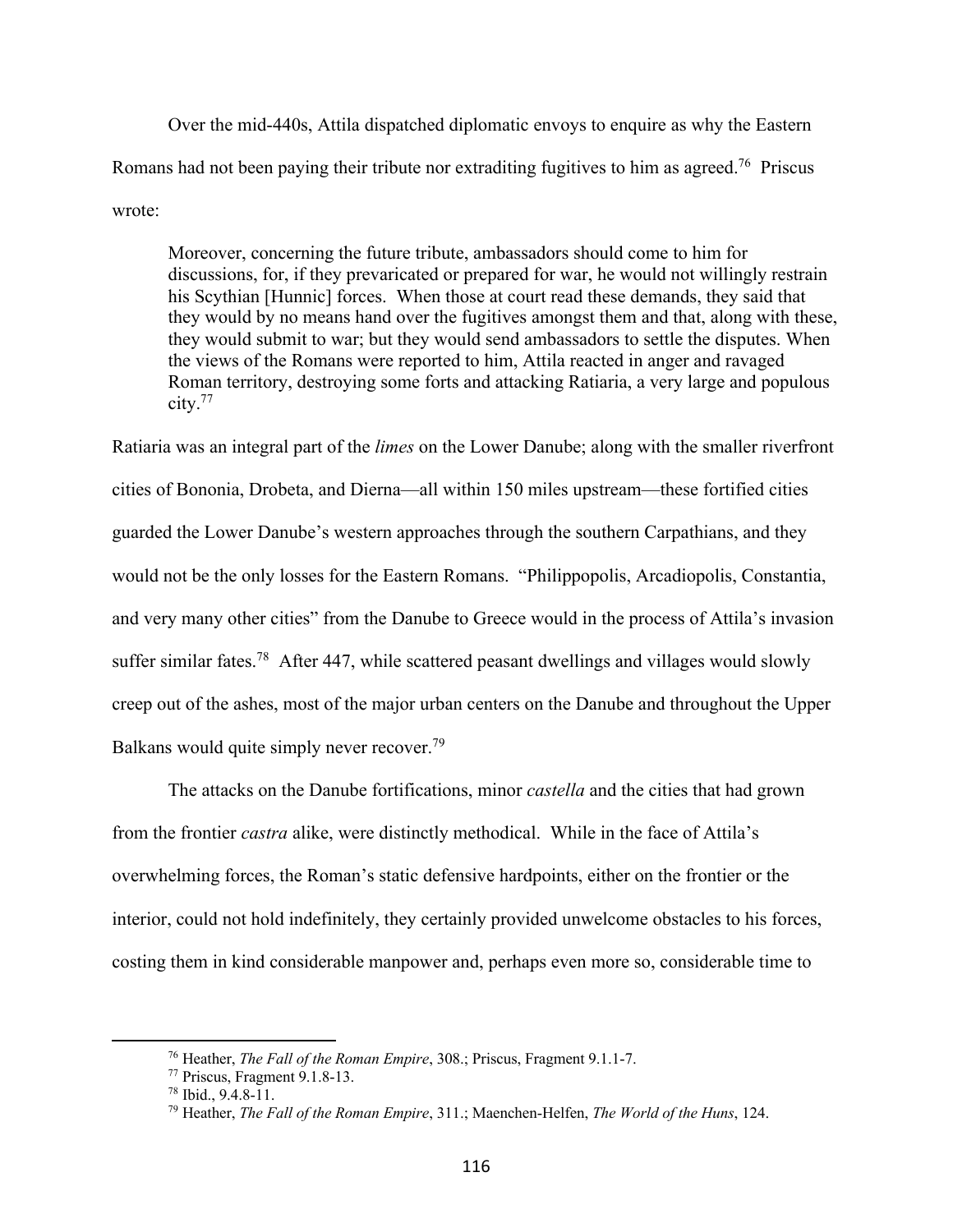Over the mid-440s, Attila dispatched diplomatic envoys to enquire as why the Eastern Romans had not been paying their tribute nor extraditing fugitives to him as agreed.[76] Priscus wrote:

> Moreover, concerning the future tribute, ambassadors should come to him for discussions, for, if they prevaricated or prepared for war, he would not willingly restrain his Scythian [Hunnic] forces. When those at court read these demands, they said that they would by no means hand over the fugitives amongst them and that, along with these, they would submit to war; but they would send ambassadors to settle the disputes. When the views of the Romans were reported to him, Attila reacted in anger and ravaged Roman territory, destroying some forts and attacking Ratiaria, a very large and populous city.[77]

Ratiaria was an integral part of the *limes* on the Lower Danube; along with the smaller riverfront cities of Bononia, Drobeta, and Dierna—all within 150 miles upstream—these fortified cities guarded the Lower Danube's western approaches through the southern Carpathians, and they would not be the only losses for the Eastern Romans. "Philippopolis, Arcadiopolis, Constantia, and very many other cities" from the Danube to Greece would in the process of Attila's invasion suffer similar fates.[78] After 447, while scattered peasant dwellings and villages would slowly creep out of the ashes, most of the major urban centers on the Danube and throughout the Upper Balkans would quite simply never recover.[79]

The attacks on the Danube fortifications, minor *castella* and the cities that had grown from the frontier *castra* alike, were distinctly methodical. While in the face of Attila's overwhelming forces, the Roman's static defensive hardpoints, either on the frontier or the interior, could not hold indefinitely, they certainly provided unwelcome obstacles to his forces, costing them in kind considerable manpower and, perhaps even more so, considerable time to

---

[76] Heather, *The Fall of the Roman Empire*, 308.; Priscus, Fragment 9.1.1-7.

[77] Priscus, Fragment 9.1.8-13.

[78] Ibid., 9.4.8-11.

[79] Heather, *The Fall of the Roman Empire*, 311.; Maenchen-Helfen, *The World of the Huns*, 124.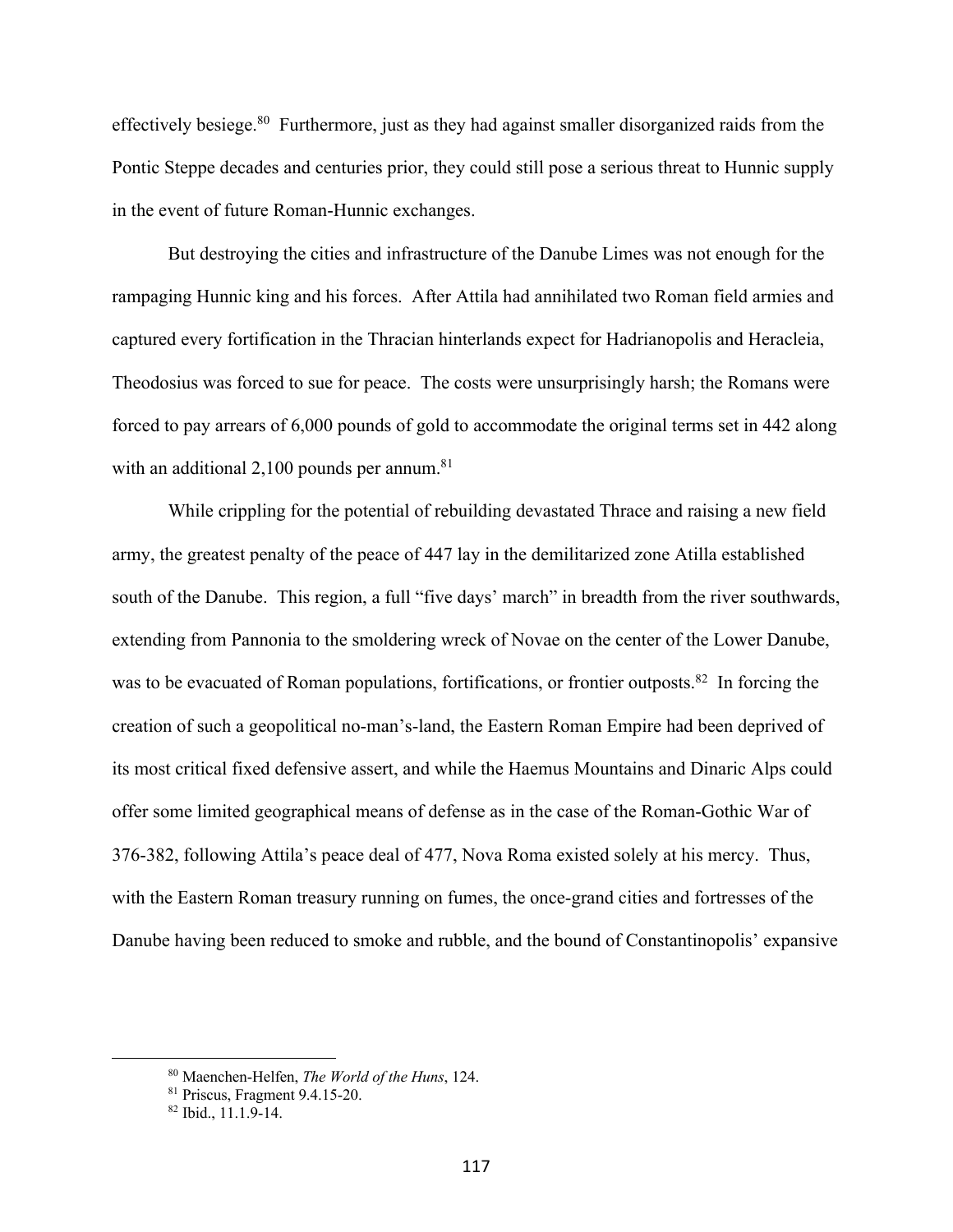effectively besiege.[80] Furthermore, just as they had against smaller disorganized raids from the Pontic Steppe decades and centuries prior, they could still pose a serious threat to Hunnic supply in the event of future Roman-Hunnic exchanges.

But destroying the cities and infrastructure of the Danube Limes was not enough for the rampaging Hunnic king and his forces. After Attila had annihilated two Roman field armies and captured every fortification in the Thracian hinterlands expect for Hadrianopolis and Heracleia, Theodosius was forced to sue for peace. The costs were unsurprisingly harsh; the Romans were forced to pay arrears of 6,000 pounds of gold to accommodate the original terms set in 442 along with an additional 2,100 pounds per annum.[81]

While crippling for the potential of rebuilding devastated Thrace and raising a new field army, the greatest penalty of the peace of 447 lay in the demilitarized zone Atilla established south of the Danube. This region, a full "five days' march" in breadth from the river southwards, extending from Pannonia to the smoldering wreck of Novae on the center of the Lower Danube, was to be evacuated of Roman populations, fortifications, or frontier outposts.[82] In forcing the creation of such a geopolitical no-man's-land, the Eastern Roman Empire had been deprived of its most critical fixed defensive assert, and while the Haemus Mountains and Dinaric Alps could offer some limited geographical means of defense as in the case of the Roman-Gothic War of 376-382, following Attila's peace deal of 477, Nova Roma existed solely at his mercy. Thus, with the Eastern Roman treasury running on fumes, the once-grand cities and fortresses of the Danube having been reduced to smoke and rubble, and the bound of Constantinopolis' expansive

[80] Maenchen-Helfen, *The World of the Huns*, 124.

[81] Priscus, Fragment 9.4.15-20.

[82] Ibid., 11.1.9-14.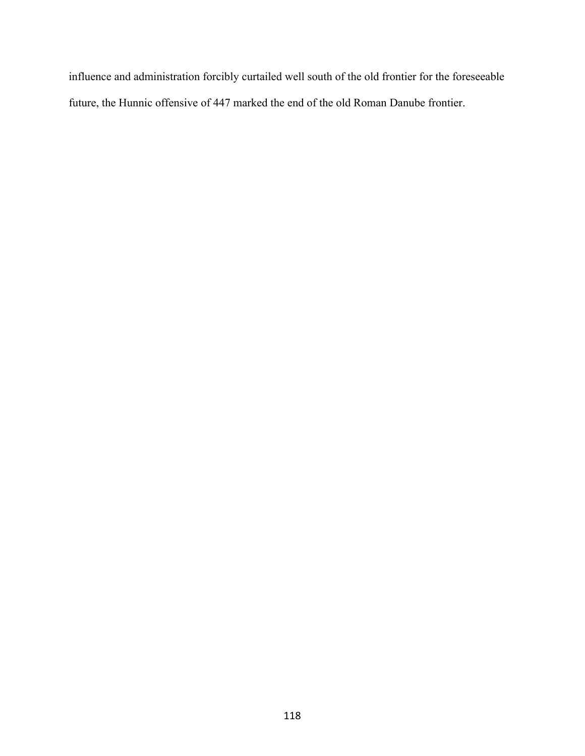influence and administration forcibly curtailed well south of the old frontier for the foreseeable future, the Hunnic offensive of 447 marked the end of the old Roman Danube frontier.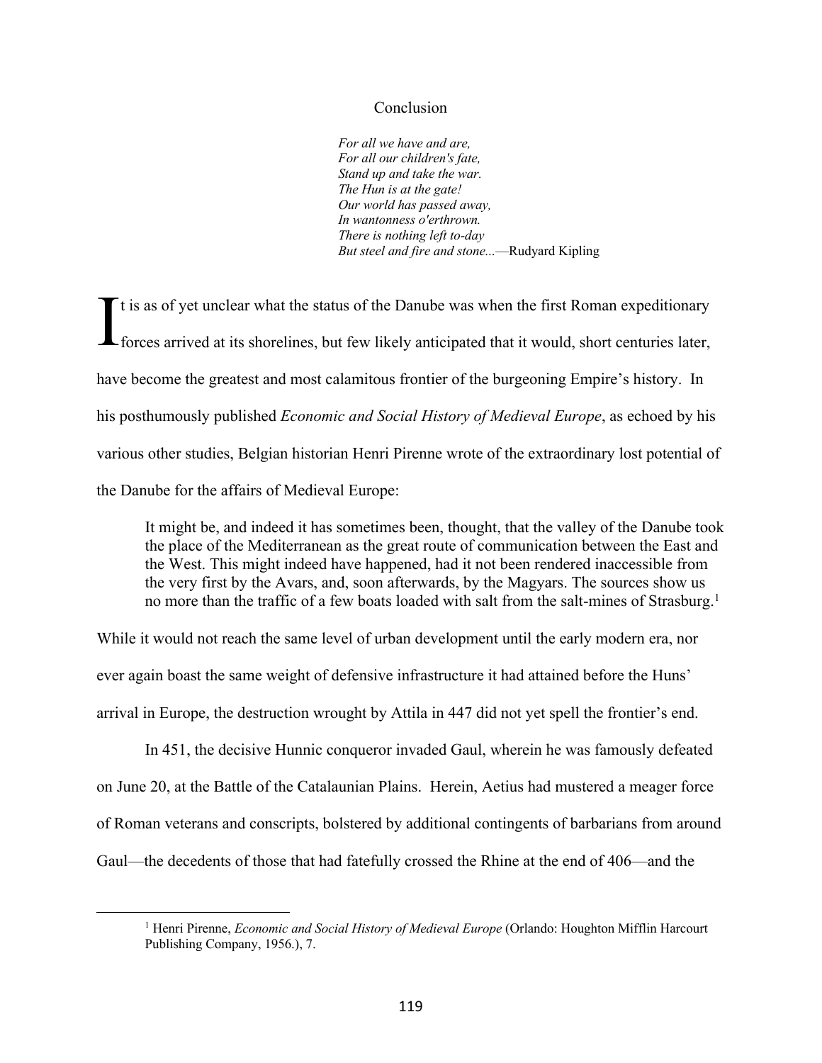# Conclusion

*For all we have and are,*
*For all our children's fate,*
*Stand up and take the war.*
*The Hun is at the gate!*
*Our world has passed away,*
*In wantonness o'erthrown.*
*There is nothing left to-day*
*But steel and fire and stone...*—Rudyard Kipling

It is as of yet unclear what the status of the Danube was when the first Roman expeditionary forces arrived at its shorelines, but few likely anticipated that it would, short centuries later, have become the greatest and most calamitous frontier of the burgeoning Empire's history. In his posthumously published *Economic and Social History of Medieval Europe*, as echoed by his various other studies, Belgian historian Henri Pirenne wrote of the extraordinary lost potential of the Danube for the affairs of Medieval Europe:

> It might be, and indeed it has sometimes been, thought, that the valley of the Danube took the place of the Mediterranean as the great route of communication between the East and the West. This might indeed have happened, had it not been rendered inaccessible from the very first by the Avars, and, soon afterwards, by the Magyars. The sources show us no more than the traffic of a few boats loaded with salt from the salt-mines of Strasburg.[1]

While it would not reach the same level of urban development until the early modern era, nor ever again boast the same weight of defensive infrastructure it had attained before the Huns' arrival in Europe, the destruction wrought by Attila in 447 did not yet spell the frontier's end.

In 451, the decisive Hunnic conqueror invaded Gaul, wherein he was famously defeated on June 20, at the Battle of the Catalaunian Plains. Herein, Aetius had mustered a meager force of Roman veterans and conscripts, bolstered by additional contingents of barbarians from around Gaul—the decedents of those that had fatefully crossed the Rhine at the end of 406—and the

[1] Henri Pirenne, *Economic and Social History of Medieval Europe* (Orlando: Houghton Mifflin Harcourt Publishing Company, 1956.), 7.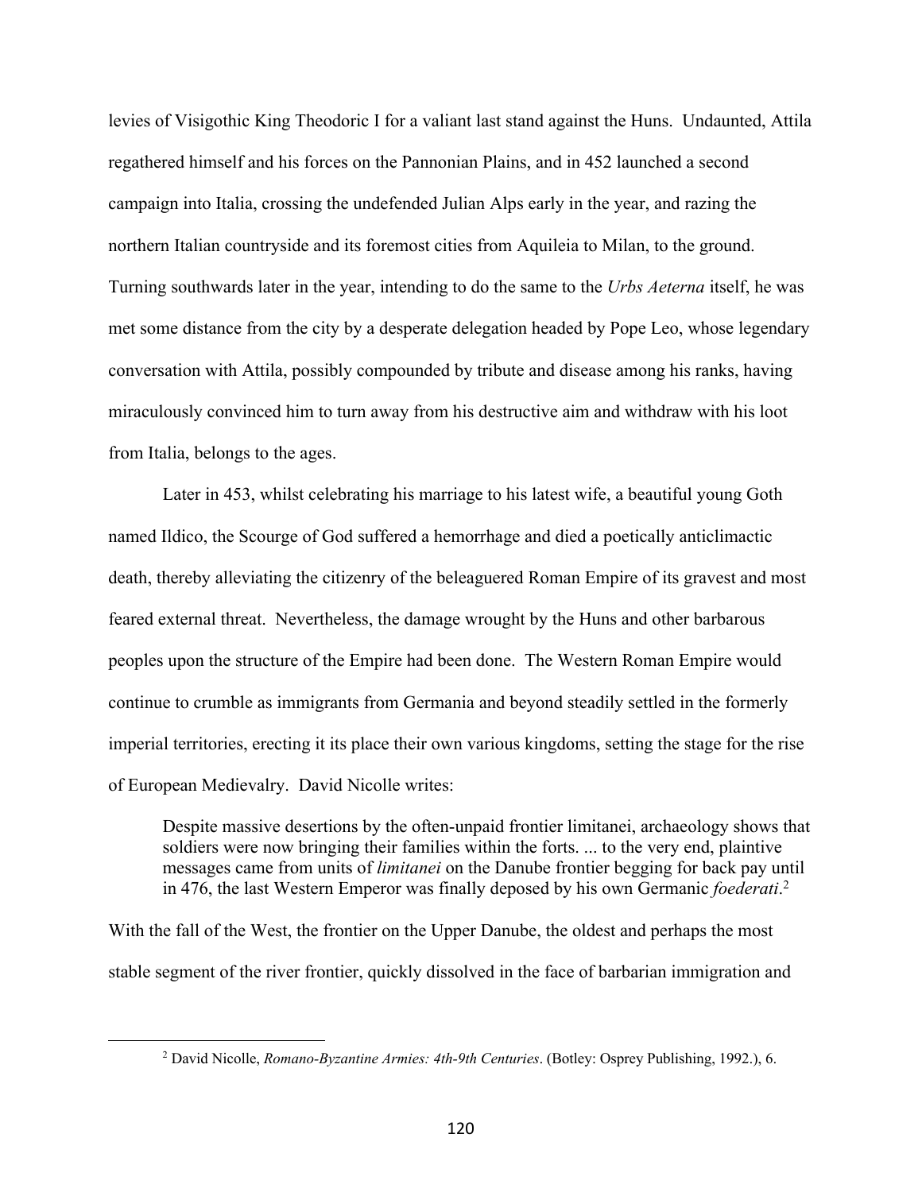levies of Visigothic King Theodoric I for a valiant last stand against the Huns. Undaunted, Attila regathered himself and his forces on the Pannonian Plains, and in 452 launched a second campaign into Italia, crossing the undefended Julian Alps early in the year, and razing the northern Italian countryside and its foremost cities from Aquileia to Milan, to the ground. Turning southwards later in the year, intending to do the same to the *Urbs Aeterna* itself, he was met some distance from the city by a desperate delegation headed by Pope Leo, whose legendary conversation with Attila, possibly compounded by tribute and disease among his ranks, having miraculously convinced him to turn away from his destructive aim and withdraw with his loot from Italia, belongs to the ages.

Later in 453, whilst celebrating his marriage to his latest wife, a beautiful young Goth named Ildico, the Scourge of God suffered a hemorrhage and died a poetically anticlimactic death, thereby alleviating the citizenry of the beleaguered Roman Empire of its gravest and most feared external threat. Nevertheless, the damage wrought by the Huns and other barbarous peoples upon the structure of the Empire had been done. The Western Roman Empire would continue to crumble as immigrants from Germania and beyond steadily settled in the formerly imperial territories, erecting it its place their own various kingdoms, setting the stage for the rise of European Medievalry. David Nicolle writes:

> Despite massive desertions by the often-unpaid frontier limitanei, archaeology shows that soldiers were now bringing their families within the forts. ... to the very end, plaintive messages came from units of *limitanei* on the Danube frontier begging for back pay until in 476, the last Western Emperor was finally deposed by his own Germanic *foederati*.[2]

With the fall of the West, the frontier on the Upper Danube, the oldest and perhaps the most stable segment of the river frontier, quickly dissolved in the face of barbarian immigration and

[2] David Nicolle, *Romano-Byzantine Armies: 4th-9th Centuries*. (Botley: Osprey Publishing, 1992.), 6.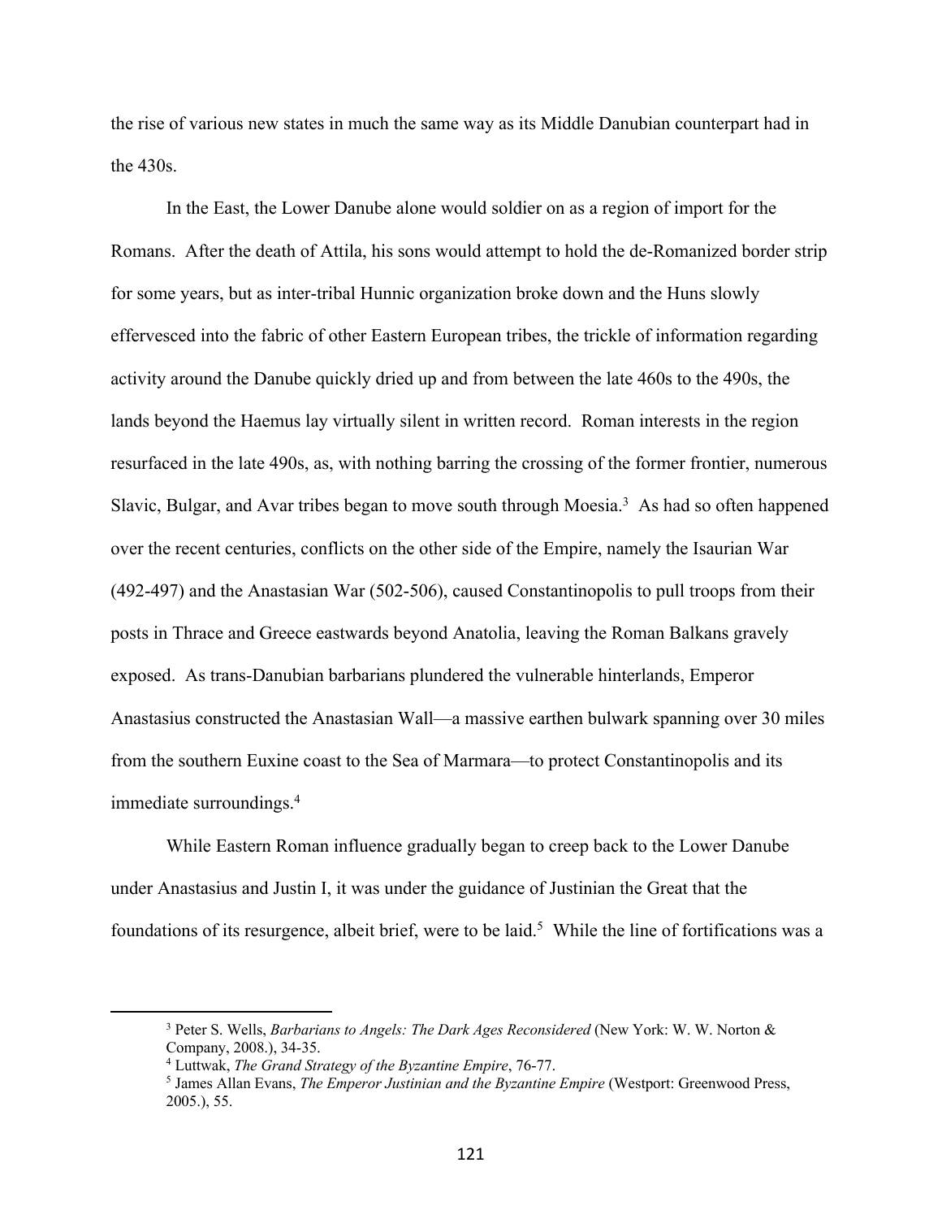the rise of various new states in much the same way as its Middle Danubian counterpart had in the 430s.

In the East, the Lower Danube alone would soldier on as a region of import for the Romans. After the death of Attila, his sons would attempt to hold the de-Romanized border strip for some years, but as inter-tribal Hunnic organization broke down and the Huns slowly effervesced into the fabric of other Eastern European tribes, the trickle of information regarding activity around the Danube quickly dried up and from between the late 460s to the 490s, the lands beyond the Haemus lay virtually silent in written record. Roman interests in the region resurfaced in the late 490s, as, with nothing barring the crossing of the former frontier, numerous Slavic, Bulgar, and Avar tribes began to move south through Moesia.[3] As had so often happened over the recent centuries, conflicts on the other side of the Empire, namely the Isaurian War (492-497) and the Anastasian War (502-506), caused Constantinopolis to pull troops from their posts in Thrace and Greece eastwards beyond Anatolia, leaving the Roman Balkans gravely exposed. As trans-Danubian barbarians plundered the vulnerable hinterlands, Emperor Anastasius constructed the Anastasian Wall—a massive earthen bulwark spanning over 30 miles from the southern Euxine coast to the Sea of Marmara—to protect Constantinopolis and its immediate surroundings.[4]

While Eastern Roman influence gradually began to creep back to the Lower Danube under Anastasius and Justin I, it was under the guidance of Justinian the Great that the foundations of its resurgence, albeit brief, were to be laid.[5] While the line of fortifications was a

---

[3] Peter S. Wells, *Barbarians to Angels: The Dark Ages Reconsidered* (New York: W. W. Norton & Company, 2008.), 34-35.

[4] Luttwak, *The Grand Strategy of the Byzantine Empire*, 76-77.

[5] James Allan Evans, *The Emperor Justinian and the Byzantine Empire* (Westport: Greenwood Press, 2005.), 55.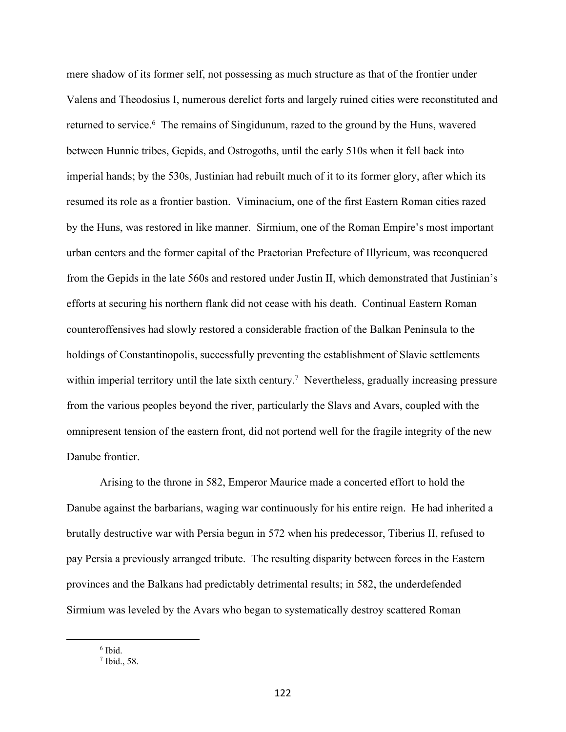mere shadow of its former self, not possessing as much structure as that of the frontier under Valens and Theodosius I, numerous derelict forts and largely ruined cities were reconstituted and returned to service.[6] The remains of Singidunum, razed to the ground by the Huns, wavered between Hunnic tribes, Gepids, and Ostrogoths, until the early 510s when it fell back into imperial hands; by the 530s, Justinian had rebuilt much of it to its former glory, after which its resumed its role as a frontier bastion. Viminacium, one of the first Eastern Roman cities razed by the Huns, was restored in like manner. Sirmium, one of the Roman Empire's most important urban centers and the former capital of the Praetorian Prefecture of Illyricum, was reconquered from the Gepids in the late 560s and restored under Justin II, which demonstrated that Justinian's efforts at securing his northern flank did not cease with his death. Continual Eastern Roman counteroffensives had slowly restored a considerable fraction of the Balkan Peninsula to the holdings of Constantinopolis, successfully preventing the establishment of Slavic settlements within imperial territory until the late sixth century.[7] Nevertheless, gradually increasing pressure from the various peoples beyond the river, particularly the Slavs and Avars, coupled with the omnipresent tension of the eastern front, did not portend well for the fragile integrity of the new Danube frontier.

Arising to the throne in 582, Emperor Maurice made a concerted effort to hold the Danube against the barbarians, waging war continuously for his entire reign. He had inherited a brutally destructive war with Persia begun in 572 when his predecessor, Tiberius II, refused to pay Persia a previously arranged tribute. The resulting disparity between forces in the Eastern provinces and the Balkans had predictably detrimental results; in 582, the underdefended Sirmium was leveled by the Avars who began to systematically destroy scattered Roman

---

[6] Ibid.

[7] Ibid., 58.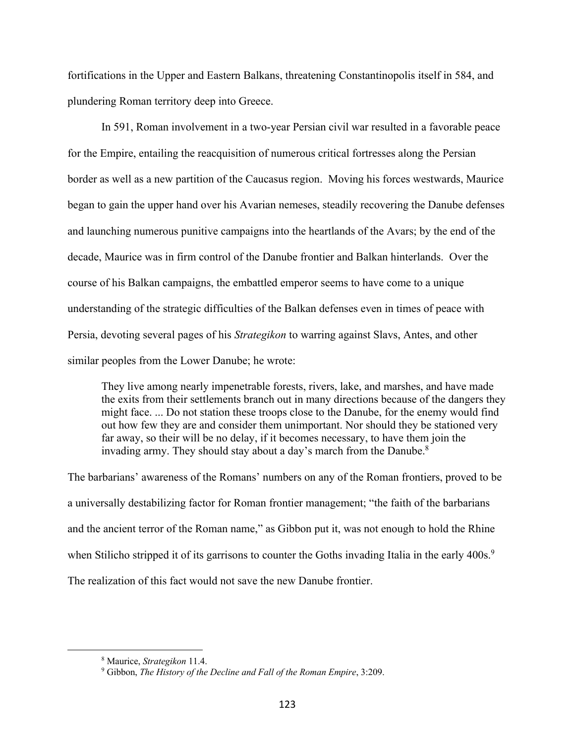fortifications in the Upper and Eastern Balkans, threatening Constantinopolis itself in 584, and plundering Roman territory deep into Greece.

In 591, Roman involvement in a two-year Persian civil war resulted in a favorable peace for the Empire, entailing the reacquisition of numerous critical fortresses along the Persian border as well as a new partition of the Caucasus region. Moving his forces westwards, Maurice began to gain the upper hand over his Avarian nemeses, steadily recovering the Danube defenses and launching numerous punitive campaigns into the heartlands of the Avars; by the end of the decade, Maurice was in firm control of the Danube frontier and Balkan hinterlands. Over the course of his Balkan campaigns, the embattled emperor seems to have come to a unique understanding of the strategic difficulties of the Balkan defenses even in times of peace with Persia, devoting several pages of his *Strategikon* to warring against Slavs, Antes, and other similar peoples from the Lower Danube; he wrote:

> They live among nearly impenetrable forests, rivers, lake, and marshes, and have made the exits from their settlements branch out in many directions because of the dangers they might face. ... Do not station these troops close to the Danube, for the enemy would find out how few they are and consider them unimportant. Nor should they be stationed very far away, so their will be no delay, if it becomes necessary, to have them join the invading army. They should stay about a day's march from the Danube.[8]

The barbarians' awareness of the Romans' numbers on any of the Roman frontiers, proved to be a universally destabilizing factor for Roman frontier management; "the faith of the barbarians and the ancient terror of the Roman name," as Gibbon put it, was not enough to hold the Rhine when Stilicho stripped it of its garrisons to counter the Goths invading Italia in the early 400s.[9] The realization of this fact would not save the new Danube frontier.

---

[8] Maurice, *Strategikon* 11.4.

[9] Gibbon, *The History of the Decline and Fall of the Roman Empire*, 3:209.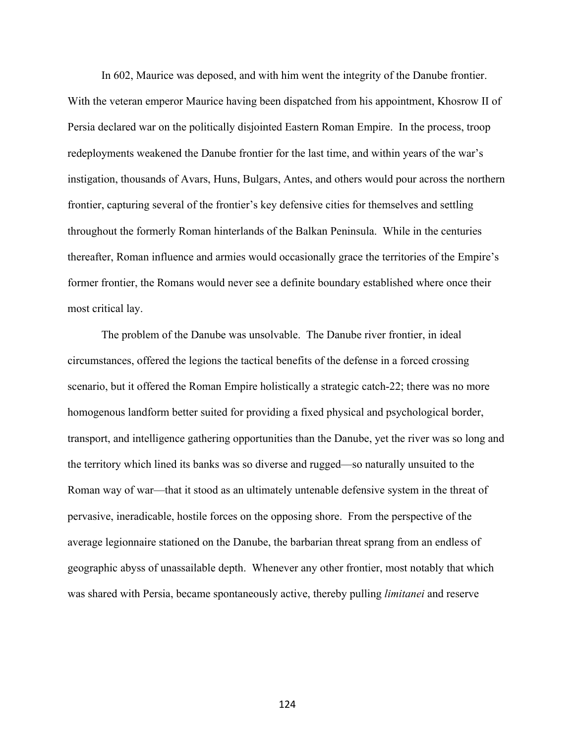In 602, Maurice was deposed, and with him went the integrity of the Danube frontier. With the veteran emperor Maurice having been dispatched from his appointment, Khosrow II of Persia declared war on the politically disjointed Eastern Roman Empire. In the process, troop redeployments weakened the Danube frontier for the last time, and within years of the war's instigation, thousands of Avars, Huns, Bulgars, Antes, and others would pour across the northern frontier, capturing several of the frontier's key defensive cities for themselves and settling throughout the formerly Roman hinterlands of the Balkan Peninsula. While in the centuries thereafter, Roman influence and armies would occasionally grace the territories of the Empire's former frontier, the Romans would never see a definite boundary established where once their most critical lay.

The problem of the Danube was unsolvable. The Danube river frontier, in ideal circumstances, offered the legions the tactical benefits of the defense in a forced crossing scenario, but it offered the Roman Empire holistically a strategic catch-22; there was no more homogenous landform better suited for providing a fixed physical and psychological border, transport, and intelligence gathering opportunities than the Danube, yet the river was so long and the territory which lined its banks was so diverse and rugged—so naturally unsuited to the Roman way of war—that it stood as an ultimately untenable defensive system in the threat of pervasive, ineradicable, hostile forces on the opposing shore. From the perspective of the average legionnaire stationed on the Danube, the barbarian threat sprang from an endless of geographic abyss of unassailable depth. Whenever any other frontier, most notably that which was shared with Persia, became spontaneously active, thereby pulling *limitanei* and reserve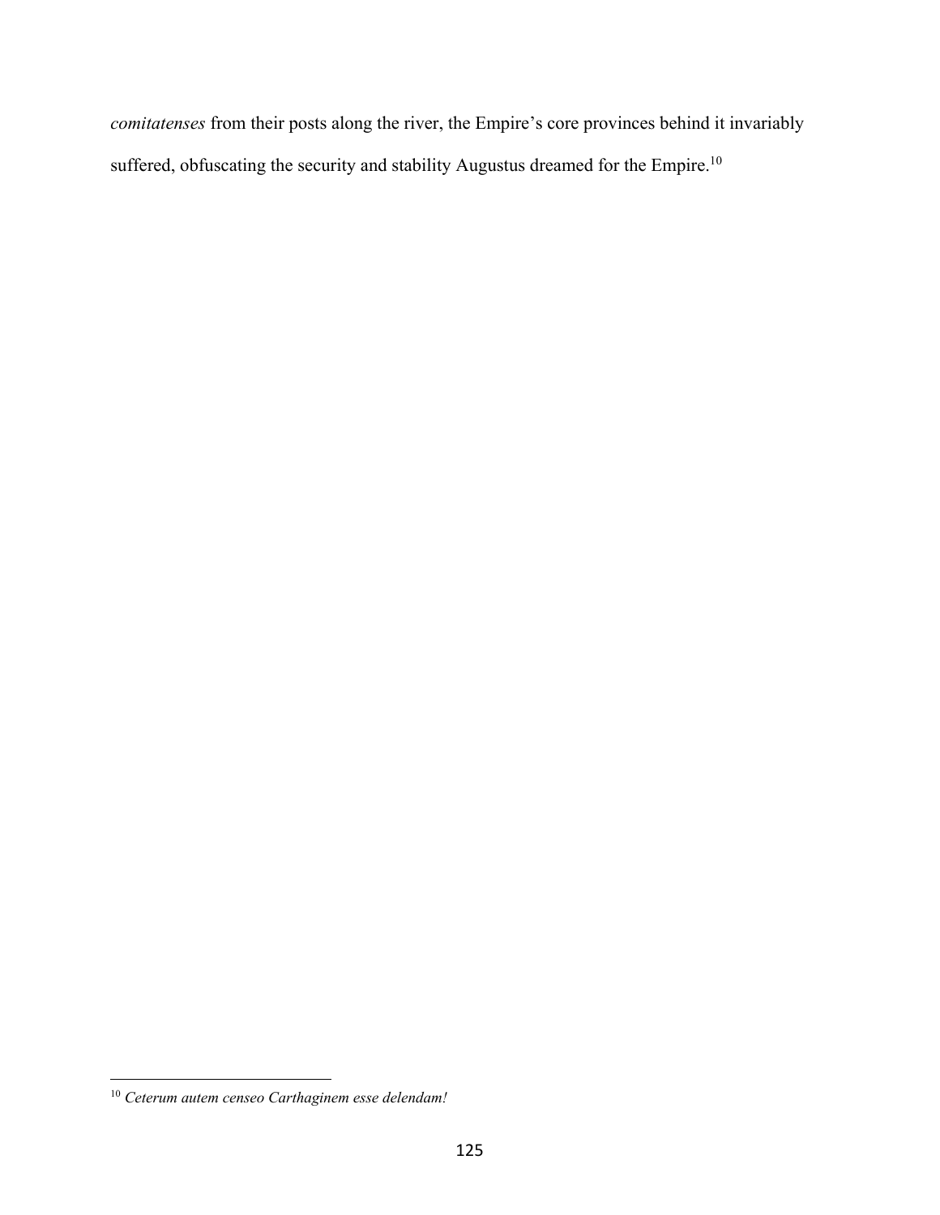*comitatenses* from their posts along the river, the Empire's core provinces behind it invariably suffered, obfuscating the security and stability Augustus dreamed for the Empire.[10]

[10] *Ceterum autem censeo Carthaginem esse delendam!*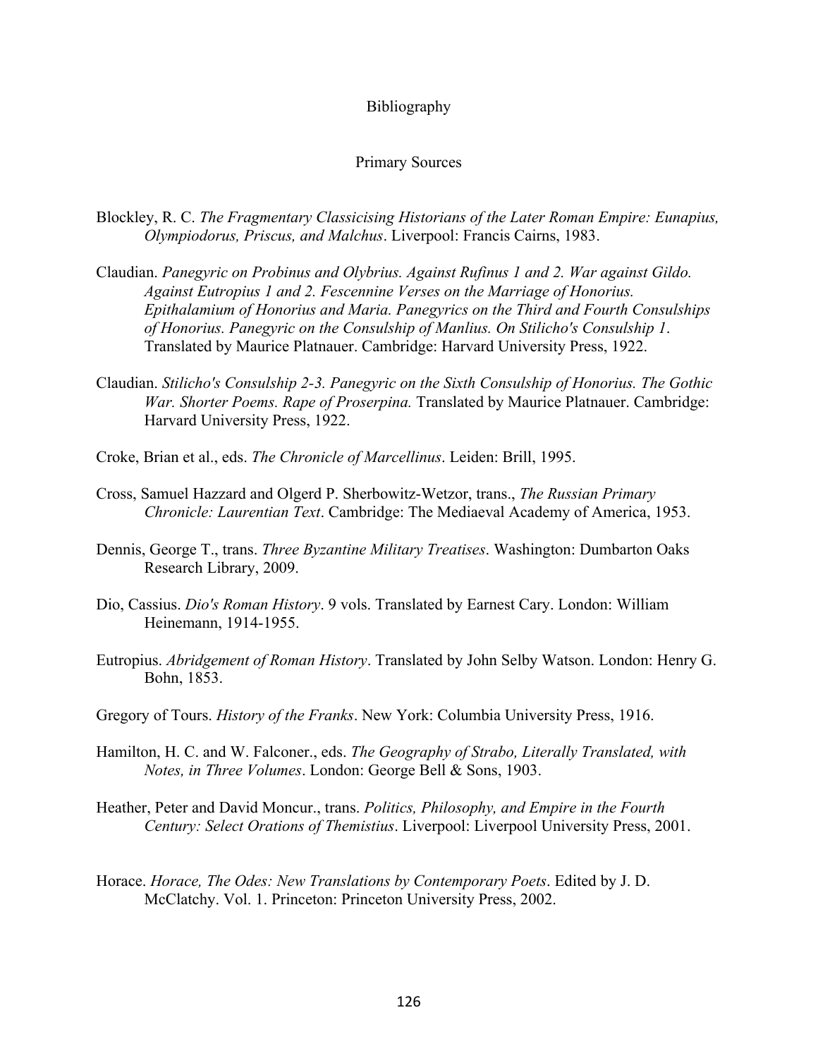# Bibliography

## Primary Sources

Blockley, R. C. *The Fragmentary Classicising Historians of the Later Roman Empire: Eunapius, Olympiodorus, Priscus, and Malchus*. Liverpool: Francis Cairns, 1983.

Claudian. *Panegyric on Probinus and Olybrius. Against Rufinus 1 and 2. War against Gildo. Against Eutropius 1 and 2. Fescennine Verses on the Marriage of Honorius. Epithalamium of Honorius and Maria. Panegyrics on the Third and Fourth Consulships of Honorius. Panegyric on the Consulship of Manlius. On Stilicho's Consulship 1*. Translated by Maurice Platnauer. Cambridge: Harvard University Press, 1922.

Claudian. *Stilicho's Consulship 2-3. Panegyric on the Sixth Consulship of Honorius. The Gothic War. Shorter Poems. Rape of Proserpina.* Translated by Maurice Platnauer. Cambridge: Harvard University Press, 1922.

Croke, Brian et al., eds. *The Chronicle of Marcellinus*. Leiden: Brill, 1995.

Cross, Samuel Hazzard and Olgerd P. Sherbowitz-Wetzor, trans., *The Russian Primary Chronicle: Laurentian Text*. Cambridge: The Mediaeval Academy of America, 1953.

Dennis, George T., trans. *Three Byzantine Military Treatises*. Washington: Dumbarton Oaks Research Library, 2009.

Dio, Cassius. *Dio's Roman History*. 9 vols. Translated by Earnest Cary. London: William Heinemann, 1914-1955.

Eutropius. *Abridgement of Roman History*. Translated by John Selby Watson. London: Henry G. Bohn, 1853.

Gregory of Tours. *History of the Franks*. New York: Columbia University Press, 1916.

Hamilton, H. C. and W. Falconer., eds. *The Geography of Strabo, Literally Translated, with Notes, in Three Volumes*. London: George Bell & Sons, 1903.

Heather, Peter and David Moncur., trans. *Politics, Philosophy, and Empire in the Fourth Century: Select Orations of Themistius*. Liverpool: Liverpool University Press, 2001.

Horace. *Horace, The Odes: New Translations by Contemporary Poets*. Edited by J. D. McClatchy. Vol. 1. Princeton: Princeton University Press, 2002.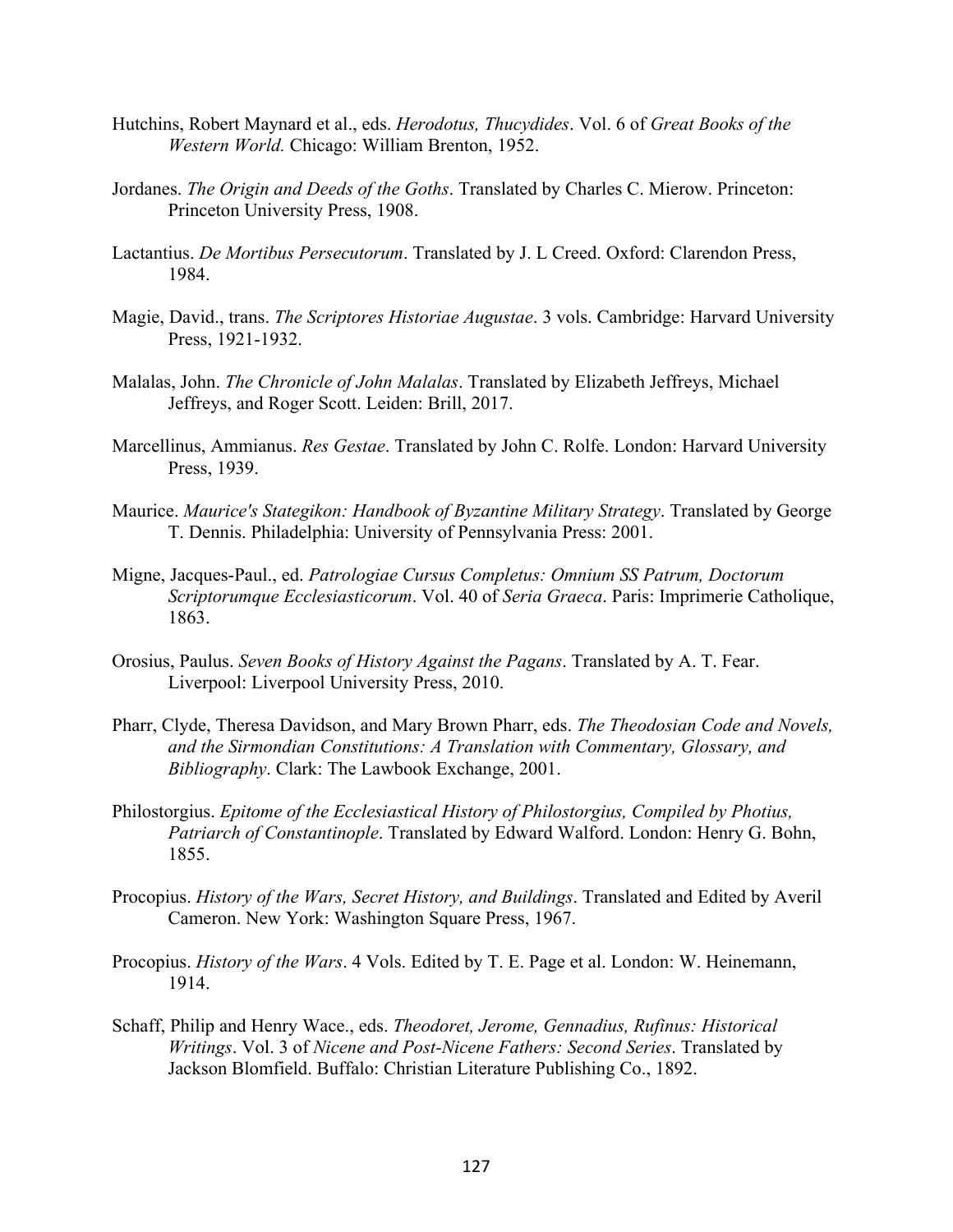Hutchins, Robert Maynard et al., eds. *Herodotus, Thucydides*. Vol. 6 of *Great Books of the Western World.* Chicago: William Brenton, 1952.

Jordanes. *The Origin and Deeds of the Goths*. Translated by Charles C. Mierow. Princeton: Princeton University Press, 1908.

Lactantius. *De Mortibus Persecutorum*. Translated by J. L Creed. Oxford: Clarendon Press, 1984.

Magie, David., trans. *The Scriptores Historiae Augustae*. 3 vols. Cambridge: Harvard University Press, 1921-1932.

Malalas, John. *The Chronicle of John Malalas*. Translated by Elizabeth Jeffreys, Michael Jeffreys, and Roger Scott. Leiden: Brill, 2017.

Marcellinus, Ammianus. *Res Gestae*. Translated by John C. Rolfe. London: Harvard University Press, 1939.

Maurice. *Maurice's Stategikon: Handbook of Byzantine Military Strategy*. Translated by George T. Dennis. Philadelphia: University of Pennsylvania Press: 2001.

Migne, Jacques-Paul., ed. *Patrologiae Cursus Completus: Omnium SS Patrum, Doctorum Scriptorumque Ecclesiasticorum*. Vol. 40 of *Seria Graeca*. Paris: Imprimerie Catholique, 1863.

Orosius, Paulus. *Seven Books of History Against the Pagans*. Translated by A. T. Fear. Liverpool: Liverpool University Press, 2010.

Pharr, Clyde, Theresa Davidson, and Mary Brown Pharr, eds. *The Theodosian Code and Novels, and the Sirmondian Constitutions: A Translation with Commentary, Glossary, and Bibliography*. Clark: The Lawbook Exchange, 2001.

Philostorgius. *Epitome of the Ecclesiastical History of Philostorgius, Compiled by Photius, Patriarch of Constantinople*. Translated by Edward Walford. London: Henry G. Bohn, 1855.

Procopius. *History of the Wars, Secret History, and Buildings*. Translated and Edited by Averil Cameron. New York: Washington Square Press, 1967.

Procopius. *History of the Wars*. 4 Vols. Edited by T. E. Page et al. London: W. Heinemann, 1914.

Schaff, Philip and Henry Wace., eds. *Theodoret, Jerome, Gennadius, Rufinus: Historical Writings*. Vol. 3 of *Nicene and Post-Nicene Fathers: Second Series*. Translated by Jackson Blomfield. Buffalo: Christian Literature Publishing Co., 1892.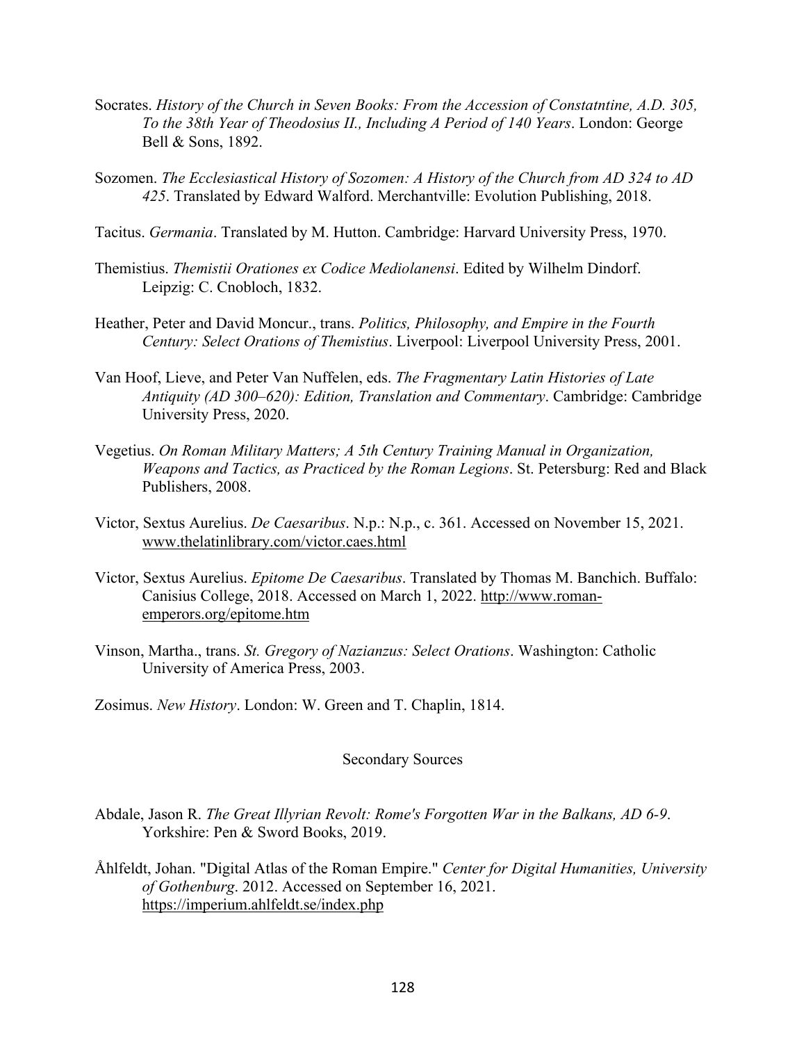Socrates. *History of the Church in Seven Books: From the Accession of Constatntine, A.D. 305, To the 38th Year of Theodosius II., Including A Period of 140 Years*. London: George Bell & Sons, 1892.

Sozomen. *The Ecclesiastical History of Sozomen: A History of the Church from AD 324 to AD 425*. Translated by Edward Walford. Merchantville: Evolution Publishing, 2018.

Tacitus. *Germania*. Translated by M. Hutton. Cambridge: Harvard University Press, 1970.

Themistius. *Themistii Orationes ex Codice Mediolanensi*. Edited by Wilhelm Dindorf. Leipzig: C. Cnobloch, 1832.

Heather, Peter and David Moncur., trans. *Politics, Philosophy, and Empire in the Fourth Century: Select Orations of Themistius*. Liverpool: Liverpool University Press, 2001.

Van Hoof, Lieve, and Peter Van Nuffelen, eds. *The Fragmentary Latin Histories of Late Antiquity (AD 300–620): Edition, Translation and Commentary*. Cambridge: Cambridge University Press, 2020.

Vegetius. *On Roman Military Matters; A 5th Century Training Manual in Organization, Weapons and Tactics, as Practiced by the Roman Legions*. St. Petersburg: Red and Black Publishers, 2008.

Victor, Sextus Aurelius. *De Caesaribus*. N.p.: N.p., c. 361. Accessed on November 15, 2021. www.thelatinlibrary.com/victor.caes.html

Victor, Sextus Aurelius. *Epitome De Caesaribus*. Translated by Thomas M. Banchich. Buffalo: Canisius College, 2018. Accessed on March 1, 2022. http://www.roman-emperors.org/epitome.htm

Vinson, Martha., trans. *St. Gregory of Nazianzus: Select Orations*. Washington: Catholic University of America Press, 2003.

Zosimus. *New History*. London: W. Green and T. Chaplin, 1814.

## Secondary Sources

Abdale, Jason R. *The Great Illyrian Revolt: Rome's Forgotten War in the Balkans, AD 6-9*. Yorkshire: Pen & Sword Books, 2019.

Åhlfeldt, Johan. "Digital Atlas of the Roman Empire." *Center for Digital Humanities, University of Gothenburg*. 2012. Accessed on September 16, 2021. https://imperium.ahlfeldt.se/index.php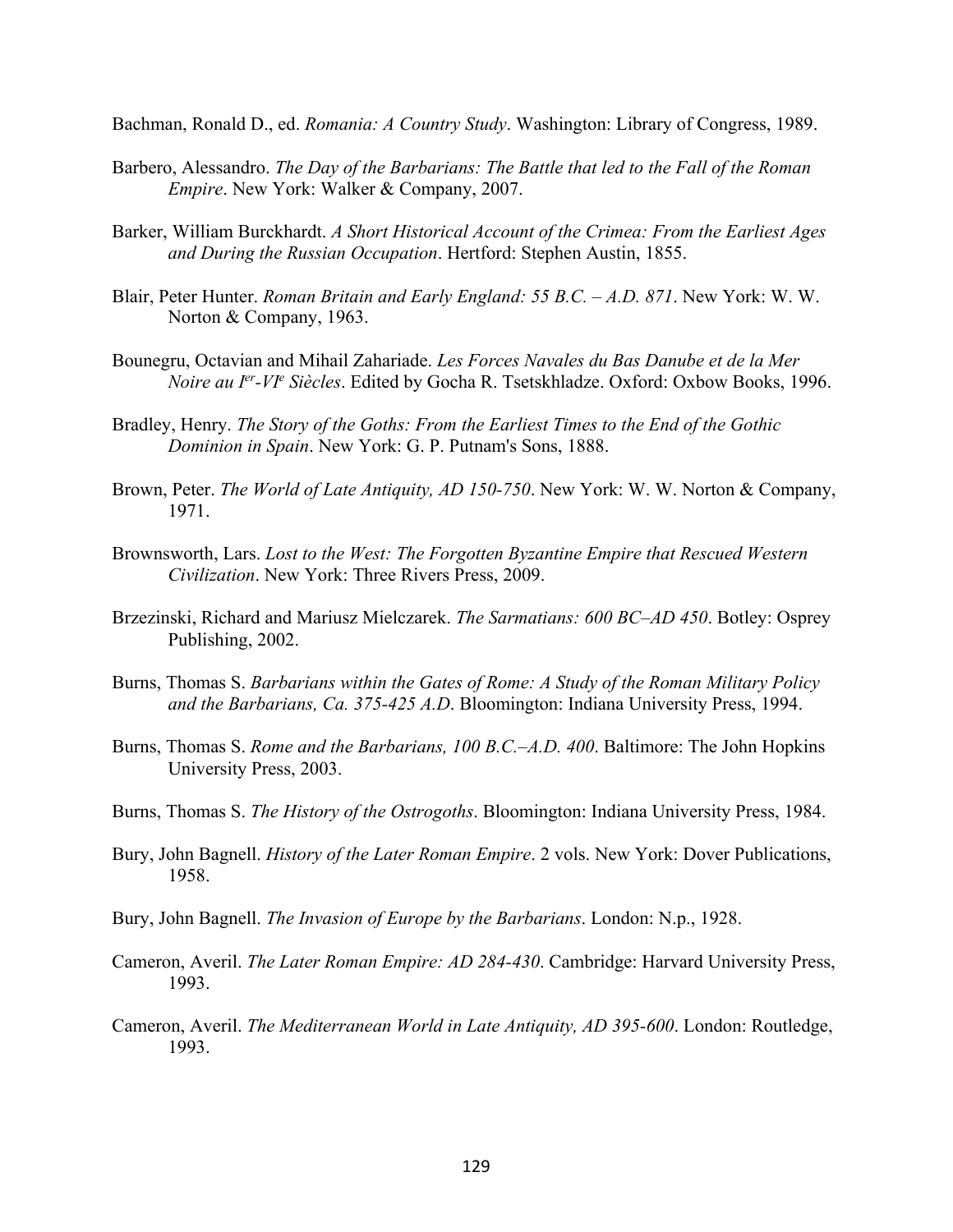Bachman, Ronald D., ed. *Romania: A Country Study*. Washington: Library of Congress, 1989.

Barbero, Alessandro. *The Day of the Barbarians: The Battle that led to the Fall of the Roman Empire*. New York: Walker & Company, 2007.

Barker, William Burckhardt. *A Short Historical Account of the Crimea: From the Earliest Ages and During the Russian Occupation*. Hertford: Stephen Austin, 1855.

Blair, Peter Hunter. *Roman Britain and Early England: 55 B.C. – A.D. 871*. New York: W. W. Norton & Company, 1963.

Bounegru, Octavian and Mihail Zahariade. *Les Forces Navales du Bas Danube et de la Mer Noire au Ier-VIe Siècles*. Edited by Gocha R. Tsetskhladze. Oxford: Oxbow Books, 1996.

Bradley, Henry. *The Story of the Goths: From the Earliest Times to the End of the Gothic Dominion in Spain*. New York: G. P. Putnam's Sons, 1888.

Brown, Peter. *The World of Late Antiquity, AD 150-750*. New York: W. W. Norton & Company, 1971.

Brownsworth, Lars. *Lost to the West: The Forgotten Byzantine Empire that Rescued Western Civilization*. New York: Three Rivers Press, 2009.

Brzezinski, Richard and Mariusz Mielczarek. *The Sarmatians: 600 BC–AD 450*. Botley: Osprey Publishing, 2002.

Burns, Thomas S. *Barbarians within the Gates of Rome: A Study of the Roman Military Policy and the Barbarians, Ca. 375-425 A.D*. Bloomington: Indiana University Press, 1994.

Burns, Thomas S. *Rome and the Barbarians, 100 B.C.–A.D. 400*. Baltimore: The John Hopkins University Press, 2003.

Burns, Thomas S. *The History of the Ostrogoths*. Bloomington: Indiana University Press, 1984.

Bury, John Bagnell. *History of the Later Roman Empire*. 2 vols. New York: Dover Publications, 1958.

Bury, John Bagnell. *The Invasion of Europe by the Barbarians*. London: N.p., 1928.

Cameron, Averil. *The Later Roman Empire: AD 284-430*. Cambridge: Harvard University Press, 1993.

Cameron, Averil. *The Mediterranean World in Late Antiquity, AD 395-600*. London: Routledge, 1993.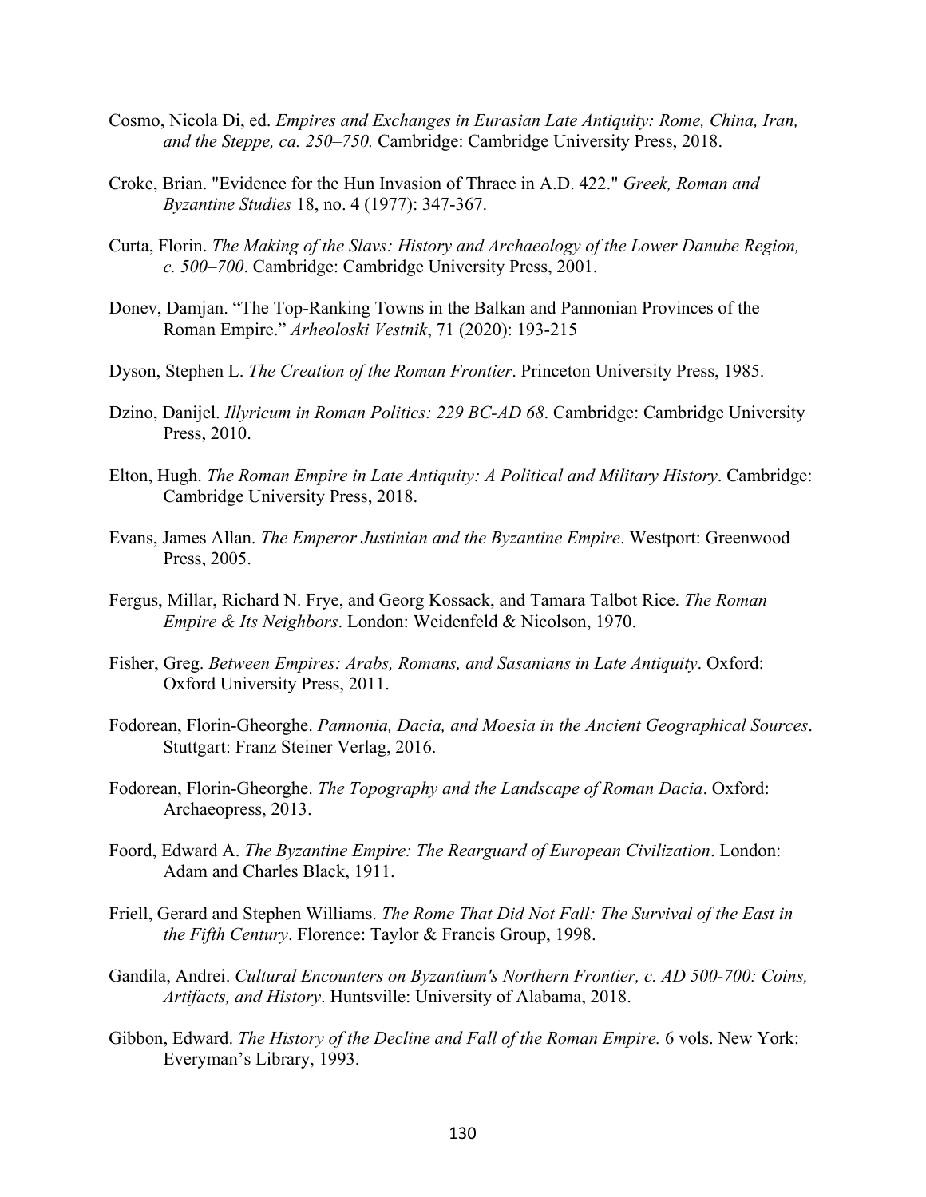Cosmo, Nicola Di, ed. *Empires and Exchanges in Eurasian Late Antiquity: Rome, China, Iran, and the Steppe, ca. 250–750.* Cambridge: Cambridge University Press, 2018.

Croke, Brian. "Evidence for the Hun Invasion of Thrace in A.D. 422." *Greek, Roman and Byzantine Studies* 18, no. 4 (1977): 347-367.

Curta, Florin. *The Making of the Slavs: History and Archaeology of the Lower Danube Region, c. 500–700*. Cambridge: Cambridge University Press, 2001.

Donev, Damjan. "The Top-Ranking Towns in the Balkan and Pannonian Provinces of the Roman Empire." *Arheoloski Vestnik*, 71 (2020): 193-215

Dyson, Stephen L. *The Creation of the Roman Frontier*. Princeton University Press, 1985.

Dzino, Danijel. *Illyricum in Roman Politics: 229 BC-AD 68*. Cambridge: Cambridge University Press, 2010.

Elton, Hugh. *The Roman Empire in Late Antiquity: A Political and Military History*. Cambridge: Cambridge University Press, 2018.

Evans, James Allan. *The Emperor Justinian and the Byzantine Empire*. Westport: Greenwood Press, 2005.

Fergus, Millar, Richard N. Frye, and Georg Kossack, and Tamara Talbot Rice. *The Roman Empire & Its Neighbors*. London: Weidenfeld & Nicolson, 1970.

Fisher, Greg. *Between Empires: Arabs, Romans, and Sasanians in Late Antiquity*. Oxford: Oxford University Press, 2011.

Fodorean, Florin-Gheorghe. *Pannonia, Dacia, and Moesia in the Ancient Geographical Sources*. Stuttgart: Franz Steiner Verlag, 2016.

Fodorean, Florin-Gheorghe. *The Topography and the Landscape of Roman Dacia*. Oxford: Archaeopress, 2013.

Foord, Edward A. *The Byzantine Empire: The Rearguard of European Civilization*. London: Adam and Charles Black, 1911.

Friell, Gerard and Stephen Williams. *The Rome That Did Not Fall: The Survival of the East in the Fifth Century*. Florence: Taylor & Francis Group, 1998.

Gandila, Andrei. *Cultural Encounters on Byzantium's Northern Frontier, c. AD 500-700: Coins, Artifacts, and History*. Huntsville: University of Alabama, 2018.

Gibbon, Edward. *The History of the Decline and Fall of the Roman Empire.* 6 vols. New York: Everyman's Library, 1993.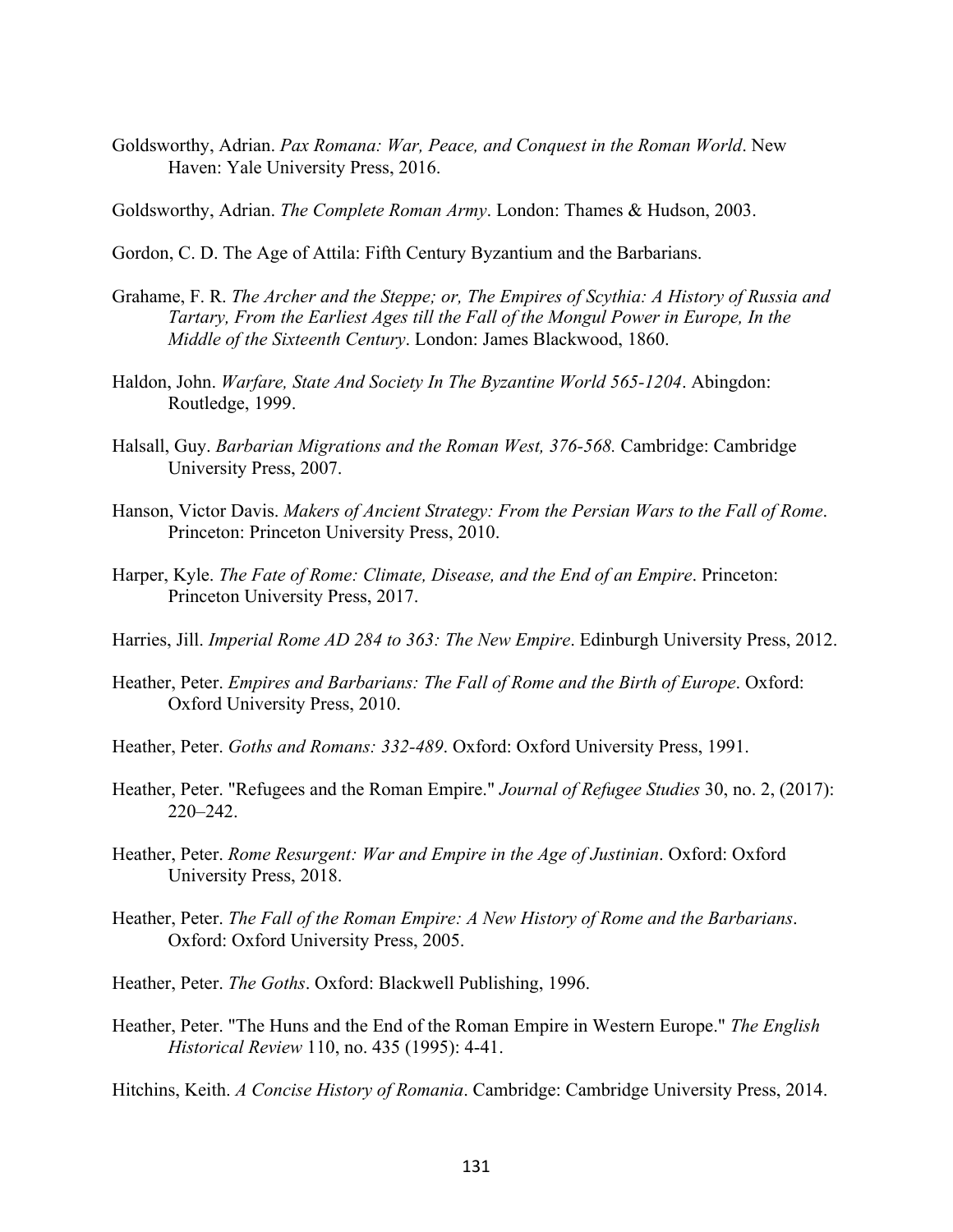Goldsworthy, Adrian. *Pax Romana: War, Peace, and Conquest in the Roman World*. New Haven: Yale University Press, 2016.

Goldsworthy, Adrian. *The Complete Roman Army*. London: Thames & Hudson, 2003.

Gordon, C. D. The Age of Attila: Fifth Century Byzantium and the Barbarians.

Grahame, F. R. *The Archer and the Steppe; or, The Empires of Scythia: A History of Russia and Tartary, From the Earliest Ages till the Fall of the Mongul Power in Europe, In the Middle of the Sixteenth Century*. London: James Blackwood, 1860.

Haldon, John. *Warfare, State And Society In The Byzantine World 565-1204*. Abingdon: Routledge, 1999.

Halsall, Guy. *Barbarian Migrations and the Roman West, 376-568.* Cambridge: Cambridge University Press, 2007.

Hanson, Victor Davis. *Makers of Ancient Strategy: From the Persian Wars to the Fall of Rome*. Princeton: Princeton University Press, 2010.

Harper, Kyle. *The Fate of Rome: Climate, Disease, and the End of an Empire*. Princeton: Princeton University Press, 2017.

Harries, Jill. *Imperial Rome AD 284 to 363: The New Empire*. Edinburgh University Press, 2012.

Heather, Peter. *Empires and Barbarians: The Fall of Rome and the Birth of Europe*. Oxford: Oxford University Press, 2010.

Heather, Peter. *Goths and Romans: 332-489*. Oxford: Oxford University Press, 1991.

Heather, Peter. "Refugees and the Roman Empire." *Journal of Refugee Studies* 30, no. 2, (2017): 220–242.

Heather, Peter. *Rome Resurgent: War and Empire in the Age of Justinian*. Oxford: Oxford University Press, 2018.

Heather, Peter. *The Fall of the Roman Empire: A New History of Rome and the Barbarians*. Oxford: Oxford University Press, 2005.

Heather, Peter. *The Goths*. Oxford: Blackwell Publishing, 1996.

Heather, Peter. "The Huns and the End of the Roman Empire in Western Europe." *The English Historical Review* 110, no. 435 (1995): 4-41.

Hitchins, Keith. *A Concise History of Romania*. Cambridge: Cambridge University Press, 2014.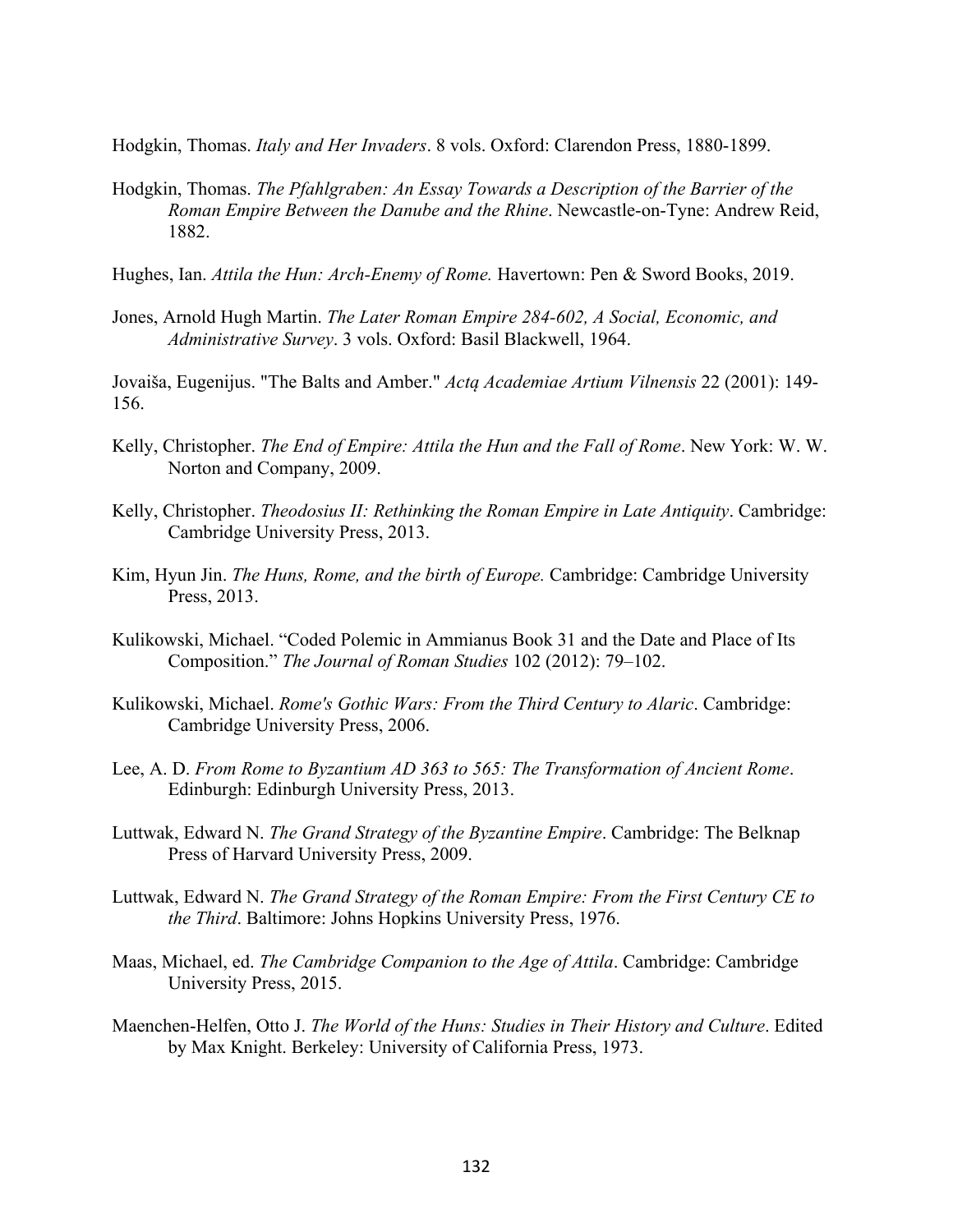Hodgkin, Thomas. *Italy and Her Invaders*. 8 vols. Oxford: Clarendon Press, 1880-1899.

Hodgkin, Thomas. *The Pfahlgraben: An Essay Towards a Description of the Barrier of the Roman Empire Between the Danube and the Rhine*. Newcastle-on-Tyne: Andrew Reid, 1882.

Hughes, Ian. *Attila the Hun: Arch-Enemy of Rome.* Havertown: Pen & Sword Books, 2019.

Jones, Arnold Hugh Martin. *The Later Roman Empire 284-602, A Social, Economic, and Administrative Survey*. 3 vols. Oxford: Basil Blackwell, 1964.

Jovaiša, Eugenijus. "The Balts and Amber." *Actą Academiae Artium Vilnensis* 22 (2001): 149-156.

Kelly, Christopher. *The End of Empire: Attila the Hun and the Fall of Rome*. New York: W. W. Norton and Company, 2009.

Kelly, Christopher. *Theodosius II: Rethinking the Roman Empire in Late Antiquity*. Cambridge: Cambridge University Press, 2013.

Kim, Hyun Jin. *The Huns, Rome, and the birth of Europe.* Cambridge: Cambridge University Press, 2013.

Kulikowski, Michael. "Coded Polemic in Ammianus Book 31 and the Date and Place of Its Composition." *The Journal of Roman Studies* 102 (2012): 79–102.

Kulikowski, Michael. *Rome's Gothic Wars: From the Third Century to Alaric*. Cambridge: Cambridge University Press, 2006.

Lee, A. D. *From Rome to Byzantium AD 363 to 565: The Transformation of Ancient Rome*. Edinburgh: Edinburgh University Press, 2013.

Luttwak, Edward N. *The Grand Strategy of the Byzantine Empire*. Cambridge: The Belknap Press of Harvard University Press, 2009.

Luttwak, Edward N. *The Grand Strategy of the Roman Empire: From the First Century CE to the Third*. Baltimore: Johns Hopkins University Press, 1976.

Maas, Michael, ed. *The Cambridge Companion to the Age of Attila*. Cambridge: Cambridge University Press, 2015.

Maenchen-Helfen, Otto J. *The World of the Huns: Studies in Their History and Culture*. Edited by Max Knight. Berkeley: University of California Press, 1973.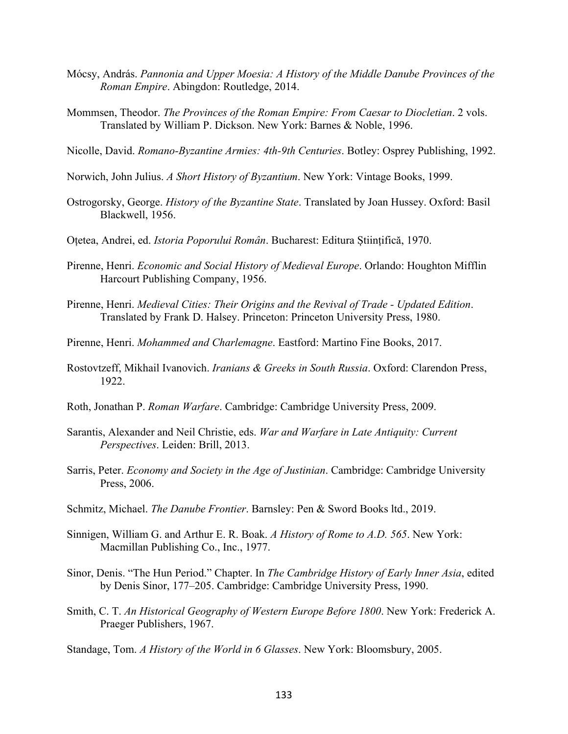Mócsy, András. *Pannonia and Upper Moesia: A History of the Middle Danube Provinces of the Roman Empire*. Abingdon: Routledge, 2014.

Mommsen, Theodor. *The Provinces of the Roman Empire: From Caesar to Diocletian*. 2 vols. Translated by William P. Dickson. New York: Barnes & Noble, 1996.

Nicolle, David. *Romano-Byzantine Armies: 4th-9th Centuries*. Botley: Osprey Publishing, 1992.

Norwich, John Julius. *A Short History of Byzantium*. New York: Vintage Books, 1999.

Ostrogorsky, George. *History of the Byzantine State*. Translated by Joan Hussey. Oxford: Basil Blackwell, 1956.

Oțetea, Andrei, ed. *Istoria Poporului Român*. Bucharest: Editura Științifică, 1970.

Pirenne, Henri. *Economic and Social History of Medieval Europe*. Orlando: Houghton Mifflin Harcourt Publishing Company, 1956.

Pirenne, Henri. *Medieval Cities: Their Origins and the Revival of Trade - Updated Edition*. Translated by Frank D. Halsey. Princeton: Princeton University Press, 1980.

Pirenne, Henri. *Mohammed and Charlemagne*. Eastford: Martino Fine Books, 2017.

Rostovtzeff, Mikhail Ivanovich. *Iranians & Greeks in South Russia*. Oxford: Clarendon Press, 1922.

Roth, Jonathan P. *Roman Warfare*. Cambridge: Cambridge University Press, 2009.

Sarantis, Alexander and Neil Christie, eds. *War and Warfare in Late Antiquity: Current Perspectives*. Leiden: Brill, 2013.

Sarris, Peter. *Economy and Society in the Age of Justinian*. Cambridge: Cambridge University Press, 2006.

Schmitz, Michael. *The Danube Frontier*. Barnsley: Pen & Sword Books ltd., 2019.

Sinnigen, William G. and Arthur E. R. Boak. *A History of Rome to A.D. 565*. New York: Macmillan Publishing Co., Inc., 1977.

Sinor, Denis. "The Hun Period." Chapter. In *The Cambridge History of Early Inner Asia*, edited by Denis Sinor, 177–205. Cambridge: Cambridge University Press, 1990.

Smith, C. T. *An Historical Geography of Western Europe Before 1800*. New York: Frederick A. Praeger Publishers, 1967.

Standage, Tom. *A History of the World in 6 Glasses*. New York: Bloomsbury, 2005.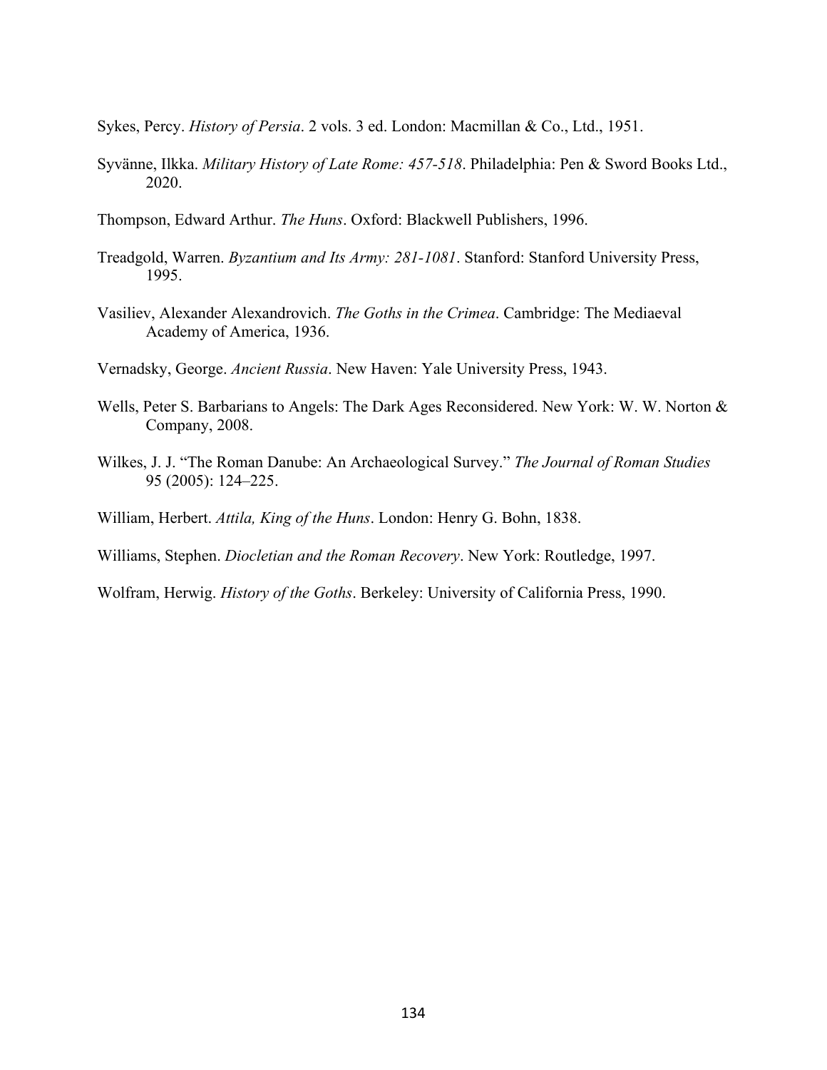Sykes, Percy. *History of Persia*. 2 vols. 3 ed. London: Macmillan & Co., Ltd., 1951.

Syvänne, Ilkka. *Military History of Late Rome: 457-518*. Philadelphia: Pen & Sword Books Ltd., 2020.

Thompson, Edward Arthur. *The Huns*. Oxford: Blackwell Publishers, 1996.

Treadgold, Warren. *Byzantium and Its Army: 281-1081*. Stanford: Stanford University Press, 1995.

Vasiliev, Alexander Alexandrovich. *The Goths in the Crimea*. Cambridge: The Mediaeval Academy of America, 1936.

Vernadsky, George. *Ancient Russia*. New Haven: Yale University Press, 1943.

Wells, Peter S. Barbarians to Angels: The Dark Ages Reconsidered. New York: W. W. Norton & Company, 2008.

Wilkes, J. J. "The Roman Danube: An Archaeological Survey." *The Journal of Roman Studies* 95 (2005): 124–225.

William, Herbert. *Attila, King of the Huns*. London: Henry G. Bohn, 1838.

Williams, Stephen. *Diocletian and the Roman Recovery*. New York: Routledge, 1997.

Wolfram, Herwig. *History of the Goths*. Berkeley: University of California Press, 1990.